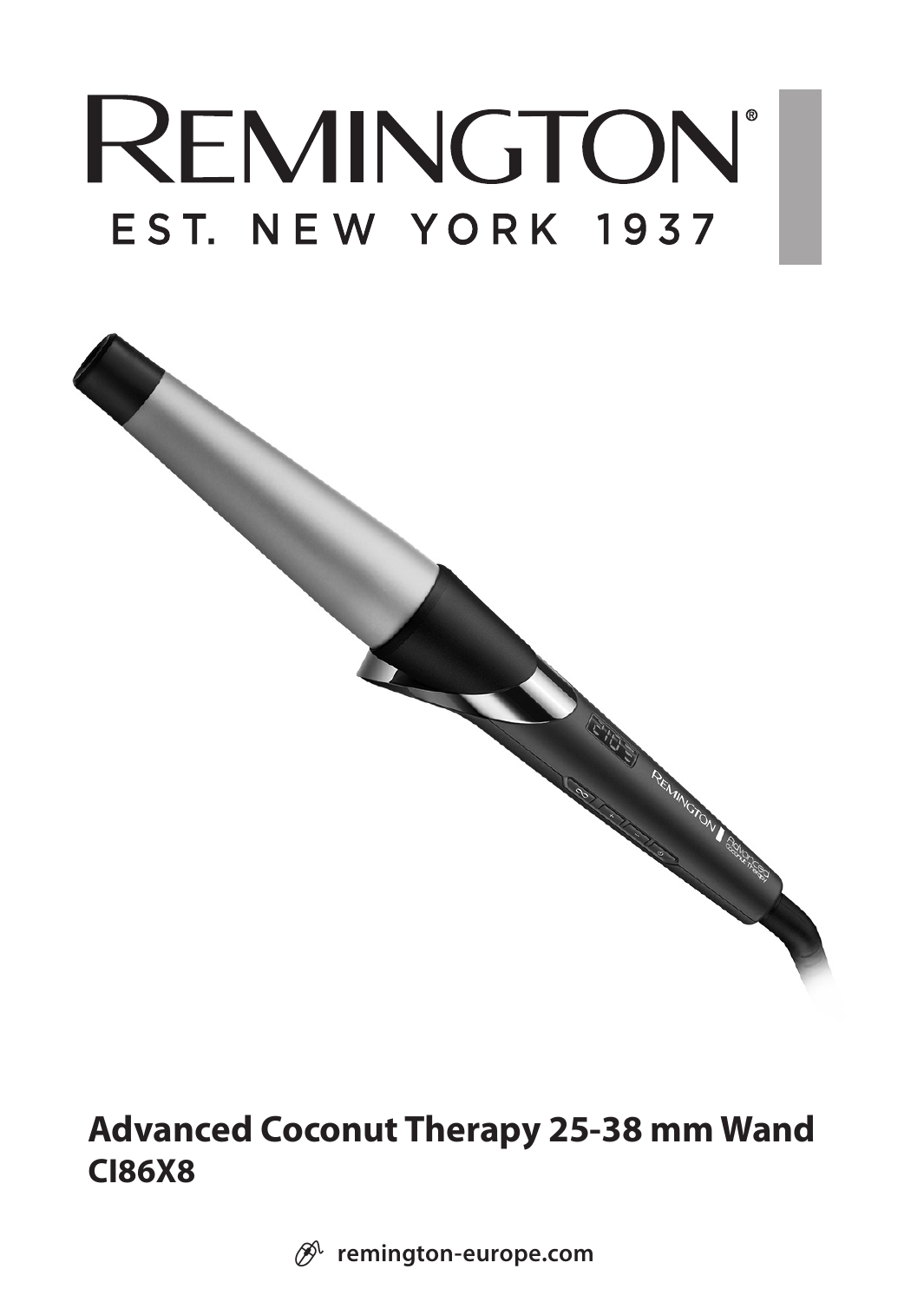# REMINGTON®

EST. NEW YORK 1937

**Advanced Coconut Therapy 25-38 mm Wand**
**CI86X8**

remington-europe.com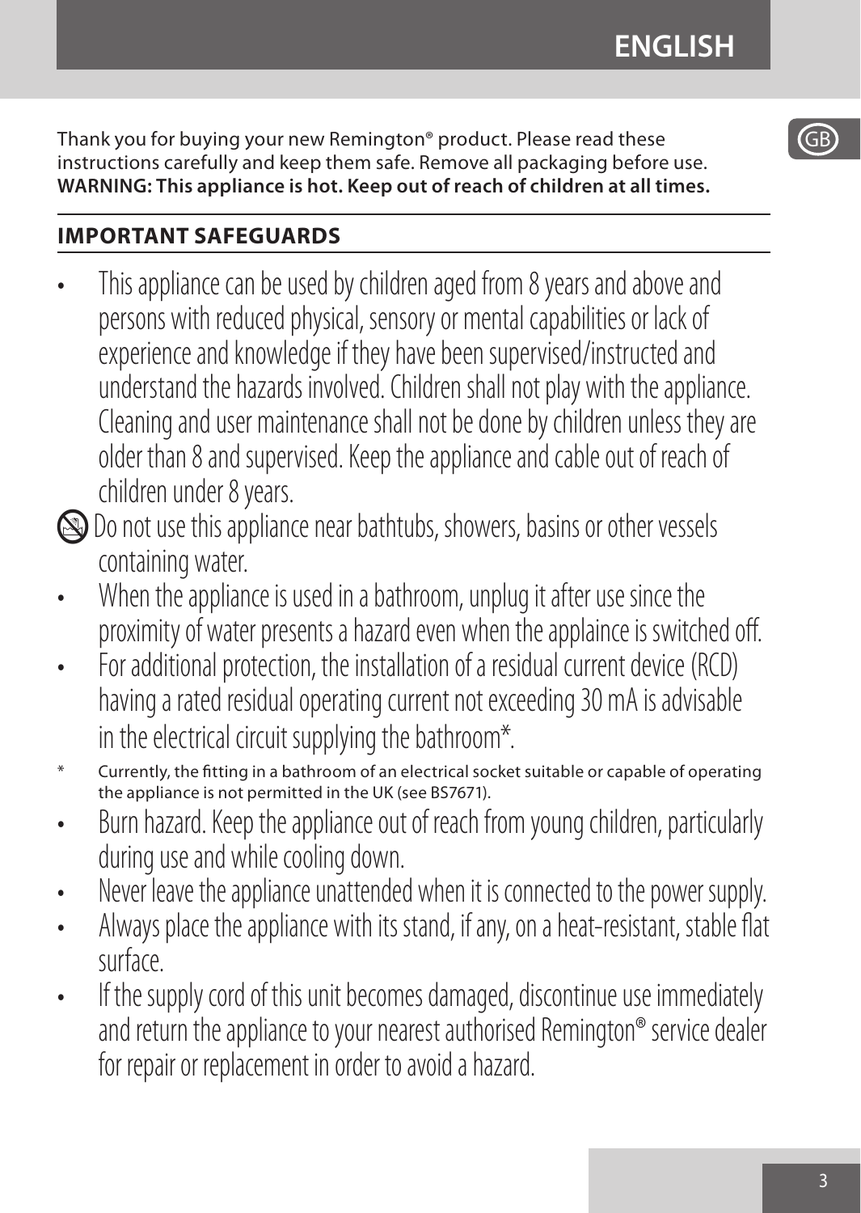Thank you for buying your new Remington® product. Please read these instructions carefully and keep them safe. Remove all packaging before use.
**WARNING: This appliance is hot. Keep out of reach of children at all times.**

## IMPORTANT SAFEGUARDS

- This appliance can be used by children aged from 8 years and above and persons with reduced physical, sensory or mental capabilities or lack of experience and knowledge if they have been supervised/instructed and understand the hazards involved. Children shall not play with the appliance. Cleaning and user maintenance shall not be done by children unless they are older than 8 and supervised. Keep the appliance and cable out of reach of children under 8 years.
- Do not use this appliance near bathtubs, showers, basins or other vessels containing water.
- When the appliance is used in a bathroom, unplug it after use since the proximity of water presents a hazard even when the applaince is switched off.
- For additional protection, the installation of a residual current device (RCD) having a rated residual operating current not exceeding 30 mA is advisable in the electrical circuit supplying the bathroom*.

\* Currently, the fitting in a bathroom of an electrical socket suitable or capable of operating the appliance is not permitted in the UK (see BS7671).

- Burn hazard. Keep the appliance out of reach from young children, particularly during use and while cooling down.
- Never leave the appliance unattended when it is connected to the power supply.
- Always place the appliance with its stand, if any, on a heat-resistant, stable flat surface.
- If the supply cord of this unit becomes damaged, discontinue use immediately and return the appliance to your nearest authorised Remington® service dealer for repair or replacement in order to avoid a hazard.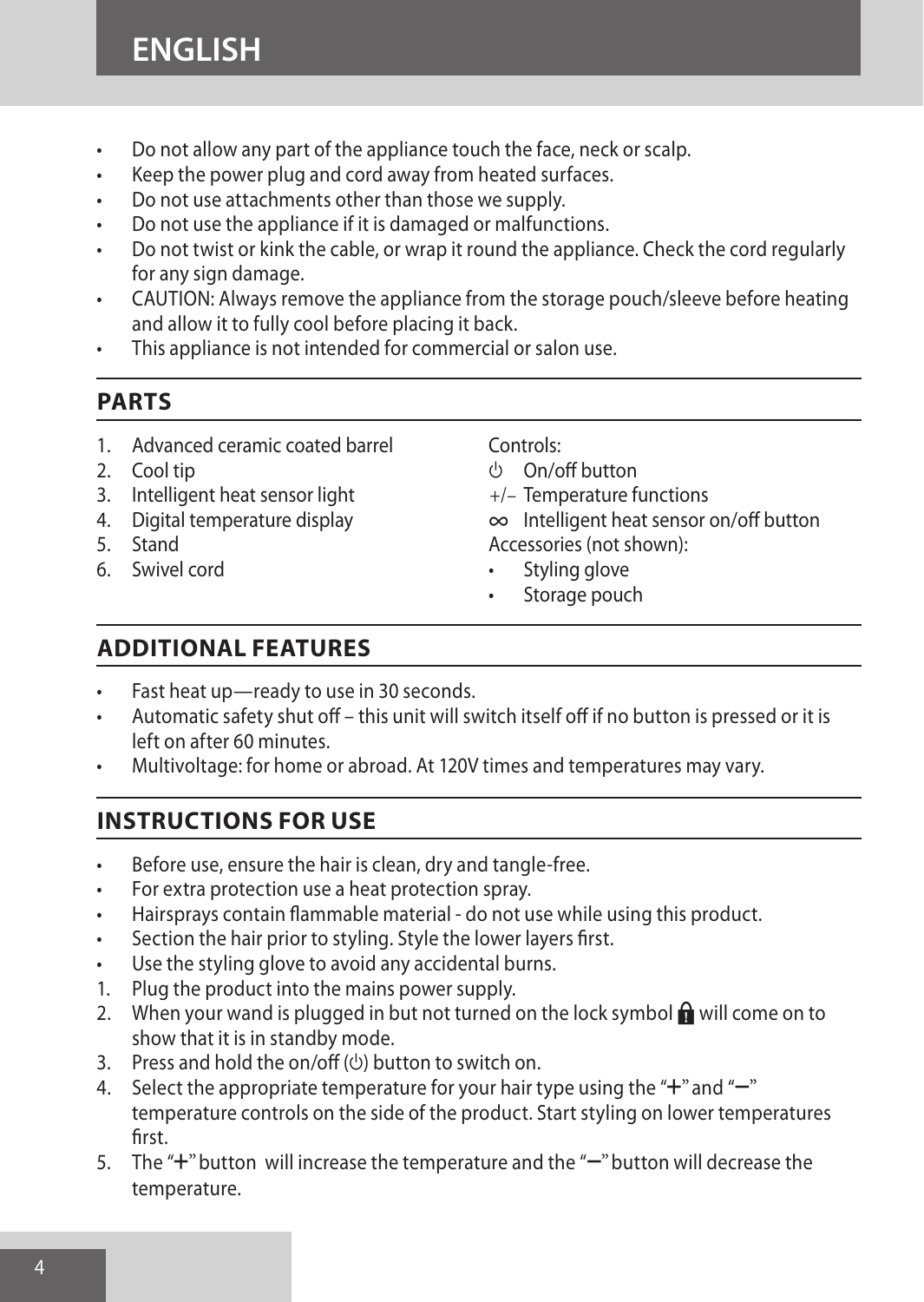- Do not allow any part of the appliance touch the face, neck or scalp.
- Keep the power plug and cord away from heated surfaces.
- Do not use attachments other than those we supply.
- Do not use the appliance if it is damaged or malfunctions.
- Do not twist or kink the cable, or wrap it round the appliance. Check the cord regularly for any sign damage.
- CAUTION: Always remove the appliance from the storage pouch/sleeve before heating and allow it to fully cool before placing it back.
- This appliance is not intended for commercial or salon use.

## PARTS

1. Advanced ceramic coated barrel
2. Cool tip
3. Intelligent heat sensor light
4. Digital temperature display
5. Stand
6. Swivel cord

Controls:

⏻ On/off button

+/– Temperature functions

∞ Intelligent heat sensor on/off button

Accessories (not shown):

- Styling glove
- Storage pouch

## ADDITIONAL FEATURES

- Fast heat up—ready to use in 30 seconds.
- Automatic safety shut off – this unit will switch itself off if no button is pressed or it is left on after 60 minutes.
- Multivoltage: for home or abroad. At 120V times and temperatures may vary.

## INSTRUCTIONS FOR USE

- Before use, ensure the hair is clean, dry and tangle-free.
- For extra protection use a heat protection spray.
- Hairsprays contain flammable material - do not use while using this product.
- Section the hair prior to styling. Style the lower layers first.
- Use the styling glove to avoid any accidental burns.

1. Plug the product into the mains power supply.
2. When your wand is plugged in but not turned on the lock symbol 🔒 will come on to show that it is in standby mode.
3. Press and hold the on/off (⏻) button to switch on.
4. Select the appropriate temperature for your hair type using the "+" and "–" temperature controls on the side of the product. Start styling on lower temperatures first.
5. The "+" button will increase the temperature and the "–" button will decrease the temperature.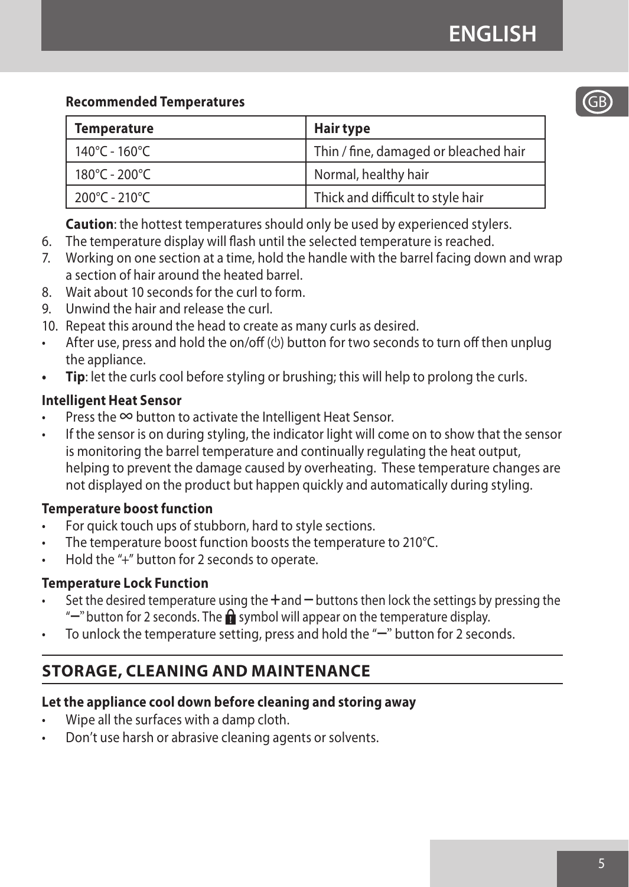**Recommended Temperatures**

| Temperature | Hair type |
|---|---|
| 140°C - 160°C | Thin / fine, damaged or bleached hair |
| 180°C - 200°C | Normal, healthy hair |
| 200°C - 210°C | Thick and difficult to style hair |

**Caution**: the hottest temperatures should only be used by experienced stylers.

6. The temperature display will flash until the selected temperature is reached.
7. Working on one section at a time, hold the handle with the barrel facing down and wrap a section of hair around the heated barrel.
8. Wait about 10 seconds for the curl to form.
9. Unwind the hair and release the curl.
10. Repeat this around the head to create as many curls as desired.

- After use, press and hold the on/off (⏻) button for two seconds to turn off then unplug the appliance.
- **Tip**: let the curls cool before styling or brushing; this will help to prolong the curls.

**Intelligent Heat Sensor**

- Press the ∞ button to activate the Intelligent Heat Sensor.
- If the sensor is on during styling, the indicator light will come on to show that the sensor is monitoring the barrel temperature and continually regulating the heat output, helping to prevent the damage caused by overheating. These temperature changes are not displayed on the product but happen quickly and automatically during styling.

**Temperature boost function**

- For quick touch ups of stubborn, hard to style sections.
- The temperature boost function boosts the temperature to 210°C.
- Hold the "+" button for 2 seconds to operate.

**Temperature Lock Function**

- Set the desired temperature using the + and – buttons then lock the settings by pressing the "–" button for 2 seconds. The 🔒 symbol will appear on the temperature display.
- To unlock the temperature setting, press and hold the "–" button for 2 seconds.

## STORAGE, CLEANING AND MAINTENANCE

**Let the appliance cool down before cleaning and storing away**

- Wipe all the surfaces with a damp cloth.
- Don't use harsh or abrasive cleaning agents or solvents.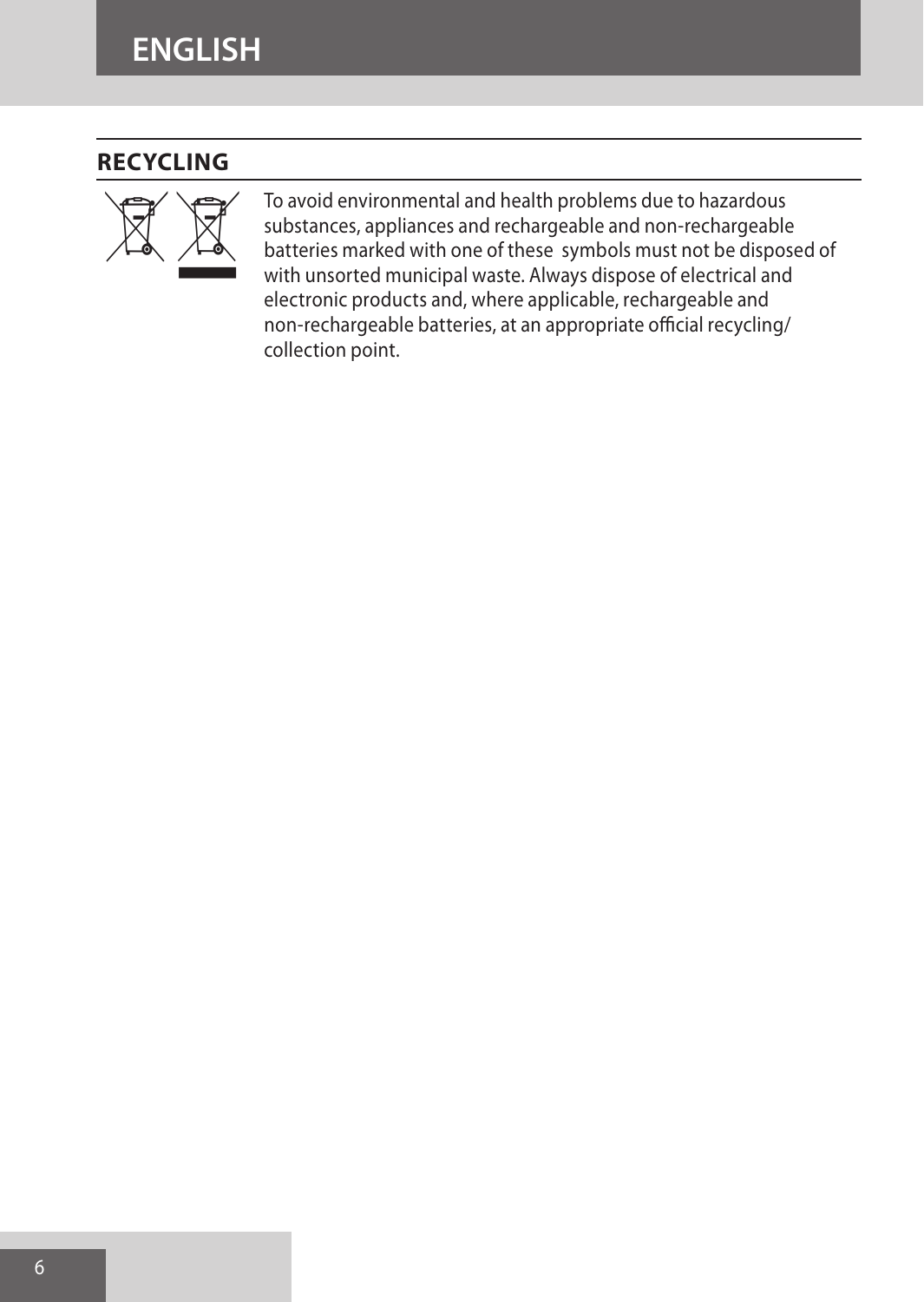## RECYCLING

To avoid environmental and health problems due to hazardous substances, appliances and rechargeable and non-rechargeable batteries marked with one of these symbols must not be disposed of with unsorted municipal waste. Always dispose of electrical and electronic products and, where applicable, rechargeable and non-rechargeable batteries, at an appropriate official recycling/ collection point.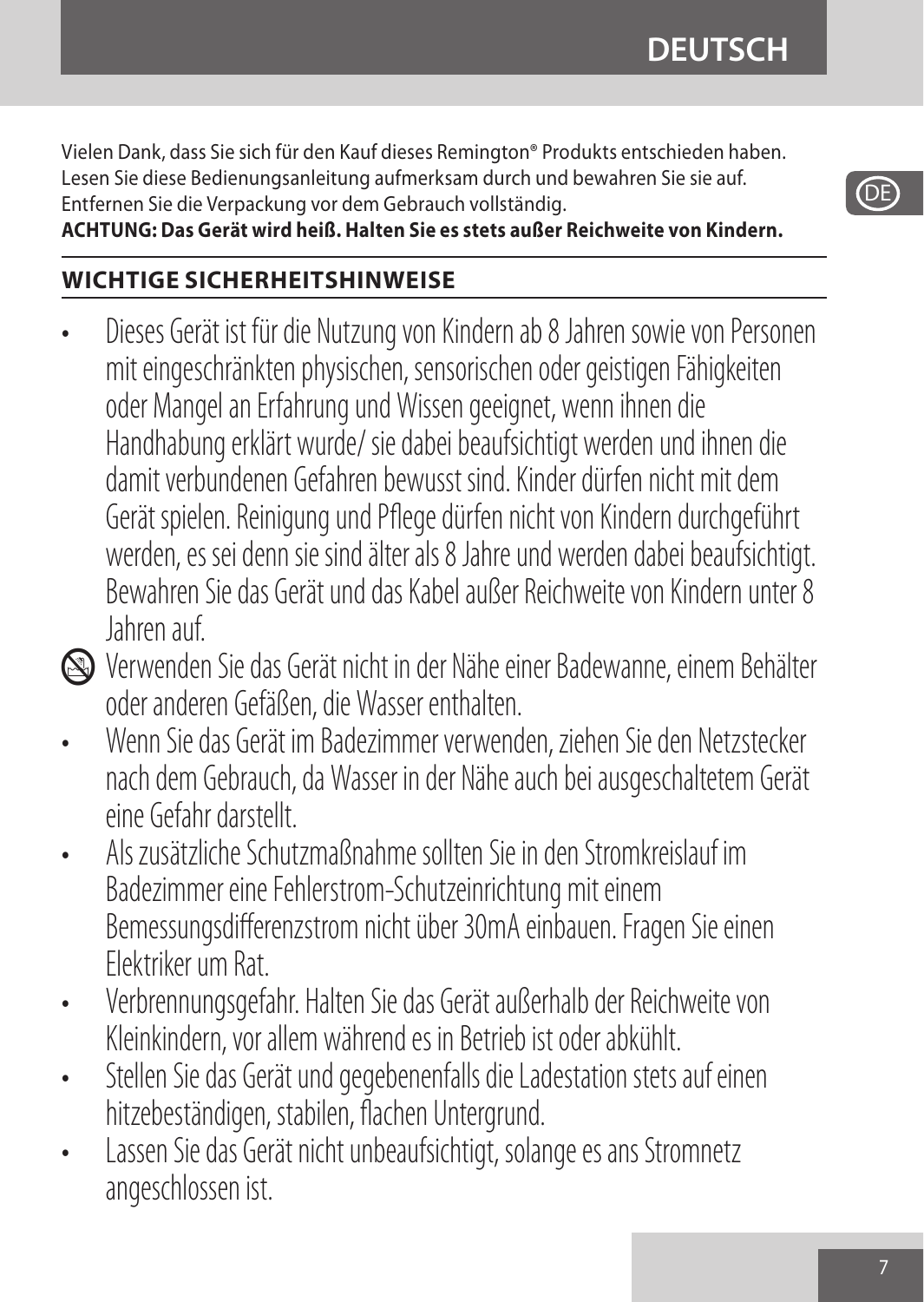Vielen Dank, dass Sie sich für den Kauf dieses Remington® Produkts entschieden haben. Lesen Sie diese Bedienungsanleitung aufmerksam durch und bewahren Sie sie auf. Entfernen Sie die Verpackung vor dem Gebrauch vollständig.
**ACHTUNG: Das Gerät wird heiß. Halten Sie es stets außer Reichweite von Kindern.**

## WICHTIGE SICHERHEITSHINWEISE

- Dieses Gerät ist für die Nutzung von Kindern ab 8 Jahren sowie von Personen mit eingeschränkten physischen, sensorischen oder geistigen Fähigkeiten oder Mangel an Erfahrung und Wissen geeignet, wenn ihnen die Handhabung erklärt wurde/ sie dabei beaufsichtigt werden und ihnen die damit verbundenen Gefahren bewusst sind. Kinder dürfen nicht mit dem Gerät spielen. Reinigung und Pflege dürfen nicht von Kindern durchgeführt werden, es sei denn sie sind älter als 8 Jahre und werden dabei beaufsichtigt. Bewahren Sie das Gerät und das Kabel außer Reichweite von Kindern unter 8 Jahren auf.
- Verwenden Sie das Gerät nicht in der Nähe einer Badewanne, einem Behälter oder anderen Gefäßen, die Wasser enthalten.
- Wenn Sie das Gerät im Badezimmer verwenden, ziehen Sie den Netzstecker nach dem Gebrauch, da Wasser in der Nähe auch bei ausgeschaltetem Gerät eine Gefahr darstellt.
- Als zusätzliche Schutzmaßnahme sollten Sie in den Stromkreislauf im Badezimmer eine Fehlerstrom-Schutzeinrichtung mit einem Bemessungsdifferenzstrom nicht über 30mA einbauen. Fragen Sie einen Elektriker um Rat.
- Verbrennungsgefahr. Halten Sie das Gerät außerhalb der Reichweite von Kleinkindern, vor allem während es in Betrieb ist oder abkühlt.
- Stellen Sie das Gerät und gegebenenfalls die Ladestation stets auf einen hitzebeständigen, stabilen, flachen Untergrund.
- Lassen Sie das Gerät nicht unbeaufsichtigt, solange es ans Stromnetz angeschlossen ist.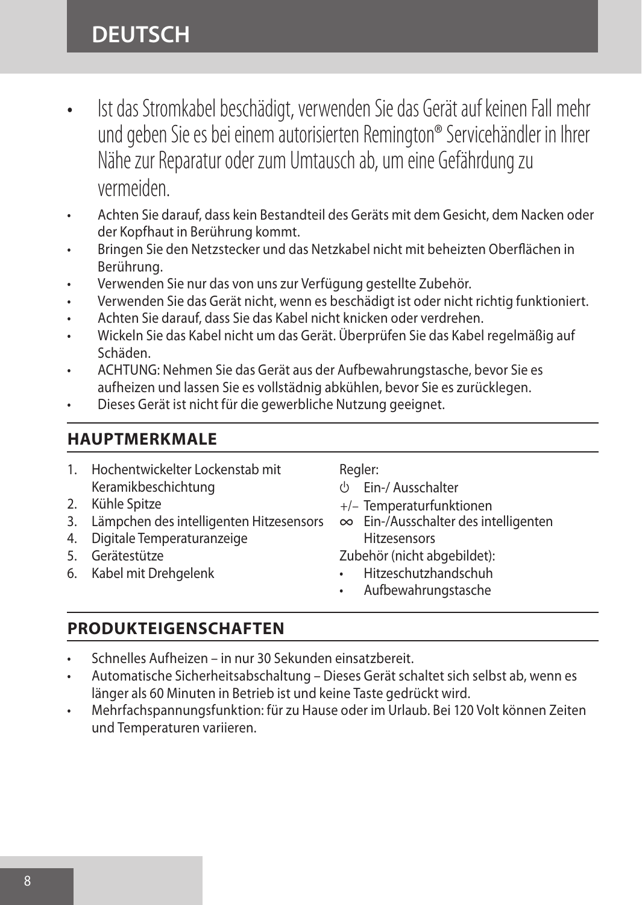- Ist das Stromkabel beschädigt, verwenden Sie das Gerät auf keinen Fall mehr und geben Sie es bei einem autorisierten Remington® Servicehändler in Ihrer Nähe zur Reparatur oder zum Umtausch ab, um eine Gefährdung zu vermeiden.
- Achten Sie darauf, dass kein Bestandteil des Geräts mit dem Gesicht, dem Nacken oder der Kopfhaut in Berührung kommt.
- Bringen Sie den Netzstecker und das Netzkabel nicht mit beheizten Oberflächen in Berührung.
- Verwenden Sie nur das von uns zur Verfügung gestellte Zubehör.
- Verwenden Sie das Gerät nicht, wenn es beschädigt ist oder nicht richtig funktioniert.
- Achten Sie darauf, dass Sie das Kabel nicht knicken oder verdrehen.
- Wickeln Sie das Kabel nicht um das Gerät. Überprüfen Sie das Kabel regelmäßig auf Schäden.
- ACHTUNG: Nehmen Sie das Gerät aus der Aufbewahrungstasche, bevor Sie es aufheizen und lassen Sie es vollstädnig abkühlen, bevor Sie es zurücklegen.
- Dieses Gerät ist nicht für die gewerbliche Nutzung geeignet.

## HAUPTMERKMALE

1. Hochentwickelter Lockenstab mit Keramikbeschichtung
2. Kühle Spitze
3. Lämpchen des intelligenten Hitzesensors
4. Digitale Temperaturanzeige
5. Gerätestütze
6. Kabel mit Drehgelenk

Regler:

- ⏻ Ein-/ Ausschalter
- +/– Temperaturfunktionen
- ∞ Ein-/Ausschalter des intelligenten Hitzesensors

Zubehör (nicht abgebildet):

- Hitzeschutzhandschuh
- Aufbewahrungstasche

## PRODUKTEIGENSCHAFTEN

- Schnelles Aufheizen – in nur 30 Sekunden einsatzbereit.
- Automatische Sicherheitsabschaltung – Dieses Gerät schaltet sich selbst ab, wenn es länger als 60 Minuten in Betrieb ist und keine Taste gedrückt wird.
- Mehrfachspannungsfunktion: für zu Hause oder im Urlaub. Bei 120 Volt können Zeiten und Temperaturen variieren.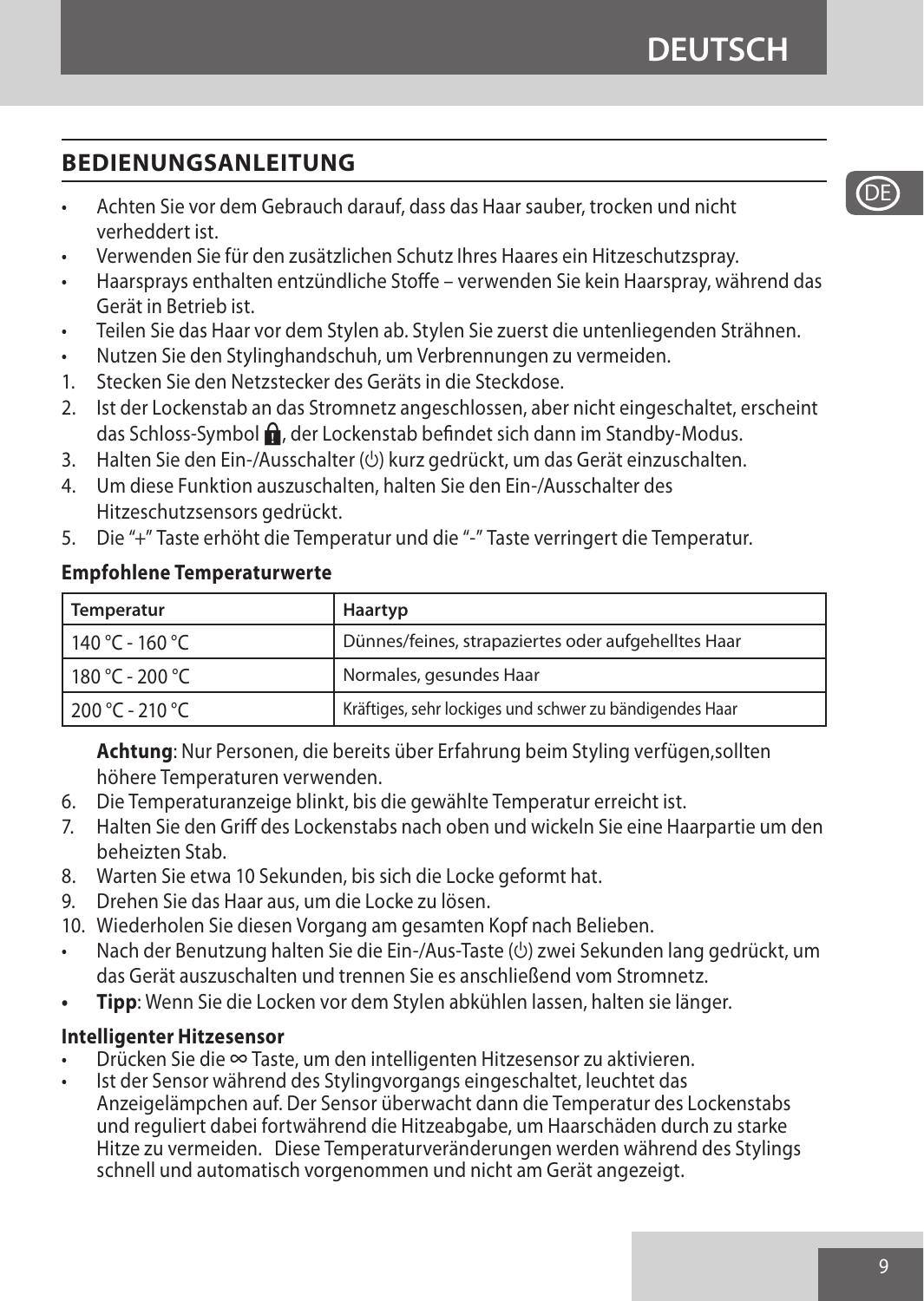## BEDIENUNGSANLEITUNG

- Achten Sie vor dem Gebrauch darauf, dass das Haar sauber, trocken und nicht verheddert ist.
- Verwenden Sie für den zusätzlichen Schutz Ihres Haares ein Hitzeschutzspray.
- Haarsprays enthalten entzündliche Stoffe – verwenden Sie kein Haarspray, während das Gerät in Betrieb ist.
- Teilen Sie das Haar vor dem Stylen ab. Stylen Sie zuerst die untenliegenden Strähnen.
- Nutzen Sie den Stylinghandschuh, um Verbrennungen zu vermeiden.

1. Stecken Sie den Netzstecker des Geräts in die Steckdose.
2. Ist der Lockenstab an das Stromnetz angeschlossen, aber nicht eingeschaltet, erscheint das Schloss-Symbol 🔒, der Lockenstab befindet sich dann im Standby-Modus.
3. Halten Sie den Ein-/Ausschalter (⏻) kurz gedrückt, um das Gerät einzuschalten.
4. Um diese Funktion auszuschalten, halten Sie den Ein-/Ausschalter des Hitzeschutzsensors gedrückt.
5. Die "+" Taste erhöht die Temperatur und die "-" Taste verringert die Temperatur.

**Empfohlene Temperaturwerte**

| Temperatur | Haartyp |
|---|---|
| 140 °C - 160 °C | Dünnes/feines, strapaziertes oder aufgehelltes Haar |
| 180 °C - 200 °C | Normales, gesundes Haar |
| 200 °C - 210 °C | Kräftiges, sehr lockiges und schwer zu bändigendes Haar |

**Achtung**: Nur Personen, die bereits über Erfahrung beim Styling verfügen,sollten höhere Temperaturen verwenden.

6. Die Temperaturanzeige blinkt, bis die gewählte Temperatur erreicht ist.
7. Halten Sie den Griff des Lockenstabs nach oben und wickeln Sie eine Haarpartie um den beheizten Stab.
8. Warten Sie etwa 10 Sekunden, bis sich die Locke geformt hat.
9. Drehen Sie das Haar aus, um die Locke zu lösen.
10. Wiederholen Sie diesen Vorgang am gesamten Kopf nach Belieben.

- Nach der Benutzung halten Sie die Ein-/Aus-Taste (⏻) zwei Sekunden lang gedrückt, um das Gerät auszuschalten und trennen Sie es anschließend vom Stromnetz.
- **Tipp**: Wenn Sie die Locken vor dem Stylen abkühlen lassen, halten sie länger.

**Intelligenter Hitzesensor**

- Drücken Sie die ∞ Taste, um den intelligenten Hitzesensor zu aktivieren.
- Ist der Sensor während des Stylingvorgangs eingeschaltet, leuchtet das Anzeigelämpchen auf. Der Sensor überwacht dann die Temperatur des Lockenstabs und reguliert dabei fortwährend die Hitzeabgabe, um Haarschäden durch zu starke Hitze zu vermeiden. Diese Temperaturveränderungen werden während des Stylings schnell und automatisch vorgenommen und nicht am Gerät angezeigt.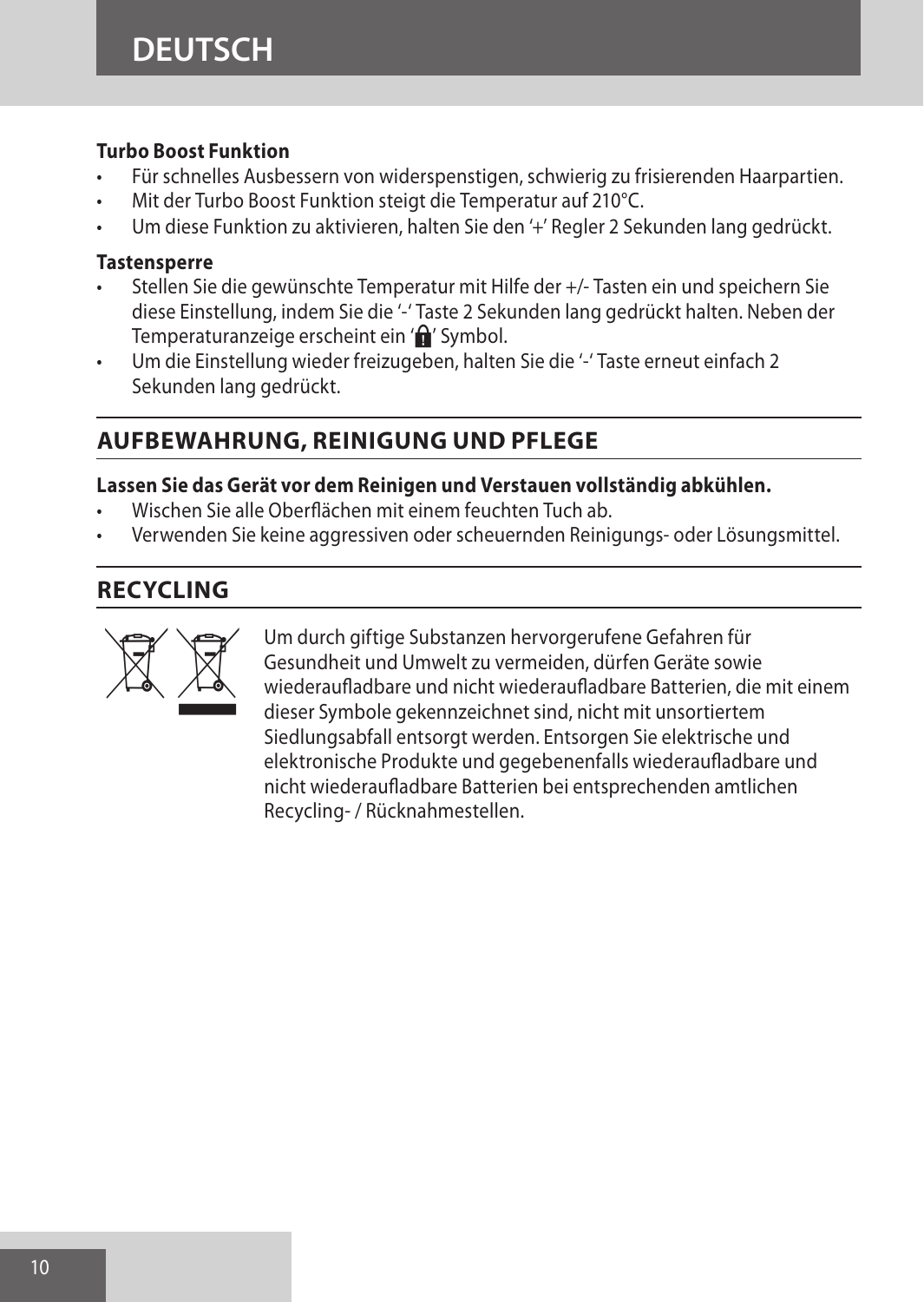**Turbo Boost Funktion**

- Für schnelles Ausbessern von widerspenstigen, schwierig zu frisierenden Haarpartien.
- Mit der Turbo Boost Funktion steigt die Temperatur auf 210°C.
- Um diese Funktion zu aktivieren, halten Sie den '+' Regler 2 Sekunden lang gedrückt.

**Tastensperre**

- Stellen Sie die gewünschte Temperatur mit Hilfe der +/- Tasten ein und speichern Sie diese Einstellung, indem Sie die '-' Taste 2 Sekunden lang gedrückt halten. Neben der Temperaturanzeige erscheint ein '🔒' Symbol.
- Um die Einstellung wieder freizugeben, halten Sie die '-' Taste erneut einfach 2 Sekunden lang gedrückt.

## AUFBEWAHRUNG, REINIGUNG UND PFLEGE

**Lassen Sie das Gerät vor dem Reinigen und Verstauen vollständig abkühlen.**

- Wischen Sie alle Oberflächen mit einem feuchten Tuch ab.
- Verwenden Sie keine aggressiven oder scheuernden Reinigungs- oder Lösungsmittel.

## RECYCLING

Um durch giftige Substanzen hervorgerufene Gefahren für Gesundheit und Umwelt zu vermeiden, dürfen Geräte sowie wiederaufladbare und nicht wiederaufladbare Batterien, die mit einem dieser Symbole gekennzeichnet sind, nicht mit unsortiertem Siedlungsabfall entsorgt werden. Entsorgen Sie elektrische und elektronische Produkte und gegebenenfalls wiederaufladbare und nicht wiederaufladbare Batterien bei entsprechenden amtlichen Recycling- / Rücknahmestellen.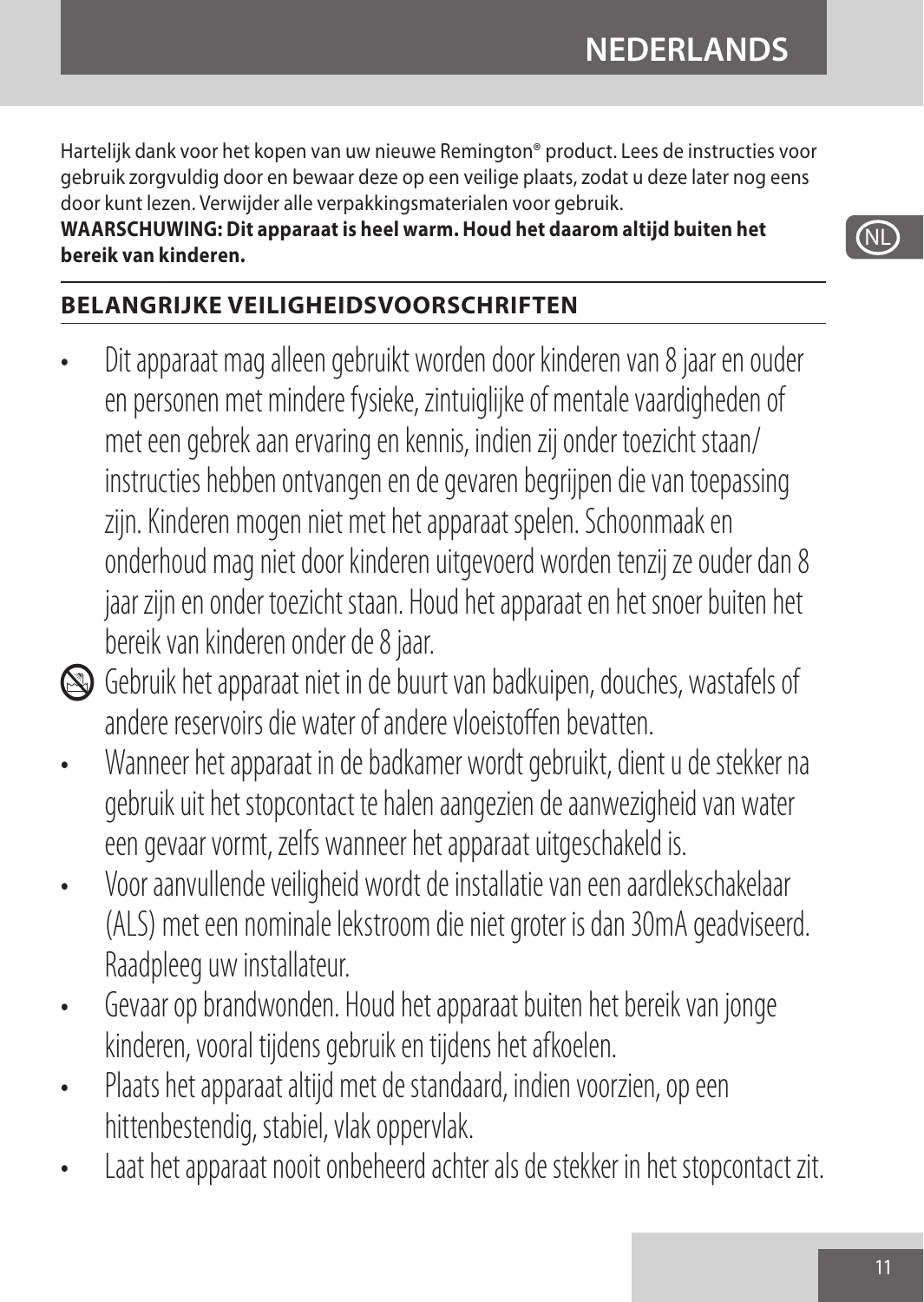Hartelijk dank voor het kopen van uw nieuwe Remington® product. Lees de instructies voor gebruik zorgvuldig door en bewaar deze op een veilige plaats, zodat u deze later nog eens door kunt lezen. Verwijder alle verpakkingsmaterialen voor gebruik.
**WAARSCHUWING: Dit apparaat is heel warm. Houd het daarom altijd buiten het bereik van kinderen.**

## BELANGRIJKE VEILIGHEIDSVOORSCHRIFTEN

- Dit apparaat mag alleen gebruikt worden door kinderen van 8 jaar en ouder en personen met mindere fysieke, zintuiglijke of mentale vaardigheden of met een gebrek aan ervaring en kennis, indien zij onder toezicht staan/ instructies hebben ontvangen en de gevaren begrijpen die van toepassing zijn. Kinderen mogen niet met het apparaat spelen. Schoonmaak en onderhoud mag niet door kinderen uitgevoerd worden tenzij ze ouder dan 8 jaar zijn en onder toezicht staan. Houd het apparaat en het snoer buiten het bereik van kinderen onder de 8 jaar.
- Gebruik het apparaat niet in de buurt van badkuipen, douches, wastafels of andere reservoirs die water of andere vloeistoffen bevatten.
- Wanneer het apparaat in de badkamer wordt gebruikt, dient u de stekker na gebruik uit het stopcontact te halen aangezien de aanwezigheid van water een gevaar vormt, zelfs wanneer het apparaat uitgeschakeld is.
- Voor aanvullende veiligheid wordt de installatie van een aardlekschakelaar (ALS) met een nominale lekstroom die niet groter is dan 30mA geadviseerd. Raadpleeg uw installateur.
- Gevaar op brandwonden. Houd het apparaat buiten het bereik van jonge kinderen, vooral tijdens gebruik en tijdens het afkoelen.
- Plaats het apparaat altijd met de standaard, indien voorzien, op een hittenbestendig, stabiel, vlak oppervlak.
- Laat het apparaat nooit onbeheerd achter als de stekker in het stopcontact zit.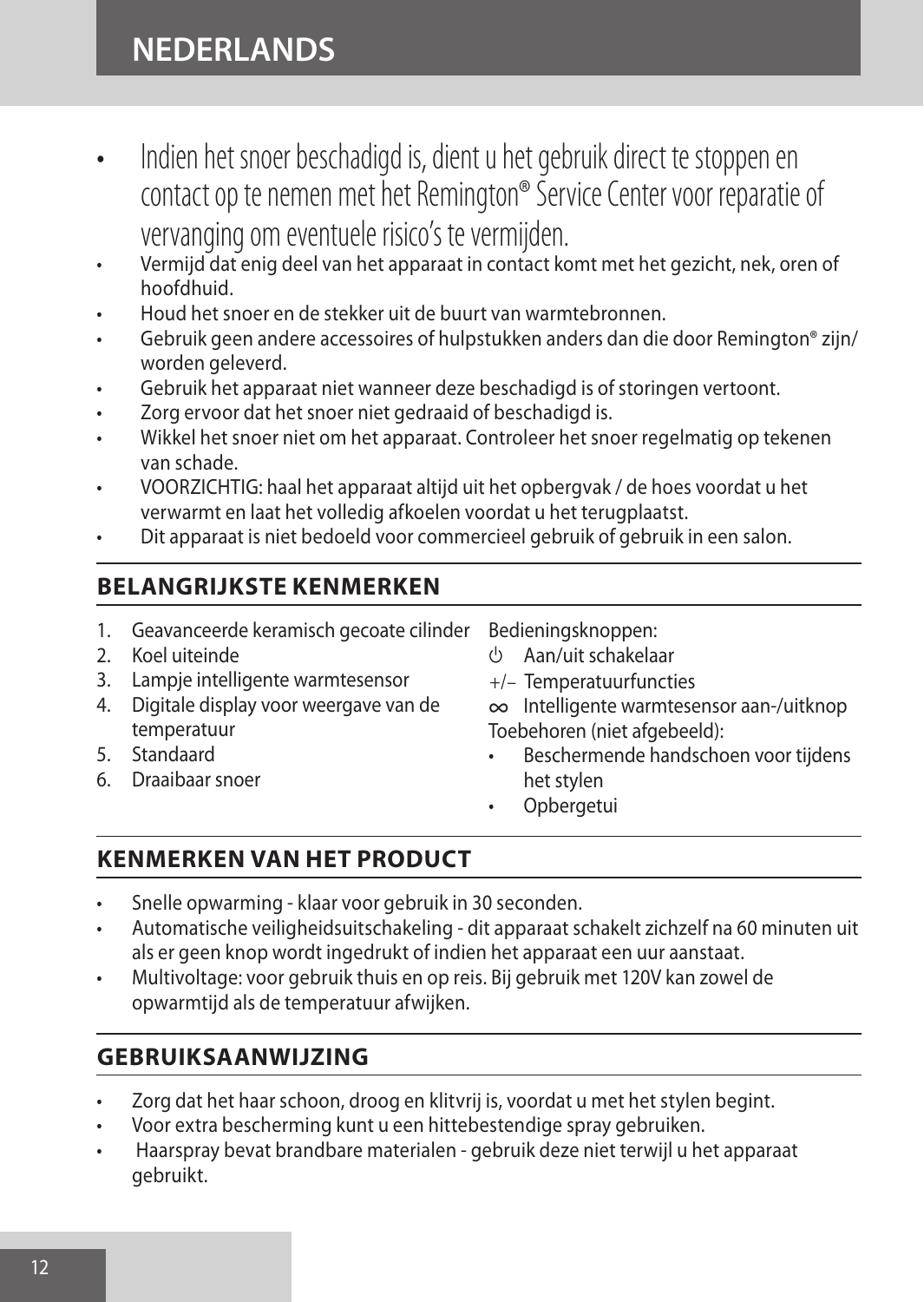- Indien het snoer beschadigd is, dient u het gebruik direct te stoppen en contact op te nemen met het Remington® Service Center voor reparatie of vervanging om eventuele risico's te vermijden.
- Vermijd dat enig deel van het apparaat in contact komt met het gezicht, nek, oren of hoofdhuid.
- Houd het snoer en de stekker uit de buurt van warmtebronnen.
- Gebruik geen andere accessoires of hulpstukken anders dan die door Remington® zijn/ worden geleverd.
- Gebruik het apparaat niet wanneer deze beschadigd is of storingen vertoont.
- Zorg ervoor dat het snoer niet gedraaid of beschadigd is.
- Wikkel het snoer niet om het apparaat. Controleer het snoer regelmatig op tekenen van schade.
- VOORZICHTIG: haal het apparaat altijd uit het opbergvak / de hoes voordat u het verwarmt en laat het volledig afkoelen voordat u het terugplaatst.
- Dit apparaat is niet bedoeld voor commercieel gebruik of gebruik in een salon.

## BELANGRIJKSTE KENMERKEN

1. Geavanceerde keramisch gecoate cilinder
2. Koel uiteinde
3. Lampje intelligente warmtesensor
4. Digitale display voor weergave van de temperatuur
5. Standaard
6. Draaibaar snoer

Bedieningsknoppen:

- ⏻ Aan/uit schakelaar
- +/– Temperatuurfuncties
- ∞ Intelligente warmtesensor aan-/uitknop

Toebehoren (niet afgebeeld):

- Beschermende handschoen voor tijdens het stylen
- Opbergetui

## KENMERKEN VAN HET PRODUCT

- Snelle opwarming - klaar voor gebruik in 30 seconden.
- Automatische veiligheidsuitschakeling - dit apparaat schakelt zichzelf na 60 minuten uit als er geen knop wordt ingedrukt of indien het apparaat een uur aanstaat.
- Multivoltage: voor gebruik thuis en op reis. Bij gebruik met 120V kan zowel de opwarmtijd als de temperatuur afwijken.

## GEBRUIKSAANWIJZING

- Zorg dat het haar schoon, droog en klitvrij is, voordat u met het stylen begint.
- Voor extra bescherming kunt u een hittebestendige spray gebruiken.
- Haarspray bevat brandbare materialen - gebruik deze niet terwijl u het apparaat gebruikt.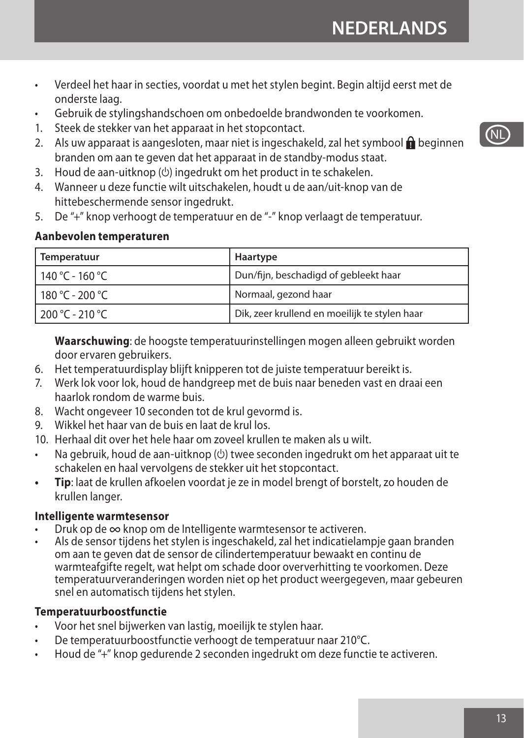- Verdeel het haar in secties, voordat u met het stylen begint. Begin altijd eerst met de onderste laag.
- Gebruik de stylingshandschoen om onbedoelde brandwonden te voorkomen.

1. Steek de stekker van het apparaat in het stopcontact.
2. Als uw apparaat is aangesloten, maar niet is ingeschakeld, zal het symbool 🔒 beginnen branden om aan te geven dat het apparaat in de standby-modus staat.
3. Houd de aan-uitknop (⏻) ingedrukt om het product in te schakelen.
4. Wanneer u deze functie wilt uitschakelen, houdt u de aan/uit-knop van de hittebeschermende sensor ingedrukt.
5. De "+" knop verhoogt de temperatuur en de "-" knop verlaagt de temperatuur.

**Aanbevolen temperaturen**

| Temperatuur | Haartype |
| --- | --- |
| 140 °C - 160 °C | Dun/fijn, beschadigd of gebleekt haar |
| 180 °C - 200 °C | Normaal, gezond haar |
| 200 °C - 210 °C | Dik, zeer krullend en moeilijk te stylen haar |

**Waarschuwing**: de hoogste temperatuurinstellingen mogen alleen gebruikt worden door ervaren gebruikers.

6. Het temperatuurdisplay blijft knipperen tot de juiste temperatuur bereikt is.
7. Werk lok voor lok, houd de handgreep met de buis naar beneden vast en draai een haarlok rondom de warme buis.
8. Wacht ongeveer 10 seconden tot de krul gevormd is.
9. Wikkel het haar van de buis en laat de krul los.
10. Herhaal dit over het hele haar om zoveel krullen te maken als u wilt.

- Na gebruik, houd de aan-uitknop (⏻) twee seconden ingedrukt om het apparaat uit te schakelen en haal vervolgens de stekker uit het stopcontact.
- **Tip**: laat de krullen afkoelen voordat je ze in model brengt of borstelt, zo houden de krullen langer.

**Intelligente warmtesensor**

- Druk op de ∞ knop om de Intelligente warmtesensor te activeren.
- Als de sensor tijdens het stylen is ingeschakeld, zal het indicatielampje gaan branden om aan te geven dat de sensor de cilindertemperatuur bewaakt en continu de warmteafgifte regelt, wat helpt om schade door oververhitting te voorkomen. Deze temperatuurveranderingen worden niet op het product weergegeven, maar gebeuren snel en automatisch tijdens het stylen.

**Temperatuurboostfunctie**

- Voor het snel bijwerken van lastig, moeilijk te stylen haar.
- De temperatuurboostfunctie verhoogt de temperatuur naar 210°C.
- Houd de "+" knop gedurende 2 seconden ingedrukt om deze functie te activeren.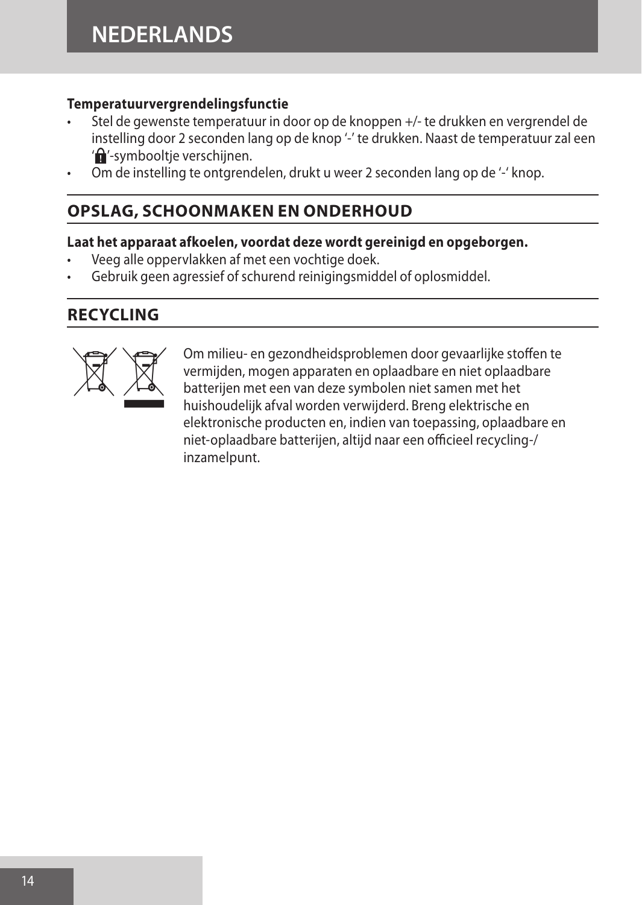**Temperatuurvergrendelingsfunctie**

- Stel de gewenste temperatuur in door op de knoppen +/- te drukken en vergrendel de instelling door 2 seconden lang op de knop '-' te drukken. Naast de temperatuur zal een '🔒'-symbooltje verschijnen.
- Om de instelling te ontgrendelen, drukt u weer 2 seconden lang op de '-' knop.

## OPSLAG, SCHOONMAKEN EN ONDERHOUD

**Laat het apparaat afkoelen, voordat deze wordt gereinigd en opgeborgen.**

- Veeg alle oppervlakken af met een vochtige doek.
- Gebruik geen agressief of schurend reinigingsmiddel of oplosmiddel.

## RECYCLING

Om milieu- en gezondheidsproblemen door gevaarlijke stoffen te vermijden, mogen apparaten en oplaadbare en niet oplaadbare batterijen met een van deze symbolen niet samen met het huishoudelijk afval worden verwijderd. Breng elektrische en elektronische producten en, indien van toepassing, oplaadbare en niet-oplaadbare batterijen, altijd naar een officieel recycling-/ inzamelpunt.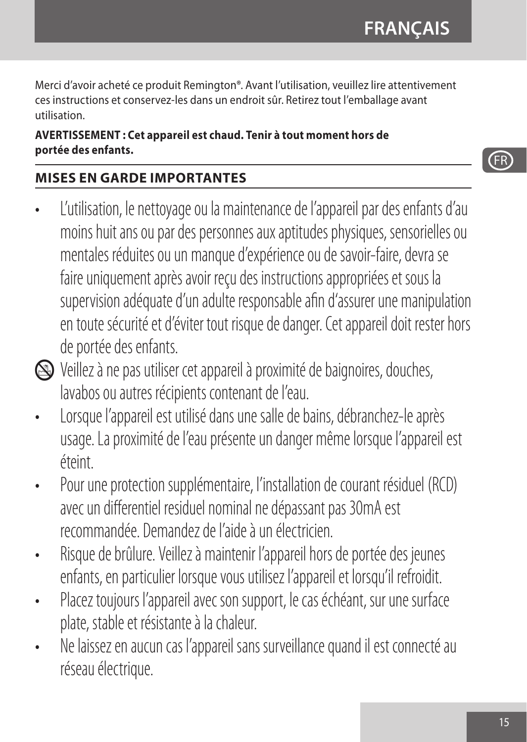Merci d'avoir acheté ce produit Remington®. Avant l'utilisation, veuillez lire attentivement ces instructions et conservez-les dans un endroit sûr. Retirez tout l'emballage avant utilisation.

**AVERTISSEMENT : Cet appareil est chaud. Tenir à tout moment hors de portée des enfants.**

## MISES EN GARDE IMPORTANTES

- L'utilisation, le nettoyage ou la maintenance de l'appareil par des enfants d'au moins huit ans ou par des personnes aux aptitudes physiques, sensorielles ou mentales réduites ou un manque d'expérience ou de savoir-faire, devra se faire uniquement après avoir reçu des instructions appropriées et sous la supervision adéquate d'un adulte responsable afin d'assurer une manipulation en toute sécurité et d'éviter tout risque de danger. Cet appareil doit rester hors de portée des enfants.
- Veillez à ne pas utiliser cet appareil à proximité de baignoires, douches, lavabos ou autres récipients contenant de l'eau.
- Lorsque l'appareil est utilisé dans une salle de bains, débranchez-le après usage. La proximité de l'eau présente un danger même lorsque l'appareil est éteint.
- Pour une protection supplémentaire, l'installation de courant résiduel (RCD) avec un differentiel residuel nominal ne dépassant pas 30mA est recommandée. Demandez de l'aide à un électricien.
- Risque de brûlure. Veillez à maintenir l'appareil hors de portée des jeunes enfants, en particulier lorsque vous utilisez l'appareil et lorsqu'il refroidit.
- Placez toujours l'appareil avec son support, le cas échéant, sur une surface plate, stable et résistante à la chaleur.
- Ne laissez en aucun cas l'appareil sans surveillance quand il est connecté au réseau électrique.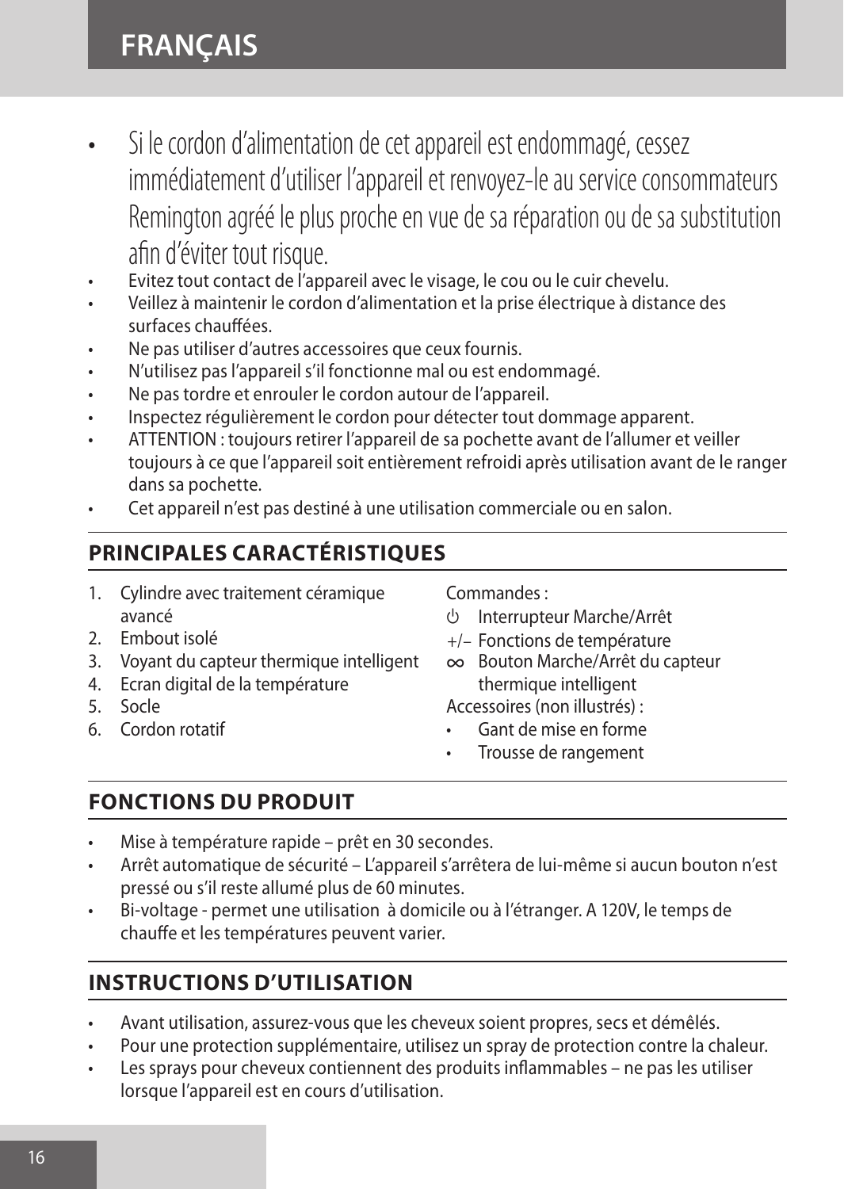- Si le cordon d'alimentation de cet appareil est endommagé, cessez immédiatement d'utiliser l'appareil et renvoyez-le au service consommateurs Remington agréé le plus proche en vue de sa réparation ou de sa substitution afin d'éviter tout risque.
- Evitez tout contact de l'appareil avec le visage, le cou ou le cuir chevelu.
- Veillez à maintenir le cordon d'alimentation et la prise électrique à distance des surfaces chauffées.
- Ne pas utiliser d'autres accessoires que ceux fournis.
- N'utilisez pas l'appareil s'il fonctionne mal ou est endommagé.
- Ne pas tordre et enrouler le cordon autour de l'appareil.
- Inspectez régulièrement le cordon pour détecter tout dommage apparent.
- ATTENTION : toujours retirer l'appareil de sa pochette avant de l'allumer et veiller toujours à ce que l'appareil soit entièrement refroidi après utilisation avant de le ranger dans sa pochette.
- Cet appareil n'est pas destiné à une utilisation commerciale ou en salon.

## PRINCIPALES CARACTÉRISTIQUES

1. Cylindre avec traitement céramique avancé
2. Embout isolé
3. Voyant du capteur thermique intelligent
4. Ecran digital de la température
5. Socle
6. Cordon rotatif

Commandes :

- ⏻ Interrupteur Marche/Arrêt
- +/– Fonctions de température
- ∞ Bouton Marche/Arrêt du capteur thermique intelligent

Accessoires (non illustrés) :

- Gant de mise en forme
- Trousse de rangement

## FONCTIONS DU PRODUIT

- Mise à température rapide – prêt en 30 secondes.
- Arrêt automatique de sécurité – L'appareil s'arrêtera de lui-même si aucun bouton n'est pressé ou s'il reste allumé plus de 60 minutes.
- Bi-voltage - permet une utilisation à domicile ou à l'étranger. A 120V, le temps de chauffe et les températures peuvent varier.

## INSTRUCTIONS D'UTILISATION

- Avant utilisation, assurez-vous que les cheveux soient propres, secs et démêlés.
- Pour une protection supplémentaire, utilisez un spray de protection contre la chaleur.
- Les sprays pour cheveux contiennent des produits inflammables – ne pas les utiliser lorsque l'appareil est en cours d'utilisation.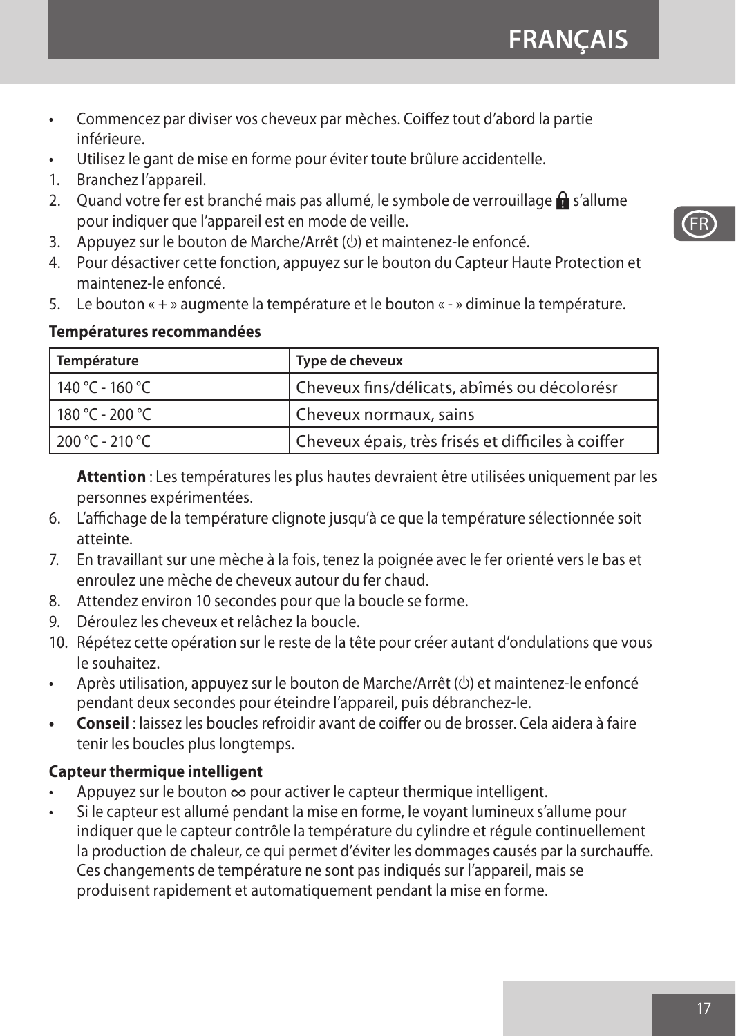- Commencez par diviser vos cheveux par mèches. Coiffez tout d'abord la partie inférieure.
- Utilisez le gant de mise en forme pour éviter toute brûlure accidentelle.

1. Branchez l'appareil.
2. Quand votre fer est branché mais pas allumé, le symbole de verrouillage 🔒 s'allume pour indiquer que l'appareil est en mode de veille.
3. Appuyez sur le bouton de Marche/Arrêt (⏻) et maintenez-le enfoncé.
4. Pour désactiver cette fonction, appuyez sur le bouton du Capteur Haute Protection et maintenez-le enfoncé.
5. Le bouton « + » augmente la température et le bouton « - » diminue la température.

**Températures recommandées**

| Température | Type de cheveux |
|---|---|
| 140 °C - 160 °C | Cheveux fins/délicats, abîmés ou décolorésr |
| 180 °C - 200 °C | Cheveux normaux, sains |
| 200 °C - 210 °C | Cheveux épais, très frisés et difficiles à coiffer |

**Attention** : Les températures les plus hautes devraient être utilisées uniquement par les personnes expérimentées.

6. L'affichage de la température clignote jusqu'à ce que la température sélectionnée soit atteinte.
7. En travaillant sur une mèche à la fois, tenez la poignée avec le fer orienté vers le bas et enroulez une mèche de cheveux autour du fer chaud.
8. Attendez environ 10 secondes pour que la boucle se forme.
9. Déroulez les cheveux et relâchez la boucle.
10. Répétez cette opération sur le reste de la tête pour créer autant d'ondulations que vous le souhaitez.

- Après utilisation, appuyez sur le bouton de Marche/Arrêt (⏻) et maintenez-le enfoncé pendant deux secondes pour éteindre l'appareil, puis débranchez-le.
- **Conseil** : laissez les boucles refroidir avant de coiffer ou de brosser. Cela aidera à faire tenir les boucles plus longtemps.

**Capteur thermique intelligent**

- Appuyez sur le bouton ∞ pour activer le capteur thermique intelligent.
- Si le capteur est allumé pendant la mise en forme, le voyant lumineux s'allume pour indiquer que le capteur contrôle la température du cylindre et régule continuellement la production de chaleur, ce qui permet d'éviter les dommages causés par la surchauffe. Ces changements de température ne sont pas indiqués sur l'appareil, mais se produisent rapidement et automatiquement pendant la mise en forme.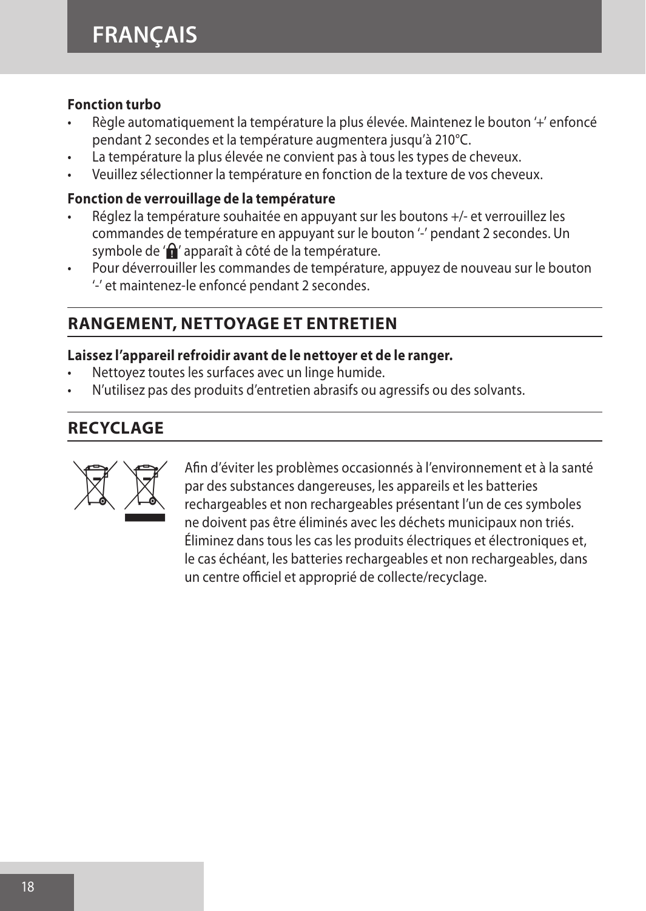**Fonction turbo**

- Règle automatiquement la température la plus élevée. Maintenez le bouton '+' enfoncé pendant 2 secondes et la température augmentera jusqu'à 210°C.
- La température la plus élevée ne convient pas à tous les types de cheveux.
- Veuillez sélectionner la température en fonction de la texture de vos cheveux.

**Fonction de verrouillage de la température**

- Réglez la température souhaitée en appuyant sur les boutons +/- et verrouillez les commandes de température en appuyant sur le bouton '-' pendant 2 secondes. Un symbole de '🔒' apparaît à côté de la température.
- Pour déverrouiller les commandes de température, appuyez de nouveau sur le bouton '-' et maintenez-le enfoncé pendant 2 secondes.

## RANGEMENT, NETTOYAGE ET ENTRETIEN

**Laissez l'appareil refroidir avant de le nettoyer et de le ranger.**

- Nettoyez toutes les surfaces avec un linge humide.
- N'utilisez pas des produits d'entretien abrasifs ou agressifs ou des solvants.

## RECYCLAGE

Afin d'éviter les problèmes occasionnés à l'environnement et à la santé par des substances dangereuses, les appareils et les batteries rechargeables et non rechargeables présentant l'un de ces symboles ne doivent pas être éliminés avec les déchets municipaux non triés. Éliminez dans tous les cas les produits électriques et électroniques et, le cas échéant, les batteries rechargeables et non rechargeables, dans un centre officiel et approprié de collecte/recyclage.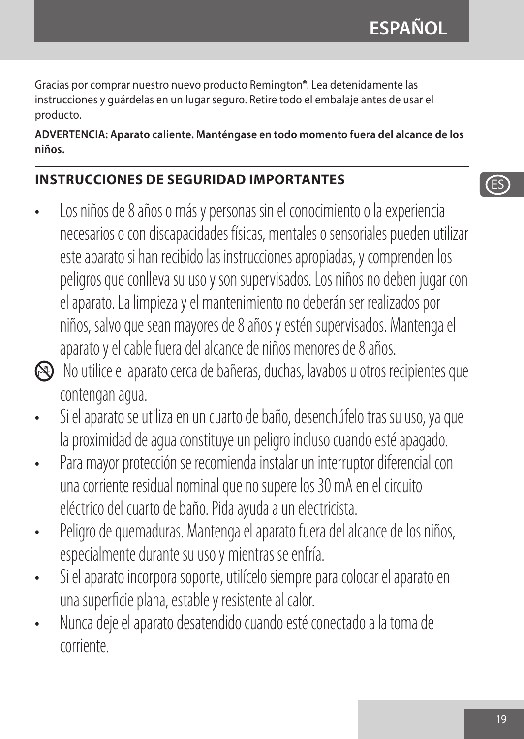Gracias por comprar nuestro nuevo producto Remington®. Lea detenidamente las instrucciones y guárdelas en un lugar seguro. Retire todo el embalaje antes de usar el producto.

**ADVERTENCIA: Aparato caliente. Manténgase en todo momento fuera del alcance de los niños.**

## INSTRUCCIONES DE SEGURIDAD IMPORTANTES

- Los niños de 8 años o más y personas sin el conocimiento o la experiencia necesarios o con discapacidades físicas, mentales o sensoriales pueden utilizar este aparato si han recibido las instrucciones apropiadas, y comprenden los peligros que conlleva su uso y son supervisados. Los niños no deben jugar con el aparato. La limpieza y el mantenimiento no deberán ser realizados por niños, salvo que sean mayores de 8 años y estén supervisados. Mantenga el aparato y el cable fuera del alcance de niños menores de 8 años.
- No utilice el aparato cerca de bañeras, duchas, lavabos u otros recipientes que contengan agua.
- Si el aparato se utiliza en un cuarto de baño, desenchúfelo tras su uso, ya que la proximidad de agua constituye un peligro incluso cuando esté apagado.
- Para mayor protección se recomienda instalar un interruptor diferencial con una corriente residual nominal que no supere los 30 mA en el circuito eléctrico del cuarto de baño. Pida ayuda a un electricista.
- Peligro de quemaduras. Mantenga el aparato fuera del alcance de los niños, especialmente durante su uso y mientras se enfría.
- Si el aparato incorpora soporte, utilícelo siempre para colocar el aparato en una superficie plana, estable y resistente al calor.
- Nunca deje el aparato desatendido cuando esté conectado a la toma de corriente.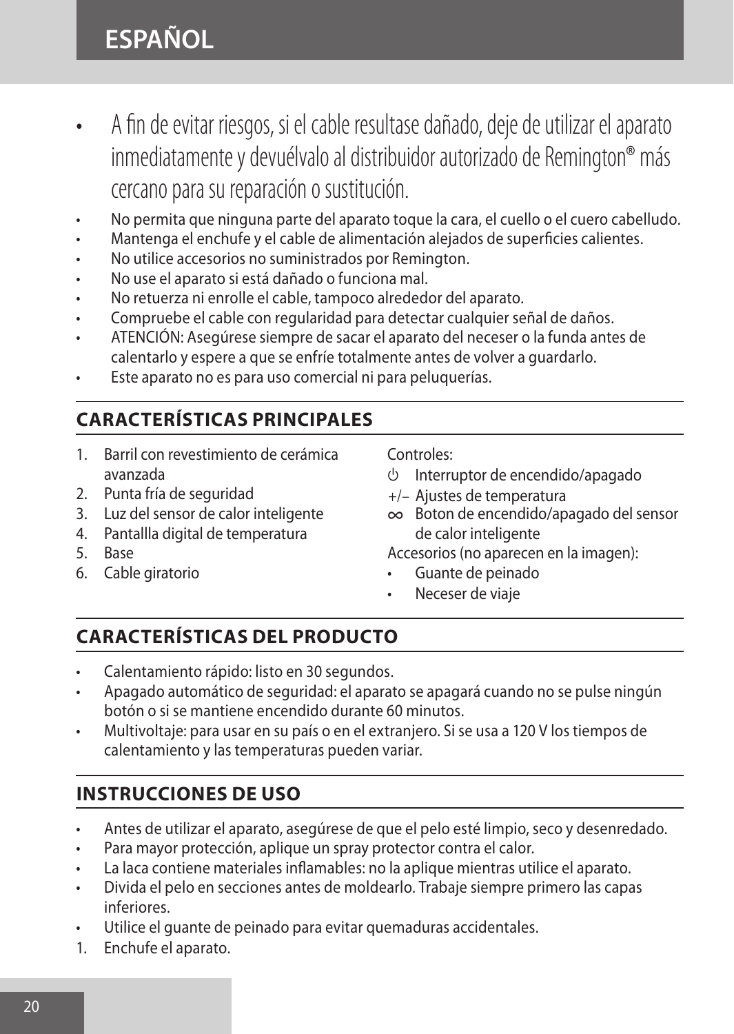- A fin de evitar riesgos, si el cable resultase dañado, deje de utilizar el aparato inmediatamente y devuélvalo al distribuidor autorizado de Remington® más cercano para su reparación o sustitución.
- No permita que ninguna parte del aparato toque la cara, el cuello o el cuero cabelludo.
- Mantenga el enchufe y el cable de alimentación alejados de superficies calientes.
- No utilice accesorios no suministrados por Remington.
- No use el aparato si está dañado o funciona mal.
- No retuerza ni enrolle el cable, tampoco alrededor del aparato.
- Compruebe el cable con regularidad para detectar cualquier señal de daños.
- ATENCIÓN: Asegúrese siempre de sacar el aparato del neceser o la funda antes de calentarlo y espere a que se enfríe totalmente antes de volver a guardarlo.
- Este aparato no es para uso comercial ni para peluquerías.

## CARACTERÍSTICAS PRINCIPALES

1. Barril con revestimiento de cerámica avanzada
2. Punta fría de seguridad
3. Luz del sensor de calor inteligente
4. Pantallla digital de temperatura
5. Base
6. Cable giratorio

Controles:

- ⏻ Interruptor de encendido/apagado
- +/− Ajustes de temperatura
- ∞ Boton de encendido/apagado del sensor de calor inteligente

Accesorios (no aparecen en la imagen):

- Guante de peinado
- Neceser de viaje

## CARACTERÍSTICAS DEL PRODUCTO

- Calentamiento rápido: listo en 30 segundos.
- Apagado automático de seguridad: el aparato se apagará cuando no se pulse ningún botón o si se mantiene encendido durante 60 minutos.
- Multivoltaje: para usar en su país o en el extranjero. Si se usa a 120 V los tiempos de calentamiento y las temperaturas pueden variar.

## INSTRUCCIONES DE USO

- Antes de utilizar el aparato, asegúrese de que el pelo esté limpio, seco y desenredado.
- Para mayor protección, aplique un spray protector contra el calor.
- La laca contiene materiales inflamables: no la aplique mientras utilice el aparato.
- Divida el pelo en secciones antes de moldearlo. Trabaje siempre primero las capas inferiores.
- Utilice el guante de peinado para evitar quemaduras accidentales.

1. Enchufe el aparato.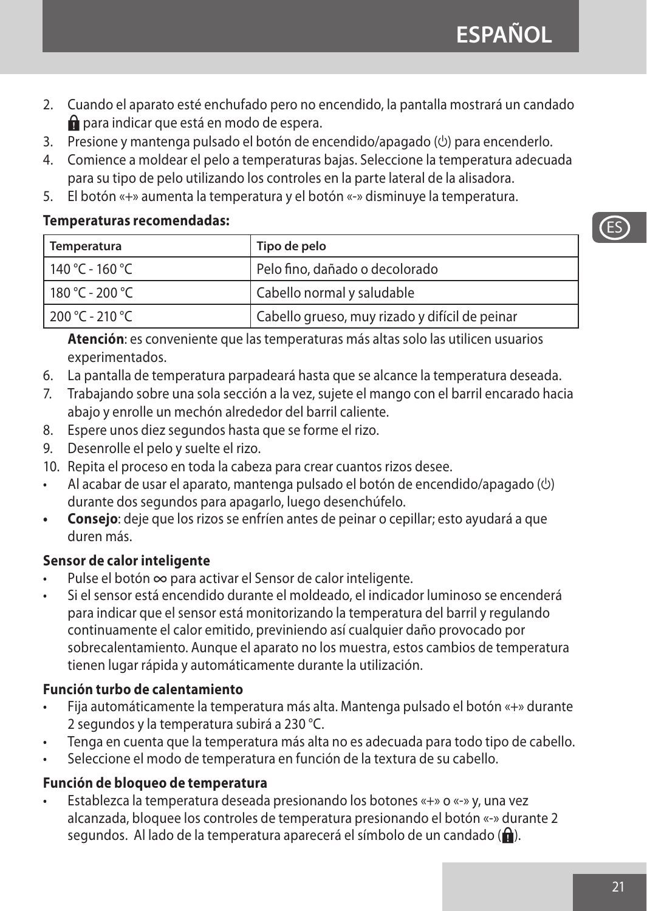2. Cuando el aparato esté enchufado pero no encendido, la pantalla mostrará un candado 🔒 para indicar que está en modo de espera.
3. Presione y mantenga pulsado el botón de encendido/apagado (⏻) para encenderlo.
4. Comience a moldear el pelo a temperaturas bajas. Seleccione la temperatura adecuada para su tipo de pelo utilizando los controles en la parte lateral de la alisadora.
5. El botón «+» aumenta la temperatura y el botón «-» disminuye la temperatura.

**Temperaturas recomendadas:**

| Temperatura | Tipo de pelo |
|---|---|
| 140 °C - 160 °C | Pelo fino, dañado o decolorado |
| 180 °C - 200 °C | Cabello normal y saludable |
| 200 °C - 210 °C | Cabello grueso, muy rizado y difícil de peinar |

**Atención**: es conveniente que las temperaturas más altas solo las utilicen usuarios experimentados.

6. La pantalla de temperatura parpadeará hasta que se alcance la temperatura deseada.
7. Trabajando sobre una sola sección a la vez, sujete el mango con el barril encarado hacia abajo y enrolle un mechón alrededor del barril caliente.
8. Espere unos diez segundos hasta que se forme el rizo.
9. Desenrolle el pelo y suelte el rizo.
10. Repita el proceso en toda la cabeza para crear cuantos rizos desee.

- Al acabar de usar el aparato, mantenga pulsado el botón de encendido/apagado (⏻) durante dos segundos para apagarlo, luego desenchúfelo.
- **Consejo**: deje que los rizos se enfríen antes de peinar o cepillar; esto ayudará a que duren más.

**Sensor de calor inteligente**

- Pulse el botón ∞ para activar el Sensor de calor inteligente.
- Si el sensor está encendido durante el moldeado, el indicador luminoso se encenderá para indicar que el sensor está monitorizando la temperatura del barril y regulando continuamente el calor emitido, previniendo así cualquier daño provocado por sobrecalentamiento. Aunque el aparato no los muestra, estos cambios de temperatura tienen lugar rápida y automáticamente durante la utilización.

**Función turbo de calentamiento**

- Fija automáticamente la temperatura más alta. Mantenga pulsado el botón «+» durante 2 segundos y la temperatura subirá a 230 °C.
- Tenga en cuenta que la temperatura más alta no es adecuada para todo tipo de cabello.
- Seleccione el modo de temperatura en función de la textura de su cabello.

**Función de bloqueo de temperatura**

- Establezca la temperatura deseada presionando los botones «+» o «-» y, una vez alcanzada, bloquee los controles de temperatura presionando el botón «-» durante 2 segundos. Al lado de la temperatura aparecerá el símbolo de un candado (🔒).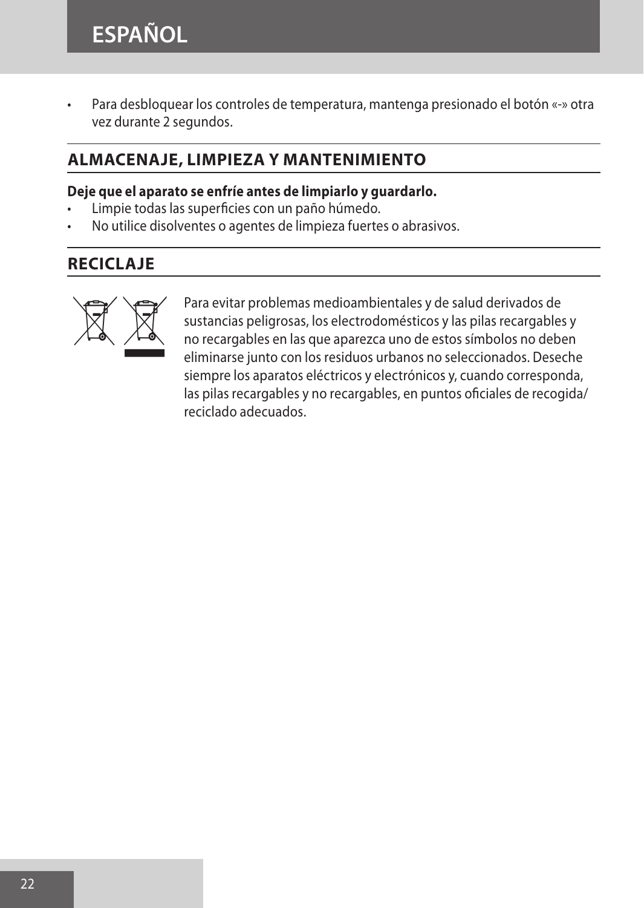- Para desbloquear los controles de temperatura, mantenga presionado el botón «-» otra vez durante 2 segundos.

## ALMACENAJE, LIMPIEZA Y MANTENIMIENTO

**Deje que el aparato se enfríe antes de limpiarlo y guardarlo.**

- Limpie todas las superficies con un paño húmedo.
- No utilice disolventes o agentes de limpieza fuertes o abrasivos.

## RECICLAJE

Para evitar problemas medioambientales y de salud derivados de sustancias peligrosas, los electrodomésticos y las pilas recargables y no recargables en las que aparezca uno de estos símbolos no deben eliminarse junto con los residuos urbanos no seleccionados. Deseche siempre los aparatos eléctricos y electrónicos y, cuando corresponda, las pilas recargables y no recargables, en puntos oficiales de recogida/reciclado adecuados.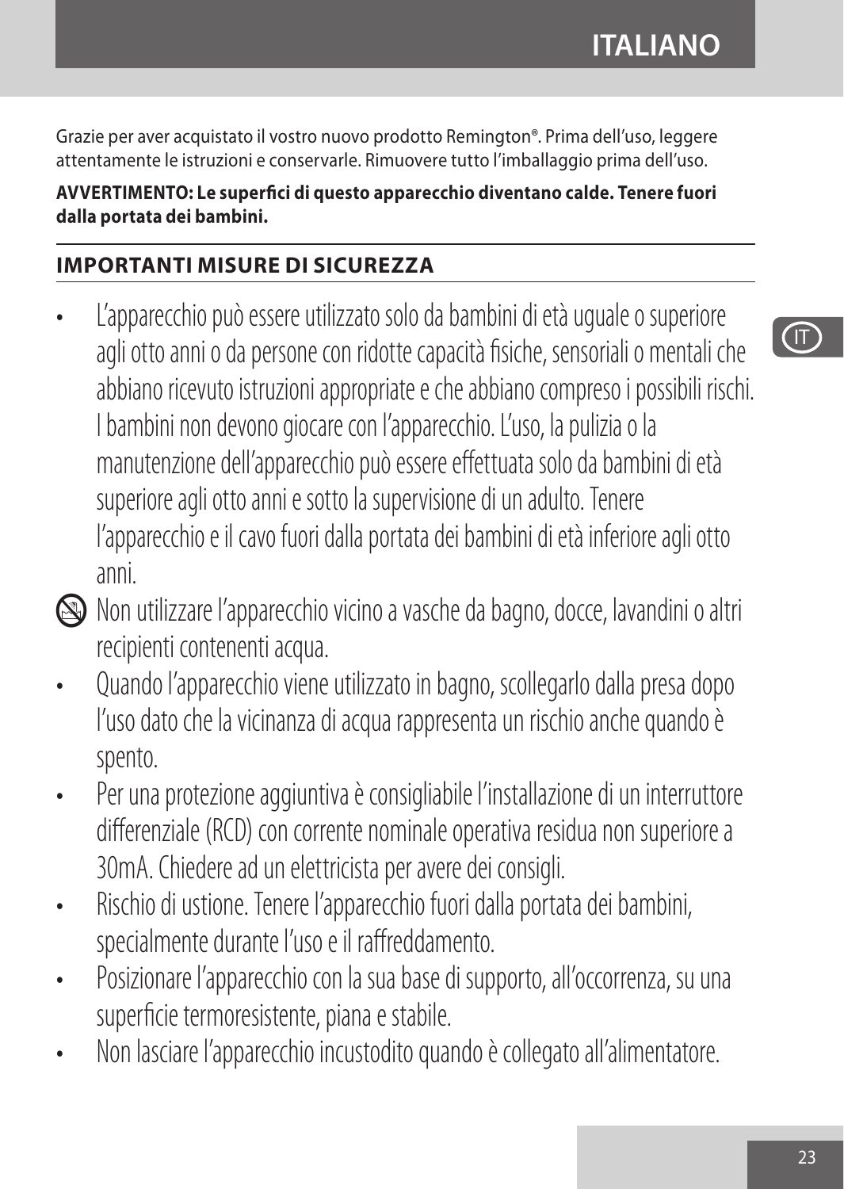Grazie per aver acquistato il vostro nuovo prodotto Remington®. Prima dell'uso, leggere attentamente le istruzioni e conservarle. Rimuovere tutto l'imballaggio prima dell'uso.

**AVVERTIMENTO: Le superfici di questo apparecchio diventano calde. Tenere fuori dalla portata dei bambini.**

## IMPORTANTI MISURE DI SICUREZZA

- L'apparecchio può essere utilizzato solo da bambini di età uguale o superiore agli otto anni o da persone con ridotte capacità fisiche, sensoriali o mentali che abbiano ricevuto istruzioni appropriate e che abbiano compreso i possibili rischi. I bambini non devono giocare con l'apparecchio. L'uso, la pulizia o la manutenzione dell'apparecchio può essere effettuata solo da bambini di età superiore agli otto anni e sotto la supervisione di un adulto. Tenere l'apparecchio e il cavo fuori dalla portata dei bambini di età inferiore agli otto anni.
- Non utilizzare l'apparecchio vicino a vasche da bagno, docce, lavandini o altri recipienti contenenti acqua.
- Quando l'apparecchio viene utilizzato in bagno, scollegarlo dalla presa dopo l'uso dato che la vicinanza di acqua rappresenta un rischio anche quando è spento.
- Per una protezione aggiuntiva è consigliabile l'installazione di un interruttore differenziale (RCD) con corrente nominale operativa residua non superiore a 30mA. Chiedere ad un elettricista per avere dei consigli.
- Rischio di ustione. Tenere l'apparecchio fuori dalla portata dei bambini, specialmente durante l'uso e il raffreddamento.
- Posizionare l'apparecchio con la sua base di supporto, all'occorrenza, su una superficie termoresistente, piana e stabile.
- Non lasciare l'apparecchio incustodito quando è collegato all'alimentatore.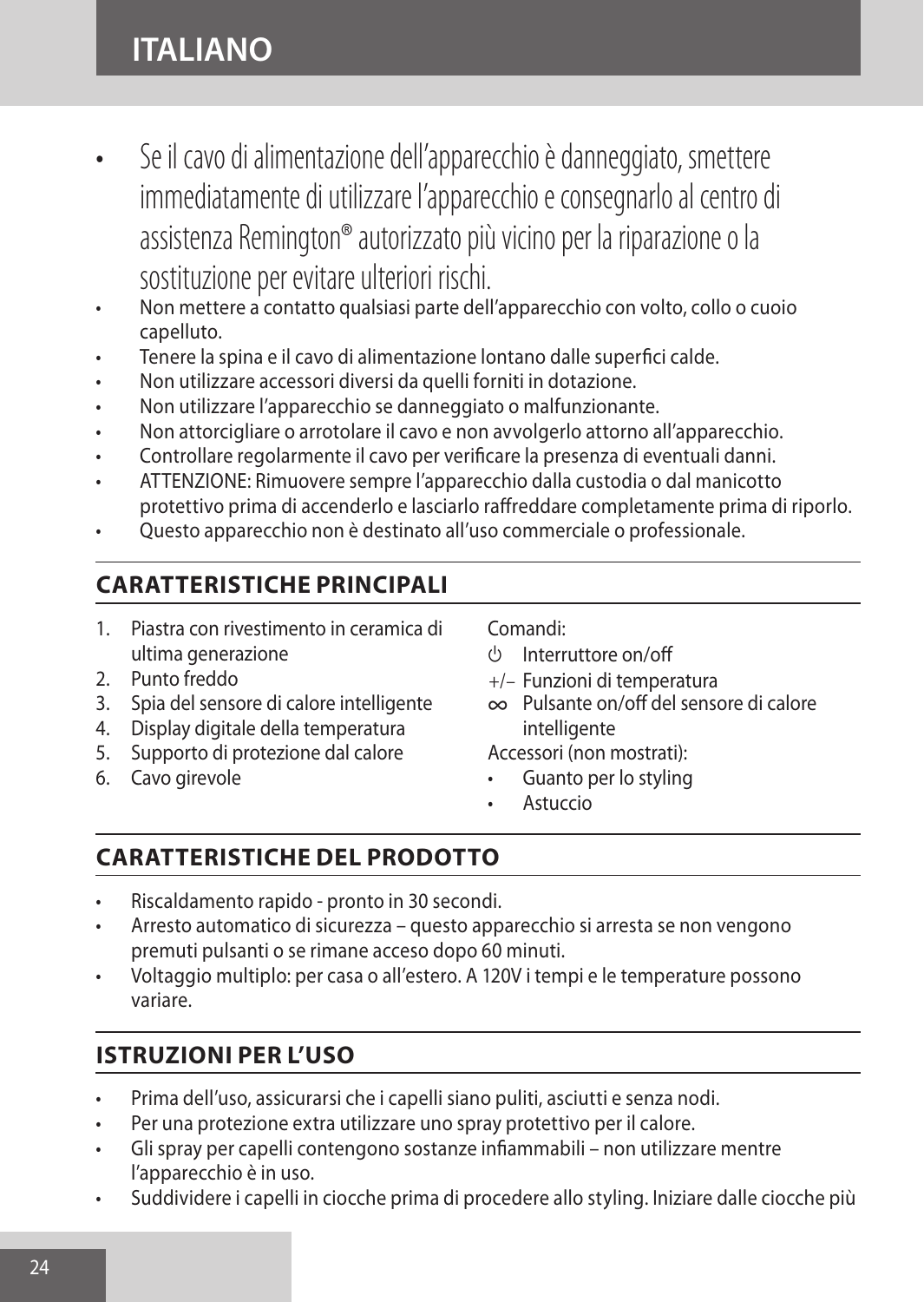- Se il cavo di alimentazione dell'apparecchio è danneggiato, smettere immediatamente di utilizzare l'apparecchio e consegnarlo al centro di assistenza Remington® autorizzato più vicino per la riparazione o la sostituzione per evitare ulteriori rischi.
- Non mettere a contatto qualsiasi parte dell'apparecchio con volto, collo o cuoio capelluto.
- Tenere la spina e il cavo di alimentazione lontano dalle superfici calde.
- Non utilizzare accessori diversi da quelli forniti in dotazione.
- Non utilizzare l'apparecchio se danneggiato o malfunzionante.
- Non attorcigliare o arrotolare il cavo e non avvolgerlo attorno all'apparecchio.
- Controllare regolarmente il cavo per verificare la presenza di eventuali danni.
- ATTENZIONE: Rimuovere sempre l'apparecchio dalla custodia o dal manicotto protettivo prima di accenderlo e lasciarlo raffreddare completamente prima di riporlo.
- Questo apparecchio non è destinato all'uso commerciale o professionale.

## CARATTERISTICHE PRINCIPALI

1. Piastra con rivestimento in ceramica di ultima generazione
2. Punto freddo
3. Spia del sensore di calore intelligente
4. Display digitale della temperatura
5. Supporto di protezione dal calore
6. Cavo girevole

Comandi:

- ⏻ Interruttore on/off
- +/– Funzioni di temperatura
- ∞ Pulsante on/off del sensore di calore intelligente

Accessori (non mostrati):

- Guanto per lo styling
- Astuccio

## CARATTERISTICHE DEL PRODOTTO

- Riscaldamento rapido - pronto in 30 secondi.
- Arresto automatico di sicurezza – questo apparecchio si arresta se non vengono premuti pulsanti o se rimane acceso dopo 60 minuti.
- Voltaggio multiplo: per casa o all'estero. A 120V i tempi e le temperature possono variare.

## ISTRUZIONI PER L'USO

- Prima dell'uso, assicurarsi che i capelli siano puliti, asciutti e senza nodi.
- Per una protezione extra utilizzare uno spray protettivo per il calore.
- Gli spray per capelli contengono sostanze infiammabili – non utilizzare mentre l'apparecchio è in uso.
- Suddividere i capelli in ciocche prima di procedere allo styling. Iniziare dalle ciocche più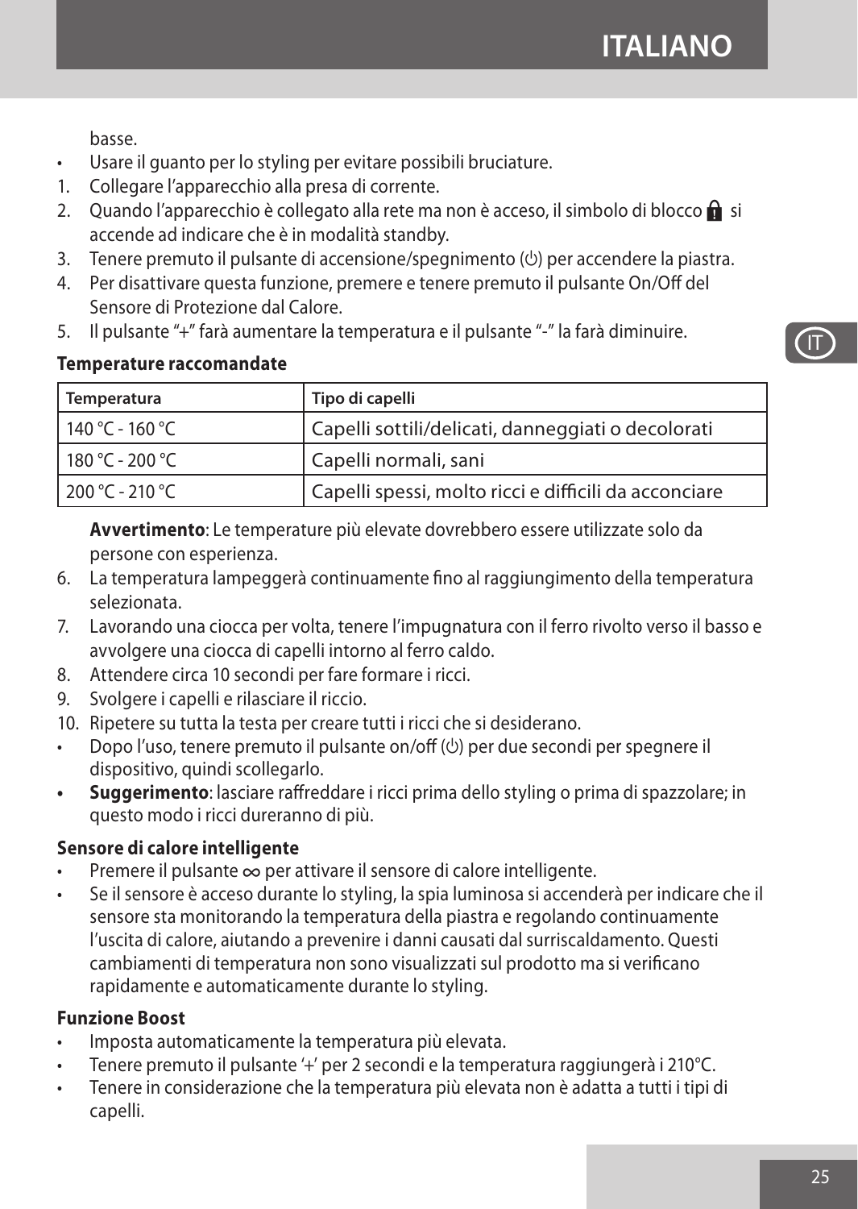basse.

- Usare il guanto per lo styling per evitare possibili bruciature.

1. Collegare l'apparecchio alla presa di corrente.
2. Quando l'apparecchio è collegato alla rete ma non è acceso, il simbolo di blocco 🔒 si accende ad indicare che è in modalità standby.
3. Tenere premuto il pulsante di accensione/spegnimento (⏻) per accendere la piastra.
4. Per disattivare questa funzione, premere e tenere premuto il pulsante On/Off del Sensore di Protezione dal Calore.
5. Il pulsante "+" farà aumentare la temperatura e il pulsante "-" la farà diminuire.

**Temperature raccomandate**

| Temperatura | Tipo di capelli |
|---|---|
| 140 °C - 160 °C | Capelli sottili/delicati, danneggiati o decolorati |
| 180 °C - 200 °C | Capelli normali, sani |
| 200 °C - 210 °C | Capelli spessi, molto ricci e difficili da acconciare |

**Avvertimento**: Le temperature più elevate dovrebbero essere utilizzate solo da persone con esperienza.

6. La temperatura lampeggerà continuamente fino al raggiungimento della temperatura selezionata.
7. Lavorando una ciocca per volta, tenere l'impugnatura con il ferro rivolto verso il basso e avvolgere una ciocca di capelli intorno al ferro caldo.
8. Attendere circa 10 secondi per fare formare i ricci.
9. Svolgere i capelli e rilasciare il riccio.
10. Ripetere su tutta la testa per creare tutti i ricci che si desiderano.

- Dopo l'uso, tenere premuto il pulsante on/off (⏻) per due secondi per spegnere il dispositivo, quindi scollegarlo.
- **Suggerimento**: lasciare raffreddare i ricci prima dello styling o prima di spazzolare; in questo modo i ricci dureranno di più.

**Sensore di calore intelligente**

- Premere il pulsante ∞ per attivare il sensore di calore intelligente.
- Se il sensore è acceso durante lo styling, la spia luminosa si accenderà per indicare che il sensore sta monitorando la temperatura della piastra e regolando continuamente l'uscita di calore, aiutando a prevenire i danni causati dal surriscaldamento. Questi cambiamenti di temperatura non sono visualizzati sul prodotto ma si verificano rapidamente e automaticamente durante lo styling.

**Funzione Boost**

- Imposta automaticamente la temperatura più elevata.
- Tenere premuto il pulsante '+' per 2 secondi e la temperatura raggiungerà i 210°C.
- Tenere in considerazione che la temperatura più elevata non è adatta a tutti i tipi di capelli.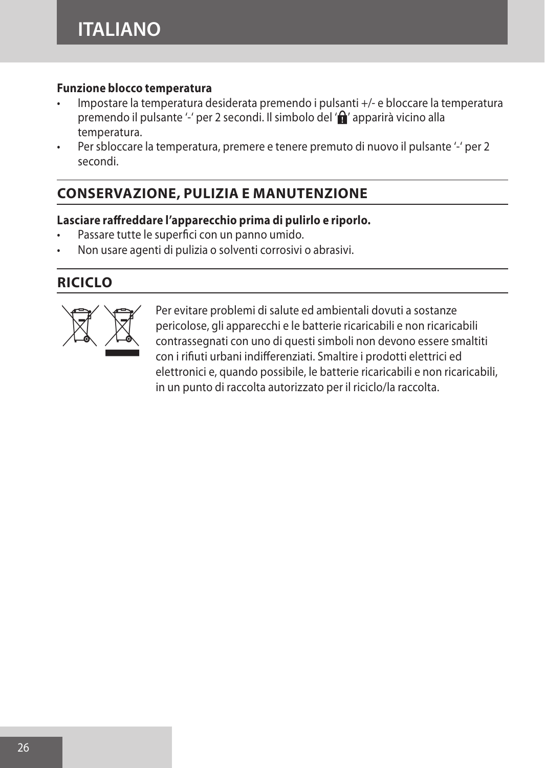**Funzione blocco temperatura**

- Impostare la temperatura desiderata premendo i pulsanti +/- e bloccare la temperatura premendo il pulsante '-' per 2 secondi. Il simbolo del '🔒' apparirà vicino alla temperatura.
- Per sbloccare la temperatura, premere e tenere premuto di nuovo il pulsante '-' per 2 secondi.

## CONSERVAZIONE, PULIZIA E MANUTENZIONE

**Lasciare raffreddare l'apparecchio prima di pulirlo e riporlo.**

- Passare tutte le superfici con un panno umido.
- Non usare agenti di pulizia o solventi corrosivi o abrasivi.

## RICICLO

Per evitare problemi di salute ed ambientali dovuti a sostanze pericolose, gli apparecchi e le batterie ricaricabili e non ricaricabili contrassegnati con uno di questi simboli non devono essere smaltiti con i rifiuti urbani indifferenziati. Smaltire i prodotti elettrici ed elettronici e, quando possibile, le batterie ricaricabili e non ricaricabili, in un punto di raccolta autorizzato per il riciclo/la raccolta.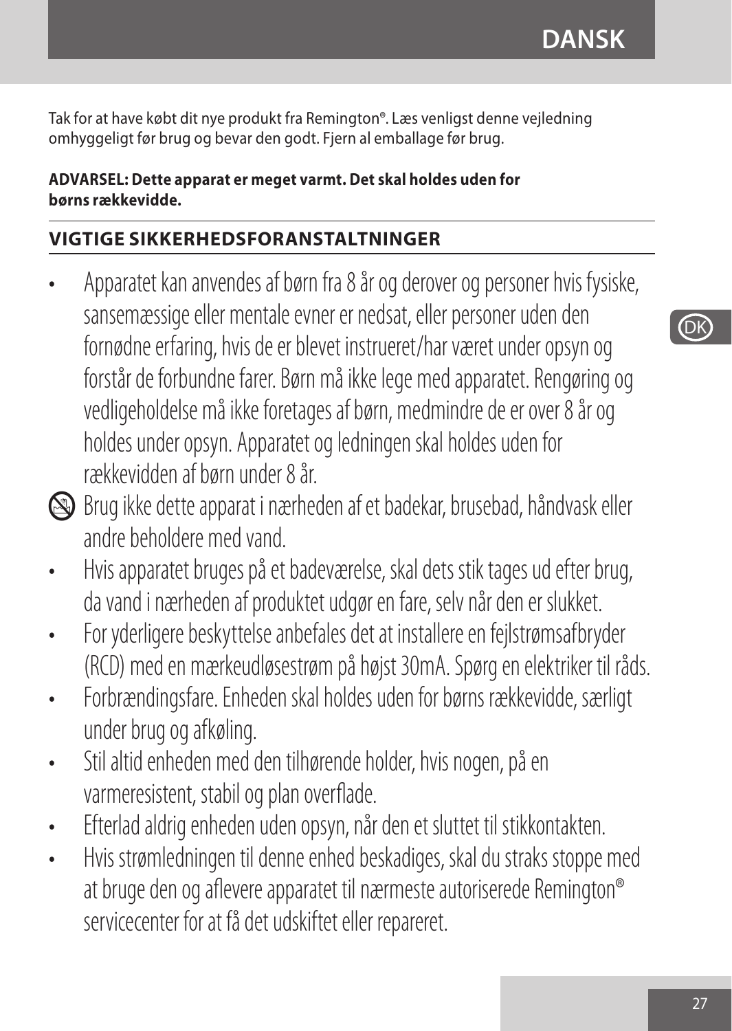Tak for at have købt dit nye produkt fra Remington®. Læs venligst denne vejledning omhyggeligt før brug og bevar den godt. Fjern al emballage før brug.

**ADVARSEL: Dette apparat er meget varmt. Det skal holdes uden for børns rækkevidde.**

## VIGTIGE SIKKERHEDSFORANSTALTNINGER

- Apparatet kan anvendes af børn fra 8 år og derover og personer hvis fysiske, sansemæssige eller mentale evner er nedsat, eller personer uden den fornødne erfaring, hvis de er blevet instrueret/har været under opsyn og forstår de forbundne farer. Børn må ikke lege med apparatet. Rengøring og vedligeholdelse må ikke foretages af børn, medmindre de er over 8 år og holdes under opsyn. Apparatet og ledningen skal holdes uden for rækkevidden af børn under 8 år.
- Brug ikke dette apparat i nærheden af et badekar, brusebad, håndvask eller andre beholdere med vand.
- Hvis apparatet bruges på et badeværelse, skal dets stik tages ud efter brug, da vand i nærheden af produktet udgør en fare, selv når den er slukket.
- For yderligere beskyttelse anbefales det at installere en fejlstrømsafbryder (RCD) med en mærkeudløsestrøm på højst 30mA. Spørg en elektriker til råds.
- Forbrændingsfare. Enheden skal holdes uden for børns rækkevidde, særligt under brug og afkøling.
- Stil altid enheden med den tilhørende holder, hvis nogen, på en varmeresistent, stabil og plan overflade.
- Efterlad aldrig enheden uden opsyn, når den et sluttet til stikkontakten.
- Hvis strømledningen til denne enhed beskadiges, skal du straks stoppe med at bruge den og aflevere apparatet til nærmeste autoriserede Remington® servicecenter for at få det udskiftet eller repareret.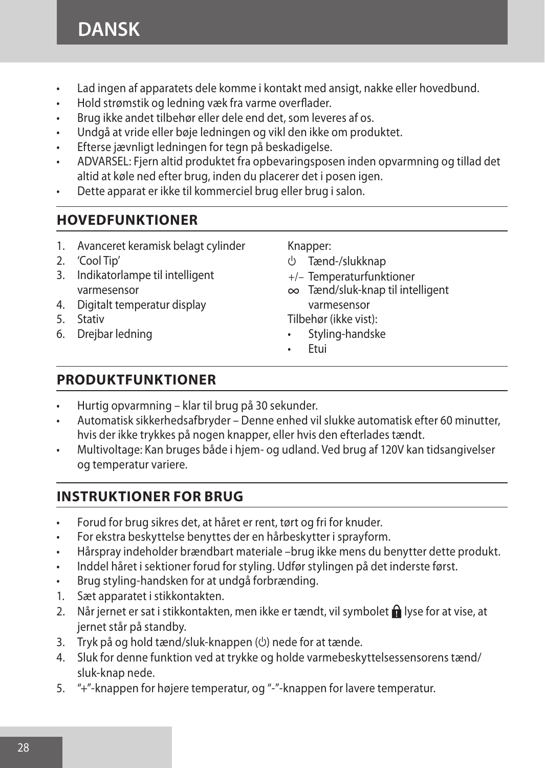# DANSK

- Lad ingen af apparatets dele komme i kontakt med ansigt, nakke eller hovedbund.
- Hold strømstik og ledning væk fra varme overflader.
- Brug ikke andet tilbehør eller dele end det, som leveres af os.
- Undgå at vride eller bøje ledningen og vikl den ikke om produktet.
- Efterse jævnligt ledningen for tegn på beskadigelse.
- ADVARSEL: Fjern altid produktet fra opbevaringsposen inden opvarmning og tillad det altid at køle ned efter brug, inden du placerer det i posen igen.
- Dette apparat er ikke til kommerciel brug eller brug i salon.

## HOVEDFUNKTIONER

1. Avanceret keramisk belagt cylinder
2. 'Cool Tip'
3. Indikatorlampe til intelligent varmesensor
4. Digitalt temperatur display
5. Stativ
6. Drejbar ledning

Knapper:

⏻ Tænd-/slukknap

+/– Temperaturfunktioner

∞ Tænd/sluk-knap til intelligent varmesensor

Tilbehør (ikke vist):

- Styling-handske
- Etui

## PRODUKTFUNKTIONER

- Hurtig opvarmning – klar til brug på 30 sekunder.
- Automatisk sikkerhedsafbryder – Denne enhed vil slukke automatisk efter 60 minutter, hvis der ikke trykkes på nogen knapper, eller hvis den efterlades tændt.
- Multivoltage: Kan bruges både i hjem- og udland. Ved brug af 120V kan tidsangivelser og temperatur variere.

## INSTRUKTIONER FOR BRUG

- Forud for brug sikres det, at håret er rent, tørt og fri for knuder.
- For ekstra beskyttelse benyttes der en hårbeskytter i sprayform.
- Hårspray indeholder brændbart materiale –brug ikke mens du benytter dette produkt.
- Inddel håret i sektioner forud for styling. Udfør stylingen på det inderste først.
- Brug styling-handsken for at undgå forbrænding.

1. Sæt apparatet i stikkontakten.
2. Når jernet er sat i stikkontakten, men ikke er tændt, vil symbolet 🔒 lyse for at vise, at jernet står på standby.
3. Tryk på og hold tænd/sluk-knappen (⏻) nede for at tænde.
4. Sluk for denne funktion ved at trykke og holde varmebeskyttelsessensorens tænd/sluk-knap nede.
5. "+"-knappen for højere temperatur, og "-"-knappen for lavere temperatur.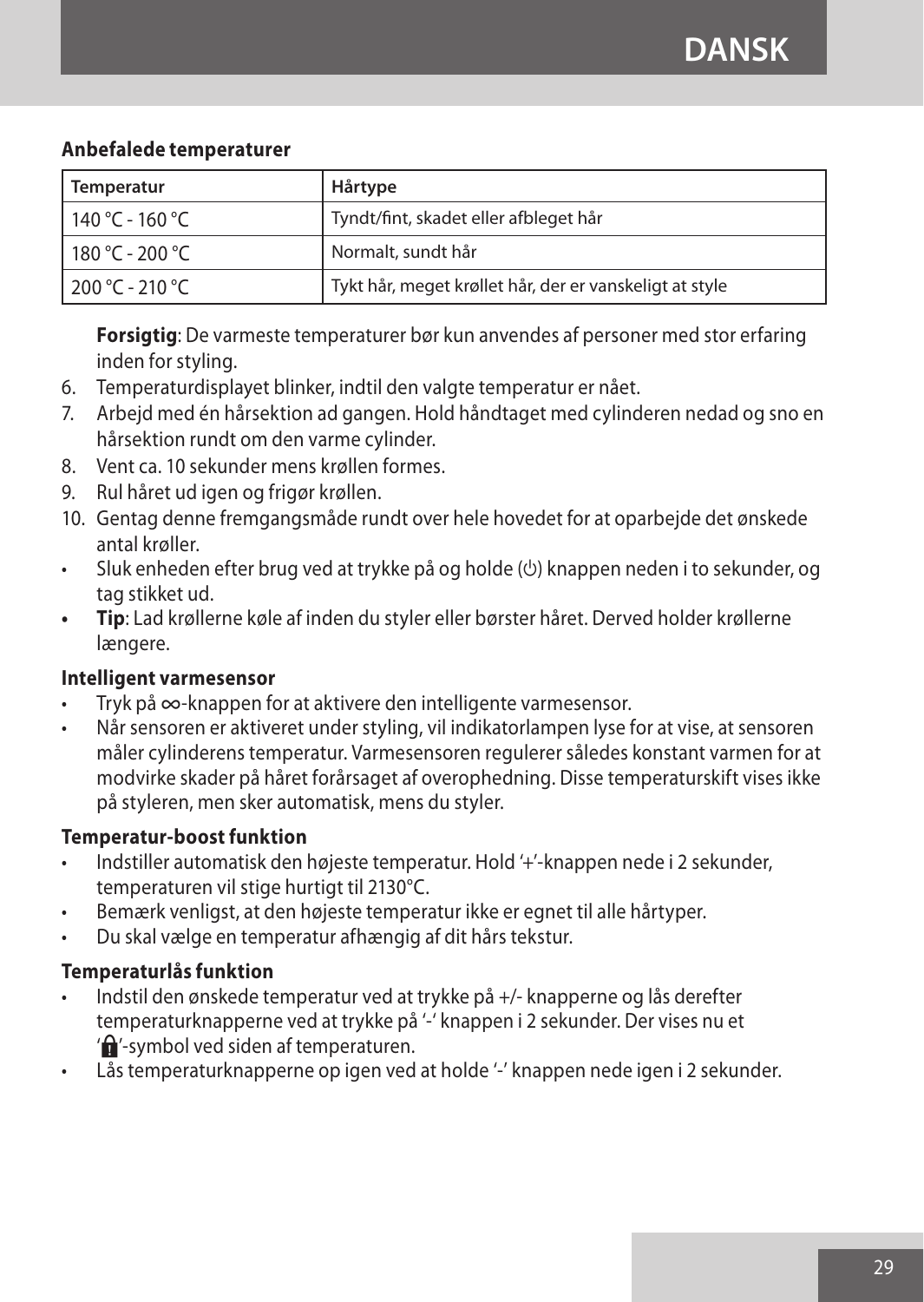**Anbefalede temperaturer**

| Temperatur | Hårtype |
| --- | --- |
| 140 °C - 160 °C | Tyndt/fint, skadet eller afbleget hår |
| 180 °C - 200 °C | Normalt, sundt hår |
| 200 °C - 210 °C | Tykt hår, meget krøllet hår, der er vanskeligt at style |

**Forsigtig**: De varmeste temperaturer bør kun anvendes af personer med stor erfaring inden for styling.

6. Temperaturdisplayet blinker, indtil den valgte temperatur er nået.
7. Arbejd med én hårsektion ad gangen. Hold håndtaget med cylinderen nedad og sno en hårsektion rundt om den varme cylinder.
8. Vent ca. 10 sekunder mens krøllen formes.
9. Rul håret ud igen og frigør krøllen.
10. Gentag denne fremgangsmåde rundt over hele hovedet for at oparbejde det ønskede antal krøller.

- Sluk enheden efter brug ved at trykke på og holde (⏻) knappen neden i to sekunder, og tag stikket ud.
- **Tip**: Lad krøllerne køle af inden du styler eller børster håret. Derved holder krøllerne længere.

**Intelligent varmesensor**

- Tryk på ∞-knappen for at aktivere den intelligente varmesensor.
- Når sensoren er aktiveret under styling, vil indikatorlampen lyse for at vise, at sensoren måler cylinderens temperatur. Varmesensoren regulerer således konstant varmen for at modvirke skader på håret forårsaget af overophedning. Disse temperaturskift vises ikke på styleren, men sker automatisk, mens du styler.

**Temperatur-boost funktion**

- Indstiller automatisk den højeste temperatur. Hold '+'-knappen nede i 2 sekunder, temperaturen vil stige hurtigt til 2130°C.
- Bemærk venligst, at den højeste temperatur ikke er egnet til alle hårtyper.
- Du skal vælge en temperatur afhængig af dit hårs tekstur.

**Temperaturlås funktion**

- Indstil den ønskede temperatur ved at trykke på +/- knapperne og lås derefter temperaturknapperne ved at trykke på '-' knappen i 2 sekunder. Der vises nu et '🔒'-symbol ved siden af temperaturen.
- Lås temperaturknapperne op igen ved at holde '-' knappen nede igen i 2 sekunder.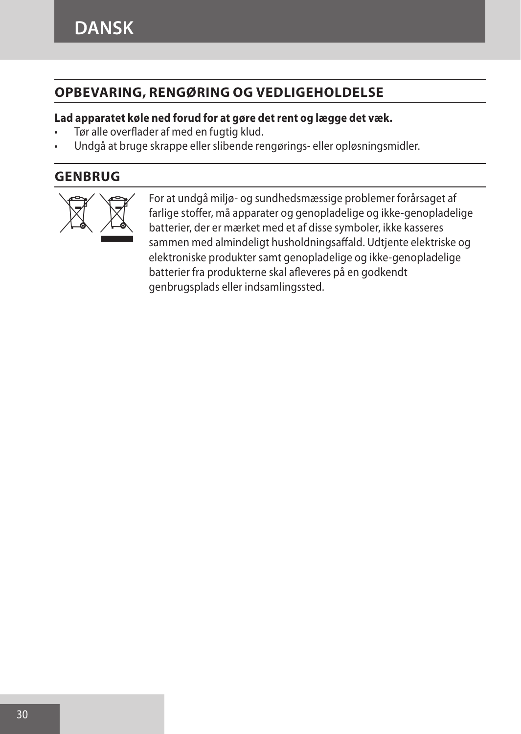## OPBEVARING, RENGØRING OG VEDLIGEHOLDELSE

**Lad apparatet køle ned forud for at gøre det rent og lægge det væk.**

- Tør alle overflader af med en fugtig klud.
- Undgå at bruge skrappe eller slibende rengørings- eller opløsningsmidler.

## GENBRUG

For at undgå miljø- og sundhedsmæssige problemer forårsaget af farlige stoffer, må apparater og genopladelige og ikke-genopladelige batterier, der er mærket med et af disse symboler, ikke kasseres sammen med almindeligt husholdningsaffald. Udtjente elektriske og elektroniske produkter samt genopladelige og ikke-genopladelige batterier fra produkterne skal afleveres på en godkendt genbrugsplads eller indsamlingssted.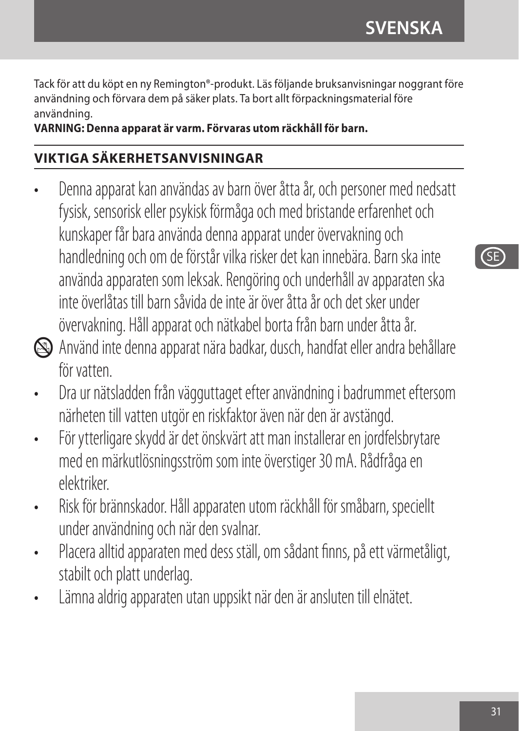Tack för att du köpt en ny Remington®-produkt. Läs följande bruksanvisningar noggrant före användning och förvara dem på säker plats. Ta bort allt förpackningsmaterial före användning.

**VARNING: Denna apparat är varm. Förvaras utom räckhåll för barn.**

## VIKTIGA SÄKERHETSANVISNINGAR

- Denna apparat kan användas av barn över åtta år, och personer med nedsatt fysisk, sensorisk eller psykisk förmåga och med bristande erfarenhet och kunskaper får bara använda denna apparat under övervakning och handledning och om de förstår vilka risker det kan innebära. Barn ska inte använda apparaten som leksak. Rengöring och underhåll av apparaten ska inte överlåtas till barn såvida de inte är över åtta år och det sker under övervakning. Håll apparat och nätkabel borta från barn under åtta år.
- Använd inte denna apparat nära badkar, dusch, handfat eller andra behållare för vatten.
- Dra ur nätsladden från vägguttaget efter användning i badrummet eftersom närheten till vatten utgör en riskfaktor även när den är avstängd.
- För ytterligare skydd är det önskvärt att man installerar en jordfelsbrytare med en märkutlösningsström som inte överstiger 30 mA. Rådfråga en elektriker.
- Risk för brännskador. Håll apparaten utom räckhåll för småbarn, speciellt under användning och när den svalnar.
- Placera alltid apparaten med dess ställ, om sådant finns, på ett värmetåligt, stabilt och platt underlag.
- Lämna aldrig apparaten utan uppsikt när den är ansluten till elnätet.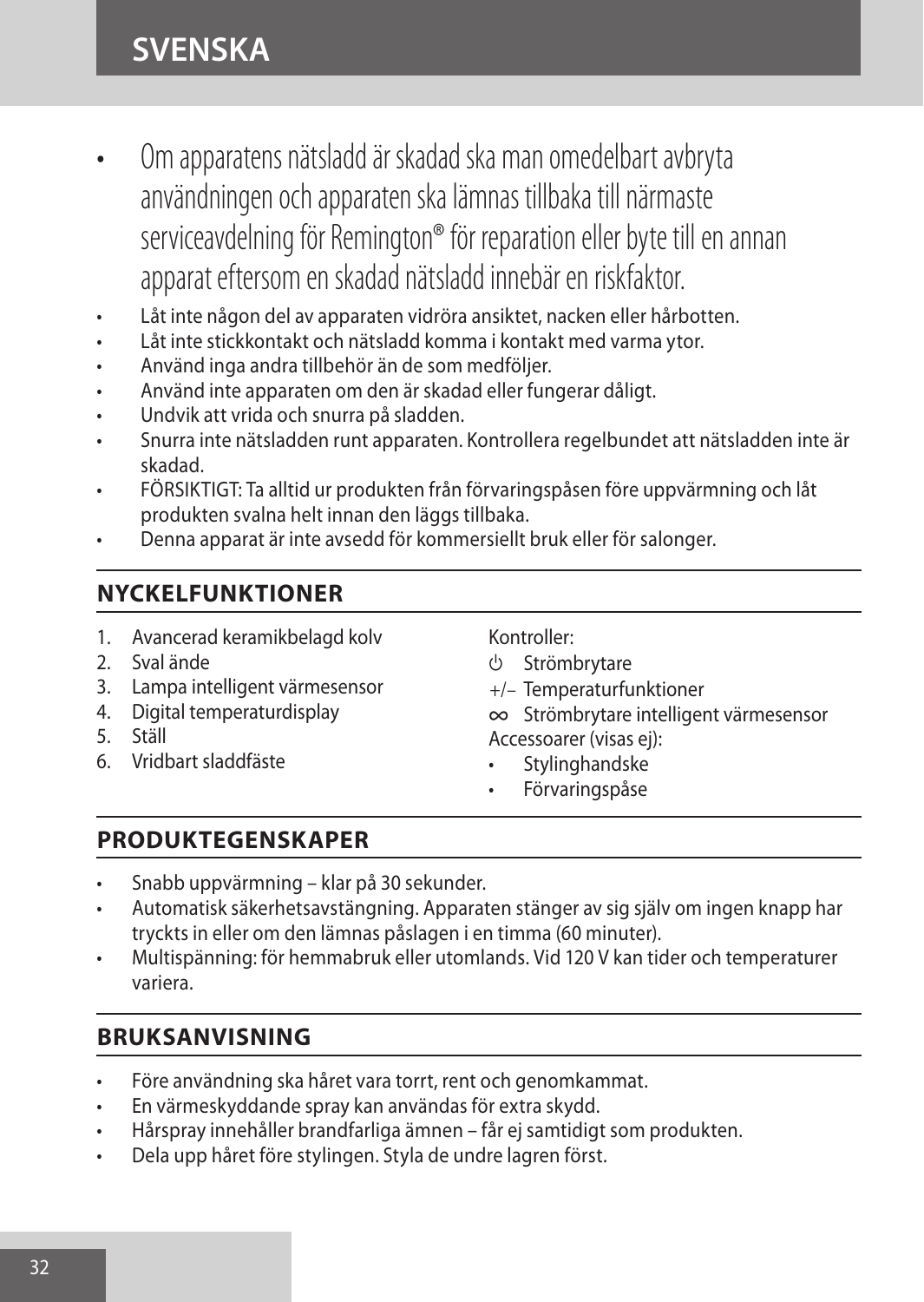- Om apparatens nätsladd är skadad ska man omedelbart avbryta användningen och apparaten ska lämnas tillbaka till närmaste serviceavdelning för Remington® för reparation eller byte till en annan apparat eftersom en skadad nätsladd innebär en riskfaktor.
- Låt inte någon del av apparaten vidröra ansiktet, nacken eller hårbotten.
- Låt inte stickkontakt och nätsladd komma i kontakt med varma ytor.
- Använd inga andra tillbehör än de som medföljer.
- Använd inte apparaten om den är skadad eller fungerar dåligt.
- Undvik att vrida och snurra på sladden.
- Snurra inte nätsladden runt apparaten. Kontrollera regelbundet att nätsladden inte är skadad.
- FÖRSIKTIGT: Ta alltid ur produkten från förvaringspåsen före uppvärmning och låt produkten svalna helt innan den läggs tillbaka.
- Denna apparat är inte avsedd för kommersiellt bruk eller för salonger.

## NYCKELFUNKTIONER

1. Avancerad keramikbelagd kolv
2. Sval ände
3. Lampa intelligent värmesensor
4. Digital temperaturdisplay
5. Ställ
6. Vridbart sladdfäste

Kontroller:

- ⏻ Strömbrytare
- +/– Temperaturfunktioner
- ∞ Strömbrytare intelligent värmesensor

Accessoarer (visas ej):

- Stylinghandske
- Förvaringspåse

## PRODUKTEGENSKAPER

- Snabb uppvärmning – klar på 30 sekunder.
- Automatisk säkerhetsavstängning. Apparaten stänger av sig själv om ingen knapp har tryckts in eller om den lämnas påslagen i en timma (60 minuter).
- Multispänning: för hemmabruk eller utomlands. Vid 120 V kan tider och temperaturer variera.

## BRUKSANVISNING

- Före användning ska håret vara torrt, rent och genomkammat.
- En värmeskyddande spray kan användas för extra skydd.
- Hårspray innehåller brandfarliga ämnen – får ej samtidigt som produkten.
- Dela upp håret före stylingen. Styla de undre lagren först.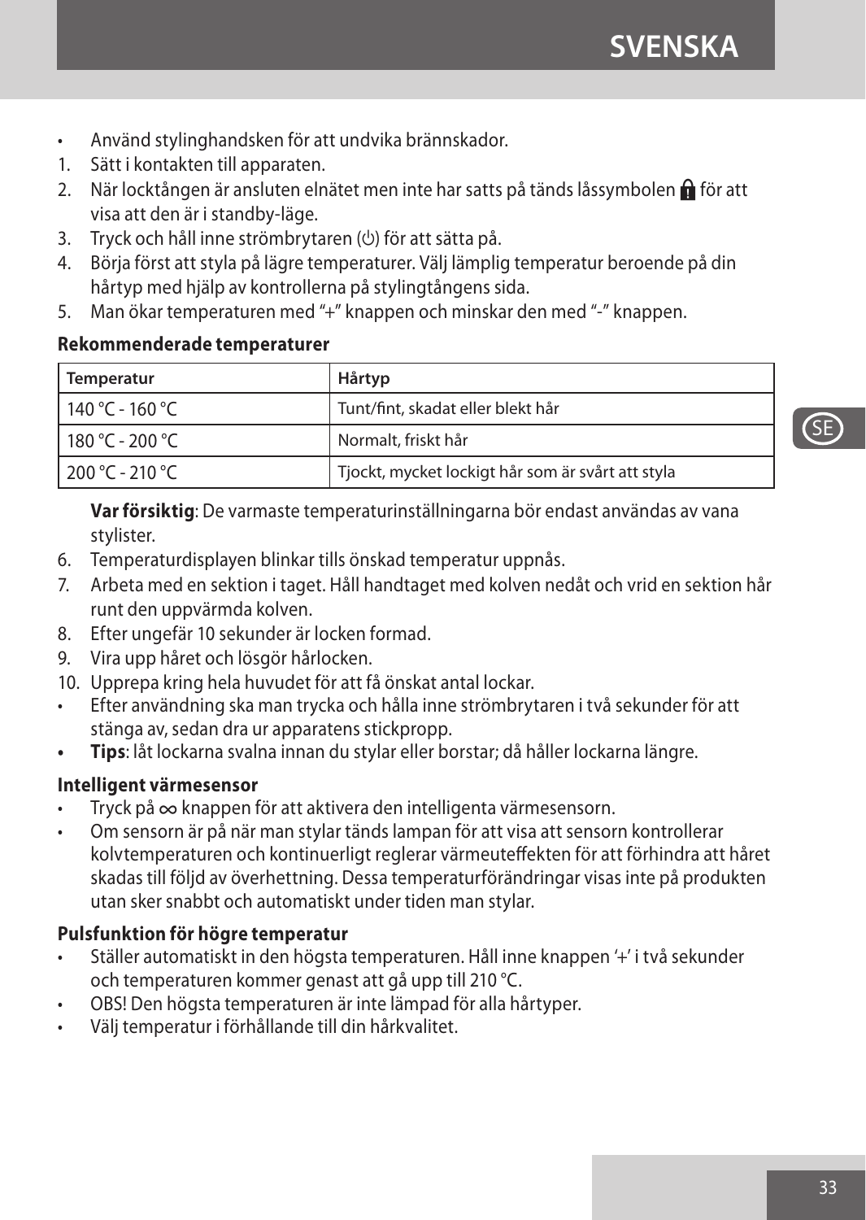- Använd stylinghandsken för att undvika brännskador.

1. Sätt i kontakten till apparaten.
2. När locktången är ansluten elnätet men inte har satts på tänds låssymbolen 🔒 för att visa att den är i standby-läge.
3. Tryck och håll inne strömbrytaren (⏻) för att sätta på.
4. Börja först att styla på lägre temperaturer. Välj lämplig temperatur beroende på din hårtyp med hjälp av kontrollerna på stylingtångens sida.
5. Man ökar temperaturen med "+" knappen och minskar den med "-" knappen.

**Rekommenderade temperaturer**

| Temperatur | Hårtyp |
| --- | --- |
| 140 °C - 160 °C | Tunt/fint, skadat eller blekt hår |
| 180 °C - 200 °C | Normalt, friskt hår |
| 200 °C - 210 °C | Tjockt, mycket lockigt hår som är svårt att styla |

**Var försiktig**: De varmaste temperaturinställningarna bör endast användas av vana stylister.

6. Temperaturdisplayen blinkar tills önskad temperatur uppnås.
7. Arbeta med en sektion i taget. Håll handtaget med kolven nedåt och vrid en sektion hår runt den uppvärmda kolven.
8. Efter ungefär 10 sekunder är locken formad.
9. Vira upp håret och lösgör hårlocken.
10. Upprepa kring hela huvudet för att få önskat antal lockar.

- Efter användning ska man trycka och hålla inne strömbrytaren i två sekunder för att stänga av, sedan dra ur apparatens stickpropp.
- **Tips**: låt lockarna svalna innan du stylar eller borstar; då håller lockarna längre.

**Intelligent värmesensor**

- Tryck på ∞ knappen för att aktivera den intelligenta värmesensorn.
- Om sensorn är på när man stylar tänds lampan för att visa att sensorn kontrollerar kolvtemperaturen och kontinuerligt reglerar värmeuteffekten för att förhindra att håret skadas till följd av överhettning. Dessa temperaturförändringar visas inte på produkten utan sker snabbt och automatiskt under tiden man stylar.

**Pulsfunktion för högre temperatur**

- Ställer automatiskt in den högsta temperaturen. Håll inne knappen '+' i två sekunder och temperaturen kommer genast att gå upp till 210 °C.
- OBS! Den högsta temperaturen är inte lämpad för alla hårtyper.
- Välj temperatur i förhållande till din hårkvalitet.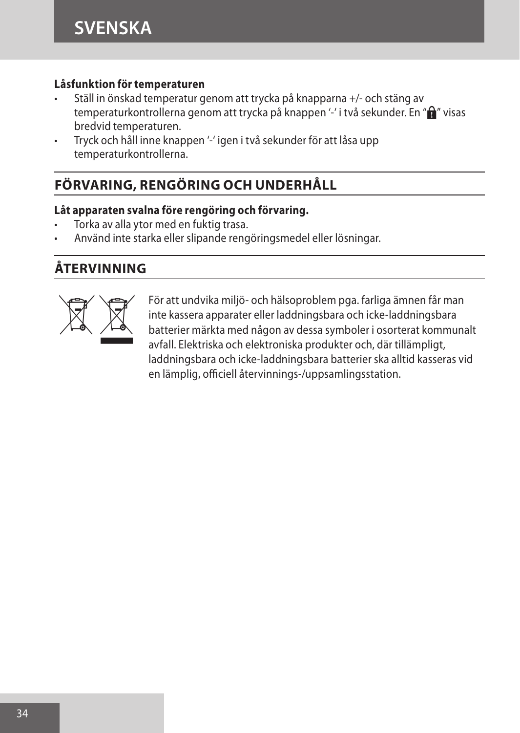**Låsfunktion för temperaturen**

- Ställ in önskad temperatur genom att trycka på knapparna +/- och stäng av temperaturkontrollerna genom att trycka på knappen '-' i två sekunder. En "🔒" visas bredvid temperaturen.
- Tryck och håll inne knappen '-' igen i två sekunder för att låsa upp temperaturkontrollerna.

## FÖRVARING, RENGÖRING OCH UNDERHÅLL

**Låt apparaten svalna före rengöring och förvaring.**

- Torka av alla ytor med en fuktig trasa.
- Använd inte starka eller slipande rengöringsmedel eller lösningar.

## ÅTERVINNING

För att undvika miljö- och hälsoproblem pga. farliga ämnen får man inte kassera apparater eller laddningsbara och icke-laddningsbara batterier märkta med någon av dessa symboler i osorterat kommunalt avfall. Elektriska och elektroniska produkter och, där tillämpligt, laddningsbara och icke-laddningsbara batterier ska alltid kasseras vid en lämplig, officiell återvinnings-/uppsamlingsstation.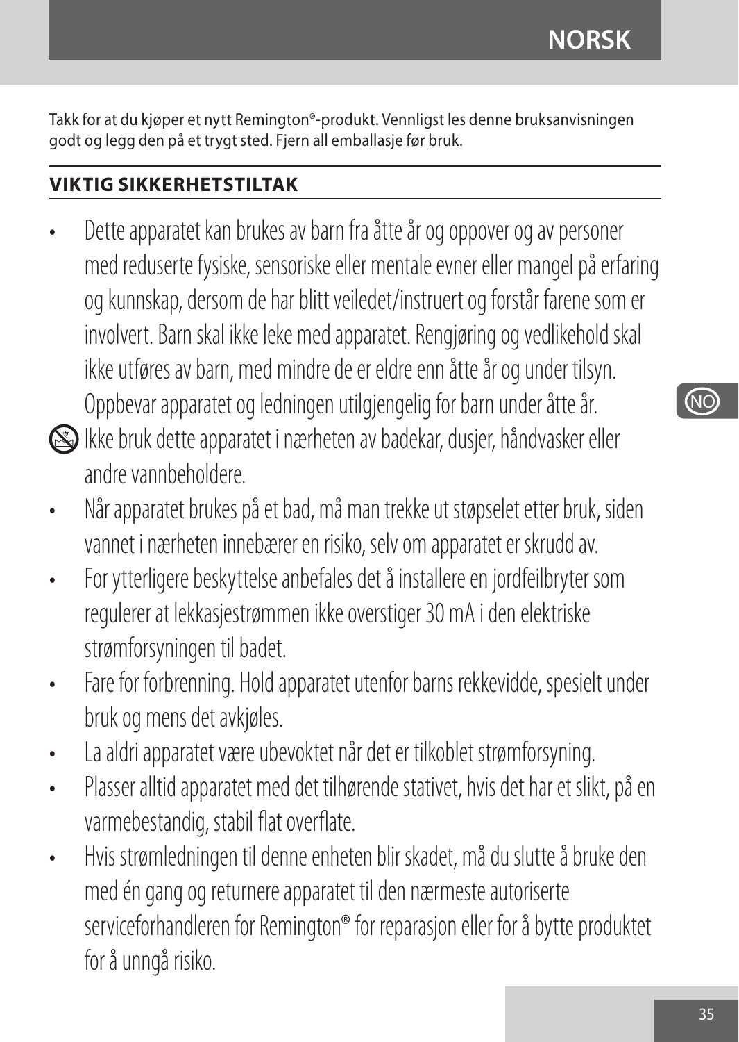Takk for at du kjøper et nytt Remington®-produkt. Vennligst les denne bruksanvisningen godt og legg den på et trygt sted. Fjern all emballasje før bruk.

## VIKTIG SIKKERHETSTILTAK

- Dette apparatet kan brukes av barn fra åtte år og oppover og av personer med reduserte fysiske, sensoriske eller mentale evner eller mangel på erfaring og kunnskap, dersom de har blitt veiledet/instruert og forstår farene som er involvert. Barn skal ikke leke med apparatet. Rengjøring og vedlikehold skal ikke utføres av barn, med mindre de er eldre enn åtte år og under tilsyn. Oppbevar apparatet og ledningen utilgjengelig for barn under åtte år.
- Ikke bruk dette apparatet i nærheten av badekar, dusjer, håndvasker eller andre vannbeholdere.
- Når apparatet brukes på et bad, må man trekke ut støpselet etter bruk, siden vannet i nærheten innebærer en risiko, selv om apparatet er skrudd av.
- For ytterligere beskyttelse anbefales det å installere en jordfeilbryter som regulerer at lekkasjestrømmen ikke overstiger 30 mA i den elektriske strømforsyningen til badet.
- Fare for forbrenning. Hold apparatet utenfor barns rekkevidde, spesielt under bruk og mens det avkjøles.
- La aldri apparatet være ubevoktet når det er tilkoblet strømforsyning.
- Plasser alltid apparatet med det tilhørende stativet, hvis det har et slikt, på en varmebestandig, stabil flat overflate.
- Hvis strømledningen til denne enheten blir skadet, må du slutte å bruke den med én gang og returnere apparatet til den nærmeste autoriserte serviceforhandleren for Remington® for reparasjon eller for å bytte produktet for å unngå risiko.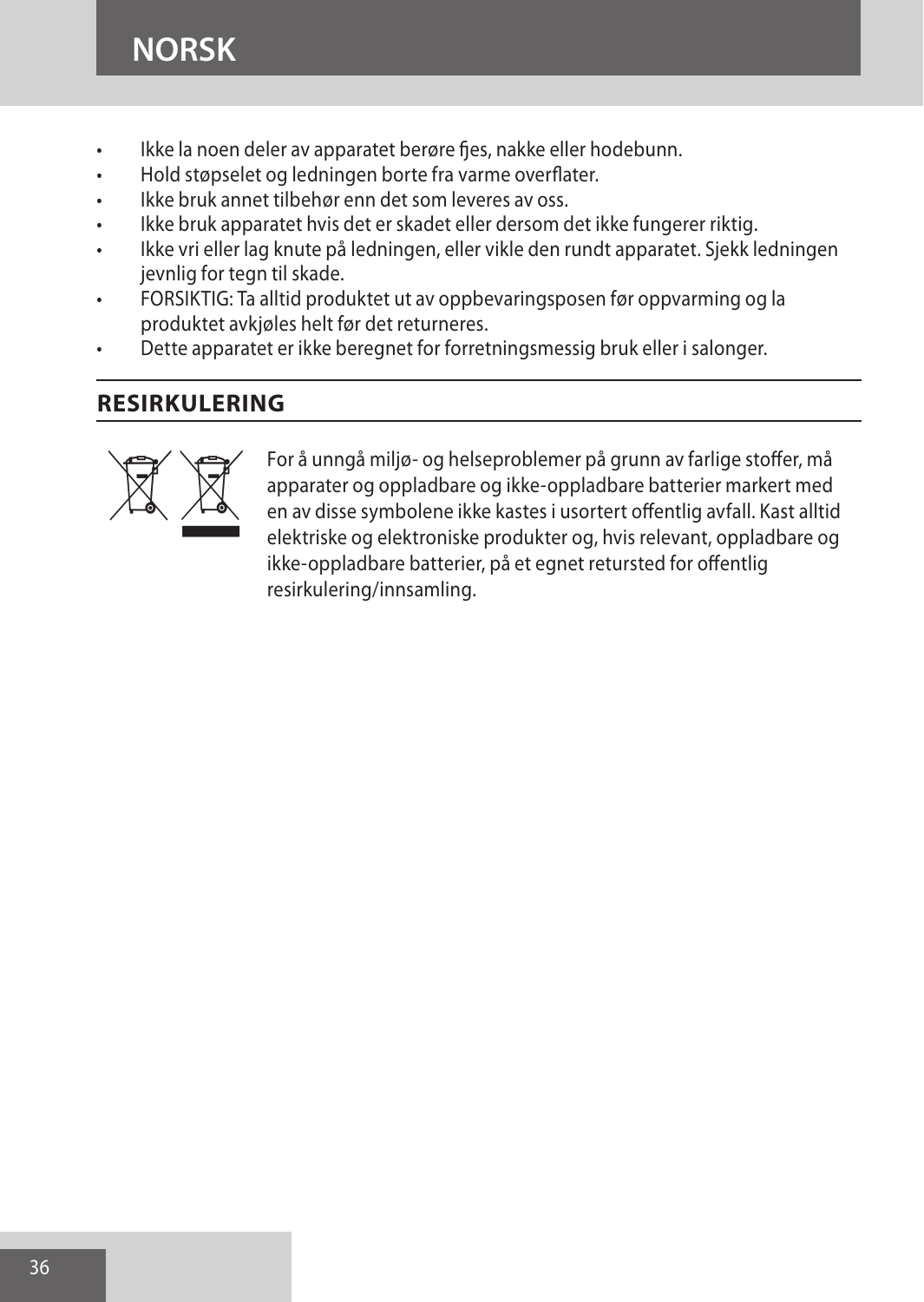- Ikke la noen deler av apparatet berøre fjes, nakke eller hodebunn.
- Hold støpselet og ledningen borte fra varme overflater.
- Ikke bruk annet tilbehør enn det som leveres av oss.
- Ikke bruk apparatet hvis det er skadet eller dersom det ikke fungerer riktig.
- Ikke vri eller lag knute på ledningen, eller vikle den rundt apparatet. Sjekk ledningen jevnlig for tegn til skade.
- FORSIKTIG: Ta alltid produktet ut av oppbevaringsposen før oppvarming og la produktet avkjøles helt før det returneres.
- Dette apparatet er ikke beregnet for forretningsmessig bruk eller i salonger.

## RESIRKULERING

For å unngå miljø- og helseproblemer på grunn av farlige stoffer, må apparater og oppladbare og ikke-oppladbare batterier markert med en av disse symbolene ikke kastes i usortert offentlig avfall. Kast alltid elektriske og elektroniske produkter og, hvis relevant, oppladbare og ikke-oppladbare batterier, på et egnet retursted for offentlig resirkulering/innsamling.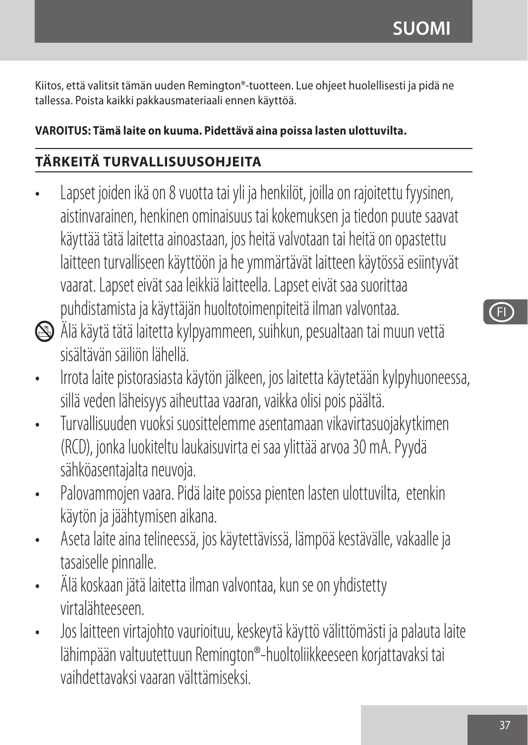Kiitos, että valitsit tämän uuden Remington®-tuotteen. Lue ohjeet huolellisesti ja pidä ne tallessa. Poista kaikki pakkausmateriaali ennen käyttöä.

**VAROITUS: Tämä laite on kuuma. Pidettävä aina poissa lasten ulottuvilta.**

## TÄRKEITÄ TURVALLISUUSOHJEITA

- Lapset joiden ikä on 8 vuotta tai yli ja henkilöt, joilla on rajoitettu fyysinen, aistinvarainen, henkinen ominaisuus tai kokemuksen ja tiedon puute saavat käyttää tätä laitetta ainoastaan, jos heitä valvotaan tai heitä on opastettu laitteen turvalliseen käyttöön ja he ymmärtävät laitteen käytössä esiintyvät vaarat. Lapset eivät saa leikkiä laitteella. Lapset eivät saa suorittaa puhdistamista ja käyttäjän huoltotoimenpiteitä ilman valvontaa.
- Älä käytä tätä laitetta kylpyammeen, suihkun, pesualtaan tai muun vettä sisältävän säiliön lähellä.
- Irrota laite pistorasiasta käytön jälkeen, jos laitetta käytetään kylpyhuoneessa, sillä veden läheisyys aiheuttaa vaaran, vaikka olisi pois päältä.
- Turvallisuuden vuoksi suosittelemme asentamaan vikavirtasuojakytkimen (RCD), jonka luokiteltu laukaisuvirta ei saa ylittää arvoa 30 mA. Pyydä sähköasentajalta neuvoja.
- Palovammojen vaara. Pidä laite poissa pienten lasten ulottuvilta, etenkin käytön ja jäähtymisen aikana.
- Aseta laite aina telineessä, jos käytettävissä, lämpöä kestävälle, vakaalle ja tasaiselle pinnalle.
- Älä koskaan jätä laitetta ilman valvontaa, kun se on yhdistetty virtalähteeseen.
- Jos laitteen virtajohto vaurioituu, keskeytä käyttö välittömästi ja palauta laite lähimpään valtuutettuun Remington®-huoltoliikkeeseen korjattavaksi tai vaihdettavaksi vaaran välttämiseksi.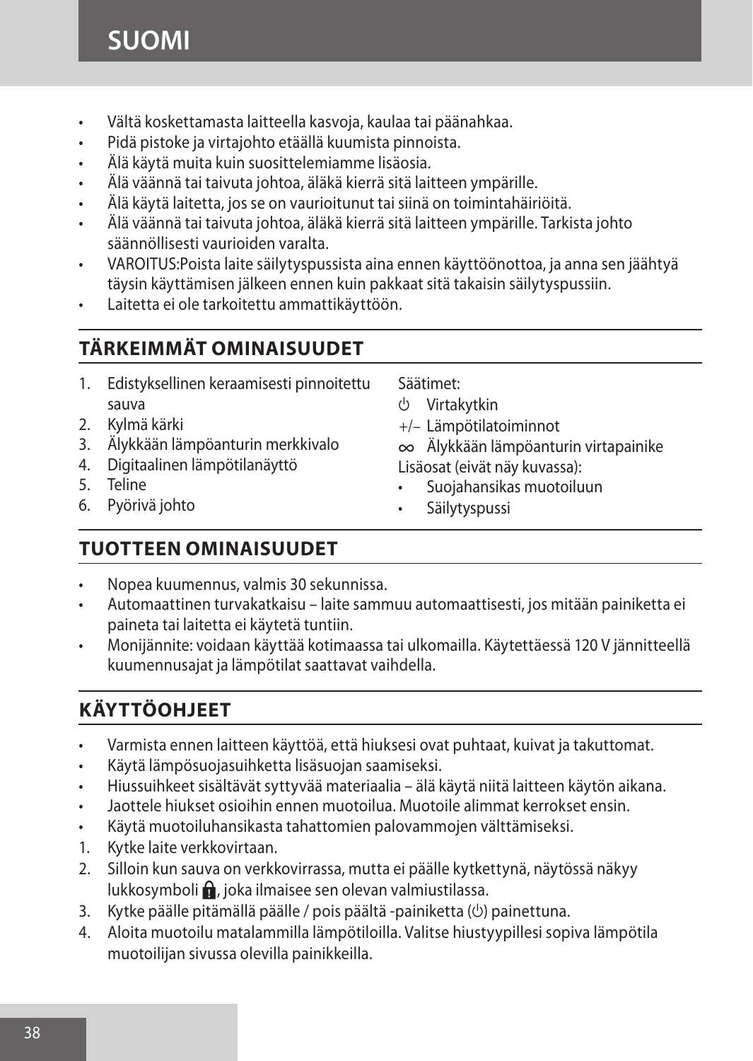- Vältä koskettamasta laitteella kasvoja, kaulaa tai päänahkaa.
- Pidä pistoke ja virtajohto etäällä kuumista pinnoista.
- Älä käytä muita kuin suosittelemiamme lisäosia.
- Älä väännä tai taivuta johtoa, äläkä kierrä sitä laitteen ympärille.
- Älä käytä laitetta, jos se on vaurioitunut tai siinä on toimintahäiriöitä.
- Älä väännä tai taivuta johtoa, äläkä kierrä sitä laitteen ympärille. Tarkista johto säännöllisesti vaurioiden varalta.
- VAROITUS:Poista laite säilytyspussista aina ennen käyttöönottoa, ja anna sen jäähtyä täysin käyttämisen jälkeen ennen kuin pakkaat sitä takaisin säilytyspussiin.
- Laitetta ei ole tarkoitettu ammattikäyttöön.

## TÄRKEIMMÄT OMINAISUUDET

1. Edistyksellinen keraamisesti pinnoitettu sauva
2. Kylmä kärki
3. Älykkään lämpöanturin merkkivalo
4. Digitaalinen lämpötilanäyttö
5. Teline
6. Pyörivä johto

Säätimet:
⏻ Virtakytkin
+/– Lämpötilatoiminnot
∞ Älykkään lämpöanturin virtapainike

Lisäosat (eivät näy kuvassa):
- Suojahansikas muotoiluun
- Säilytyspussi

## TUOTTEEN OMINAISUUDET

- Nopea kuumennus, valmis 30 sekunnissa.
- Automaattinen turvakatkaisu – laite sammuu automaattisesti, jos mitään painiketta ei paineta tai laitetta ei käytetä tuntiin.
- Monijännite: voidaan käyttää kotimaassa tai ulkomailla. Käytettäessä 120 V jännitteellä kuumennusajat ja lämpötilat saattavat vaihdella.

## KÄYTTÖOHJEET

- Varmista ennen laitteen käyttöä, että hiuksesi ovat puhtaat, kuivat ja takuttomat.
- Käytä lämpösuojasuihketta lisäsuojan saamiseksi.
- Hiussuihkeet sisältävät syttyvää materiaalia – älä käytä niitä laitteen käytön aikana.
- Jaottele hiukset osioihin ennen muotoilua. Muotoile alimmat kerrokset ensin.
- Käytä muotoiluhansikasta tahattomien palovammojen välttämiseksi.

1. Kytke laite verkkovirtaan.
2. Silloin kun sauva on verkkovirrassa, mutta ei päälle kytkettynä, näytössä näkyy lukkosymboli 🔒, joka ilmaisee sen olevan valmiustilassa.
3. Kytke päälle pitämällä päälle / pois päältä -painiketta (⏻) painettuna.
4. Aloita muotoilu matalammilla lämpötiloilla. Valitse hiustyypillesi sopiva lämpötila muotoilijan sivussa olevilla painikkeilla.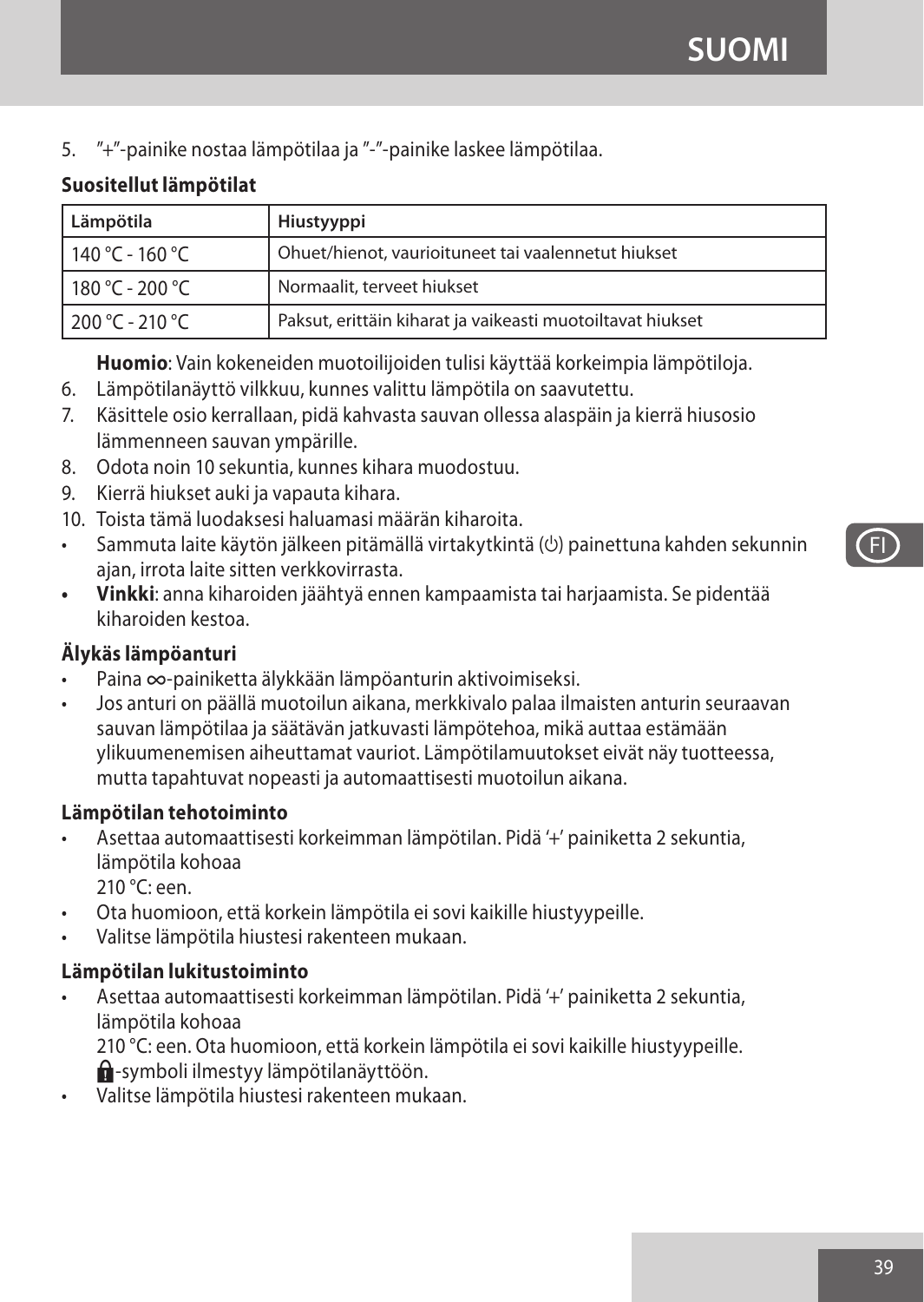5. ”+”-painike nostaa lämpötilaa ja ”-”-painike laskee lämpötilaa.

**Suositellut lämpötilat**

| Lämpötila | Hiustyyppi |
| --- | --- |
| 140 °C - 160 °C | Ohuet/hienot, vaurioituneet tai vaalennetut hiukset |
| 180 °C - 200 °C | Normaalit, terveet hiukset |
| 200 °C - 210 °C | Paksut, erittäin kiharat ja vaikeasti muotoiltavat hiukset |

**Huomio**: Vain kokeneiden muotoilijoiden tulisi käyttää korkeimpia lämpötiloja.

6. Lämpötilanäyttö vilkkuu, kunnes valittu lämpötila on saavutettu.
7. Käsittele osio kerrallaan, pidä kahvasta sauvan ollessa alaspäin ja kierrä hiusosio lämmenneen sauvan ympärille.
8. Odota noin 10 sekuntia, kunnes kihara muodostuu.
9. Kierrä hiukset auki ja vapauta kihara.
10. Toista tämä luodaksesi haluamasi määrän kiharoita.

- Sammuta laite käytön jälkeen pitämällä virtakytkintä (⏻) painettuna kahden sekunnin ajan, irrota laite sitten verkkovirrasta.
- **Vinkki**: anna kiharoiden jäähtyä ennen kampaamista tai harjaamista. Se pidentää kiharoiden kestoa.

**Älykäs lämpöanturi**

- Paina ∞-painiketta älykkään lämpöanturin aktivoimiseksi.
- Jos anturi on päällä muotoilun aikana, merkkivalo palaa ilmaisten anturin seuraavan sauvan lämpötilaa ja säätävän jatkuvasti lämpötehoa, mikä auttaa estämään ylikuumenemisen aiheuttamat vauriot. Lämpötilamuutokset eivät näy tuotteessa, mutta tapahtuvat nopeasti ja automaattisesti muotoilun aikana.

**Lämpötilan tehotoiminto**

- Asettaa automaattisesti korkeimman lämpötilan. Pidä '+' painiketta 2 sekuntia, lämpötila kohoaa 210 °C: een.
- Ota huomioon, että korkein lämpötila ei sovi kaikille hiustyypeille.
- Valitse lämpötila hiustesi rakenteen mukaan.

**Lämpötilan lukitustoiminto**

- Asettaa automaattisesti korkeimman lämpötilan. Pidä '+' painiketta 2 sekuntia, lämpötila kohoaa 210 °C: een. Ota huomioon, että korkein lämpötila ei sovi kaikille hiustyypeille. 🔒-symboli ilmestyy lämpötilanäyttöön.
- Valitse lämpötila hiustesi rakenteen mukaan.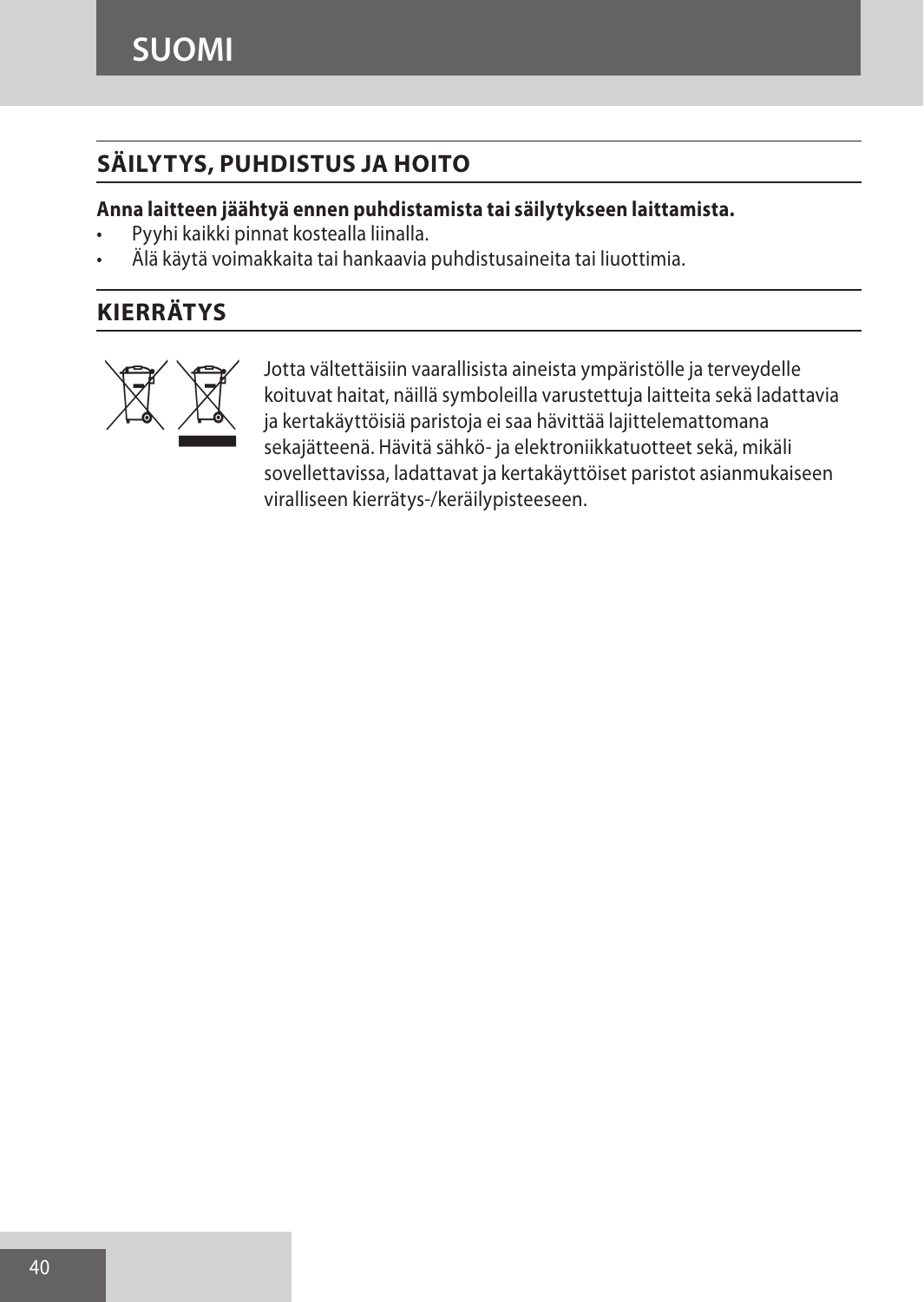## SÄILYTYS, PUHDISTUS JA HOITO

**Anna laitteen jäähtyä ennen puhdistamista tai säilytykseen laittamista.**

- Pyyhi kaikki pinnat kostealla liinalla.
- Älä käytä voimakkaita tai hankaavia puhdistusaineita tai liuottimia.

## KIERRÄTYS

Jotta vältettäisiin vaarallisista aineista ympäristölle ja terveydelle koituvat haitat, näillä symboleilla varustettuja laitteita sekä ladattavia ja kertakäyttöisiä paristoja ei saa hävittää lajittelemattomana sekajätteenä. Hävitä sähkö- ja elektroniikkatuotteet sekä, mikäli sovellettavissa, ladattavat ja kertakäyttöiset paristot asianmukaiseen viralliseen kierrätys-/keräilypisteeseen.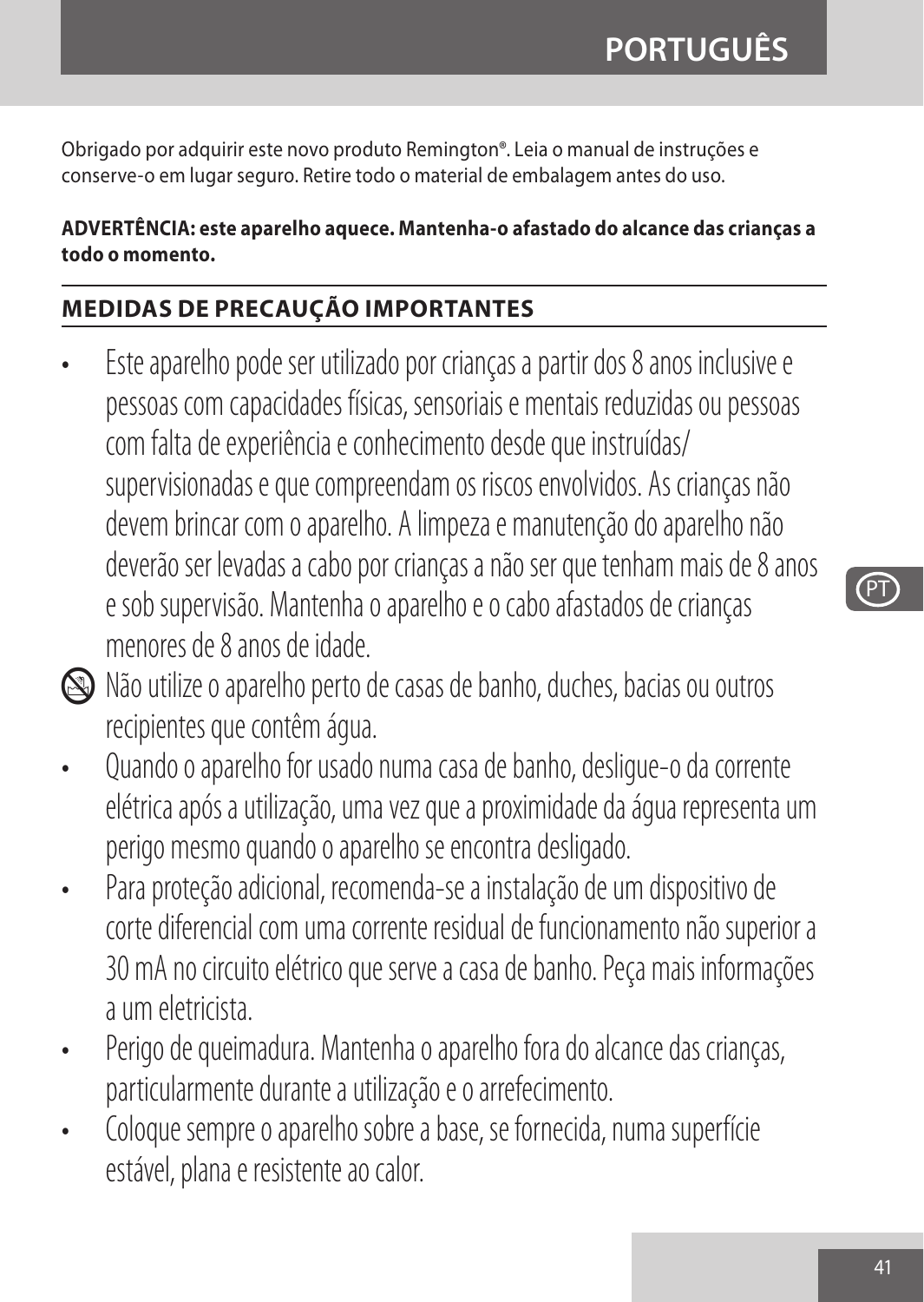Obrigado por adquirir este novo produto Remington®. Leia o manual de instruções e conserve-o em lugar seguro. Retire todo o material de embalagem antes do uso.

**ADVERTÊNCIA: este aparelho aquece. Mantenha-o afastado do alcance das crianças a todo o momento.**

## MEDIDAS DE PRECAUÇÃO IMPORTANTES

- Este aparelho pode ser utilizado por crianças a partir dos 8 anos inclusive e pessoas com capacidades físicas, sensoriais e mentais reduzidas ou pessoas com falta de experiência e conhecimento desde que instruídas/ supervisionadas e que compreendam os riscos envolvidos. As crianças não devem brincar com o aparelho. A limpeza e manutenção do aparelho não deverão ser levadas a cabo por crianças a não ser que tenham mais de 8 anos e sob supervisão. Mantenha o aparelho e o cabo afastados de crianças menores de 8 anos de idade.
- Não utilize o aparelho perto de casas de banho, duches, bacias ou outros recipientes que contêm água.
- Quando o aparelho for usado numa casa de banho, desligue-o da corrente elétrica após a utilização, uma vez que a proximidade da água representa um perigo mesmo quando o aparelho se encontra desligado.
- Para proteção adicional, recomenda-se a instalação de um dispositivo de corte diferencial com uma corrente residual de funcionamento não superior a 30 mA no circuito elétrico que serve a casa de banho. Peça mais informações a um eletricista.
- Perigo de queimadura. Mantenha o aparelho fora do alcance das crianças, particularmente durante a utilização e o arrefecimento.
- Coloque sempre o aparelho sobre a base, se fornecida, numa superfície estável, plana e resistente ao calor.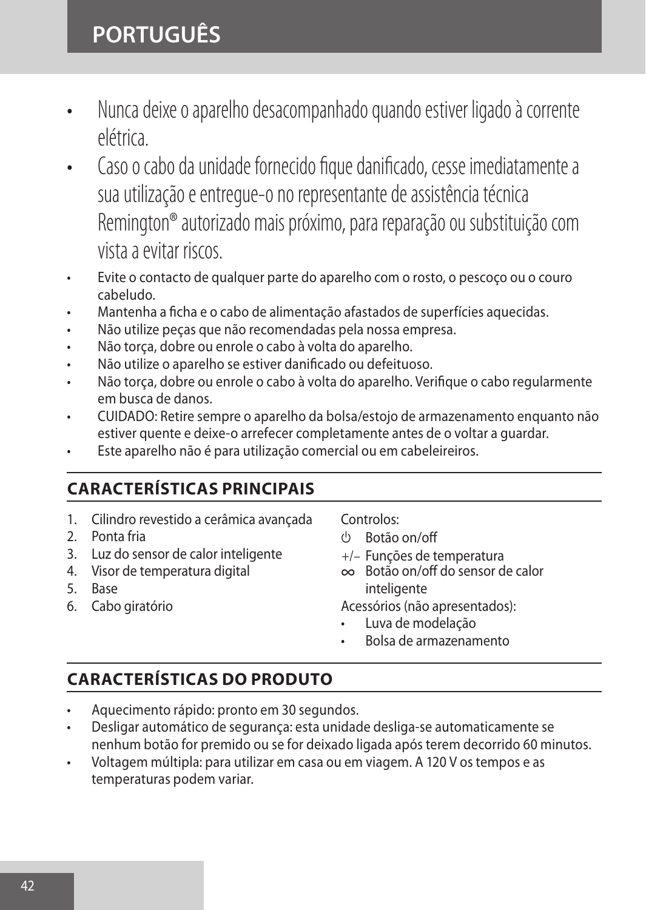- Nunca deixe o aparelho desacompanhado quando estiver ligado à corrente elétrica.
- Caso o cabo da unidade fornecido fique danificado, cesse imediatamente a sua utilização e entregue-o no representante de assistência técnica Remington® autorizado mais próximo, para reparação ou substituição com vista a evitar riscos.
- Evite o contacto de qualquer parte do aparelho com o rosto, o pescoço ou o couro cabeludo.
- Mantenha a ficha e o cabo de alimentação afastados de superfícies aquecidas.
- Não utilize peças que não recomendadas pela nossa empresa.
- Não torça, dobre ou enrole o cabo à volta do aparelho.
- Não utilize o aparelho se estiver danificado ou defeituoso.
- Não torça, dobre ou enrole o cabo à volta do aparelho. Verifique o cabo regularmente em busca de danos.
- CUIDADO: Retire sempre o aparelho da bolsa/estojo de armazenamento enquanto não estiver quente e deixe-o arrefecer completamente antes de o voltar a guardar.
- Este aparelho não é para utilização comercial ou em cabeleireiros.

## CARACTERÍSTICAS PRINCIPAIS

1. Cilindro revestido a cerâmica avançada
2. Ponta fria
3. Luz do sensor de calor inteligente
4. Visor de temperatura digital
5. Base
6. Cabo giratório

Controlos:

- ⏻ Botão on/off
- +/– Funções de temperatura
- ∞ Botão on/off do sensor de calor inteligente

Acessórios (não apresentados):

- Luva de modelação
- Bolsa de armazenamento

## CARACTERÍSTICAS DO PRODUTO

- Aquecimento rápido: pronto em 30 segundos.
- Desligar automático de segurança: esta unidade desliga-se automaticamente se nenhum botão for premido ou se for deixado ligada após terem decorrido 60 minutos.
- Voltagem múltipla: para utilizar em casa ou em viagem. A 120 V os tempos e as temperaturas podem variar.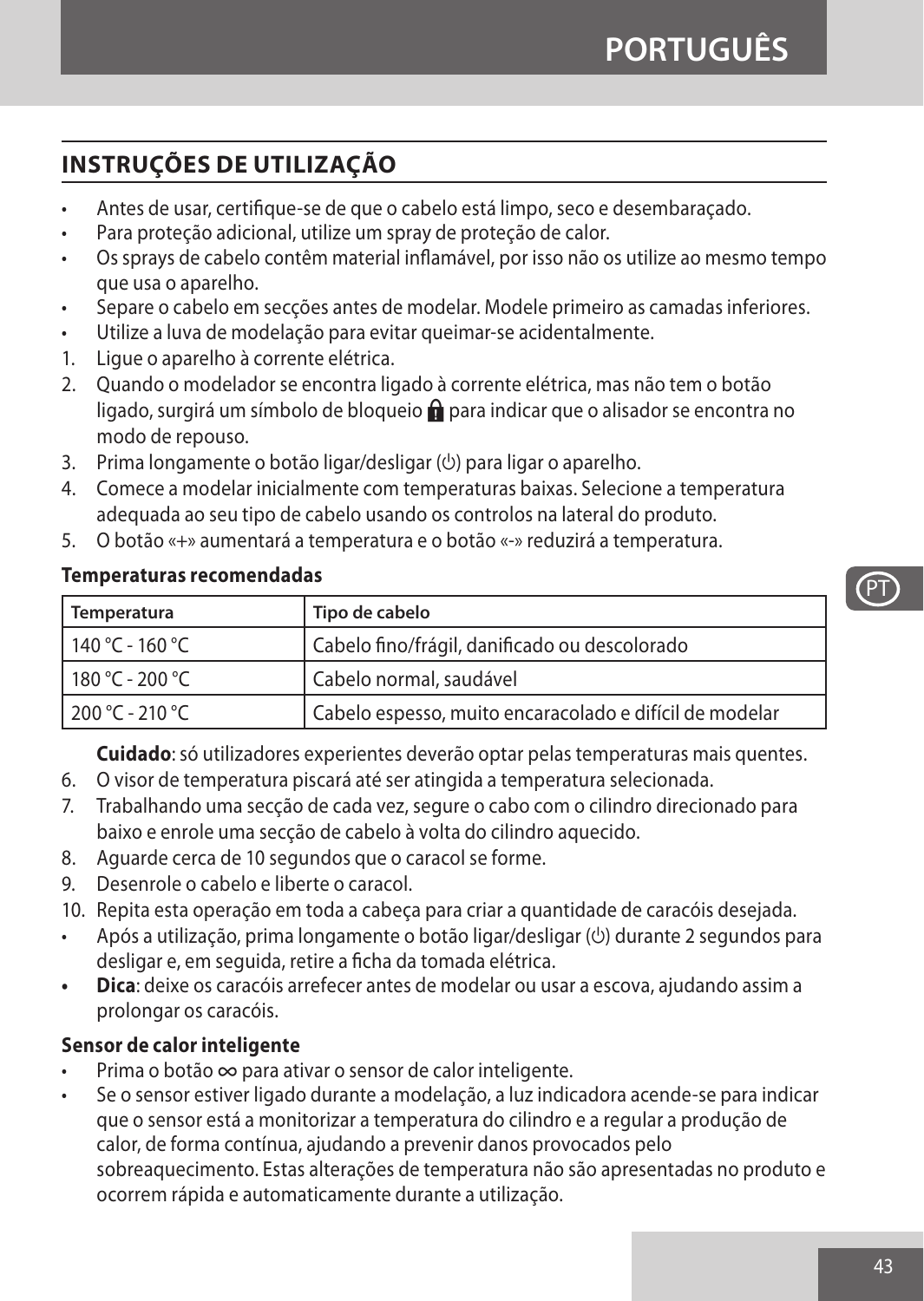## INSTRUÇÕES DE UTILIZAÇÃO

- Antes de usar, certifique-se de que o cabelo está limpo, seco e desembaraçado.
- Para proteção adicional, utilize um spray de proteção de calor.
- Os sprays de cabelo contêm material inflamável, por isso não os utilize ao mesmo tempo que usa o aparelho.
- Separe o cabelo em secções antes de modelar. Modele primeiro as camadas inferiores.
- Utilize a luva de modelação para evitar queimar-se acidentalmente.

1. Ligue o aparelho à corrente elétrica.
2. Quando o modelador se encontra ligado à corrente elétrica, mas não tem o botão ligado, surgirá um símbolo de bloqueio 🔒 para indicar que o alisador se encontra no modo de repouso.
3. Prima longamente o botão ligar/desligar (⏻) para ligar o aparelho.
4. Comece a modelar inicialmente com temperaturas baixas. Selecione a temperatura adequada ao seu tipo de cabelo usando os controlos na lateral do produto.
5. O botão «+» aumentará a temperatura e o botão «-» reduzirá a temperatura.

**Temperaturas recomendadas**

| Temperatura | Tipo de cabelo |
|---|---|
| 140 °C - 160 °C | Cabelo fino/frágil, danificado ou descolorado |
| 180 °C - 200 °C | Cabelo normal, saudável |
| 200 °C - 210 °C | Cabelo espesso, muito encaracolado e difícil de modelar |

**Cuidado**: só utilizadores experientes deverão optar pelas temperaturas mais quentes.

6. O visor de temperatura piscará até ser atingida a temperatura selecionada.
7. Trabalhando uma secção de cada vez, segure o cabo com o cilindro direcionado para baixo e enrole uma secção de cabelo à volta do cilindro aquecido.
8. Aguarde cerca de 10 segundos que o caracol se forme.
9. Desenrole o cabelo e liberte o caracol.
10. Repita esta operação em toda a cabeça para criar a quantidade de caracóis desejada.

- Após a utilização, prima longamente o botão ligar/desligar (⏻) durante 2 segundos para desligar e, em seguida, retire a ficha da tomada elétrica.
- **Dica**: deixe os caracóis arrefecer antes de modelar ou usar a escova, ajudando assim a prolongar os caracóis.

**Sensor de calor inteligente**

- Prima o botão ∞ para ativar o sensor de calor inteligente.
- Se o sensor estiver ligado durante a modelação, a luz indicadora acende-se para indicar que o sensor está a monitorizar a temperatura do cilindro e a regular a produção de calor, de forma contínua, ajudando a prevenir danos provocados pelo sobreaquecimento. Estas alterações de temperatura não são apresentadas no produto e ocorrem rápida e automaticamente durante a utilização.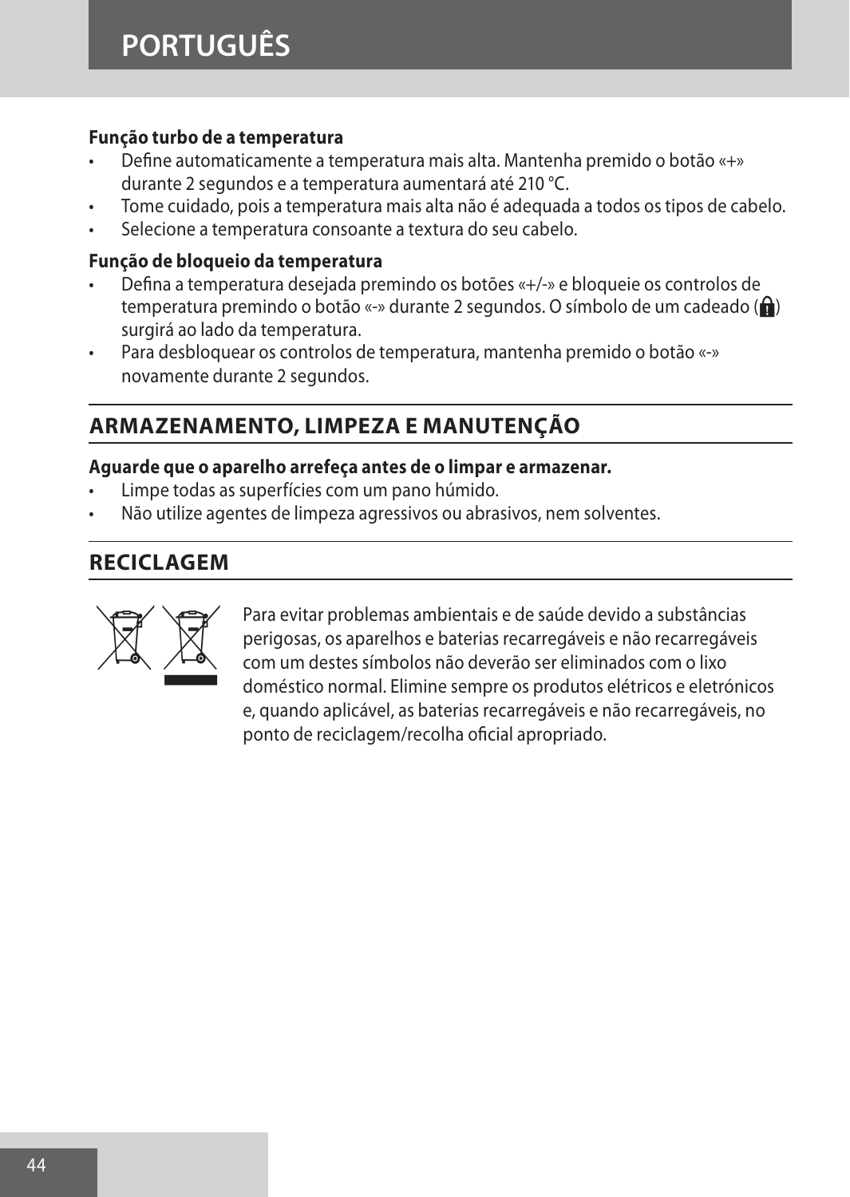**Função turbo de a temperatura**

- Define automaticamente a temperatura mais alta. Mantenha premido o botão «+» durante 2 segundos e a temperatura aumentará até 210 °C.
- Tome cuidado, pois a temperatura mais alta não é adequada a todos os tipos de cabelo.
- Selecione a temperatura consoante a textura do seu cabelo.

**Função de bloqueio da temperatura**

- Defina a temperatura desejada premindo os botões «+/-» e bloqueie os controlos de temperatura premindo o botão «-» durante 2 segundos. O símbolo de um cadeado ( ) surgirá ao lado da temperatura.
- Para desbloquear os controlos de temperatura, mantenha premido o botão «-» novamente durante 2 segundos.

## ARMAZENAMENTO, LIMPEZA E MANUTENÇÃO

**Aguarde que o aparelho arrefeça antes de o limpar e armazenar.**

- Limpe todas as superfícies com um pano húmido.
- Não utilize agentes de limpeza agressivos ou abrasivos, nem solventes.

## RECICLAGEM

Para evitar problemas ambientais e de saúde devido a substâncias perigosas, os aparelhos e baterias recarregáveis e não recarregáveis com um destes símbolos não deverão ser eliminados com o lixo doméstico normal. Elimine sempre os produtos elétricos e eletrónicos e, quando aplicável, as baterias recarregáveis e não recarregáveis, no ponto de reciclagem/recolha oficial apropriado.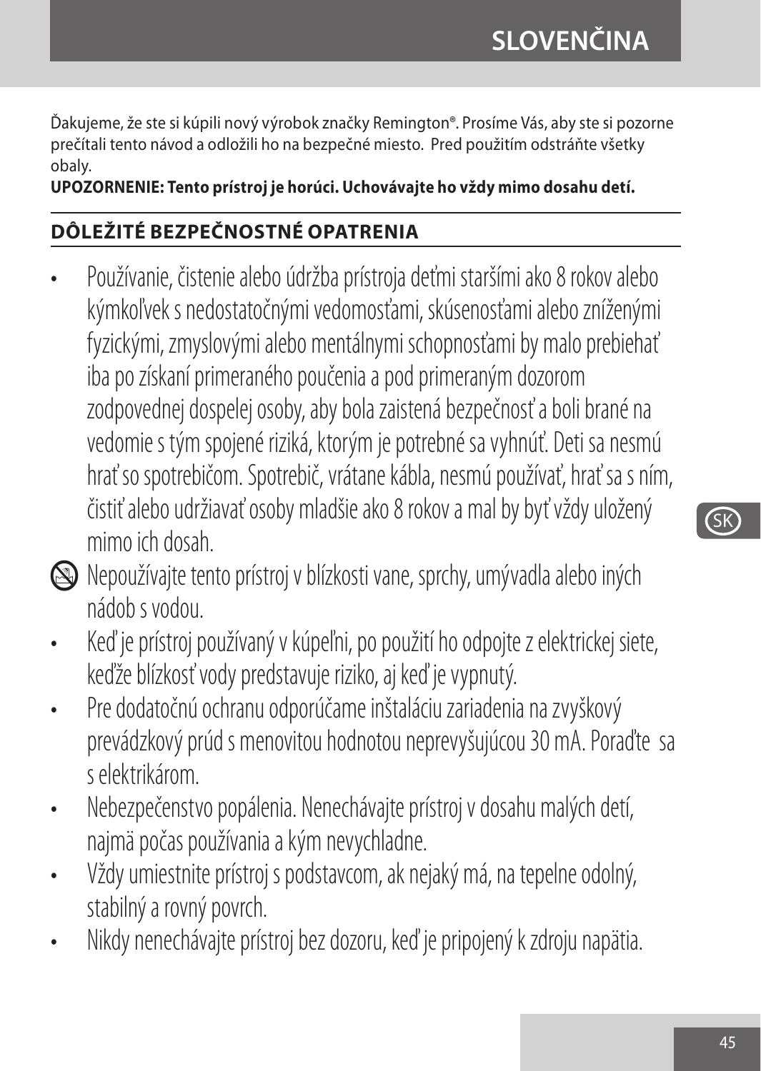Ďakujeme, že ste si kúpili nový výrobok značky Remington®. Prosíme Vás, aby ste si pozorne prečítali tento návod a odložili ho na bezpečné miesto. Pred použitím odstráňte všetky obaly.

**UPOZORNENIE: Tento prístroj je horúci. Uchovávajte ho vždy mimo dosahu detí.**

## DÔLEŽITÉ BEZPEČNOSTNÉ OPATRENIA

- Používanie, čistenie alebo údržba prístroja deťmi staršími ako 8 rokov alebo kýmkoľvek s nedostatočnými vedomosťami, skúsenosťami alebo zníženými fyzickými, zmyslovými alebo mentálnymi schopnosťami by malo prebiehať iba po získaní primeraného poučenia a pod primeraným dozorom zodpovednej dospelej osoby, aby bola zaistená bezpečnosť a boli brané na vedomie s tým spojené riziká, ktorým je potrebné sa vyhnúť. Deti sa nesmú hrať so spotrebičom. Spotrebič, vrátane kábla, nesmú používať, hrať sa s ním, čistiť alebo udržiavať osoby mladšie ako 8 rokov a mal by byť vždy uložený mimo ich dosah.
- Nepoužívajte tento prístroj v blízkosti vane, sprchy, umývadla alebo iných nádob s vodou.
- Keď je prístroj používaný v kúpeľni, po použití ho odpojte z elektrickej siete, keďže blízkosť vody predstavuje riziko, aj keď je vypnutý.
- Pre dodatočnú ochranu odporúčame inštaláciu zariadenia na zvyškový prevádzkový prúd s menovitou hodnotou neprevyšujúcou 30 mA. Poraďte sa s elektrikárom.
- Nebezpečenstvo popálenia. Nenechávajte prístroj v dosahu malých detí, najmä počas používania a kým nevychladne.
- Vždy umiestnite prístroj s podstavcom, ak nejaký má, na tepelne odolný, stabilný a rovný povrch.
- Nikdy nenechávajte prístroj bez dozoru, keď je pripojený k zdroju napätia.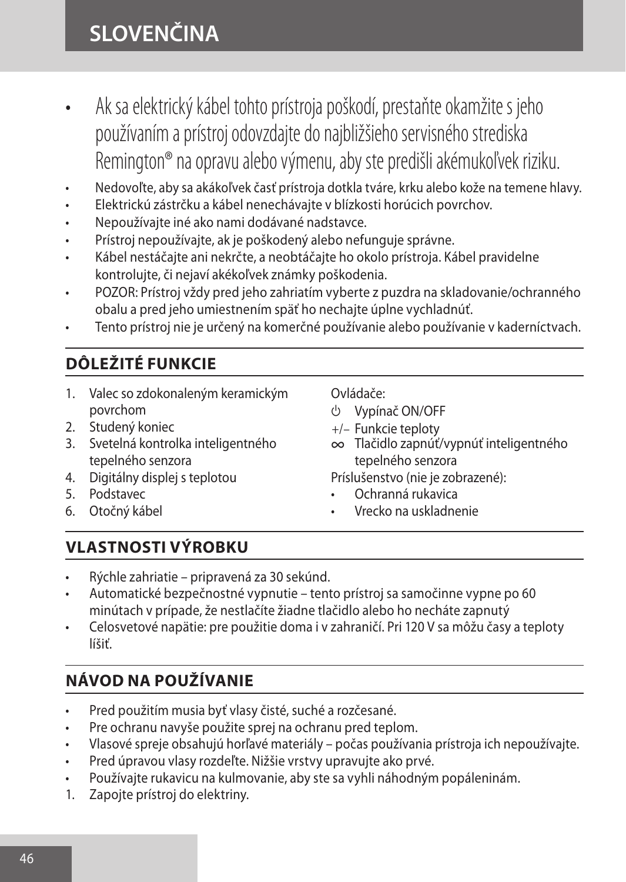- Ak sa elektrický kábel tohto prístroja poškodí, prestaňte okamžite s jeho používaním a prístroj odovzdajte do najbližšieho servisného strediska Remington® na opravu alebo výmenu, aby ste predišli akémukoľvek riziku.
- Nedovoľte, aby sa akákoľvek časť prístroja dotkla tváre, krku alebo kože na temene hlavy.
- Elektrickú zástrčku a kábel nenechávajte v blízkosti horúcich povrchov.
- Nepoužívajte iné ako nami dodávané nadstavce.
- Prístroj nepoužívajte, ak je poškodený alebo nefunguje správne.
- Kábel nestáčajte ani nekrčte, a neobtáčajte ho okolo prístroja. Kábel pravidelne kontrolujte, či nejaví akékoľvek známky poškodenia.
- POZOR: Prístroj vždy pred jeho zahriatím vyberte z puzdra na skladovanie/ochranného obalu a pred jeho umiestnením späť ho nechajte úplne vychladnúť.
- Tento prístroj nie je určený na komerčné používanie alebo používanie v kaderníctvach.

## DÔLEŽITÉ FUNKCIE

1. Valec so zdokonaleným keramickým povrchom
2. Studený koniec
3. Svetelná kontrolka inteligentného tepelného senzora
4. Digitálny displej s teplotou
5. Podstavec
6. Otočný kábel

Ovládače:

⏻ Vypínač ON/OFF

+/– Funkcie teploty

∞ Tlačidlo zapnúť/vypnúť inteligentného tepelného senzora

Príslušenstvo (nie je zobrazené):

- Ochranná rukavica
- Vrecko na uskladnenie

## VLASTNOSTI VÝROBKU

- Rýchle zahriatie – pripravená za 30 sekúnd.
- Automatické bezpečnostné vypnutie – tento prístroj sa samočinne vypne po 60 minútach v prípade, že nestlačíte žiadne tlačidlo alebo ho necháte zapnutý
- Celosvetové napätie: pre použitie doma i v zahraničí. Pri 120 V sa môžu časy a teploty líšiť.

## NÁVOD NA POUŽÍVANIE

- Pred použitím musia byť vlasy čisté, suché a rozčesané.
- Pre ochranu navyše použite sprej na ochranu pred teplom.
- Vlasové spreje obsahujú horľavé materiály – počas používania prístroja ich nepoužívajte.
- Pred úpravou vlasy rozdeľte. Nižšie vrstvy upravujte ako prvé.
- Používajte rukavicu na kulmovanie, aby ste sa vyhli náhodným popáleninám.

1. Zapojte prístroj do elektriny.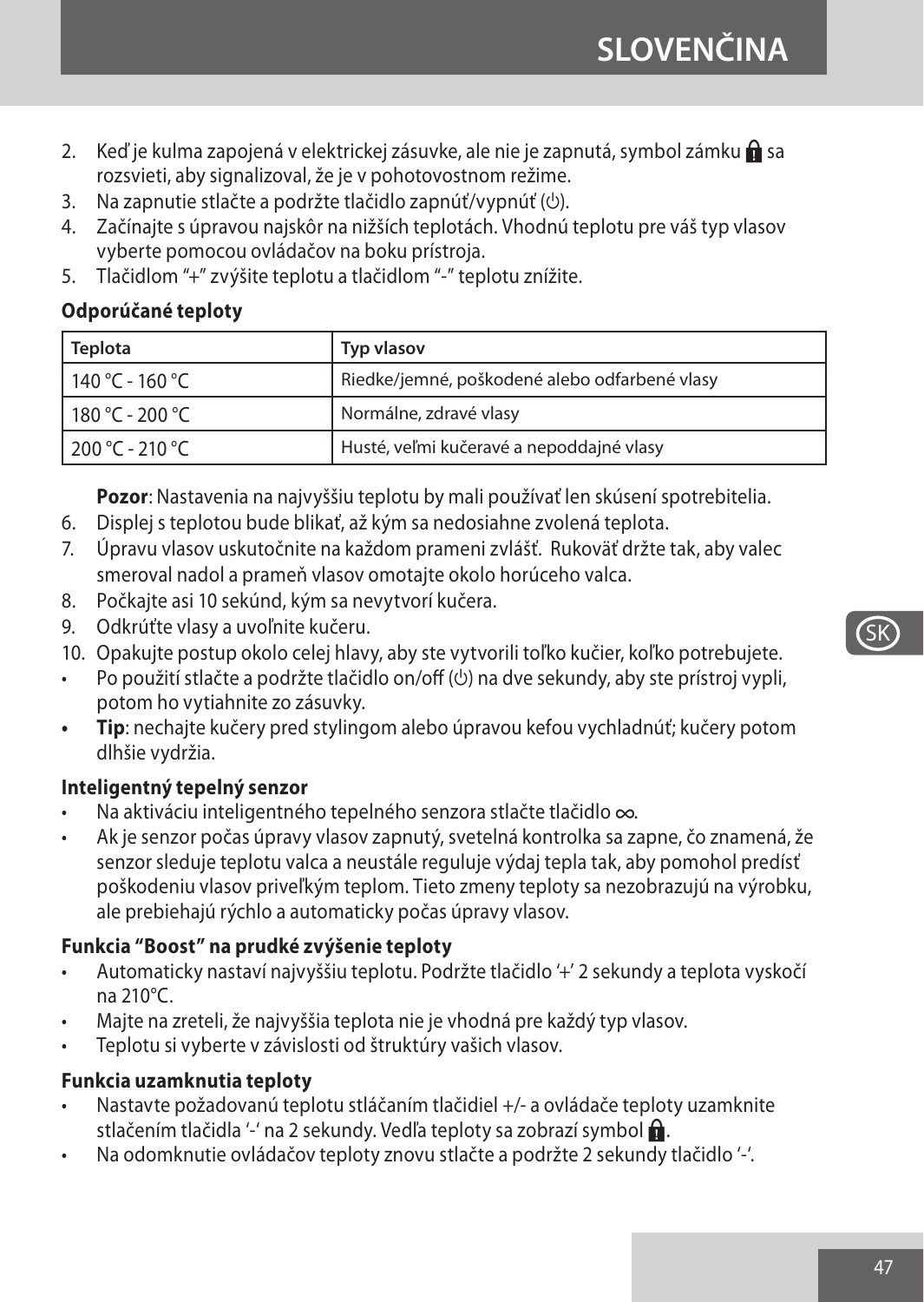2. Keď je kulma zapojená v elektrickej zásuvke, ale nie je zapnutá, symbol zámku 🔒 sa rozsvieti, aby signalizoval, že je v pohotovostnom režime.
3. Na zapnutie stlačte a podržte tlačidlo zapnúť/vypnúť (⏻).
4. Začínajte s úpravou najskôr na nižších teplotách. Vhodnú teplotu pre váš typ vlasov vyberte pomocou ovládačov na boku prístroja.
5. Tlačidlom "+" zvýšite teplotu a tlačidlom "-" teplotu znížite.

**Odporúčané teploty**

| Teplota | Typ vlasov |
|---|---|
| 140 °C - 160 °C | Riedke/jemné, poškodené alebo odfarbené vlasy |
| 180 °C - 200 °C | Normálne, zdravé vlasy |
| 200 °C - 210 °C | Husté, veľmi kučeravé a nepoddajné vlasy |

**Pozor**: Nastavenia na najvyššiu teplotu by mali používať len skúsení spotrebitelia.

6. Displej s teplotou bude blikať, až kým sa nedosiahne zvolená teplota.
7. Úpravu vlasov uskutočnite na každom prameni zvlášť. Rukoväť držte tak, aby valec smeroval nadol a prameň vlasov omotajte okolo horúceho valca.
8. Počkajte asi 10 sekúnd, kým sa nevytvorí kučera.
9. Odkrúťte vlasy a uvoľnite kučeru.
10. Opakujte postup okolo celej hlavy, aby ste vytvorili toľko kučier, koľko potrebujete.

- Po použití stlačte a podržte tlačidlo on/off (⏻) na dve sekundy, aby ste prístroj vypli, potom ho vytiahnite zo zásuvky.
- **Tip**: nechajte kučery pred stylingom alebo úpravou kefou vychladnúť; kučery potom dlhšie vydržia.

**Inteligentný tepelný senzor**

- Na aktiváciu inteligentného tepelného senzora stlačte tlačidlo ∞.
- Ak je senzor počas úpravy vlasov zapnutý, svetelná kontrolka sa zapne, čo znamená, že senzor sleduje teplotu valca a neustále reguluje výdaj tepla tak, aby pomohol predísť poškodeniu vlasov priveľkým teplom. Tieto zmeny teploty sa nezobrazujú na výrobku, ale prebiehajú rýchlo a automaticky počas úpravy vlasov.

**Funkcia "Boost" na prudké zvýšenie teploty**

- Automaticky nastaví najvyššiu teplotu. Podržte tlačidlo '+' 2 sekundy a teplota vyskočí na 210°C.
- Majte na zreteli, že najvyššia teplota nie je vhodná pre každý typ vlasov.
- Teplotu si vyberte v závislosti od štruktúry vašich vlasov.

**Funkcia uzamknutia teploty**

- Nastavte požadovanú teplotu stláčaním tlačidiel +/- a ovládače teploty uzamknite stlačením tlačidla '-' na 2 sekundy. Vedľa teploty sa zobrazí symbol 🔒.
- Na odomknutie ovládačov teploty znovu stlačte a podržte 2 sekundy tlačidlo '-'.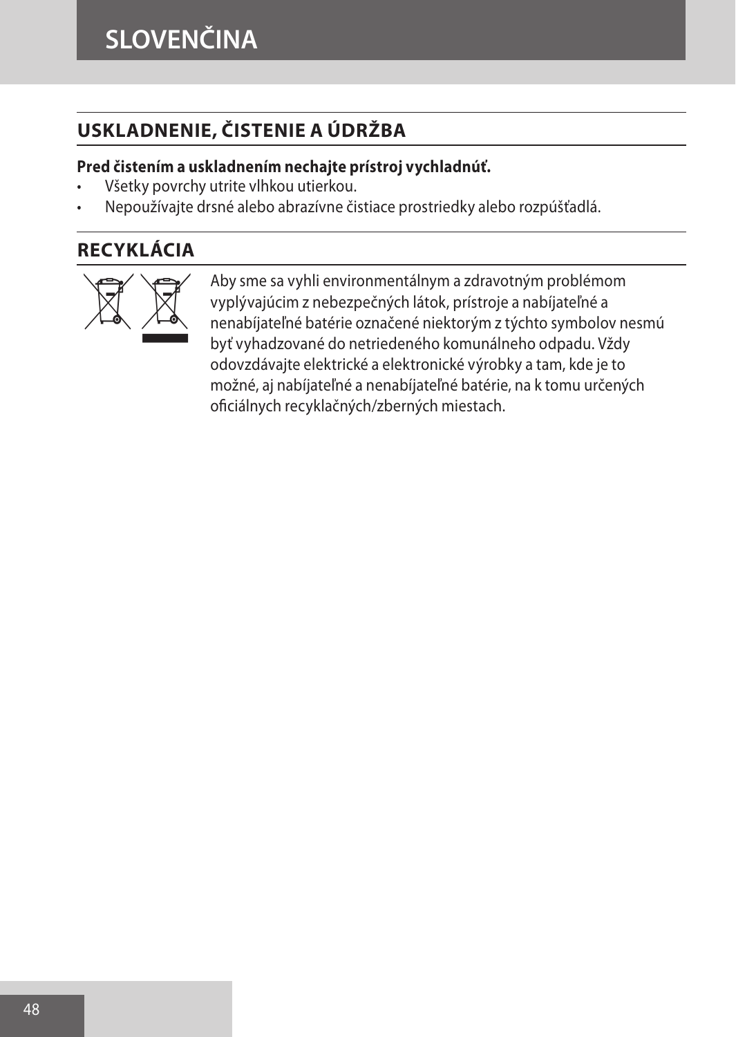## USKLADNENIE, ČISTENIE A ÚDRŽBA

**Pred čistením a uskladnením nechajte prístroj vychladnúť.**

- Všetky povrchy utrite vlhkou utierkou.
- Nepoužívajte drsné alebo abrazívne čistiace prostriedky alebo rozpúšťadlá.

## RECYKLÁCIA

Aby sme sa vyhli environmentálnym a zdravotným problémom vyplývajúcim z nebezpečných látok, prístroje a nabíjateľné a nenabíjateľné batérie označené niektorým z týchto symbolov nesmú byť vyhadzované do netriedeného komunálneho odpadu. Vždy odovzdávajte elektrické a elektronické výrobky a tam, kde je to možné, aj nabíjateľné a nenabíjateľné batérie, na k tomu určených oficiálnych recyklačných/zberných miestach.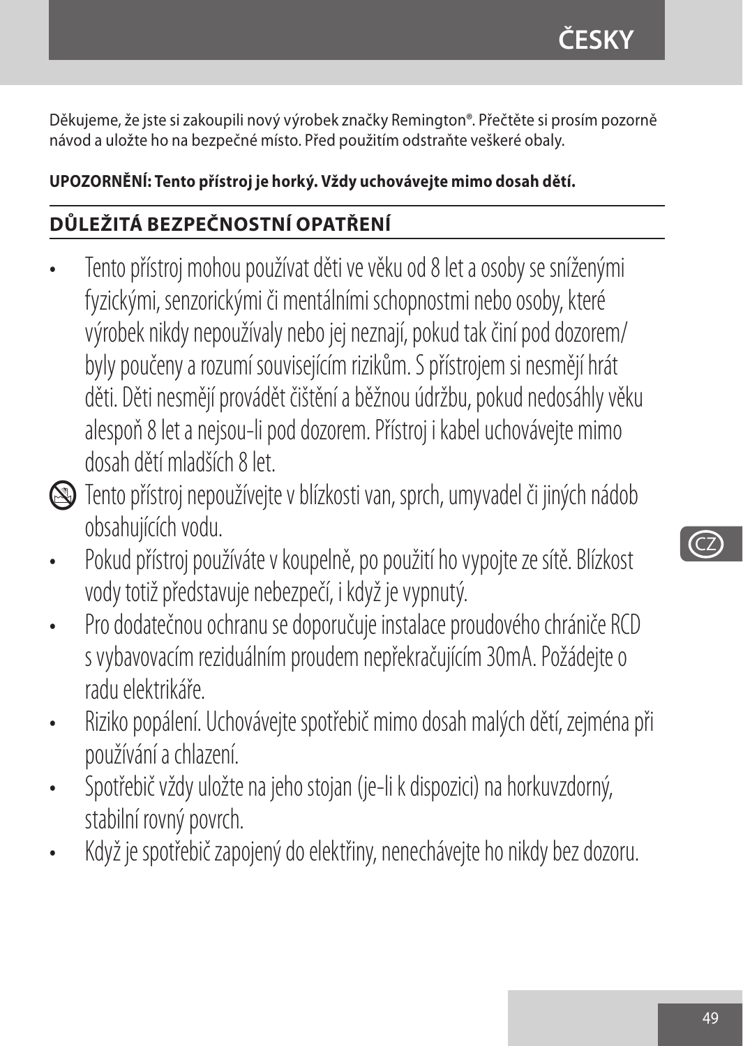Děkujeme, že jste si zakoupili nový výrobek značky Remington®. Přečtěte si prosím pozorně návod a uložte ho na bezpečné místo. Před použitím odstraňte veškeré obaly.

**UPOZORNĚNÍ: Tento přístroj je horký. Vždy uchovávejte mimo dosah dětí.**

## DŮLEŽITÁ BEZPEČNOSTNÍ OPATŘENÍ

- Tento přístroj mohou používat děti ve věku od 8 let a osoby se sníženými fyzickými, senzorickými či mentálními schopnostmi nebo osoby, které výrobek nikdy nepoužívaly nebo jej neznají, pokud tak činí pod dozorem/ byly poučeny a rozumí souvisejícím rizikům. S přístrojem si nesmějí hrát děti. Děti nesmějí provádět čištění a běžnou údržbu, pokud nedosáhly věku alespoň 8 let a nejsou-li pod dozorem. Přístroj i kabel uchovávejte mimo dosah dětí mladších 8 let.
- Tento přístroj nepoužívejte v blízkosti van, sprch, umyvadel či jiných nádob obsahujících vodu.
- Pokud přístroj používáte v koupelně, po použití ho vypojte ze sítě. Blízkost vody totiž představuje nebezpečí, i když je vypnutý.
- Pro dodatečnou ochranu se doporučuje instalace proudového chrániče RCD s vybavovacím reziduálním proudem nepřekračujícím 30mA. Požádejte o radu elektrikáře.
- Riziko popálení. Uchovávejte spotřebič mimo dosah malých dětí, zejména při používání a chlazení.
- Spotřebič vždy uložte na jeho stojan (je-li k dispozici) na horkuvzdorný, stabilní rovný povrch.
- Když je spotřebič zapojený do elektřiny, nenechávejte ho nikdy bez dozoru.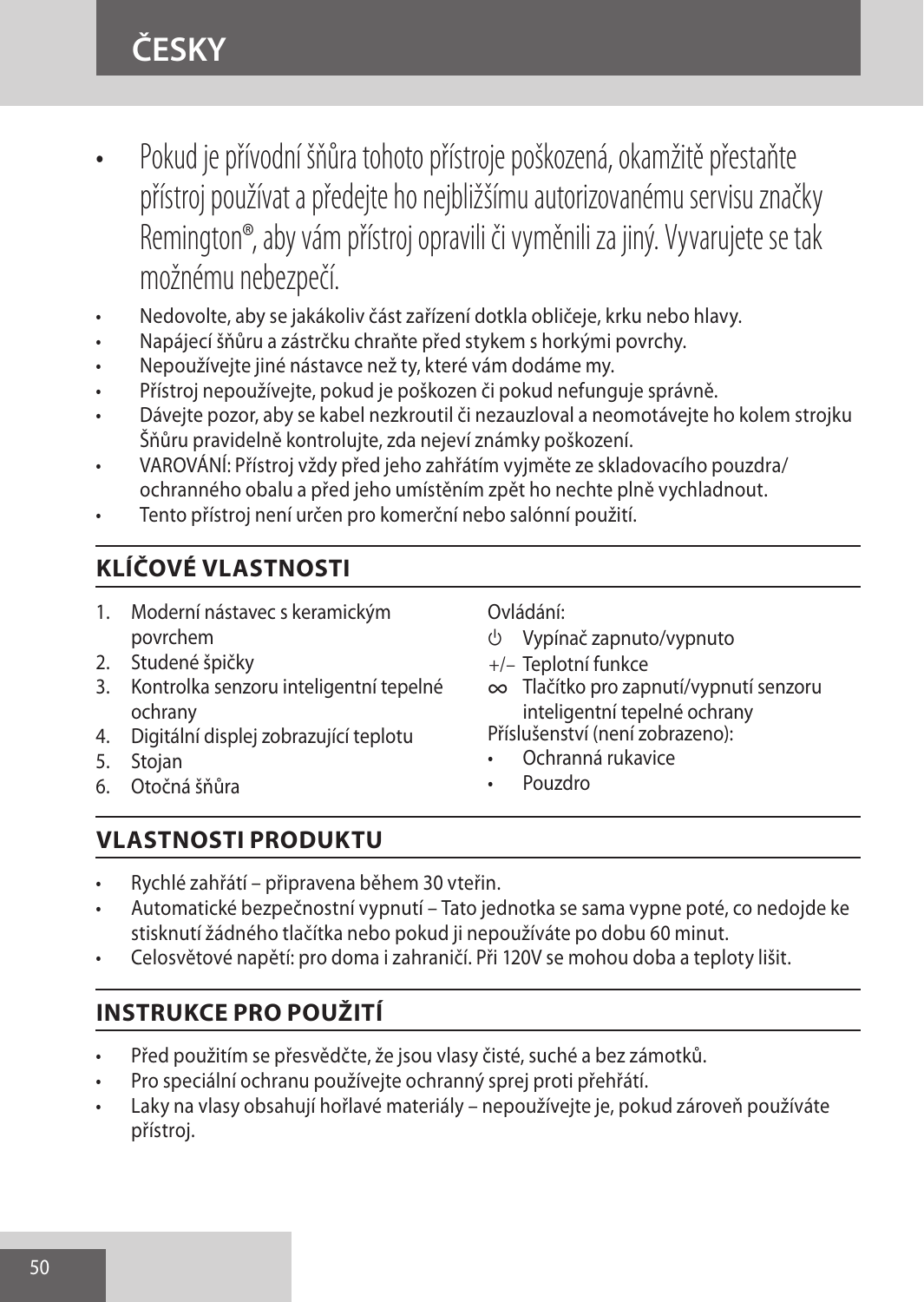- Pokud je přívodní šňůra tohoto přístroje poškozená, okamžitě přestaňte přístroj používat a předejte ho nejbližšímu autorizovanému servisu značky Remington®, aby vám přístroj opravili či vyměnili za jiný. Vyvarujete se tak možnému nebezpečí.
- Nedovolte, aby se jakákoliv část zařízení dotkla obličeje, krku nebo hlavy.
- Napájecí šňůru a zástrčku chraňte před stykem s horkými povrchy.
- Nepoužívejte jiné nástavce než ty, které vám dodáme my.
- Přístroj nepoužívejte, pokud je poškozen či pokud nefunguje správně.
- Dávejte pozor, aby se kabel nezkroutil či nezauzloval a neomotávejte ho kolem strojku Šňůru pravidelně kontrolujte, zda nejeví známky poškození.
- VAROVÁNÍ: Přístroj vždy před jeho zahřátím vyjměte ze skladovacího pouzdra/ ochranného obalu a před jeho umístěním zpět ho nechte plně vychladnout.
- Tento přístroj není určen pro komerční nebo salónní použití.

## KLÍČOVÉ VLASTNOSTI

1. Moderní nástavec s keramickým povrchem
2. Studené špičky
3. Kontrolka senzoru inteligentní tepelné ochrany
4. Digitální displej zobrazující teplotu
5. Stojan
6. Otočná šňůra

Ovládání:

⏻ Vypínač zapnuto/vypnuto

+/– Teplotní funkce

∞ Tlačítko pro zapnutí/vypnutí senzoru inteligentní tepelné ochrany

Příslušenství (není zobrazeno):

- Ochranná rukavice
- Pouzdro

## VLASTNOSTI PRODUKTU

- Rychlé zahřátí – připravena během 30 vteřin.
- Automatické bezpečnostní vypnutí – Tato jednotka se sama vypne poté, co nedojde ke stisknutí žádného tlačítka nebo pokud ji nepoužíváte po dobu 60 minut.
- Celosvětové napětí: pro doma i zahraničí. Při 120V se mohou doba a teploty lišit.

## INSTRUKCE PRO POUŽITÍ

- Před použitím se přesvědčte, že jsou vlasy čisté, suché a bez zámotků.
- Pro speciální ochranu používejte ochranný sprej proti přehřátí.
- Laky na vlasy obsahují hořlavé materiály – nepoužívejte je, pokud zároveň používáte přístroj.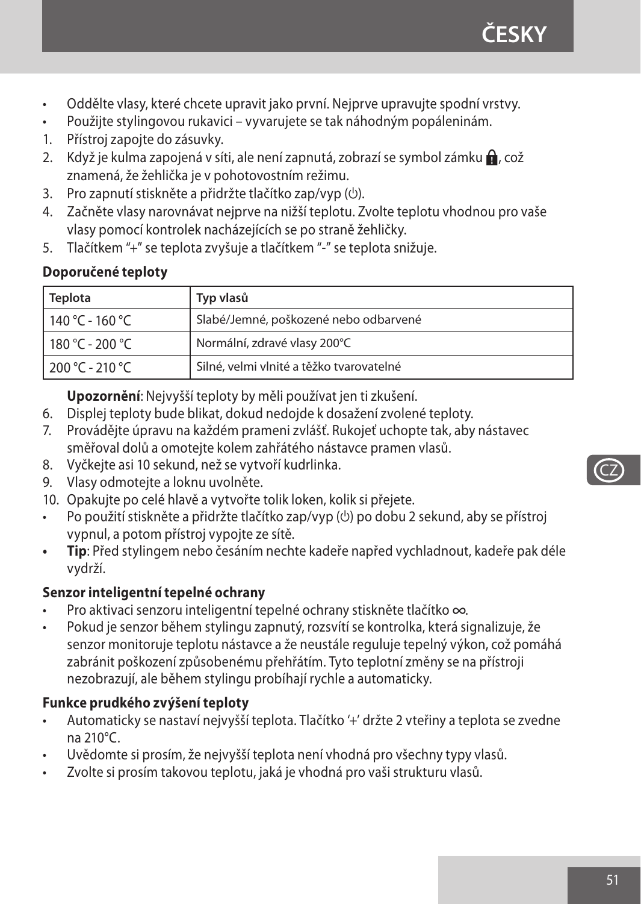- Oddělte vlasy, které chcete upravit jako první. Nejprve upravujte spodní vrstvy.
- Použijte stylingovou rukavici – vyvarujete se tak náhodným popáleninám.

1. Přístroj zapojte do zásuvky.
2. Když je kulma zapojená v síti, ale není zapnutá, zobrazí se symbol zámku 🔒, což znamená, že žehlička je v pohotovostním režimu.
3. Pro zapnutí stiskněte a přidržte tlačítko zap/vyp (⏻).
4. Začněte vlasy narovnávat nejprve na nižší teplotu. Zvolte teplotu vhodnou pro vaše vlasy pomocí kontrolek nacházejících se po straně žehličky.
5. Tlačítkem "+" se teplota zvyšuje a tlačítkem "-" se teplota snižuje.

**Doporučené teploty**

| Teplota | Typ vlasů |
| --- | --- |
| 140 °C - 160 °C | Slabé/Jemné, poškozené nebo odbarvené |
| 180 °C - 200 °C | Normální, zdravé vlasy 200°C |
| 200 °C - 210 °C | Silné, velmi vlnité a těžko tvarovatelné |

**Upozornění**: Nejvyšší teploty by měli používat jen ti zkušení.

6. Displej teploty bude blikat, dokud nedojde k dosažení zvolené teploty.
7. Provádějte úpravu na každém prameni zvlášť. Rukojeť uchopte tak, aby nástavec směřoval dolů a omotejte kolem zahřátého nástavce pramen vlasů.
8. Vyčkejte asi 10 sekund, než se vytvoří kudrlinka.
9. Vlasy odmotejte a loknu uvolněte.
10. Opakujte po celé hlavě a vytvořte tolik loken, kolik si přejete.

- Po použití stiskněte a přidržte tlačítko zap/vyp (⏻) po dobu 2 sekund, aby se přístroj vypnul, a potom přístroj vypojte ze sítě.
- **Tip**: Před stylingem nebo česáním nechte kadeře napřed vychladnout, kadeře pak déle vydrží.

**Senzor inteligentní tepelné ochrany**

- Pro aktivaci senzoru inteligentní tepelné ochrany stiskněte tlačítko ∞.
- Pokud je senzor během stylingu zapnutý, rozsvítí se kontrolka, která signalizuje, že senzor monitoruje teplotu nástavce a že neustále reguluje tepelný výkon, což pomáhá zabránit poškození způsobenému přehřátím. Tyto teplotní změny se na přístroji nezobrazují, ale během stylingu probíhají rychle a automaticky.

**Funkce prudkého zvýšení teploty**

- Automaticky se nastaví nejvyšší teplota. Tlačítko '+' držte 2 vteřiny a teplota se zvedne na 210°C.
- Uvědomte si prosím, že nejvyšší teplota není vhodná pro všechny typy vlasů.
- Zvolte si prosím takovou teplotu, jaká je vhodná pro vaši strukturu vlasů.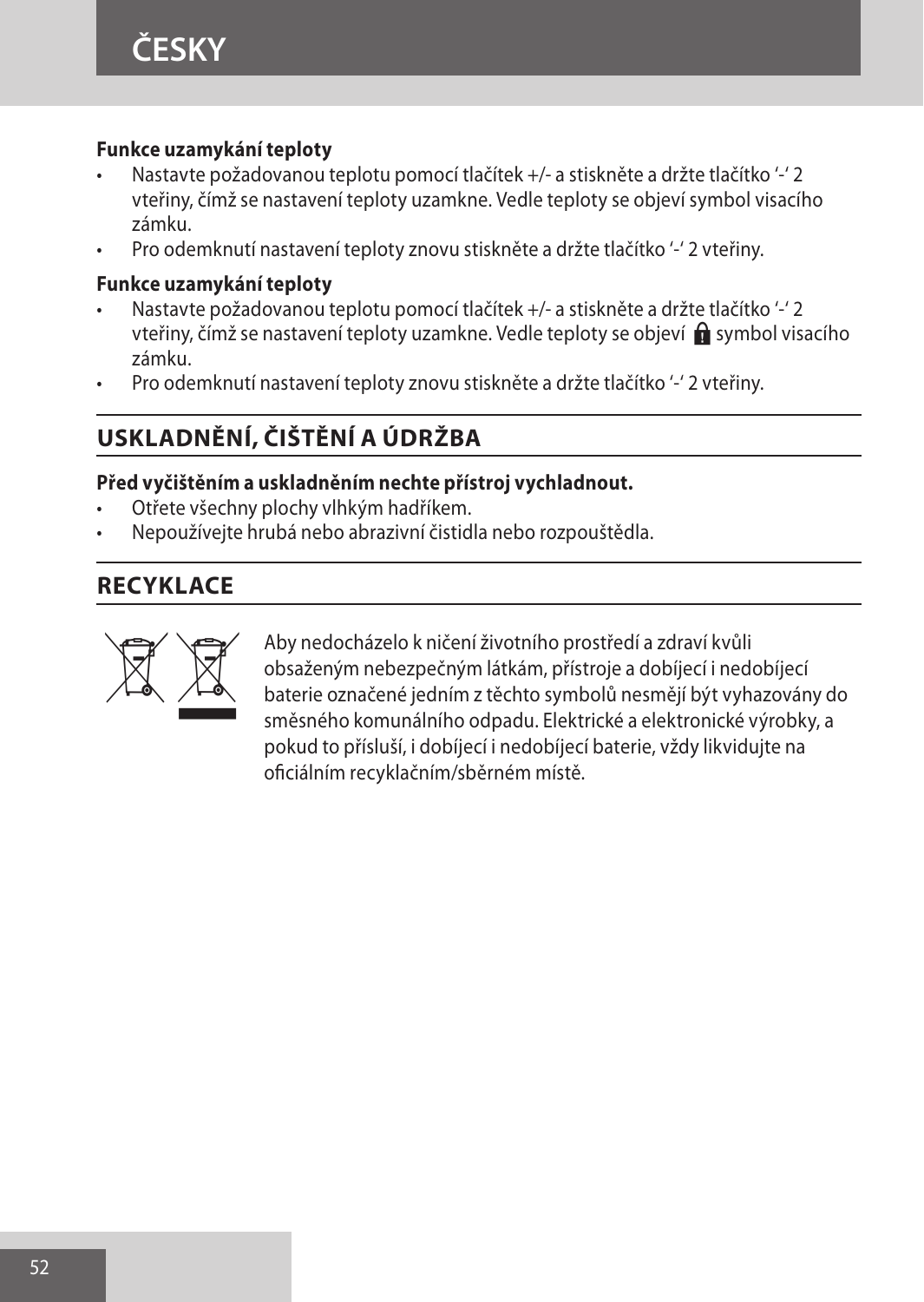**Funkce uzamykání teploty**

- Nastavte požadovanou teplotu pomocí tlačítek +/- a stiskněte a držte tlačítko '-' 2 vteřiny, čímž se nastavení teploty uzamkne. Vedle teploty se objeví symbol visacího zámku.
- Pro odemknutí nastavení teploty znovu stiskněte a držte tlačítko '-' 2 vteřiny.

**Funkce uzamykání teploty**

- Nastavte požadovanou teplotu pomocí tlačítek +/- a stiskněte a držte tlačítko '-' 2 vteřiny, čímž se nastavení teploty uzamkne. Vedle teploty se objeví symbol visacího zámku.
- Pro odemknutí nastavení teploty znovu stiskněte a držte tlačítko '-' 2 vteřiny.

## USKLADNĚNÍ, ČIŠTĚNÍ A ÚDRŽBA

**Před vyčištěním a uskladněním nechte přístroj vychladnout.**

- Otřete všechny plochy vlhkým hadříkem.
- Nepoužívejte hrubá nebo abrazivní čistidla nebo rozpouštědla.

## RECYKLACE

Aby nedocházelo k ničení životního prostředí a zdraví kvůli obsaženým nebezpečným látkám, přístroje a dobíjecí i nedobíjecí baterie označené jedním z těchto symbolů nesmějí být vyhazovány do směsného komunálního odpadu. Elektrické a elektronické výrobky, a pokud to přísluší, i dobíjecí i nedobíjecí baterie, vždy likvidujte na oficiálním recyklačním/sběrném místě.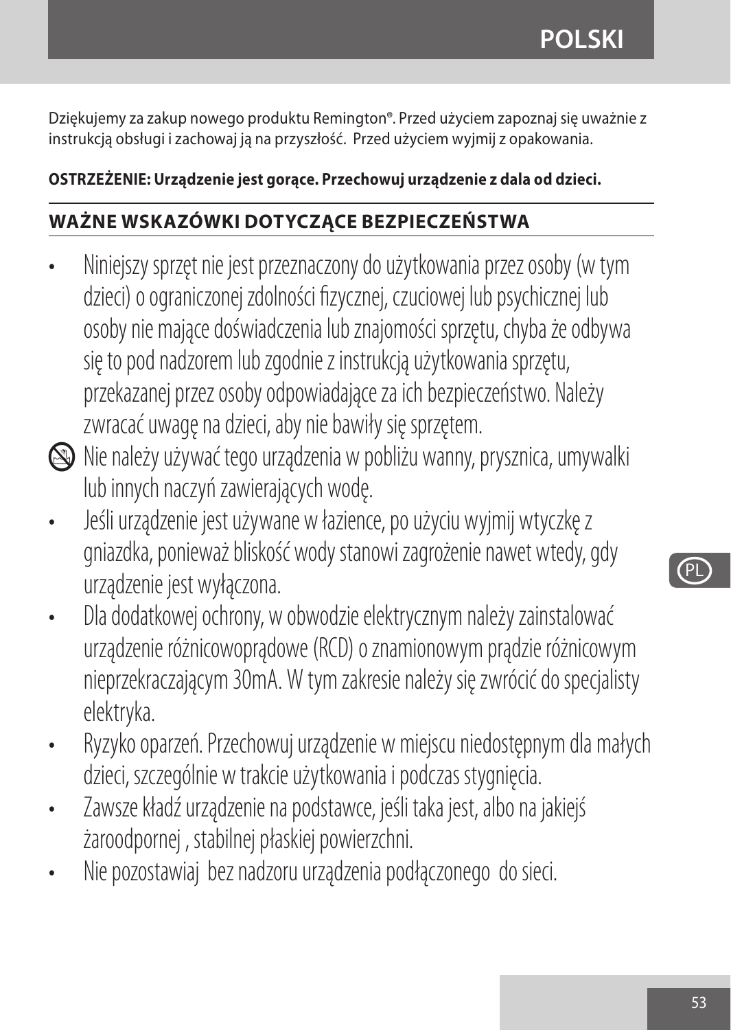Dziękujemy za zakup nowego produktu Remington®. Przed użyciem zapoznaj się uważnie z instrukcją obsługi i zachowaj ją na przyszłość. Przed użyciem wyjmij z opakowania.

**OSTRZEŻENIE: Urządzenie jest gorące. Przechowuj urządzenie z dala od dzieci.**

## WAŻNE WSKAZÓWKI DOTYCZĄCE BEZPIECZEŃSTWA

- Niniejszy sprzęt nie jest przeznaczony do użytkowania przez osoby (w tym dzieci) o ograniczonej zdolności fizycznej, czuciowej lub psychicznej lub osoby nie mające doświadczenia lub znajomości sprzętu, chyba że odbywa się to pod nadzorem lub zgodnie z instrukcją użytkowania sprzętu, przekazanej przez osoby odpowiadające za ich bezpieczeństwo. Należy zwracać uwagę na dzieci, aby nie bawiły się sprzętem.
- Nie należy używać tego urządzenia w pobliżu wanny, prysznica, umywalki lub innych naczyń zawierających wodę.
- Jeśli urządzenie jest używane w łazience, po użyciu wyjmij wtyczkę z gniazdka, ponieważ bliskość wody stanowi zagrożenie nawet wtedy, gdy urządzenie jest wyłączona.
- Dla dodatkowej ochrony, w obwodzie elektrycznym należy zainstalować urządzenie różnicowoprądowe (RCD) o znamionowym prądzie różnicowym nieprzekraczającym 30mA. W tym zakresie należy się zwrócić do specjalisty elektryka.
- Ryzyko oparzeń. Przechowuj urządzenie w miejscu niedostępnym dla małych dzieci, szczególnie w trakcie użytkowania i podczas stygnięcia.
- Zawsze kładź urządzenie na podstawce, jeśli taka jest, albo na jakiejś żaroodpornej , stabilnej płaskiej powierzchni.
- Nie pozostawiaj bez nadzoru urządzenia podłączonego do sieci.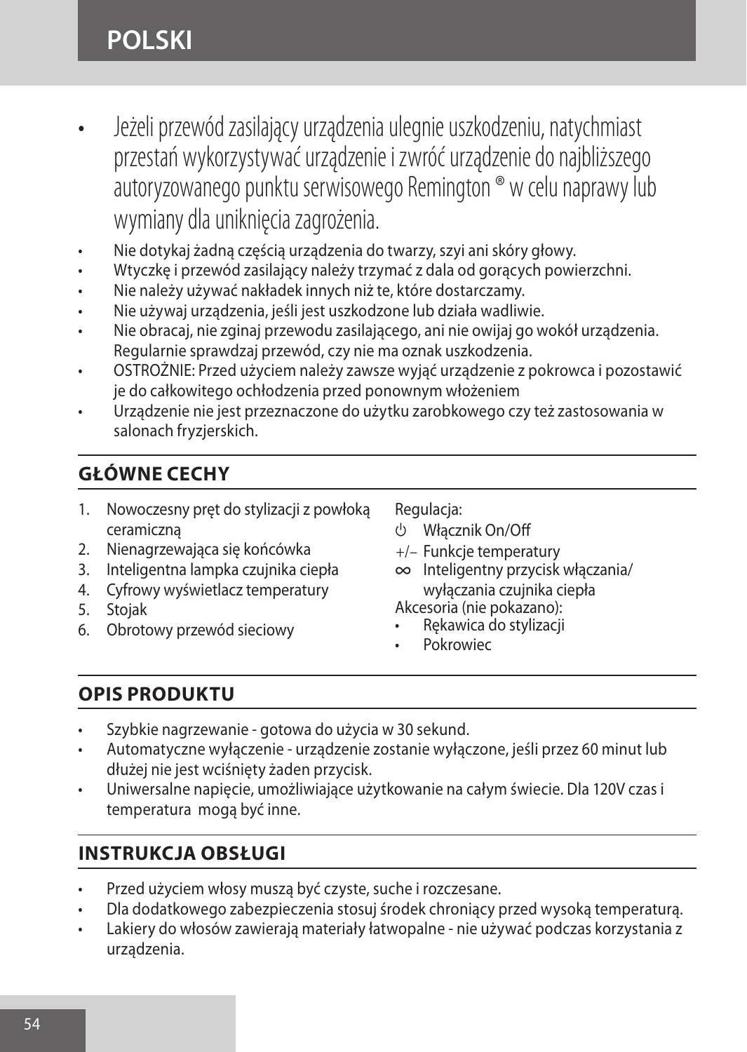- Jeżeli przewód zasilający urządzenia ulegnie uszkodzeniu, natychmiast przestań wykorzystywać urządzenie i zwróć urządzenie do najbliższego autoryzowanego punktu serwisowego Remington ® w celu naprawy lub wymiany dla uniknięcia zagrożenia.
- Nie dotykaj żadną częścią urządzenia do twarzy, szyi ani skóry głowy.
- Wtyczkę i przewód zasilający należy trzymać z dala od gorących powierzchni.
- Nie należy używać nakładek innych niż te, które dostarczamy.
- Nie używaj urządzenia, jeśli jest uszkodzone lub działa wadliwie.
- Nie obracaj, nie zginaj przewodu zasilającego, ani nie owijaj go wokół urządzenia. Regularnie sprawdzaj przewód, czy nie ma oznak uszkodzenia.
- OSTROŻNIE: Przed użyciem należy zawsze wyjąć urządzenie z pokrowca i pozostawić je do całkowitego ochłodzenia przed ponownym włożeniem
- Urządzenie nie jest przeznaczone do użytku zarobkowego czy też zastosowania w salonach fryzjerskich.

## GŁÓWNE CECHY

1. Nowoczesny pręt do stylizacji z powłoką ceramiczną
2. Nienagrzewająca się końcówka
3. Inteligentna lampka czujnika ciepła
4. Cyfrowy wyświetlacz temperatury
5. Stojak
6. Obrotowy przewód sieciowy

Regulacja:

⏻ Włącznik On/Off

+/– Funkcje temperatury

∞ Inteligentny przycisk włączania/wyłączania czujnika ciepła

Akcesoria (nie pokazano):

- Rękawica do stylizacji
- Pokrowiec

## OPIS PRODUKTU

- Szybkie nagrzewanie - gotowa do użycia w 30 sekund.
- Automatyczne wyłączenie - urządzenie zostanie wyłączone, jeśli przez 60 minut lub dłużej nie jest wciśnięty żaden przycisk.
- Uniwersalne napięcie, umożliwiające użytkowanie na całym świecie. Dla 120V czas i temperatura mogą być inne.

## INSTRUKCJA OBSŁUGI

- Przed użyciem włosy muszą być czyste, suche i rozczesane.
- Dla dodatkowego zabezpieczenia stosuj środek chroniący przed wysoką temperaturą.
- Lakiery do włosów zawierają materiały łatwopalne - nie używać podczas korzystania z urządzenia.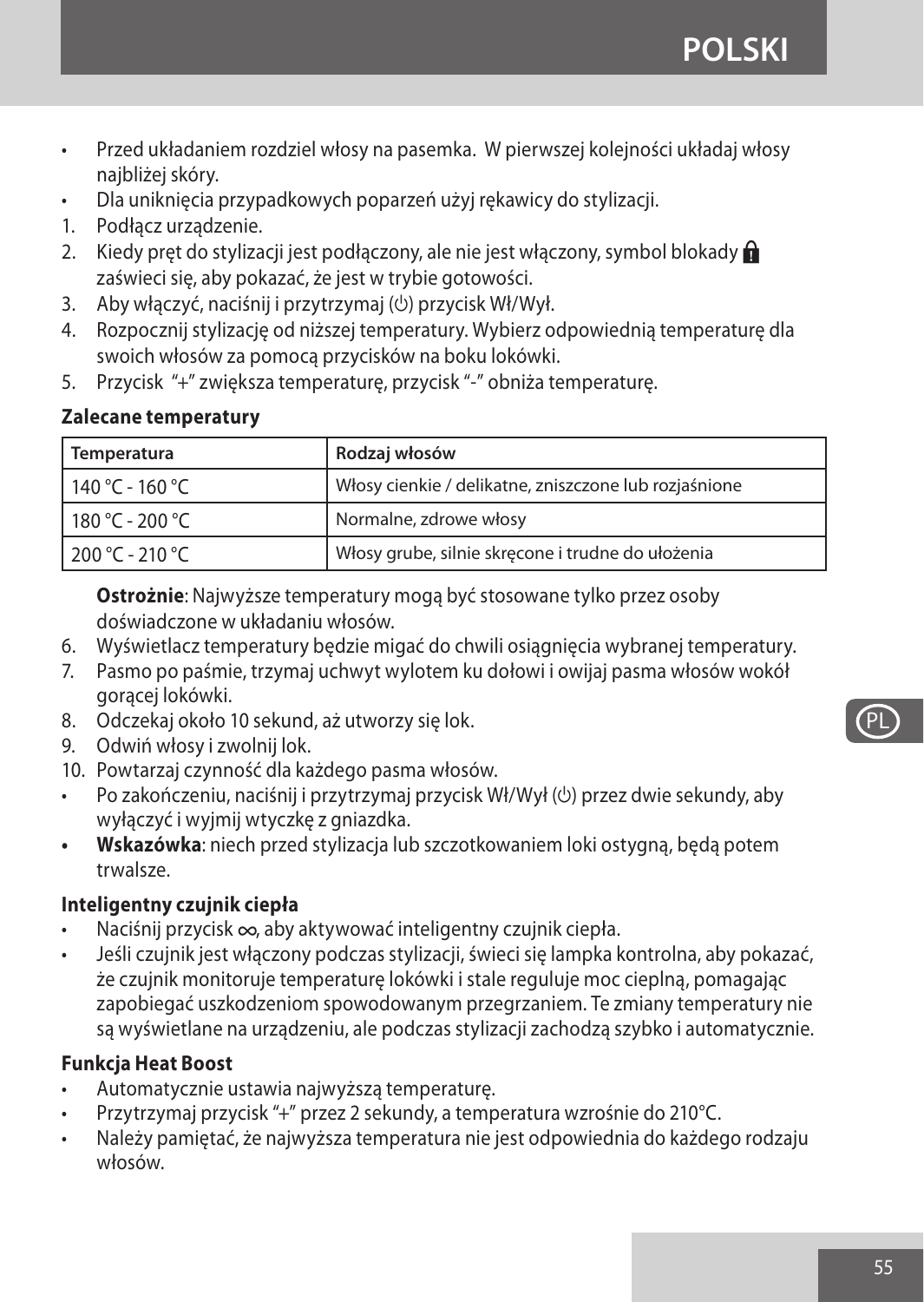- Przed układaniem rozdziel włosy na pasemka. W pierwszej kolejności układaj włosy najbliżej skóry.
- Dla uniknięcia przypadkowych poparzeń użyj rękawicy do stylizacji.

1. Podłącz urządzenie.
2. Kiedy pręt do stylizacji jest podłączony, ale nie jest włączony, symbol blokady 🔒 zaświeci się, aby pokazać, że jest w trybie gotowości.
3. Aby włączyć, naciśnij i przytrzymaj (⏻) przycisk Wł/Wył.
4. Rozpocznij stylizację od niższej temperatury. Wybierz odpowiednią temperaturę dla swoich włosów za pomocą przycisków na boku lokówki.
5. Przycisk "+" zwiększa temperaturę, przycisk "-" obniża temperaturę.

**Zalecane temperatury**

| Temperatura | Rodzaj włosów |
|---|---|
| 140 °C - 160 °C | Włosy cienkie / delikatne, zniszczone lub rozjaśnione |
| 180 °C - 200 °C | Normalne, zdrowe włosy |
| 200 °C - 210 °C | Włosy grube, silnie skręcone i trudne do ułożenia |

**Ostrożnie**: Najwyższe temperatury mogą być stosowane tylko przez osoby doświadczone w układaniu włosów.

6. Wyświetlacz temperatury będzie migać do chwili osiągnięcia wybranej temperatury.
7. Pasmo po paśmie, trzymaj uchwyt wylotem ku dołowi i owijaj pasma włosów wokół gorącej lokówki.
8. Odczekaj około 10 sekund, aż utworzy się lok.
9. Odwiń włosy i zwolnij lok.
10. Powtarzaj czynność dla każdego pasma włosów.

- Po zakończeniu, naciśnij i przytrzymaj przycisk Wł/Wył (⏻) przez dwie sekundy, aby wyłączyć i wyjmij wtyczkę z gniazdka.
- **Wskazówka**: niech przed stylizacja lub szczotkowaniem loki ostygną, będą potem trwalsze.

**Inteligentny czujnik ciepła**

- Naciśnij przycisk ∞, aby aktywować inteligentny czujnik ciepła.
- Jeśli czujnik jest włączony podczas stylizacji, świeci się lampka kontrolna, aby pokazać, że czujnik monitoruje temperaturę lokówki i stale reguluje moc cieplną, pomagając zapobiegać uszkodzeniom spowodowanym przegrzaniem. Te zmiany temperatury nie są wyświetlane na urządzeniu, ale podczas stylizacji zachodzą szybko i automatycznie.

**Funkcja Heat Boost**

- Automatycznie ustawia najwyższą temperaturę.
- Przytrzymaj przycisk "+" przez 2 sekundy, a temperatura wzrośnie do 210°C.
- Należy pamiętać, że najwyższa temperatura nie jest odpowiednia do każdego rodzaju włosów.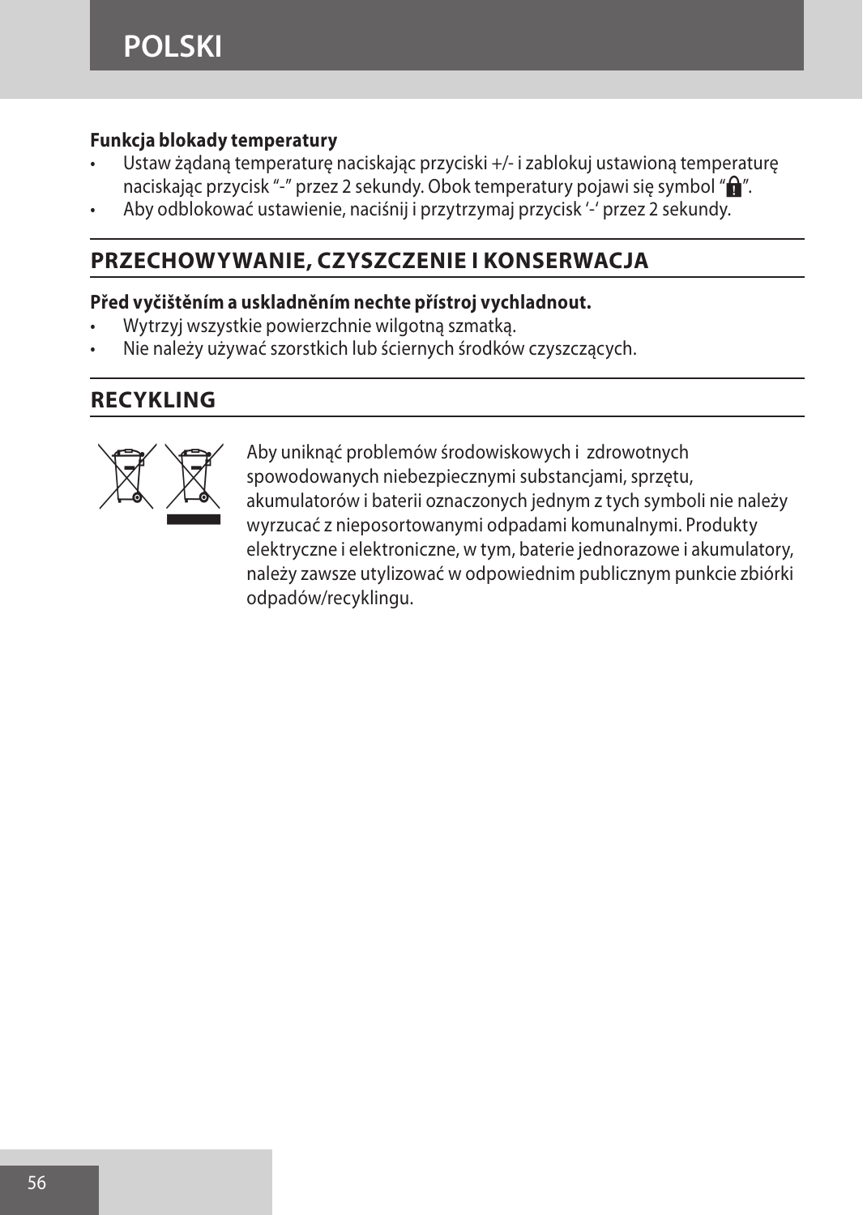**Funkcja blokady temperatury**

- Ustaw żądaną temperaturę naciskając przyciski +/- i zablokuj ustawioną temperaturę naciskając przycisk "-" przez 2 sekundy. Obok temperatury pojawi się symbol "🔒".
- Aby odblokować ustawienie, naciśnij i przytrzymaj przycisk '-' przez 2 sekundy.

## PRZECHOWYWANIE, CZYSZCZENIE I KONSERWACJA

**Před vyčištěním a uskladněním nechte přístroj vychladnout.**

- Wytrzyj wszystkie powierzchnie wilgotną szmatką.
- Nie należy używać szorstkich lub ściernych środków czyszczących.

## RECYKLING

Aby uniknąć problemów środowiskowych i zdrowotnych spowodowanych niebezpiecznymi substancjami, sprzętu, akumulatorów i baterii oznaczonych jednym z tych symboli nie należy wyrzucać z nieposortowanymi odpadami komunalnymi. Produkty elektryczne i elektroniczne, w tym, baterie jednorazowe i akumulatory, należy zawsze utylizować w odpowiednim publicznym punkcie zbiórki odpadów/recyklingu.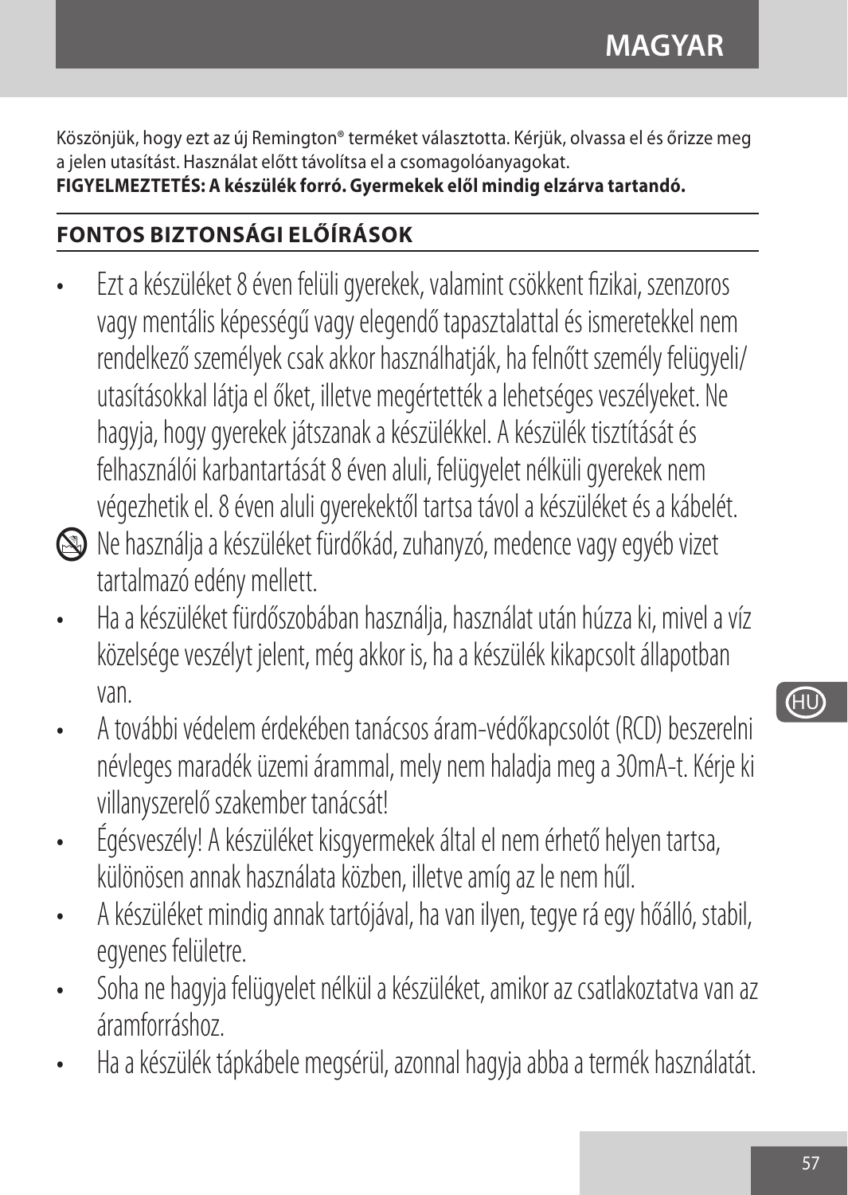Köszönjük, hogy ezt az új Remington® terméket választotta. Kérjük, olvassa el és őrizze meg a jelen utasítást. Használat előtt távolítsa el a csomagolóanyagokat.
**FIGYELMEZTETÉS: A készülék forró. Gyermekek elől mindig elzárva tartandó.**

## FONTOS BIZTONSÁGI ELŐÍRÁSOK

- Ezt a készüléket 8 éven felüli gyerekek, valamint csökkent fizikai, szenzoros vagy mentális képességű vagy elegendő tapasztalattal és ismeretekkel nem rendelkező személyek csak akkor használhatják, ha felnőtt személy felügyeli/ utasításokkal látja el őket, illetve megértették a lehetséges veszélyeket. Ne hagyja, hogy gyerekek játszanak a készülékkel. A készülék tisztítását és felhasználói karbantartását 8 éven aluli, felügyelet nélküli gyerekek nem végezhetik el. 8 éven aluli gyerekektől tartsa távol a készüléket és a kábelét.
- Ne használja a készüléket fürdőkád, zuhanyzó, medence vagy egyéb vizet tartalmazó edény mellett.
- Ha a készüléket fürdőszobában használja, használat után húzza ki, mivel a víz közelsége veszélyt jelent, még akkor is, ha a készülék kikapcsolt állapotban van.
- A további védelem érdekében tanácsos áram-védőkapcsolót (RCD) beszerelni névleges maradék üzemi árammal, mely nem haladja meg a 30mA-t. Kérje ki villanyszerelő szakember tanácsát!
- Égésveszély! A készüléket kisgyermekek által el nem érhető helyen tartsa, különösen annak használata közben, illetve amíg az le nem hűl.
- A készüléket mindig annak tartójával, ha van ilyen, tegye rá egy hőálló, stabil, egyenes felületre.
- Soha ne hagyja felügyelet nélkül a készüléket, amikor az csatlakoztatva van az áramforráshoz.
- Ha a készülék tápkábele megsérül, azonnal hagyja abba a termék használatát.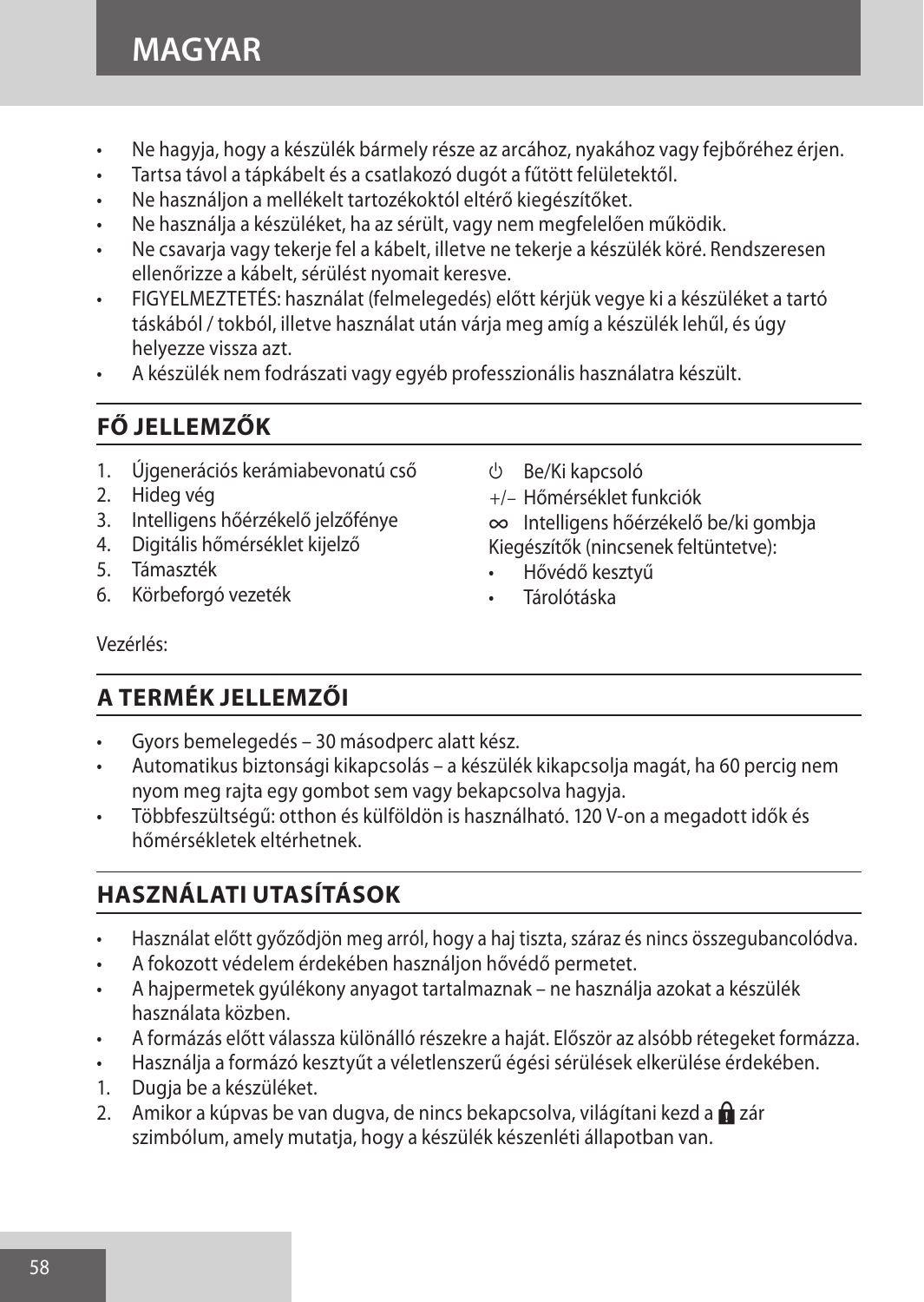- Ne hagyja, hogy a készülék bármely része az arcához, nyakához vagy fejbőréhez érjen.
- Tartsa távol a tápkábelt és a csatlakozó dugót a fűtött felületektől.
- Ne használjon a mellékelt tartozékoktól eltérő kiegészítőket.
- Ne használja a készüléket, ha az sérült, vagy nem megfelelően működik.
- Ne csavarja vagy tekerje fel a kábelt, illetve ne tekerje a készülék köré. Rendszeresen ellenőrizze a kábelt, sérülést nyomait keresve.
- FIGYELMEZTETÉS: használat (felmelegedés) előtt kérjük vegye ki a készüléket a tartó táskából / tokból, illetve használat után várja meg amíg a készülék lehűl, és úgy helyezze vissza azt.
- A készülék nem fodrászati vagy egyéb professzionális használatra készült.

## FŐ JELLEMZŐK

1. Újgenerációs kerámiabevonatú cső
2. Hideg vég
3. Intelligens hőérzékelő jelzőfénye
4. Digitális hőmérséklet kijelző
5. Támaszték
6. Körbeforgó vezeték

Vezérlés:

⏻ Be/Ki kapcsoló
+/– Hőmérséklet funkciók
∞ Intelligens hőérzékelő be/ki gombja

Kiegészítők (nincsenek feltüntetve):

- Hővédő kesztyű
- Tárolótáska

## A TERMÉK JELLEMZŐI

- Gyors bemelegedés – 30 másodperc alatt kész.
- Automatikus biztonsági kikapcsolás – a készülék kikapcsolja magát, ha 60 percig nem nyom meg rajta egy gombot sem vagy bekapcsolva hagyja.
- Többfeszültségű: otthon és külföldön is használható. 120 V-on a megadott idők és hőmérsékletek eltérhetnek.

## HASZNÁLATI UTASÍTÁSOK

- Használat előtt győződjön meg arról, hogy a haj tiszta, száraz és nincs összegubancolódva.
- A fokozott védelem érdekében használjon hővédő permetet.
- A hajpermetek gyúlékony anyagot tartalmaznak – ne használja azokat a készülék használata közben.
- A formázás előtt válassza különálló részekre a haját. Először az alsóbb rétegeket formázza.
- Használja a formázó kesztyűt a véletlenszerű égési sérülések elkerülése érdekében.

1. Dugja be a készüléket.
2. Amikor a kúpvas be van dugva, de nincs bekapcsolva, világítani kezd a 🔒 zár szimbólum, amely mutatja, hogy a készülék készenléti állapotban van.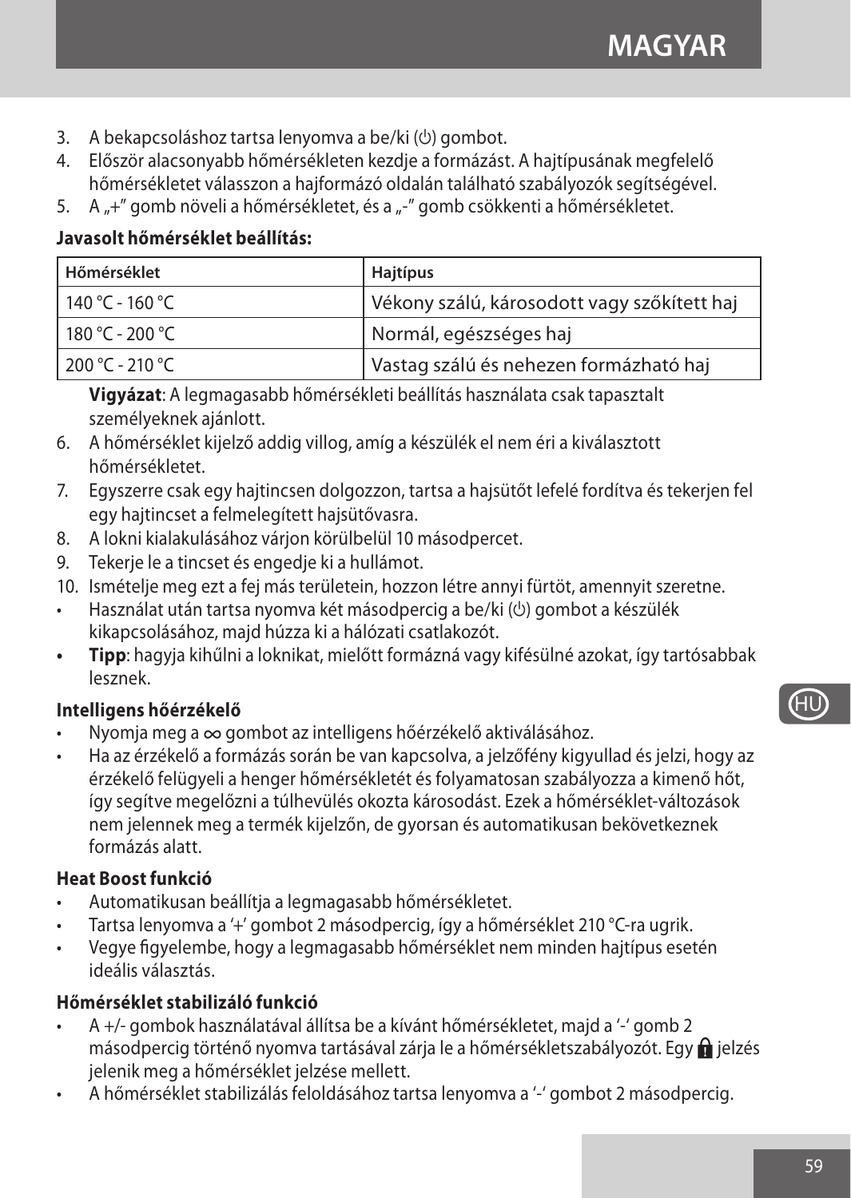3. A bekapcsoláshoz tartsa lenyomva a be/ki (⏻) gombot.
4. Először alacsonyabb hőmérsékleten kezdje a formázást. A hajtípusának megfelelő hőmérsékletet válasszon a hajformázó oldalán található szabályozók segítségével.
5. A „+" gomb növeli a hőmérsékletet, és a „-" gomb csökkenti a hőmérsékletet.

**Javasolt hőmérséklet beállítás:**

| Hőmérséklet | Hajtípus |
| --- | --- |
| 140 °C - 160 °C | Vékony szálú, károsodott vagy szőkített haj |
| 180 °C - 200 °C | Normál, egészséges haj |
| 200 °C - 210 °C | Vastag szálú és nehezen formázható haj |

**Vigyázat**: A legmagasabb hőmérsékleti beállítás használata csak tapasztalt személyeknek ajánlott.

6. A hőmérséklet kijelző addig villog, amíg a készülék el nem éri a kiválasztott hőmérsékletet.
7. Egyszerre csak egy hajtincsen dolgozzon, tartsa a hajsütőt lefelé fordítva és tekerjen fel egy hajtincset a felmelegített hajsütővasra.
8. A lokni kialakulásához várjon körülbelül 10 másodpercet.
9. Tekerje le a tincset és engedje ki a hullámot.
10. Ismételje meg ezt a fej más területein, hozzon létre annyi fürtöt, amennyit szeretne.

- Használat után tartsa nyomva két másodpercig a be/ki (⏻) gombot a készülék kikapcsolásához, majd húzza ki a hálózati csatlakozót.
- **Tipp**: hagyja kihűlni a loknikat, mielőtt formázná vagy kifésülné azokat, így tartósabbak lesznek.

**Intelligens hőérzékelő**

- Nyomja meg a ∞ gombot az intelligens hőérzékelő aktiválásához.
- Ha az érzékelő a formázás során be van kapcsolva, a jelzőfény kigyullad és jelzi, hogy az érzékelő felügyeli a henger hőmérsékletét és folyamatosan szabályozza a kimenő hőt, így segítve megelőzni a túlhevülés okozta károsodást. Ezek a hőmérséklet-változások nem jelennek meg a termék kijelzőn, de gyorsan és automatikusan bekövetkeznek formázás alatt.

**Heat Boost funkció**

- Automatikusan beállítja a legmagasabb hőmérsékletet.
- Tartsa lenyomva a '+' gombot 2 másodpercig, így a hőmérséklet 210 °C-ra ugrik.
- Vegye figyelembe, hogy a legmagasabb hőmérséklet nem minden hajtípus esetén ideális választás.

**Hőmérséklet stabilizáló funkció**

- A +/- gombok használatával állítsa be a kívánt hőmérsékletet, majd a '-' gomb 2 másodpercig történő nyomva tartásával zárja le a hőmérsékletszabályozót. Egy 🔒 jelzés jelenik meg a hőmérséklet jelzése mellett.
- A hőmérséklet stabilizálás feloldásához tartsa lenyomva a '-' gombot 2 másodpercig.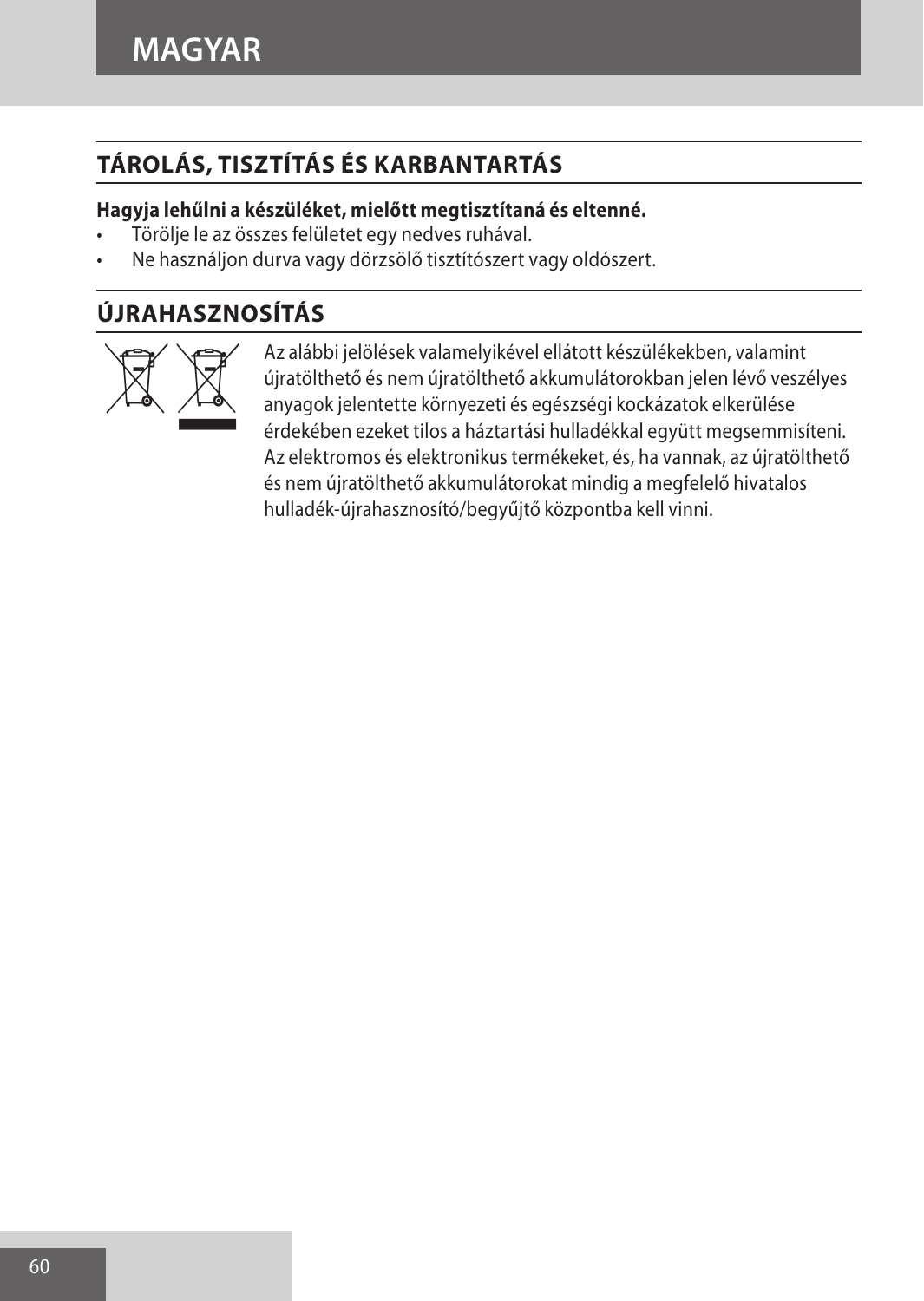## TÁROLÁS, TISZTÍTÁS ÉS KARBANTARTÁS

**Hagyja lehűlni a készüléket, mielőtt megtisztítaná és eltenné.**

- Törölje le az összes felületet egy nedves ruhával.
- Ne használjon durva vagy dörzsölő tisztítószert vagy oldószert.

## ÚJRAHASZNOSÍTÁS

Az alábbi jelölések valamelyikével ellátott készülékekben, valamint újratölthető és nem újratölthető akkumulátorokban jelen lévő veszélyes anyagok jelentette környezeti és egészségi kockázatok elkerülése érdekében ezeket tilos a háztartási hulladékkal együtt megsemmisíteni. Az elektromos és elektronikus termékeket, és, ha vannak, az újratölthető és nem újratölthető akkumulátorokat mindig a megfelelő hivatalos hulladék-újrahasznosító/begyűjtő központba kell vinni.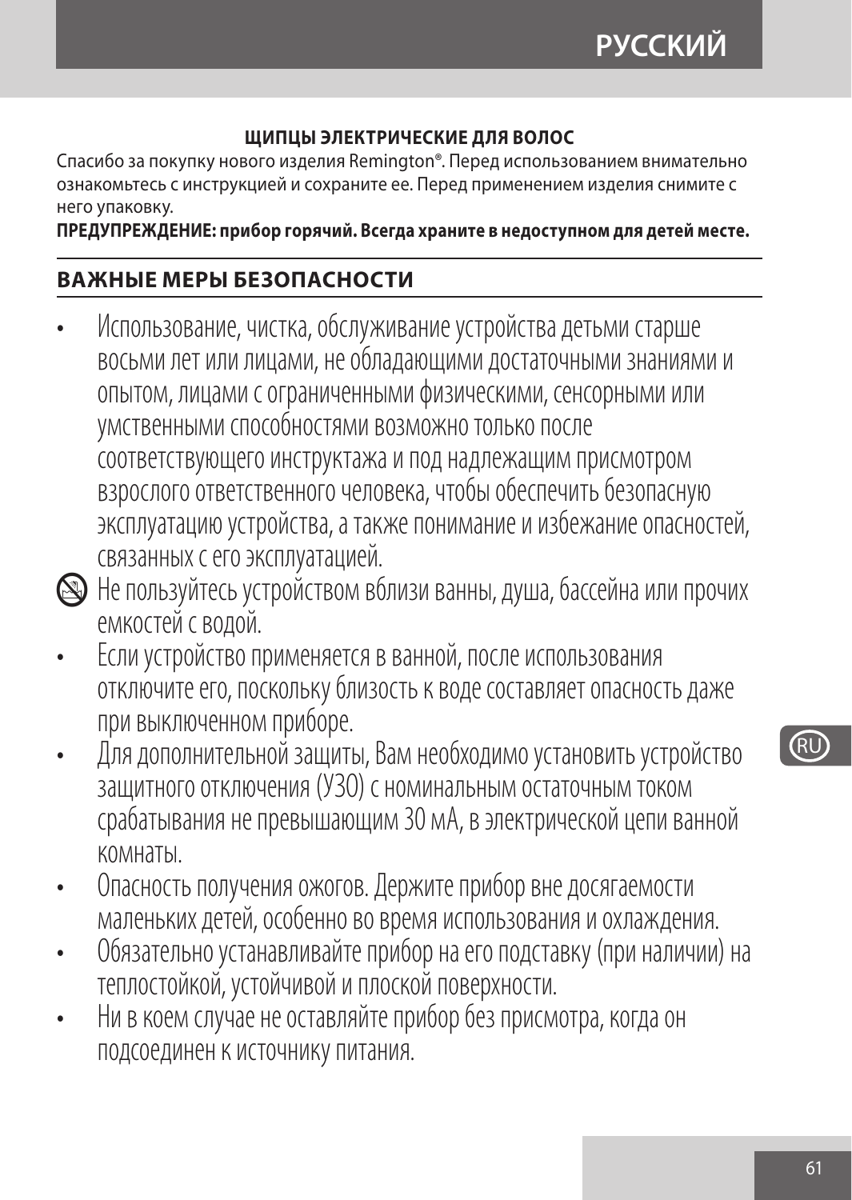**ЩИПЦЫ ЭЛЕКТРИЧЕСКИЕ ДЛЯ ВОЛОС**

Спасибо за покупку нового изделия Remington®. Перед использованием внимательно ознакомьтесь с инструкцией и сохраните ее. Перед применением изделия снимите с него упаковку.

**ПРЕДУПРЕЖДЕНИЕ: прибор горячий. Всегда храните в недоступном для детей месте.**

## ВАЖНЫЕ МЕРЫ БЕЗОПАСНОСТИ

- Использование, чистка, обслуживание устройства детьми старше восьми лет или лицами, не обладающими достаточными знаниями и опытом, лицами с ограниченными физическими, сенсорными или умственными способностями возможно только после соответствующего инструктажа и под надлежащим присмотром взрослого ответственного человека, чтобы обеспечить безопасную эксплуатацию устройства, а также понимание и избежание опасностей, связанных с его эксплуатацией.
- Не пользуйтесь устройством вблизи ванны, душа, бассейна или прочих емкостей с водой.
- Если устройство применяется в ванной, после использования отключите его, поскольку близость к воде составляет опасность даже при выключенном приборе.
- Для дополнительной защиты, Вам необходимо установить устройство защитного отключения (УЗО) с номинальным остаточным током срабатывания не превышающим 30 мА, в электрической цепи ванной комнаты.
- Опасность получения ожогов. Держите прибор вне досягаемости маленьких детей, особенно во время использования и охлаждения.
- Обязательно устанавливайте прибор на его подставку (при наличии) на теплостойкой, устойчивой и плоской поверхности.
- Ни в коем случае не оставляйте прибор без присмотра, когда он подсоединен к источнику питания.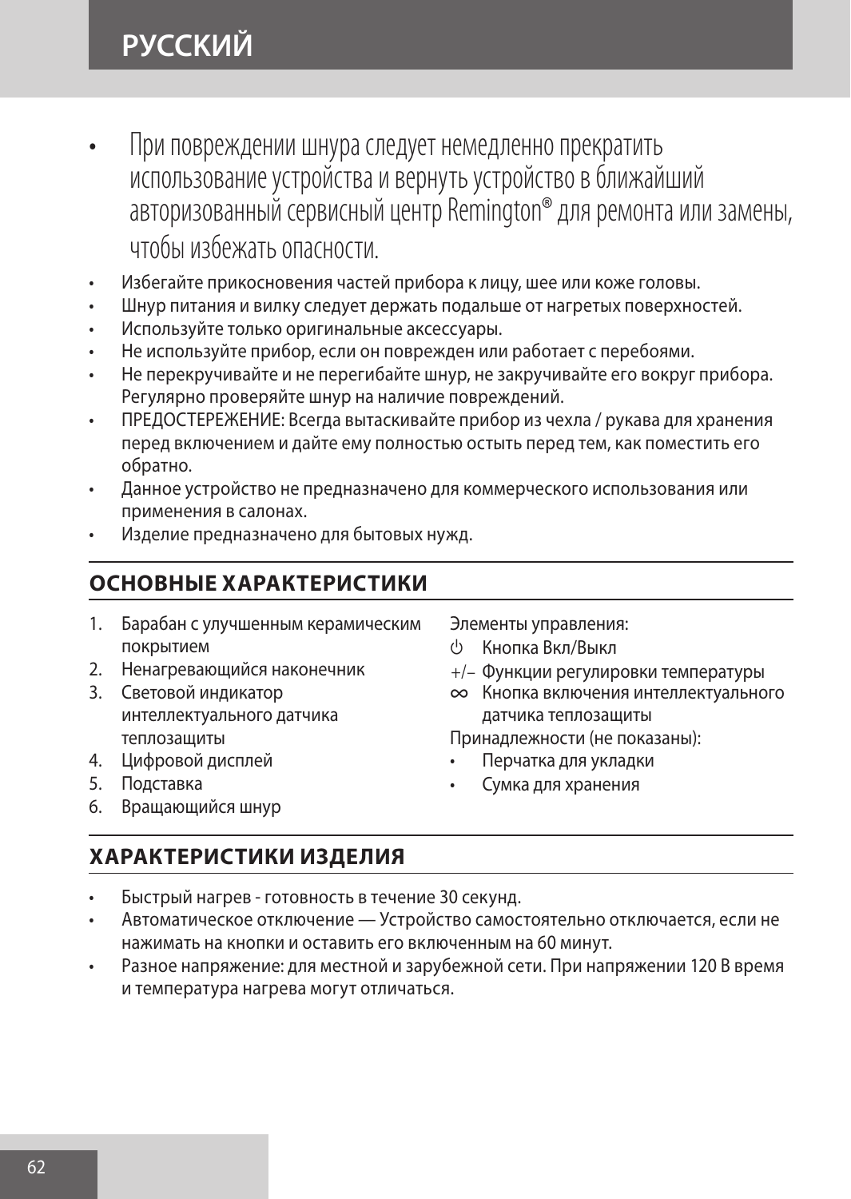- При повреждении шнура следует немедленно прекратить использование устройства и вернуть устройство в ближайший авторизованный сервисный центр Remington® для ремонта или замены, чтобы избежать опасности.
- Избегайте прикосновения частей прибора к лицу, шее или коже головы.
- Шнур питания и вилку следует держать подальше от нагретых поверхностей.
- Используйте только оригинальные аксессуары.
- Не используйте прибор, если он поврежден или работает с перебоями.
- Не перекручивайте и не перегибайте шнур, не закручивайте его вокруг прибора. Регулярно проверяйте шнур на наличие повреждений.
- ПРЕДОСТЕРЕЖЕНИЕ: Всегда вытаскивайте прибор из чехла / рукава для хранения перед включением и дайте ему полностью остыть перед тем, как поместить его обратно.
- Данное устройство не предназначено для коммерческого использования или применения в салонах.
- Изделие предназначено для бытовых нужд.

## ОСНОВНЫЕ ХАРАКТЕРИСТИКИ

1. Барабан с улучшенным керамическим покрытием
2. Ненагревающийся наконечник
3. Световой индикатор интеллектуального датчика теплозащиты
4. Цифровой дисплей
5. Подставка
6. Вращающийся шнур

Элементы управления:

- ⏻ Кнопка Вкл/Выкл
- +/– Функции регулировки температуры
- ∞ Кнопка включения интеллектуального датчика теплозащиты

Принадлежности (не показаны):

- Перчатка для укладки
- Сумка для хранения

## ХАРАКТЕРИСТИКИ ИЗДЕЛИЯ

- Быстрый нагрев - готовность в течение 30 секунд.
- Автоматическое отключение — Устройство самостоятельно отключается, если не нажимать на кнопки и оставить его включенным на 60 минут.
- Разное напряжение: для местной и зарубежной сети. При напряжении 120 В время и температура нагрева могут отличаться.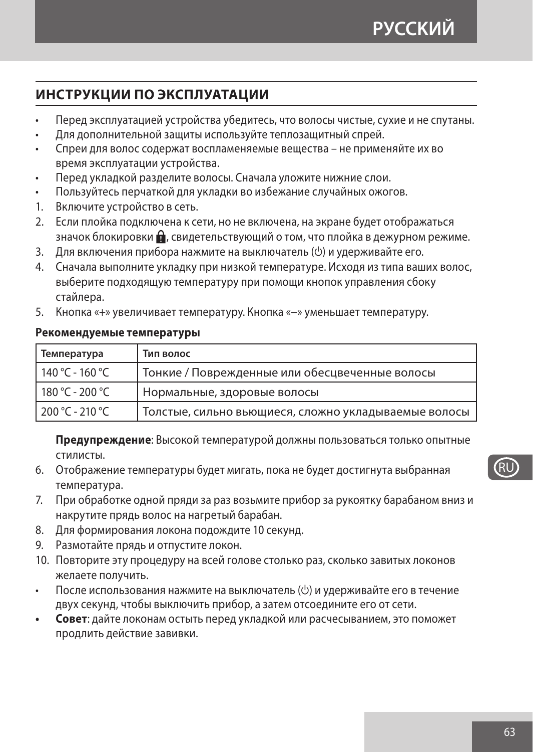## ИНСТРУКЦИИ ПО ЭКСПЛУАТАЦИИ

- Перед эксплуатацией устройства убедитесь, что волосы чистые, сухие и не спутаны.
- Для дополнительной защиты используйте теплозащитный спрей.
- Спреи для волос содержат воспламеняемые вещества – не применяйте их во время эксплуатации устройства.
- Перед укладкой разделите волосы. Сначала уложите нижние слои.
- Пользуйтесь перчаткой для укладки во избежание случайных ожогов.

1. Включите устройство в сеть.
2. Если плойка подключена к сети, но не включена, на экране будет отображаться значок блокировки 🔒, свидетельствующий о том, что плойка в дежурном режиме.
3. Для включения прибора нажмите на выключатель (⏻) и удерживайте его.
4. Сначала выполните укладку при низкой температуре. Исходя из типа ваших волос, выберите подходящую температуру при помощи кнопок управления сбоку стайлера.
5. Кнопка «+» увеличивает температуру. Кнопка «–» уменьшает температуру.

**Рекомендуемые температуры**

| Температура | Тип волос |
|---|---|
| 140 °C - 160 °C | Тонкие / Поврежденные или обесцвеченные волосы |
| 180 °C - 200 °C | Нормальные, здоровые волосы |
| 200 °C - 210 °C | Толстые, сильно вьющиеся, сложно укладываемые волосы |

**Предупреждение**: Высокой температурой должны пользоваться только опытные стилисты.

6. Отображение температуры будет мигать, пока не будет достигнута выбранная температура.
7. При обработке одной пряди за раз возьмите прибор за рукоятку барабаном вниз и накрутите прядь волос на нагретый барабан.
8. Для формирования локона подождите 10 секунд.
9. Размотайте прядь и отпустите локон.
10. Повторите эту процедуру на всей голове столько раз, сколько завитых локонов желаете получить.

- После использования нажмите на выключатель (⏻) и удерживайте его в течение двух секунд, чтобы выключить прибор, а затем отсоедините его от сети.
- **Совет**: дайте локонам остыть перед укладкой или расчесыванием, это поможет продлить действие завивки.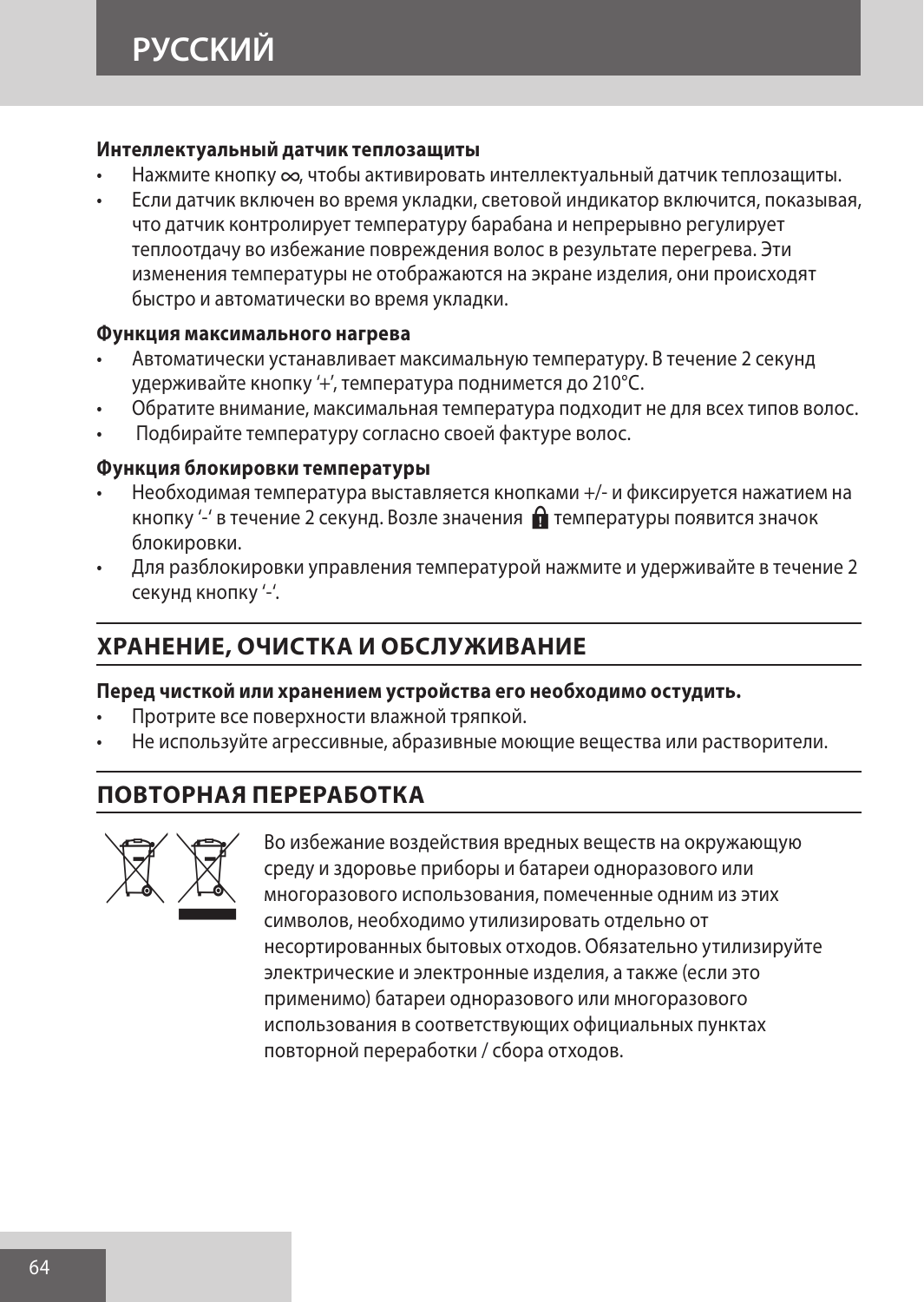**Интеллектуальный датчик теплозащиты**

- Нажмите кнопку ∞, чтобы активировать интеллектуальный датчик теплозащиты.
- Если датчик включен во время укладки, световой индикатор включится, показывая, что датчик контролирует температуру барабана и непрерывно регулирует теплоотдачу во избежание повреждения волос в результате перегрева. Эти изменения температуры не отображаются на экране изделия, они происходят быстро и автоматически во время укладки.

**Функция максимального нагрева**

- Автоматически устанавливает максимальную температуру. В течение 2 секунд удерживайте кнопку '+', температура поднимется до 210°C.
- Обратите внимание, максимальная температура подходит не для всех типов волос.
- Подбирайте температуру согласно своей фактуре волос.

**Функция блокировки температуры**

- Необходимая температура выставляется кнопками +/- и фиксируется нажатием на кнопку '-' в течение 2 секунд. Возле значения 🔒 температуры появится значок блокировки.
- Для разблокировки управления температурой нажмите и удерживайте в течение 2 секунд кнопку '-'.

## ХРАНЕНИЕ, ОЧИСТКА И ОБСЛУЖИВАНИЕ

**Перед чисткой или хранением устройства его необходимо остудить.**

- Протрите все поверхности влажной тряпкой.
- Не используйте агрессивные, абразивные моющие вещества или растворители.

## ПОВТОРНАЯ ПЕРЕРАБОТКА

Во избежание воздействия вредных веществ на окружающую среду и здоровье приборы и батареи одноразового или многоразового использования, помеченные одним из этих символов, необходимо утилизировать отдельно от несортированных бытовых отходов. Обязательно утилизируйте электрические и электронные изделия, а также (если это применимо) батареи одноразового или многоразового использования в соответствующих официальных пунктах повторной переработки / сбора отходов.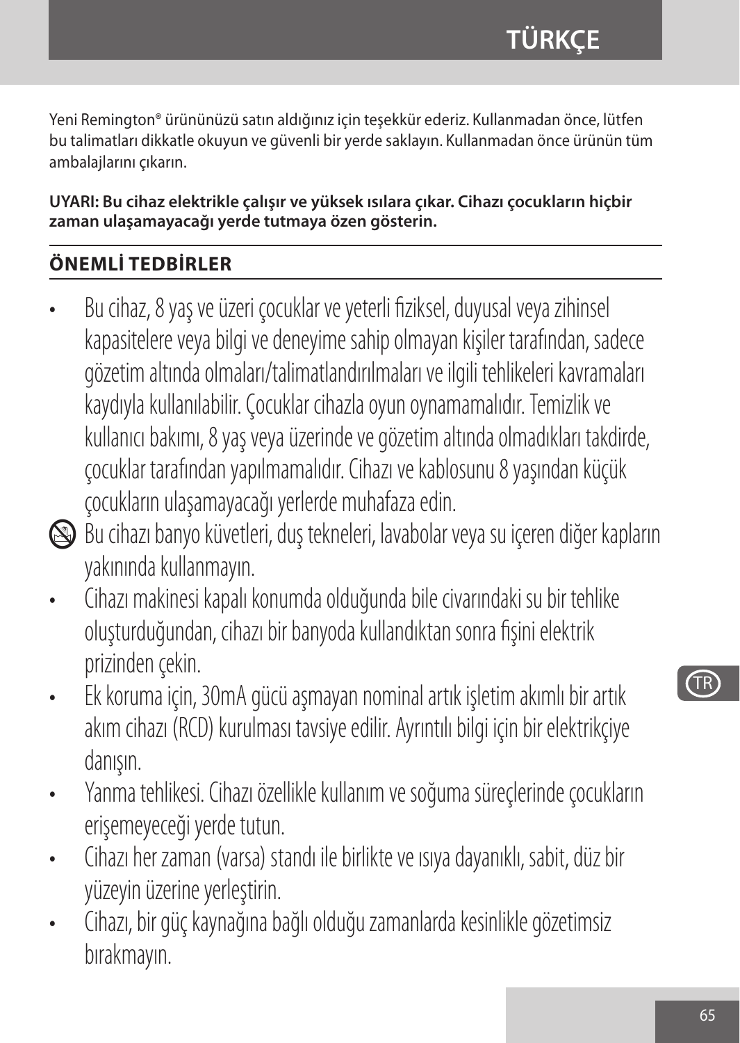Yeni Remington® ürününüzü satın aldığınız için teşekkür ederiz. Kullanmadan önce, lütfen bu talimatları dikkatle okuyun ve güvenli bir yerde saklayın. Kullanmadan önce ürünün tüm ambalajlarını çıkarın.

**UYARI: Bu cihaz elektrikle çalışır ve yüksek ısılara çıkar. Cihazı çocukların hiçbir zaman ulaşamayacağı yerde tutmaya özen gösterin.**

## ÖNEMLİ TEDBİRLER

- Bu cihaz, 8 yaş ve üzeri çocuklar ve yeterli fiziksel, duyusal veya zihinsel kapasitelere veya bilgi ve deneyime sahip olmayan kişiler tarafından, sadece gözetim altında olmaları/talimatlandırılmaları ve ilgili tehlikeleri kavramaları kaydıyla kullanılabilir. Çocuklar cihazla oyun oynamamalıdır. Temizlik ve kullanıcı bakımı, 8 yaş veya üzerinde ve gözetim altında olmadıkları takdirde, çocuklar tarafından yapılmamalıdır. Cihazı ve kablosunu 8 yaşından küçük çocukların ulaşamayacağı yerlerde muhafaza edin.
- Bu cihazı banyo küvetleri, duş tekneleri, lavabolar veya su içeren diğer kapların yakınında kullanmayın.
- Cihazı makinesi kapalı konumda olduğunda bile civarındaki su bir tehlike oluşturduğundan, cihazı bir banyoda kullandıktan sonra fişini elektrik prizinden çekin.
- Ek koruma için, 30mA gücü aşmayan nominal artık işletim akımlı bir artık akım cihazı (RCD) kurulması tavsiye edilir. Ayrıntılı bilgi için bir elektrikçiye danışın.
- Yanma tehlikesi. Cihazı özellikle kullanım ve soğuma süreçlerinde çocukların erişemeyeceği yerde tutun.
- Cihazı her zaman (varsa) standı ile birlikte ve ısıya dayanıklı, sabit, düz bir yüzeyin üzerine yerleştirin.
- Cihazı, bir güç kaynağına bağlı olduğu zamanlarda kesinlikle gözetimsiz bırakmayın.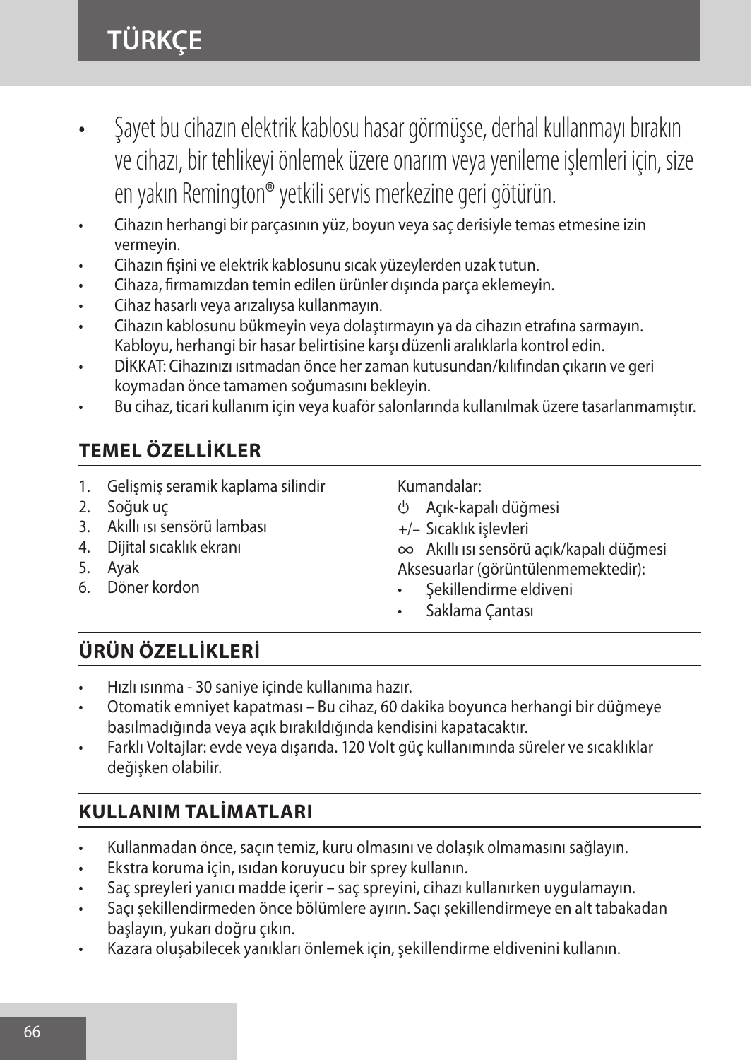- Şayet bu cihazın elektrik kablosu hasar görmüşse, derhal kullanmayı bırakın ve cihazı, bir tehlikeyi önlemek üzere onarım veya yenileme işlemleri için, size en yakın Remington® yetkili servis merkezine geri götürün.
- Cihazın herhangi bir parçasının yüz, boyun veya saç derisiyle temas etmesine izin vermeyin.
- Cihazın fişini ve elektrik kablosunu sıcak yüzeylerden uzak tutun.
- Cihaza, firmamızdan temin edilen ürünler dışında parça eklemeyin.
- Cihaz hasarlı veya arızalıysa kullanmayın.
- Cihazın kablosunu bükmeyin veya dolaştırmayın ya da cihazın etrafına sarmayın. Kabloyu, herhangi bir hasar belirtisine karşı düzenli aralıklarla kontrol edin.
- DİKKAT: Cihazınızı ısıtmadan önce her zaman kutusundan/kılıfından çıkarın ve geri koymadan önce tamamen soğumasını bekleyin.
- Bu cihaz, ticari kullanım için veya kuaför salonlarında kullanılmak üzere tasarlanmamıştır.

## TEMEL ÖZELLİKLER

1. Gelişmiş seramik kaplama silindir
2. Soğuk uç
3. Akıllı ısı sensörü lambası
4. Dijital sıcaklık ekranı
5. Ayak
6. Döner kordon

Kumandalar:

⏻ Açık-kapalı düğmesi

+/– Sıcaklık işlevleri

∞ Akıllı ısı sensörü açık/kapalı düğmesi

Aksesuarlar (görüntülenmemektedir):

- Şekillendirme eldiveni
- Saklama Çantası

## ÜRÜN ÖZELLİKLERİ

- Hızlı ısınma - 30 saniye içinde kullanıma hazır.
- Otomatik emniyet kapatması – Bu cihaz, 60 dakika boyunca herhangi bir düğmeye basılmadığında veya açık bırakıldığında kendisini kapatacaktır.
- Farklı Voltajlar: evde veya dışarıda. 120 Volt güç kullanımında süreler ve sıcaklıklar değişken olabilir.

## KULLANIM TALİMATLARI

- Kullanmadan önce, saçın temiz, kuru olmasını ve dolaşık olmamasını sağlayın.
- Ekstra koruma için, ısıdan koruyucu bir sprey kullanın.
- Saç spreyleri yanıcı madde içerir – saç spreyini, cihazı kullanırken uygulamayın.
- Saçı şekillendirmeden önce bölümlere ayırın. Saçı şekillendirmeye en alt tabakadan başlayın, yukarı doğru çıkın.
- Kazara oluşabilecek yanıkları önlemek için, şekillendirme eldivenini kullanın.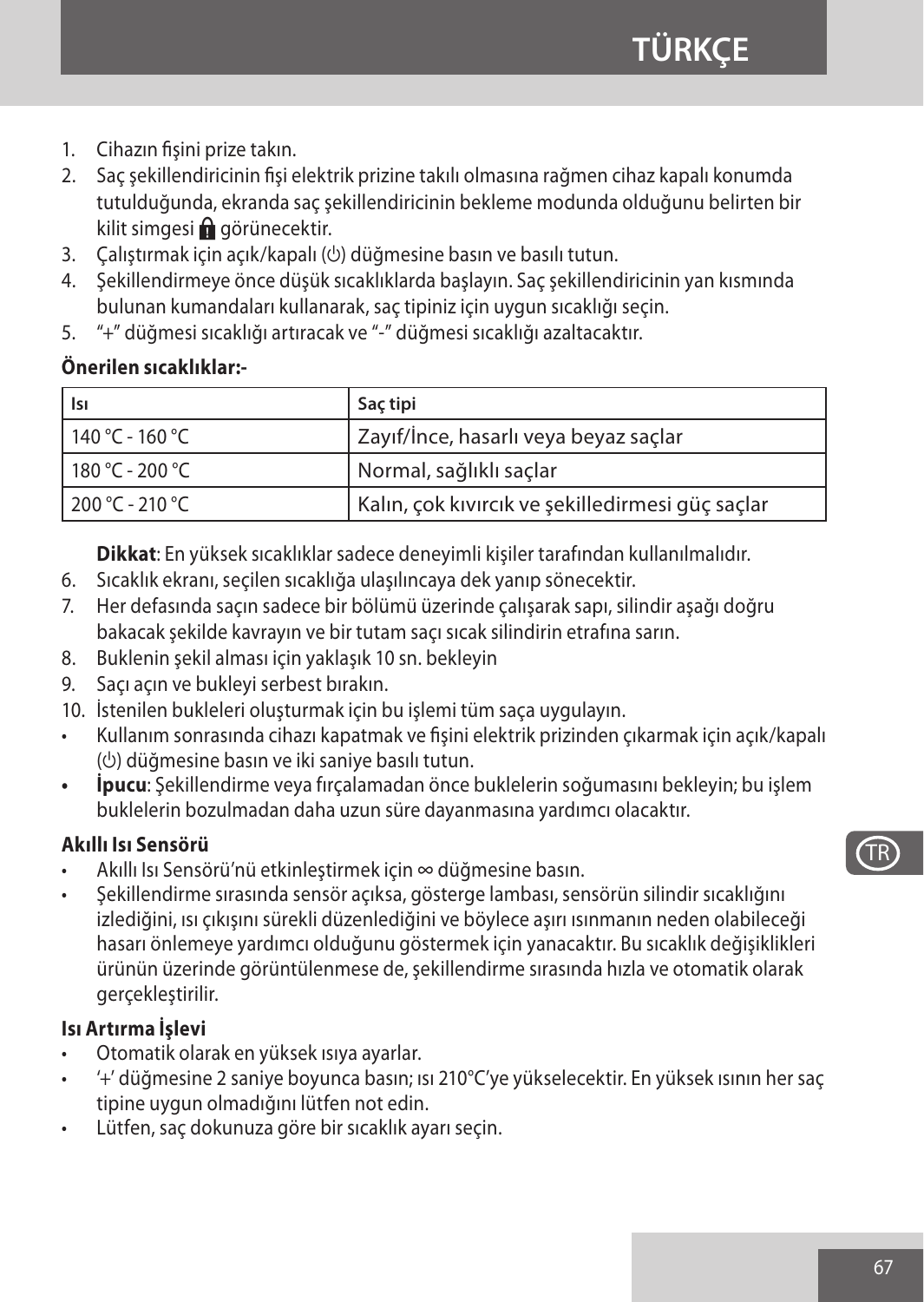1. Cihazın fişini prize takın.
2. Saç şekillendiricinin fişi elektrik prizine takılı olmasına rağmen cihaz kapalı konumda tutulduğunda, ekranda saç şekillendiricinin bekleme modunda olduğunu belirten bir kilit simgesi 🔒 görünecektir.
3. Çalıştırmak için açık/kapalı (⏻) düğmesine basın ve basılı tutun.
4. Şekillendirmeye önce düşük sıcaklıklarda başlayın. Saç şekillendiricinin yan kısmında bulunan kumandaları kullanarak, saç tipiniz için uygun sıcaklığı seçin.
5. "+" düğmesi sıcaklığı artıracak ve "-" düğmesi sıcaklığı azaltacaktır.

**Önerilen sıcaklıklar:-**

| Isı | Saç tipi |
|---|---|
| 140 °C - 160 °C | Zayıf/İnce, hasarlı veya beyaz saçlar |
| 180 °C - 200 °C | Normal, sağlıklı saçlar |
| 200 °C - 210 °C | Kalın, çok kıvırcık ve şekilledirmesi güç saçlar |

**Dikkat**: En yüksek sıcaklıklar sadece deneyimli kişiler tarafından kullanılmalıdır.

6. Sıcaklık ekranı, seçilen sıcaklığa ulaşılıncaya dek yanıp sönecektir.
7. Her defasında saçın sadece bir bölümü üzerinde çalışarak sapı, silindir aşağı doğru bakacak şekilde kavrayın ve bir tutam saçı sıcak silindirin etrafına sarın.
8. Buklenin şekil alması için yaklaşık 10 sn. bekleyin
9. Saçı açın ve bukleyi serbest bırakın.
10. İstenilen bukleleri oluşturmak için bu işlemi tüm saça uygulayın.

- Kullanım sonrasında cihazı kapatmak ve fişini elektrik prizinden çıkarmak için açık/kapalı (⏻) düğmesine basın ve iki saniye basılı tutun.
- **İpucu**: Şekillendirme veya fırçalamadan önce buklelerin soğumasını bekleyin; bu işlem buklelerin bozulmadan daha uzun süre dayanmasına yardımcı olacaktır.

**Akıllı Isı Sensörü**

- Akıllı Isı Sensörü'nü etkinleştirmek için ∞ düğmesine basın.
- Şekillendirme sırasında sensör açıksa, gösterge lambası, sensörün silindir sıcaklığını izlediğini, ısı çıkışını sürekli düzenlediğini ve böylece aşırı ısınmanın neden olabileceği hasarı önlemeye yardımcı olduğunu göstermek için yanacaktır. Bu sıcaklık değişiklikleri ürünün üzerinde görüntülenmese de, şekillendirme sırasında hızla ve otomatik olarak gerçekleştirilir.

**Isı Artırma İşlevi**

- Otomatik olarak en yüksek ısıya ayarlar.
- '+' düğmesine 2 saniye boyunca basın; ısı 210°C'ye yükselecektir. En yüksek ısının her saç tipine uygun olmadığını lütfen not edin.
- Lütfen, saç dokunuza göre bir sıcaklık ayarı seçin.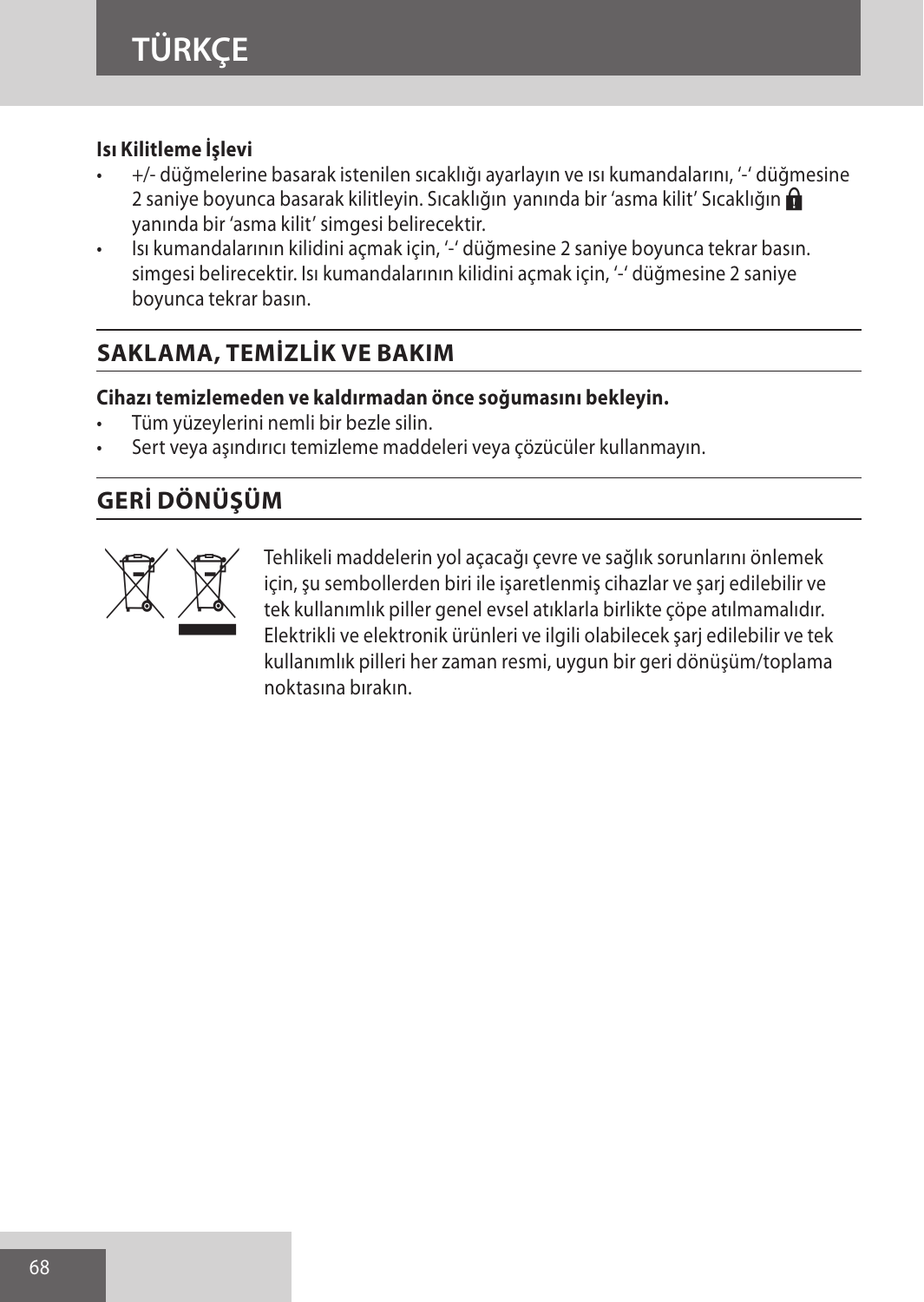**Isı Kilitleme İşlevi**

- +/- düğmelerine basarak istenilen sıcaklığı ayarlayın ve ısı kumandalarını, '-' düğmesine 2 saniye boyunca basarak kilitleyin. Sıcaklığın yanında bir 'asma kilit' Sıcaklığın yanında bir 'asma kilit' simgesi belirecektir.
- Isı kumandalarının kilidini açmak için, '-' düğmesine 2 saniye boyunca tekrar basın. simgesi belirecektir. Isı kumandalarının kilidini açmak için, '-' düğmesine 2 saniye boyunca tekrar basın.

## SAKLAMA, TEMİZLİK VE BAKIM

**Cihazı temizlemeden ve kaldırmadan önce soğumasını bekleyin.**

- Tüm yüzeylerini nemli bir bezle silin.
- Sert veya aşındırıcı temizleme maddeleri veya çözücüler kullanmayın.

## GERİ DÖNÜŞÜM

Tehlikeli maddelerin yol açacağı çevre ve sağlık sorunlarını önlemek için, şu sembollerden biri ile işaretlenmiş cihazlar ve şarj edilebilir ve tek kullanımlık piller genel evsel atıklarla birlikte çöpe atılmamalıdır. Elektrikli ve elektronik ürünleri ve ilgili olabilecek şarj edilebilir ve tek kullanımlık pilleri her zaman resmi, uygun bir geri dönüşüm/toplama noktasına bırakın.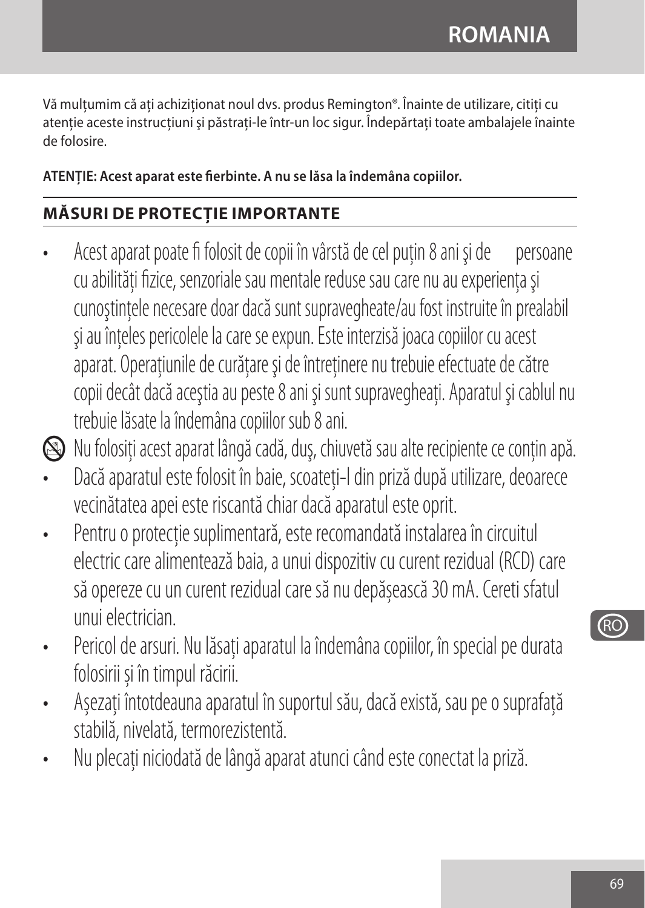Vă mulțumim că ați achiziționat noul dvs. produs Remington®. Înainte de utilizare, citiți cu atenție aceste instrucțiuni şi păstrați-le într-un loc sigur. Îndepărtați toate ambalajele înainte de folosire.

**ATENȚIE: Acest aparat este fierbinte. A nu se lăsa la îndemâna copiilor.**

## MĂSURI DE PROTECȚIE IMPORTANTE

- Acest aparat poate fi folosit de copii în vârstă de cel puțin 8 ani şi de persoane cu abilități fizice, senzoriale sau mentale reduse sau care nu au experiența şi cunoştințele necesare doar dacă sunt supravegheate/au fost instruite în prealabil şi au înțeles pericolele la care se expun. Este interzisă joaca copiilor cu acest aparat. Operațiunile de curățare şi de întreținere nu trebuie efectuate de către copii decât dacă aceştia au peste 8 ani şi sunt supravegheați. Aparatul şi cablul nu trebuie lăsate la îndemâna copiilor sub 8 ani.
- Nu folosiți acest aparat lângă cadă, duş, chiuvetă sau alte recipiente ce conțin apă.
- Dacă aparatul este folosit în baie, scoateți-l din priză după utilizare, deoarece vecinătatea apei este riscantă chiar dacă aparatul este oprit.
- Pentru o protecție suplimentară, este recomandată instalarea în circuitul electric care alimentează baia, a unui dispozitiv cu curent rezidual (RCD) care să opereze cu un curent rezidual care să nu depășească 30 mA. Cereti sfatul unui electrician.
- Pericol de arsuri. Nu lăsați aparatul la îndemâna copiilor, în special pe durata folosirii și în timpul răcirii.
- Așezați întotdeauna aparatul în suportul său, dacă există, sau pe o suprafață stabilă, nivelată, termorezistentă.
- Nu plecați niciodată de lângă aparat atunci când este conectat la priză.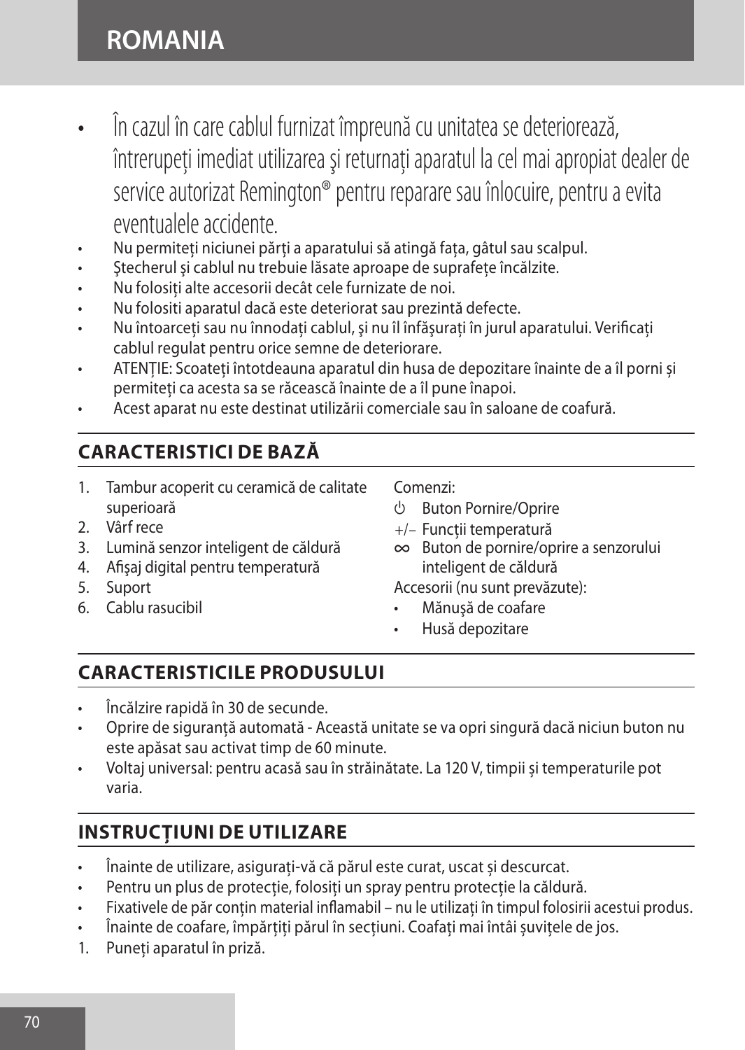- În cazul în care cablul furnizat împreună cu unitatea se deteriorează, întrerupeţi imediat utilizarea şi returnaţi aparatul la cel mai apropiat dealer de service autorizat Remington® pentru reparare sau înlocuire, pentru a evita eventualele accidente.
- Nu permiteţi niciunei părţi a aparatului să atingă faţa, gâtul sau scalpul.
- Ştecherul şi cablul nu trebuie lăsate aproape de suprafeţe încălzite.
- Nu folosiţi alte accesorii decât cele furnizate de noi.
- Nu folositi aparatul dacă este deteriorat sau prezintă defecte.
- Nu întoarceţi sau nu înnodaţi cablul, şi nu îl înfăşuraţi în jurul aparatului. Verificaţi cablul regulat pentru orice semne de deteriorare.
- ATENȚIE: Scoateți întotdeauna aparatul din husa de depozitare înainte de a îl porni și permiteți ca acesta sa se răcească înainte de a îl pune înapoi.
- Acest aparat nu este destinat utilizării comerciale sau în saloane de coafură.

## CARACTERISTICI DE BAZĂ

1. Tambur acoperit cu ceramică de calitate superioară
2. Vârf rece
3. Lumină senzor inteligent de căldură
4. Afişaj digital pentru temperatură
5. Suport
6. Cablu rasucibil

Comenzi:

- ⏻ Buton Pornire/Oprire
- +/– Funcții temperatură
- ∞ Buton de pornire/oprire a senzorului inteligent de căldură

Accesorii (nu sunt prevăzute):

- Mănuşă de coafare
- Husă depozitare

## CARACTERISTICILE PRODUSULUI

- Încălzire rapidă în 30 de secunde.
- Oprire de siguranță automată - Această unitate se va opri singură dacă niciun buton nu este apăsat sau activat timp de 60 minute.
- Voltaj universal: pentru acasă sau în străinătate. La 120 V, timpii și temperaturile pot varia.

## INSTRUCȚIUNI DE UTILIZARE

- Înainte de utilizare, asigurați-vă că părul este curat, uscat și descurcat.
- Pentru un plus de protecție, folosiți un spray pentru protecție la căldură.
- Fixativele de păr conțin material inflamabil – nu le utilizați în timpul folosirii acestui produs.
- Înainte de coafare, împărțiți părul în secțiuni. Coafați mai întâi șuvițele de jos.

1. Puneți aparatul în priză.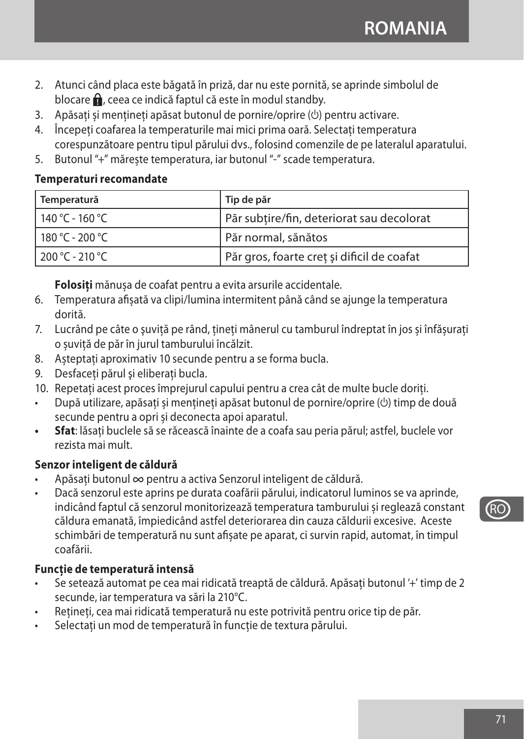2. Atunci când placa este băgată în priză, dar nu este pornită, se aprinde simbolul de blocare 🔒, ceea ce indică faptul că este în modul standby.
3. Apăsați și mențineți apăsat butonul de pornire/oprire (⏻) pentru activare.
4. Începeți coafarea la temperaturile mai mici prima oară. Selectați temperatura corespunzătoare pentru tipul părului dvs., folosind comenzile de pe lateralul aparatului.
5. Butonul "+" mărește temperatura, iar butonul "-" scade temperatura.

**Temperaturi recomandate**

| Temperatură | Tip de păr |
|---|---|
| 140 °C - 160 °C | Păr subțire/fin, deteriorat sau decolorat |
| 180 °C - 200 °C | Păr normal, sănătos |
| 200 °C - 210 °C | Păr gros, foarte creț şi dificil de coafat |

**Folosiți** mănușa de coafat pentru a evita arsurile accidentale.

6. Temperatura afișată va clipi/lumina intermitent până când se ajunge la temperatura dorită.
7. Lucrând pe câte o şuviță pe rând, țineți mânerul cu tamburul îndreptat în jos și înfășurați o șuviță de păr în jurul tamburului încălzit.
8. Așteptați aproximativ 10 secunde pentru a se forma bucla.
9. Desfaceți părul şi eliberați bucla.
10. Repetați acest proces împrejurul capului pentru a crea cât de multe bucle doriți.

- După utilizare, apăsați și mențineți apăsat butonul de pornire/oprire (⏻) timp de două secunde pentru a opri și deconecta apoi aparatul.
- **Sfat**: lăsați buclele să se răcească înainte de a coafa sau peria părul; astfel, buclele vor rezista mai mult.

**Senzor inteligent de căldură**

- Apăsați butonul ∞ pentru a activa Senzorul inteligent de căldură.
- Dacă senzorul este aprins pe durata coafării părului, indicatorul luminos se va aprinde, indicând faptul că senzorul monitorizează temperatura tamburului și reglează constant căldura emanată, împiedicând astfel deteriorarea din cauza căldurii excesive. Aceste schimbări de temperatură nu sunt afișate pe aparat, ci survin rapid, automat, în timpul coafării.

**Funcţie de temperatură intensă**

- Se setează automat pe cea mai ridicată treaptă de căldură. Apăsați butonul '+' timp de 2 secunde, iar temperatura va sări la 210°C.
- Rețineți, cea mai ridicată temperatură nu este potrivită pentru orice tip de păr.
- Selectați un mod de temperatură în funcție de textura părului.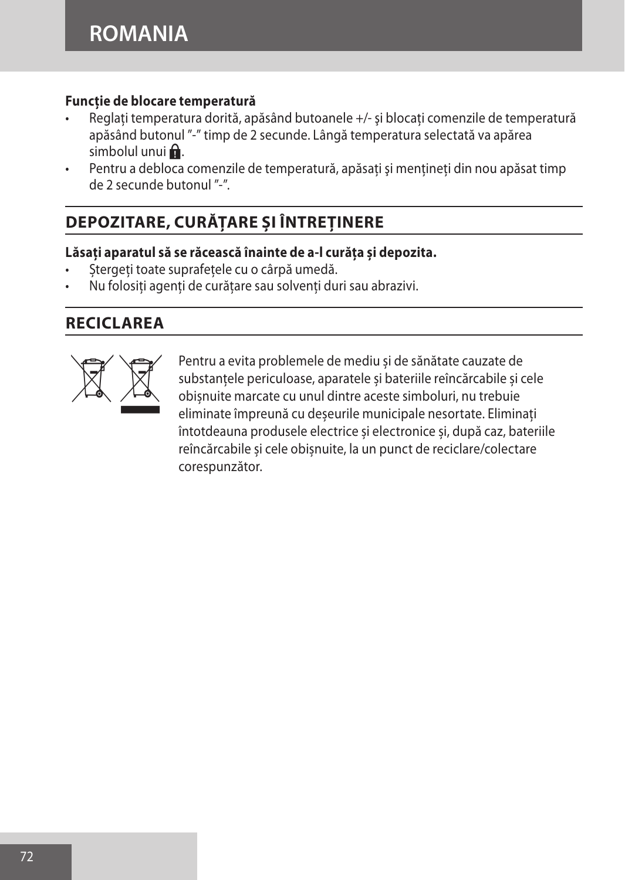**Funcţie de blocare temperatură**

- Reglaţi temperatura dorită, apăsând butoanele +/- şi blocaţi comenzile de temperatură apăsând butonul ″-″ timp de 2 secunde. Lângă temperatura selectată va apărea simbolul unui 🔒.
- Pentru a debloca comenzile de temperatură, apăsaţi şi menţineţi din nou apăsat timp de 2 secunde butonul ″-″.

## DEPOZITARE, CURĂȚARE ȘI ÎNTREȚINERE

**Lăsați aparatul să se răcească înainte de a-l curăța și depozita.**

- Ștergeți toate suprafețele cu o cârpă umedă.
- Nu folosiți agenți de curățare sau solvenți duri sau abrazivi.

## RECICLAREA

Pentru a evita problemele de mediu și de sănătate cauzate de substanţele periculoase, aparatele și bateriile reîncărcabile și cele obișnuite marcate cu unul dintre aceste simboluri, nu trebuie eliminate împreună cu deșeurile municipale nesortate. Eliminați întotdeauna produsele electrice și electronice și, după caz, bateriile reîncărcabile și cele obișnuite, la un punct de reciclare/colectare corespunzător.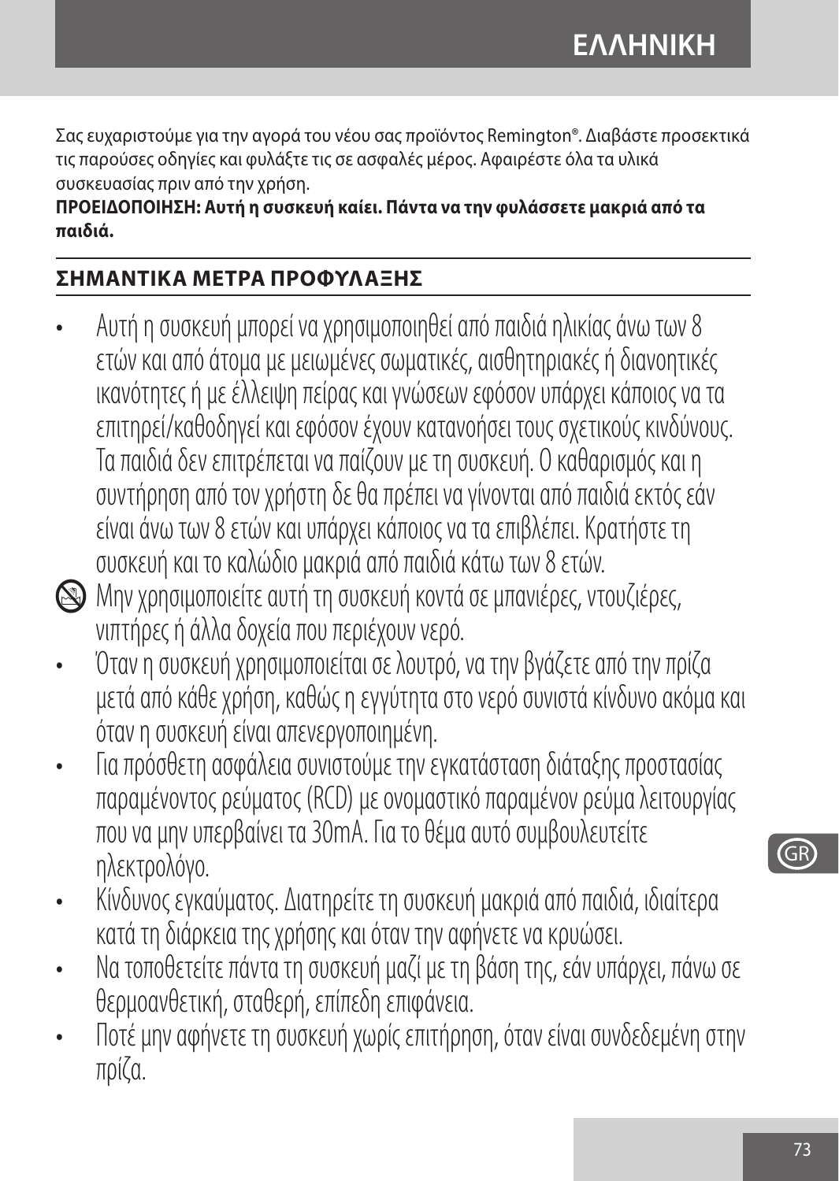Σας ευχαριστούμε για την αγορά του νέου σας προϊόντος Remington®. Διαβάστε προσεκτικά τις παρούσες οδηγίες και φυλάξτε τις σε ασφαλές μέρος. Αφαιρέστε όλα τα υλικά συσκευασίας πριν από την χρήση.

**ΠΡΟΕΙΔΟΠΟΙΗΣΗ: Αυτή η συσκευή καίει. Πάντα να την φυλάσσετε μακριά από τα παιδιά.**

## ΣΗΜΑΝΤΙΚΑ ΜΕΤΡΑ ΠΡΟΦΥΛΑΞΗΣ

- Αυτή η συσκευή μπορεί να χρησιμοποιηθεί από παιδιά ηλικίας άνω των 8 ετών και από άτομα με μειωμένες σωματικές, αισθητηριακές ή διανοητικές ικανότητες ή με έλλειψη πείρας και γνώσεων εφόσον υπάρχει κάποιος να τα επιτηρεί/καθοδηγεί και εφόσον έχουν κατανοήσει τους σχετικούς κινδύνους. Τα παιδιά δεν επιτρέπεται να παίζουν με τη συσκευή. Ο καθαρισμός και η συντήρηση από τον χρήστη δε θα πρέπει να γίνονται από παιδιά εκτός εάν είναι άνω των 8 ετών και υπάρχει κάποιος να τα επιβλέπει. Κρατήστε τη συσκευή και το καλώδιο μακριά από παιδιά κάτω των 8 ετών.
- Μην χρησιμοποιείτε αυτή τη συσκευή κοντά σε μπανιέρες, ντουζιέρες, νιπτήρες ή άλλα δοχεία που περιέχουν νερό.
- Όταν η συσκευή χρησιμοποιείται σε λουτρό, να την βγάζετε από την πρίζα μετά από κάθε χρήση, καθώς η εγγύτητα στο νερό συνιστά κίνδυνο ακόμα και όταν η συσκευή είναι απενεργοποιημένη.
- Για πρόσθετη ασφάλεια συνιστούμε την εγκατάσταση διάταξης προστασίας παραμένοντος ρεύματος (RCD) με ονομαστικό παραμένον ρεύμα λειτουργίας που να μην υπερβαίνει τα 30mA. Για το θέμα αυτό συμβουλευτείτε ηλεκτρολόγο.
- Κίνδυνος εγκαύματος. Διατηρείτε τη συσκευή μακριά από παιδιά, ιδιαίτερα κατά τη διάρκεια της χρήσης και όταν την αφήνετε να κρυώσει.
- Να τοποθετείτε πάντα τη συσκευή μαζί με τη βάση της, εάν υπάρχει, πάνω σε θερμοανθετική, σταθερή, επίπεδη επιφάνεια.
- Ποτέ μην αφήνετε τη συσκευή χωρίς επιτήρηση, όταν είναι συνδεδεμένη στην πρίζα.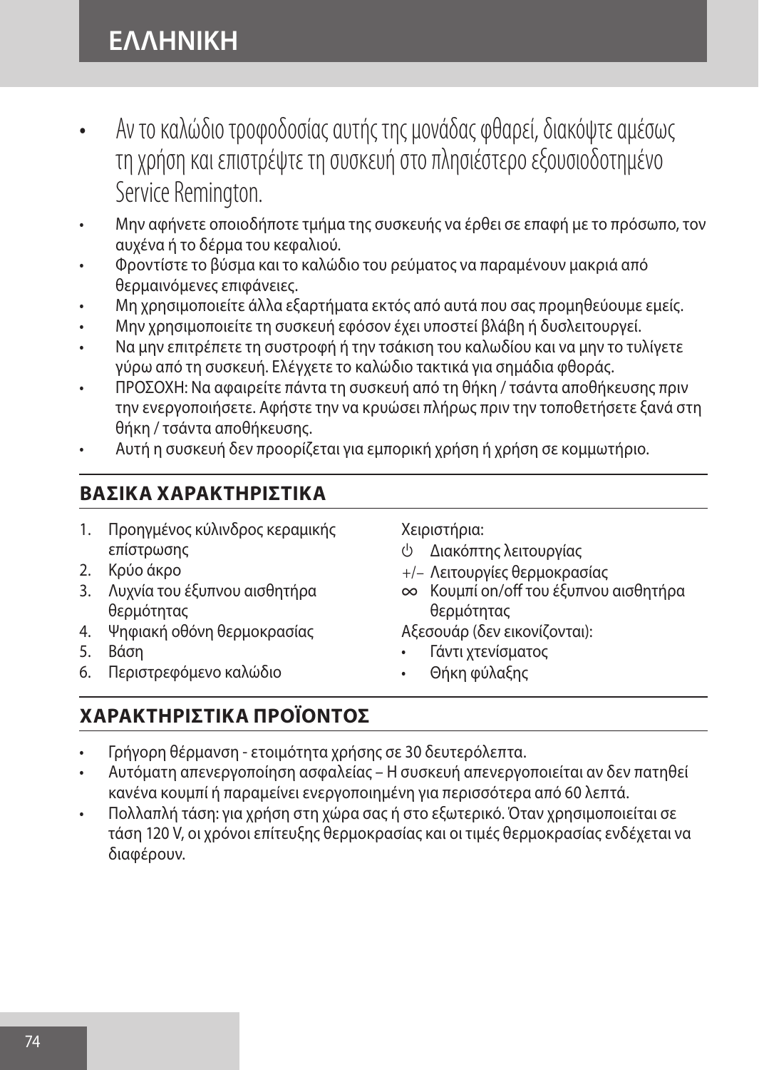- Αν το καλώδιο τροφοδοσίας αυτής της μονάδας φθαρεί, διακόψτε αμέσως τη χρήση και επιστρέψτε τη συσκευή στο πλησιέστερο εξουσιοδοτημένο Service Remington.
- Μην αφήνετε οποιοδήποτε τμήμα της συσκευής να έρθει σε επαφή με το πρόσωπο, τον αυχένα ή το δέρμα του κεφαλιού.
- Φροντίστε το βύσμα και το καλώδιο του ρεύματος να παραμένουν μακριά από θερμαινόμενες επιφάνειες.
- Μη χρησιμοποιείτε άλλα εξαρτήματα εκτός από αυτά που σας προμηθεύουμε εμείς.
- Μην χρησιμοποιείτε τη συσκευή εφόσον έχει υποστεί βλάβη ή δυσλειτουργεί.
- Να μην επιτρέπετε τη συστροφή ή την τσάκιση του καλωδίου και να μην το τυλίγετε γύρω από τη συσκευή. Ελέγχετε το καλώδιο τακτικά για σημάδια φθοράς.
- ΠΡΟΣΟΧΗ: Να αφαιρείτε πάντα τη συσκευή από τη θήκη / τσάντα αποθήκευσης πριν την ενεργοποιήσετε. Αφήστε την να κρυώσει πλήρως πριν την τοποθετήσετε ξανά στη θήκη / τσάντα αποθήκευσης.
- Αυτή η συσκευή δεν προορίζεται για εμπορική χρήση ή χρήση σε κομμωτήριο.

## ΒΑΣΙΚΑ ΧΑΡΑΚΤΗΡΙΣΤΙΚΑ

1. Προηγμένος κύλινδρος κεραμικής επίστρωσης
2. Κρύο άκρο
3. Λυχνία του έξυπνου αισθητήρα θερμότητας
4. Ψηφιακή οθόνη θερμοκρασίας
5. Βάση
6. Περιστρεφόμενο καλώδιο

Χειριστήρια:

- ⏻ Διακόπτης λειτουργίας
- +/– Λειτουργίες θερμοκρασίας
- ∞ Κουμπί on/off του έξυπνου αισθητήρα θερμότητας

Αξεσουάρ (δεν εικονίζονται):

- Γάντι χτενίσματος
- Θήκη φύλαξης

## ΧΑΡΑΚΤΗΡΙΣΤΙΚΑ ΠΡΟΪΟΝΤΟΣ

- Γρήγορη θέρμανση - ετοιμότητα χρήσης σε 30 δευτερόλεπτα.
- Αυτόματη απενεργοποίηση ασφαλείας – Η συσκευή απενεργοποιείται αν δεν πατηθεί κανένα κουμπί ή παραμείνει ενεργοποιημένη για περισσότερα από 60 λεπτά.
- Πολλαπλή τάση: για χρήση στη χώρα σας ή στο εξωτερικό. Όταν χρησιμοποιείται σε τάση 120 V, οι χρόνοι επίτευξης θερμοκρασίας και οι τιμές θερμοκρασίας ενδέχεται να διαφέρουν.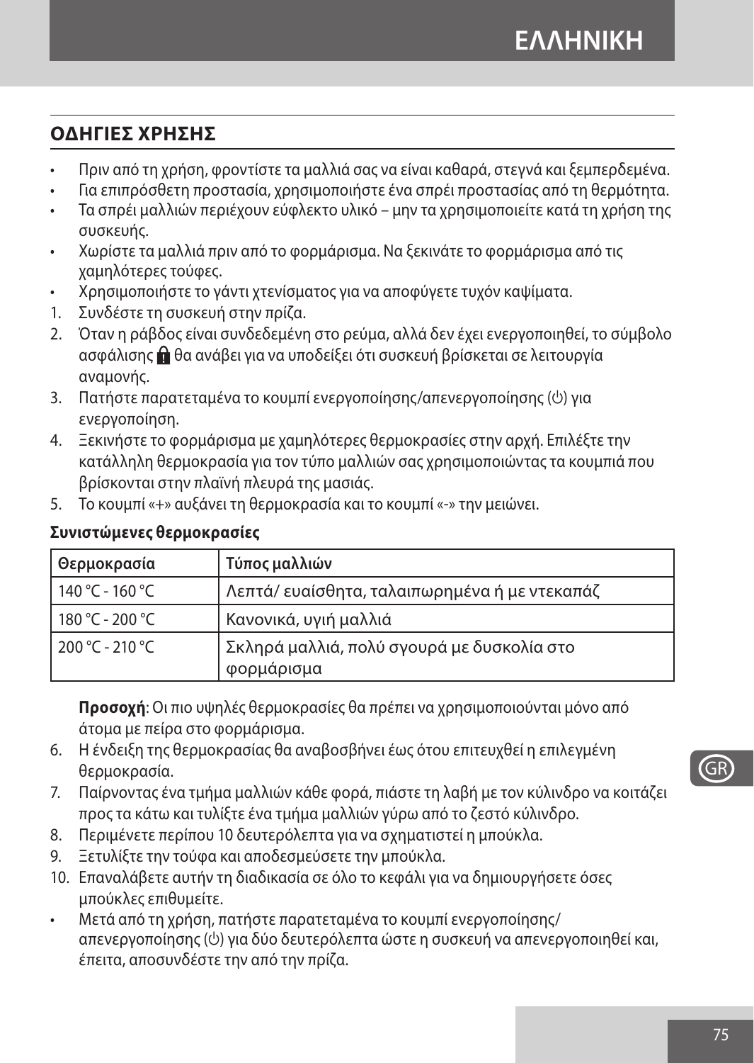## ΟΔΗΓΙΕΣ ΧΡΗΣΗΣ

- Πριν από τη χρήση, φροντίστε τα μαλλιά σας να είναι καθαρά, στεγνά και ξεμπερδεμένα.
- Για επιπρόσθετη προστασία, χρησιμοποιήστε ένα σπρέι προστασίας από τη θερμότητα.
- Τα σπρέι μαλλιών περιέχουν εύφλεκτο υλικό – μην τα χρησιμοποιείτε κατά τη χρήση της συσκευής.
- Χωρίστε τα μαλλιά πριν από το φορμάρισμα. Να ξεκινάτε το φορμάρισμα από τις χαμηλότερες τούφες.
- Χρησιμοποιήστε το γάντι χτενίσματος για να αποφύγετε τυχόν καψίματα.

1. Συνδέστε τη συσκευή στην πρίζα.
2. Όταν η ράβδος είναι συνδεδεμένη στο ρεύμα, αλλά δεν έχει ενεργοποιηθεί, το σύμβολο ασφάλισης 🔒 θα ανάβει για να υποδείξει ότι συσκευή βρίσκεται σε λειτουργία αναμονής.
3. Πατήστε παρατεταμένα το κουμπί ενεργοποίησης/απενεργοποίησης (⏻) για ενεργοποίηση.
4. Ξεκινήστε το φορμάρισμα με χαμηλότερες θερμοκρασίες στην αρχή. Επιλέξτε την κατάλληλη θερμοκρασία για τον τύπο μαλλιών σας χρησιμοποιώντας τα κουμπιά που βρίσκονται στην πλαϊνή πλευρά της μασιάς.
5. Το κουμπί «+» αυξάνει τη θερμοκρασία και το κουμπί «-» την μειώνει.

**Συνιστώμενες θερμοκρασίες**

| Θερμοκρασία | Τύπος μαλλιών |
|---|---|
| 140 °C - 160 °C | Λεπτά/ ευαίσθητα, ταλαιπωρημένα ή με ντεκαπάζ |
| 180 °C - 200 °C | Κανονικά, υγιή μαλλιά |
| 200 °C - 210 °C | Σκληρά μαλλιά, πολύ σγουρά με δυσκολία στο φορμάρισμα |

**Προσοχή**: Οι πιο υψηλές θερμοκρασίες θα πρέπει να χρησιμοποιούνται μόνο από άτομα με πείρα στο φορμάρισμα.

6. Η ένδειξη της θερμοκρασίας θα αναβοσβήνει έως ότου επιτευχθεί η επιλεγμένη θερμοκρασία.
7. Παίρνοντας ένα τμήμα μαλλιών κάθε φορά, πιάστε τη λαβή με τον κύλινδρο να κοιτάζει προς τα κάτω και τυλίξτε ένα τμήμα μαλλιών γύρω από το ζεστό κύλινδρο.
8. Περιμένετε περίπου 10 δευτερόλεπτα για να σχηματιστεί η μπούκλα.
9. Ξετυλίξτε την τούφα και αποδεσμεύσετε την μπούκλα.
10. Επαναλάβετε αυτήν τη διαδικασία σε όλο το κεφάλι για να δημιουργήσετε όσες μπούκλες επιθυμείτε.

- Μετά από τη χρήση, πατήστε παρατεταμένα το κουμπί ενεργοποίησης/ απενεργοποίησης (⏻) για δύο δευτερόλεπτα ώστε η συσκευή να απενεργοποιηθεί και, έπειτα, αποσυνδέστε την από την πρίζα.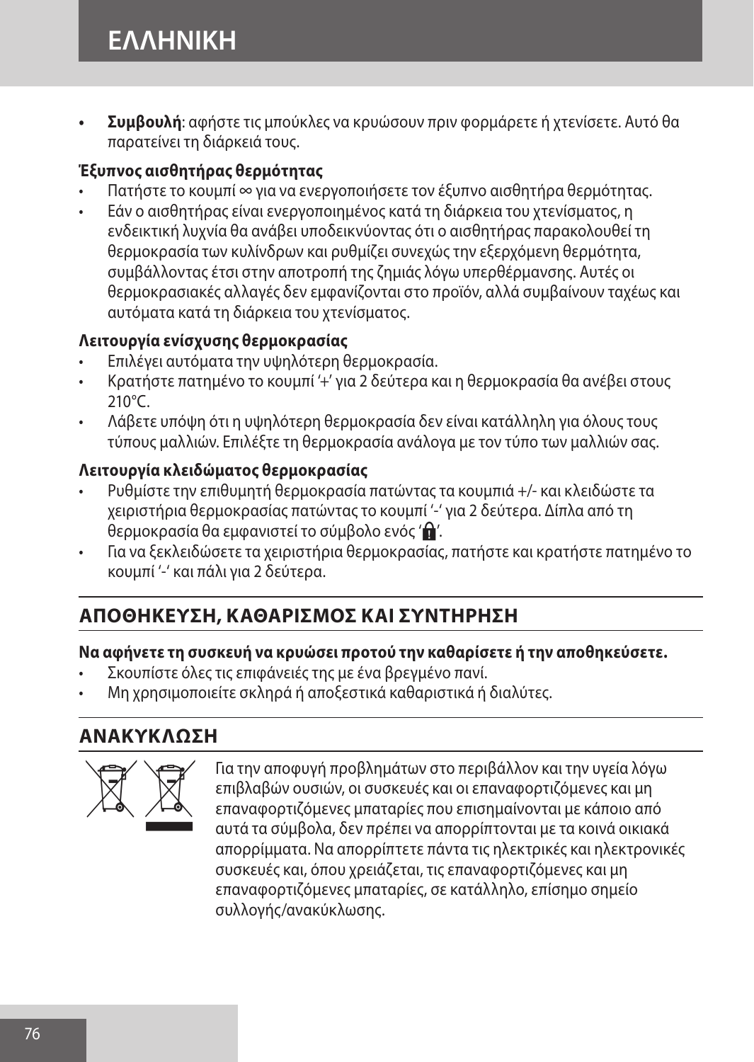- **Συμβουλή**: αφήστε τις μπούκλες να κρυώσουν πριν φορμάρετε ή χτενίσετε. Αυτό θα παρατείνει τη διάρκειά τους.

**Έξυπνος αισθητήρας θερμότητας**

- Πατήστε το κουμπί ∞ για να ενεργοποιήσετε τον έξυπνο αισθητήρα θερμότητας.
- Εάν ο αισθητήρας είναι ενεργοποιημένος κατά τη διάρκεια του χτενίσματος, η ενδεικτική λυχνία θα ανάβει υποδεικνύοντας ότι ο αισθητήρας παρακολουθεί τη θερμοκρασία των κυλίνδρων και ρυθμίζει συνεχώς την εξερχόμενη θερμότητα, συμβάλλοντας έτσι στην αποτροπή της ζημιάς λόγω υπερθέρμανσης. Αυτές οι θερμοκρασιακές αλλαγές δεν εμφανίζονται στο προϊόν, αλλά συμβαίνουν ταχέως και αυτόματα κατά τη διάρκεια του χτενίσματος.

**Λειτουργία ενίσχυσης θερμοκρασίας**

- Επιλέγει αυτόματα την υψηλότερη θερμοκρασία.
- Κρατήστε πατημένο το κουμπί '+' για 2 δεύτερα και η θερμοκρασία θα ανέβει στους 210°C.
- Λάβετε υπόψη ότι η υψηλότερη θερμοκρασία δεν είναι κατάλληλη για όλους τους τύπους μαλλιών. Επιλέξτε τη θερμοκρασία ανάλογα με τον τύπο των μαλλιών σας.

**Λειτουργία κλειδώματος θερμοκρασίας**

- Ρυθμίστε την επιθυμητή θερμοκρασία πατώντας τα κουμπιά +/- και κλειδώστε τα χειριστήρια θερμοκρασίας πατώντας το κουμπί '-' για 2 δεύτερα. Δίπλα από τη θερμοκρασία θα εμφανιστεί το σύμβολο ενός '🔒'.
- Για να ξεκλειδώσετε τα χειριστήρια θερμοκρασίας, πατήστε και κρατήστε πατημένο το κουμπί '-' και πάλι για 2 δεύτερα.

## ΑΠΟΘΗΚΕΥΣΗ, ΚΑΘΑΡΙΣΜΟΣ ΚΑΙ ΣΥΝΤΗΡΗΣΗ

**Να αφήνετε τη συσκευή να κρυώσει προτού την καθαρίσετε ή την αποθηκεύσετε.**

- Σκουπίστε όλες τις επιφάνειές της με ένα βρεγμένο πανί.
- Μη χρησιμοποιείτε σκληρά ή αποξεστικά καθαριστικά ή διαλύτες.

## ΑΝΑΚΥΚΛΩΣΗ

Για την αποφυγή προβλημάτων στο περιβάλλον και την υγεία λόγω επιβλαβών ουσιών, οι συσκευές και οι επαναφορτιζόμενες και μη επαναφορτιζόμενες μπαταρίες που επισημαίνονται με κάποιο από αυτά τα σύμβολα, δεν πρέπει να απορρίπτονται με τα κοινά οικιακά απορρίμματα. Να απορρίπτετε πάντα τις ηλεκτρικές και ηλεκτρονικές συσκευές και, όπου χρειάζεται, τις επαναφορτιζόμενες και μη επαναφορτιζόμενες μπαταρίες, σε κατάλληλο, επίσημο σημείο συλλογής/ανακύκλωσης.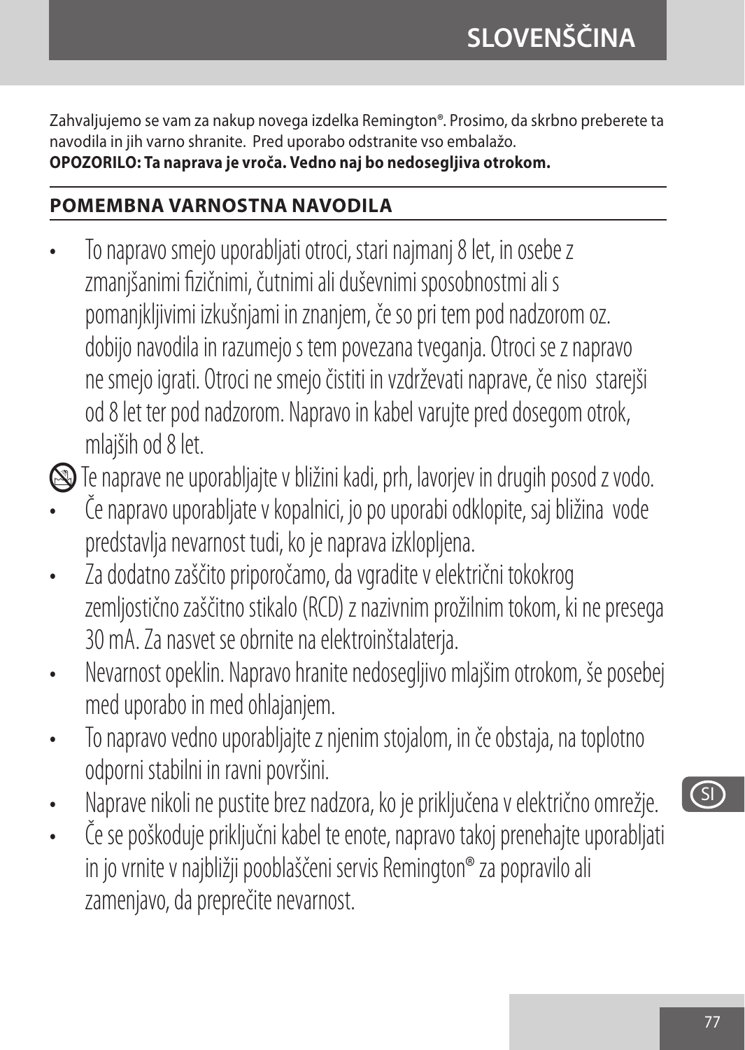Zahvaljujemo se vam za nakup novega izdelka Remington®. Prosimo, da skrbno preberete ta navodila in jih varno shranite. Pred uporabo odstranite vso embalažo.
**OPOZORILO: Ta naprava je vroča. Vedno naj bo nedosegljiva otrokom.**

## POMEMBNA VARNOSTNA NAVODILA

- To napravo smejo uporabljati otroci, stari najmanj 8 let, in osebe z zmanjšanimi fizičnimi, čutnimi ali duševnimi sposobnostmi ali s pomanjkljivimi izkušnjami in znanjem, če so pri tem pod nadzorom oz. dobijo navodila in razumejo s tem povezana tveganja. Otroci se z napravo ne smejo igrati. Otroci ne smejo čistiti in vzdrževati naprave, če niso starejši od 8 let ter pod nadzorom. Napravo in kabel varujte pred dosegom otrok, mlajših od 8 let.

Te naprave ne uporabljajte v bližini kadi, prh, lavorjev in drugih posod z vodo.

- Če napravo uporabljate v kopalnici, jo po uporabi odklopite, saj bližina vode predstavlja nevarnost tudi, ko je naprava izklopljena.
- Za dodatno zaščito priporočamo, da vgradite v električni tokokrog zemljostično zaščitno stikalo (RCD) z nazivnim prožilnim tokom, ki ne presega 30 mA. Za nasvet se obrnite na elektroinštalaterja.
- Nevarnost opeklin. Napravo hranite nedosegljivo mlajšim otrokom, še posebej med uporabo in med ohlajanjem.
- To napravo vedno uporabljajte z njenim stojalom, in če obstaja, na toplotno odporni stabilni in ravni površini.
- Naprave nikoli ne pustite brez nadzora, ko je priključena v električno omrežje.
- Če se poškoduje priključni kabel te enote, napravo takoj prenehajte uporabljati in jo vrnite v najbližji pooblaščeni servis Remington® za popravilo ali zamenjavo, da preprečite nevarnost.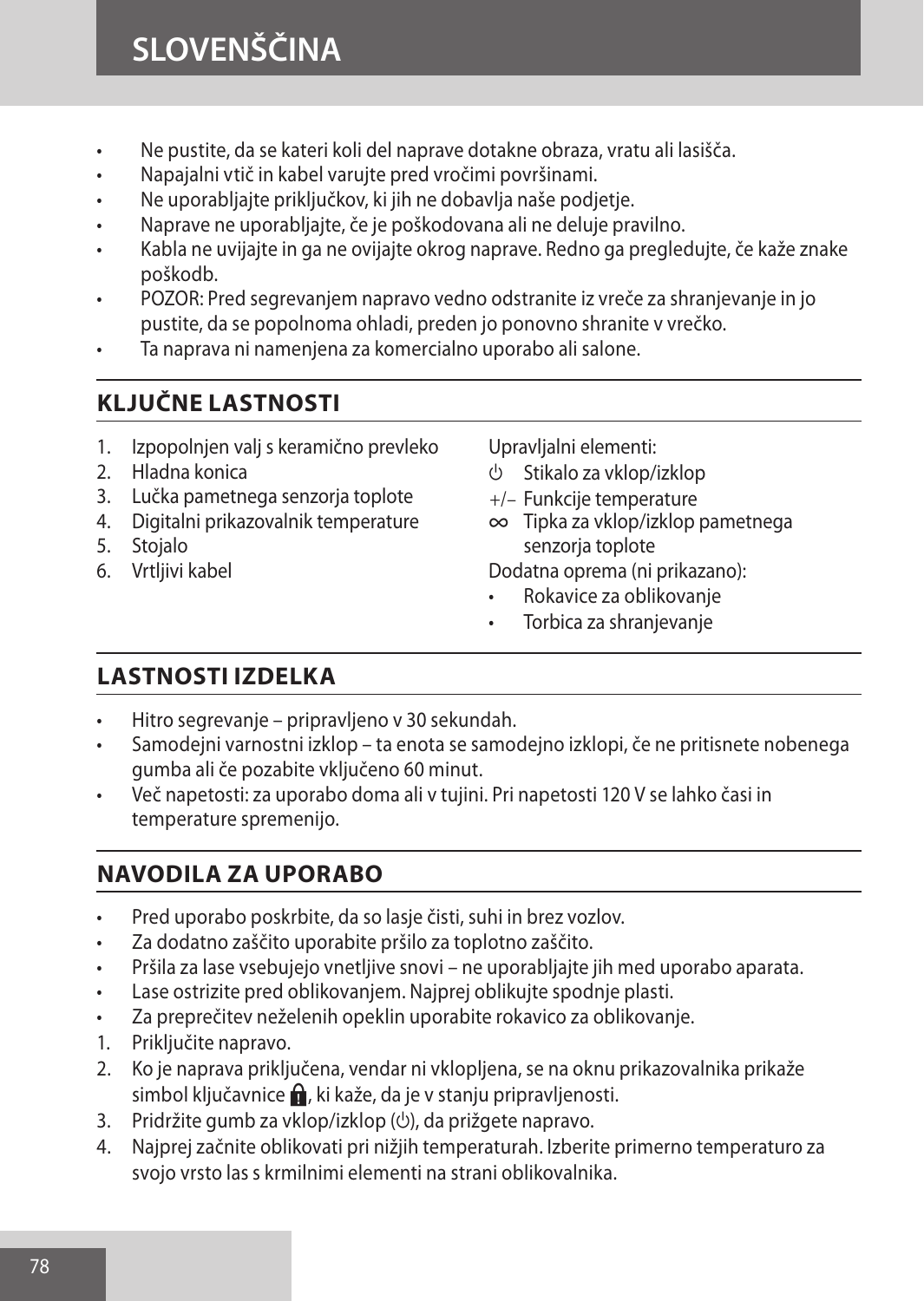- Ne pustite, da se kateri koli del naprave dotakne obraza, vratu ali lasišča.
- Napajalni vtič in kabel varujte pred vročimi površinami.
- Ne uporabljajte priključkov, ki jih ne dobavlja naše podjetje.
- Naprave ne uporabljajte, če je poškodovana ali ne deluje pravilno.
- Kabla ne uvijajte in ga ne ovijajte okrog naprave. Redno ga pregledujte, če kaže znake poškodb.
- POZOR: Pred segrevanjem napravo vedno odstranite iz vreče za shranjevanje in jo pustite, da se popolnoma ohladi, preden jo ponovno shranite v vrečko.
- Ta naprava ni namenjena za komercialno uporabo ali salone.

## KLJUČNE LASTNOSTI

1. Izpopolnjen valj s keramično prevleko
2. Hladna konica
3. Lučka pametnega senzorja toplote
4. Digitalni prikazovalnik temperature
5. Stojalo
6. Vrtljivi kabel

Upravljalni elementi:

⏻ Stikalo za vklop/izklop

+/– Funkcije temperature

∞ Tipka za vklop/izklop pametnega senzorja toplote

Dodatna oprema (ni prikazano):

- Rokavice za oblikovanje
- Torbica za shranjevanje

## LASTNOSTI IZDELKA

- Hitro segrevanje – pripravljeno v 30 sekundah.
- Samodejni varnostni izklop – ta enota se samodejno izklopi, če ne pritisnete nobenega gumba ali če pozabite vključeno 60 minut.
- Več napetosti: za uporabo doma ali v tujini. Pri napetosti 120 V se lahko časi in temperature spremenijo.

## NAVODILA ZA UPORABO

- Pred uporabo poskrbite, da so lasje čisti, suhi in brez vozlov.
- Za dodatno zaščito uporabite pršilo za toplotno zaščito.
- Pršila za lase vsebujejo vnetljive snovi – ne uporabljajte jih med uporabo aparata.
- Lase ostrizite pred oblikovanjem. Najprej oblikujte spodnje plasti.
- Za preprečitev neželenih opeklin uporabite rokavico za oblikovanje.

1. Priključite napravo.
2. Ko je naprava priključena, vendar ni vklopljena, se na oknu prikazovalnika prikaže simbol ključavnice 🔒, ki kaže, da je v stanju pripravljenosti.
3. Pridržite gumb za vklop/izklop (⏻), da prižgete napravo.
4. Najprej začnite oblikovati pri nižjih temperaturah. Izberite primerno temperaturo za svojo vrsto las s krmilnimi elementi na strani oblikovalnika.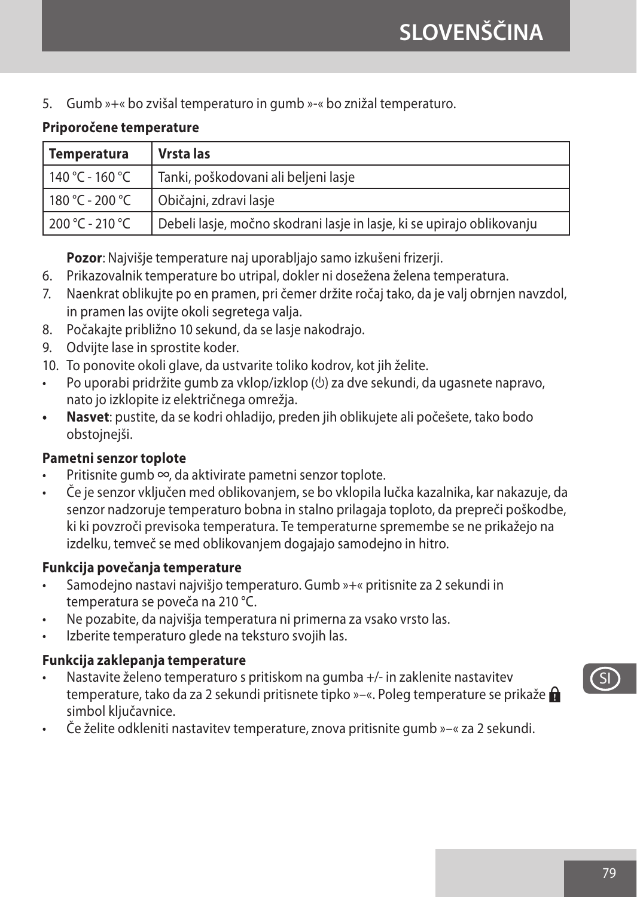5. Gumb »+« bo zvišal temperaturo in gumb »-« bo znižal temperaturo.

**Priporočene temperature**

| Temperatura | Vrsta las |
|---|---|
| 140 °C - 160 °C | Tanki, poškodovani ali beljeni lasje |
| 180 °C - 200 °C | Običajni, zdravi lasje |
| 200 °C - 210 °C | Debeli lasje, močno skodrani lasje in lasje, ki se upirajo oblikovanju |

**Pozor**: Najvišje temperature naj uporabljajo samo izkušeni frizerji.

6. Prikazovalnik temperature bo utripal, dokler ni dosežena želena temperatura.
7. Naenkrat oblikujte po en pramen, pri čemer držite ročaj tako, da je valj obrnjen navzdol, in pramen las ovijte okoli segretega valja.
8. Počakajte približno 10 sekund, da se lasje nakodrajo.
9. Odvijte lase in sprostite koder.
10. To ponovite okoli glave, da ustvarite toliko kodrov, kot jih želite.

- Po uporabi pridržite gumb za vklop/izklop (⏻) za dve sekundi, da ugasnete napravo, nato jo izklopite iz električnega omrežja.
- **Nasvet**: pustite, da se kodri ohladijo, preden jih oblikujete ali počešete, tako bodo obstojnejši.

**Pametni senzor toplote**

- Pritisnite gumb ∞, da aktivirate pametni senzor toplote.
- Če je senzor vključen med oblikovanjem, se bo vklopila lučka kazalnika, kar nakazuje, da senzor nadzoruje temperaturo bobna in stalno prilagaja toploto, da prepreči poškodbe, ki ki povzroči previsoka temperatura. Te temperaturne spremembe se ne prikažejo na izdelku, temveč se med oblikovanjem dogajajo samodejno in hitro.

**Funkcija povečanja temperature**

- Samodejno nastavi najvišjo temperaturo. Gumb »+« pritisnite za 2 sekundi in temperatura se poveča na 210 °C.
- Ne pozabite, da najvišja temperatura ni primerna za vsako vrsto las.
- Izberite temperaturo glede na teksturo svojih las.

**Funkcija zaklepanja temperature**

- Nastavite želeno temperaturo s pritiskom na gumba +/- in zaklenite nastavitev temperature, tako da za 2 sekundi pritisnete tipko »–«. Poleg temperature se prikaže 🔒 simbol ključavnice.
- Če želite odkleniti nastavitev temperature, znova pritisnite gumb »–« za 2 sekundi.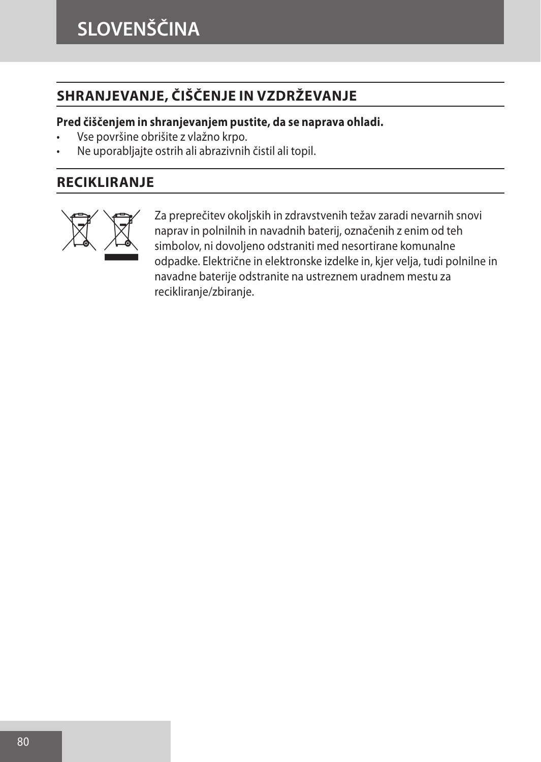## SHRANJEVANJE, ČIŠČENJE IN VZDRŽEVANJE

**Pred čiščenjem in shranjevanjem pustite, da se naprava ohladi.**

- Vse površine obrišite z vlažno krpo.
- Ne uporabljajte ostrih ali abrazivnih čistil ali topil.

## RECIKLIRANJE

Za preprečitev okoljskih in zdravstvenih težav zaradi nevarnih snovi naprav in polnilnih in navadnih baterij, označenih z enim od teh simbolov, ni dovoljeno odstraniti med nesortirane komunalne odpadke. Električne in elektronske izdelke in, kjer velja, tudi polnilne in navadne baterije odstranite na ustreznem uradnem mestu za recikliranje/zbiranje.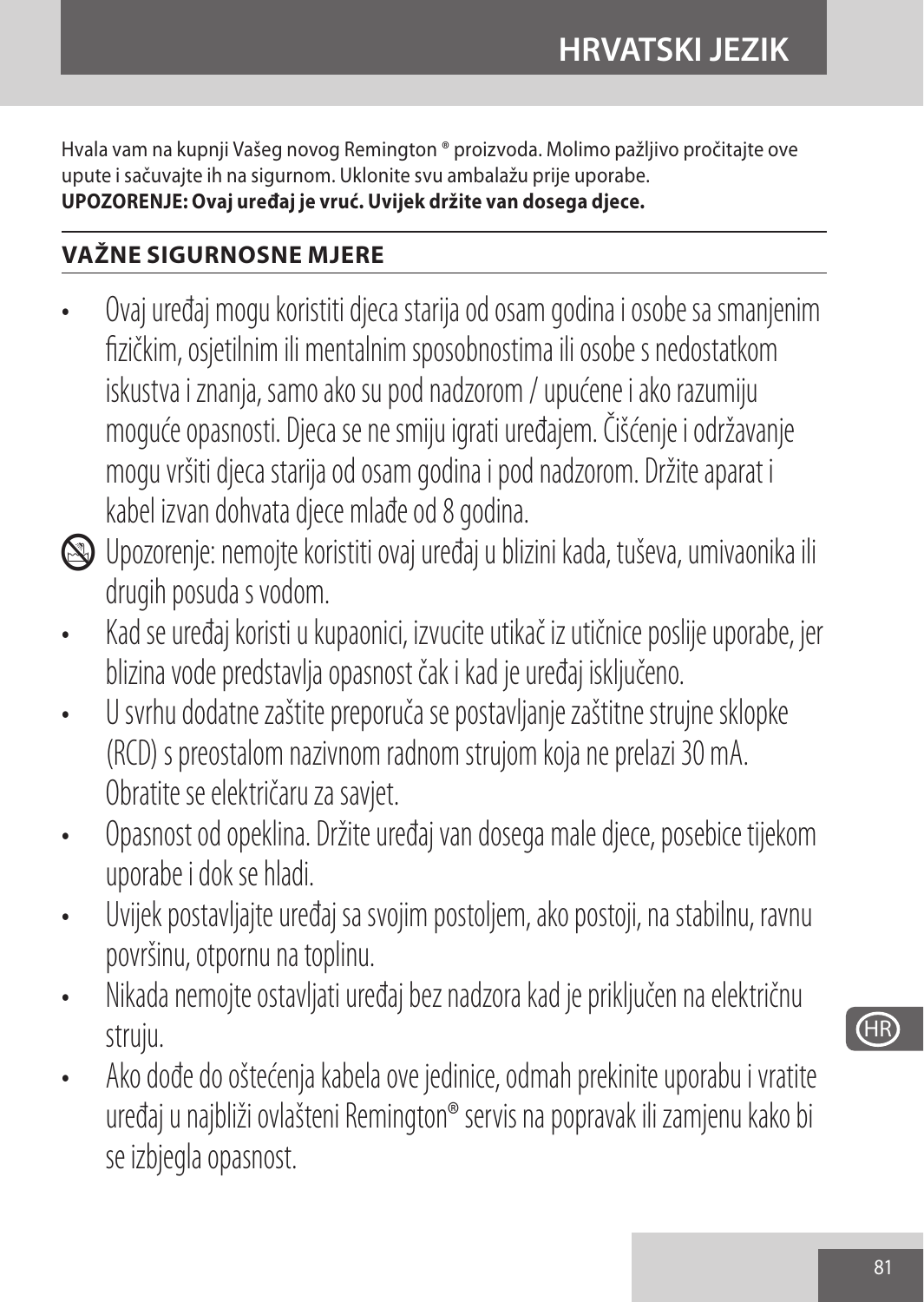Hvala vam na kupnji Vašeg novog Remington ® proizvoda. Molimo pažljivo pročitajte ove upute i sačuvajte ih na sigurnom. Uklonite svu ambalažu prije uporabe.
**UPOZORENJE: Ovaj uređaj je vruć. Uvijek držite van dosega djece.**

## VAŽNE SIGURNOSNE MJERE

- Ovaj uređaj mogu koristiti djeca starija od osam godina i osobe sa smanjenim fizičkim, osjetilnim ili mentalnim sposobnostima ili osobe s nedostatkom iskustva i znanja, samo ako su pod nadzorom / upućene i ako razumiju moguće opasnosti. Djeca se ne smiju igrati uređajem. Čišćenje i održavanje mogu vršiti djeca starija od osam godina i pod nadzorom. Držite aparat i kabel izvan dohvata djece mlađe od 8 godina.
- Upozorenje: nemojte koristiti ovaj uređaj u blizini kada, tuševa, umivaonika ili drugih posuda s vodom.
- Kad se uređaj koristi u kupaonici, izvucite utikač iz utičnice poslije uporabe, jer blizina vode predstavlja opasnost čak i kad je uređaj isključeno.
- U svrhu dodatne zaštite preporuča se postavljanje zaštitne strujne sklopke (RCD) s preostalom nazivnom radnom strujom koja ne prelazi 30 mA. Obratite se električaru za savjet.
- Opasnost od opeklina. Držite uređaj van dosega male djece, posebice tijekom uporabe i dok se hladi.
- Uvijek postavljajte uređaj sa svojim postoljem, ako postoji, na stabilnu, ravnu površinu, otpornu na toplinu.
- Nikada nemojte ostavljati uređaj bez nadzora kad je priključen na električnu struju.
- Ako dođe do oštećenja kabela ove jedinice, odmah prekinite uporabu i vratite uređaj u najbliži ovlašteni Remington® servis na popravak ili zamjenu kako bi se izbjegla opasnost.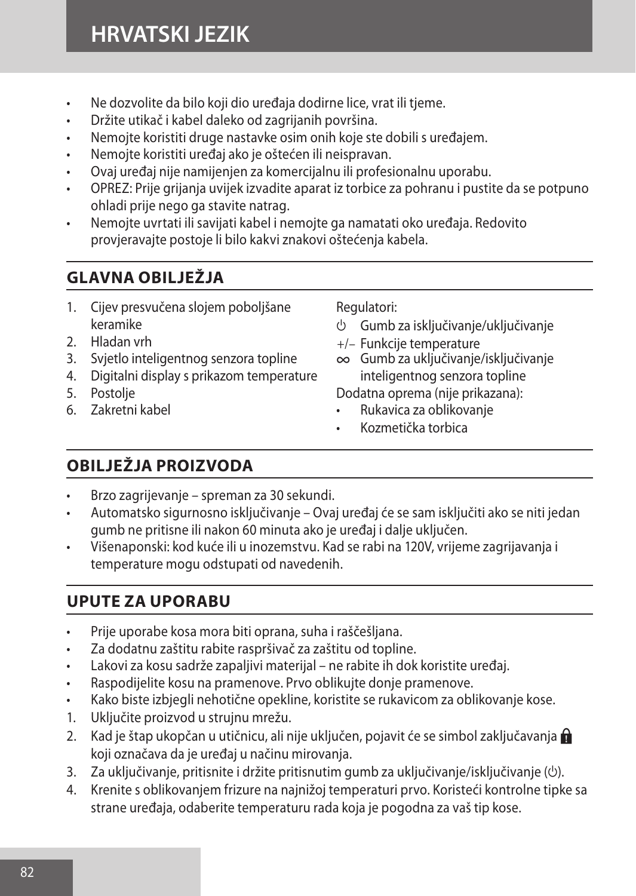- Ne dozvolite da bilo koji dio uređaja dodirne lice, vrat ili tjeme.
- Držite utikač i kabel daleko od zagrijanih površina.
- Nemojte koristiti druge nastavke osim onih koje ste dobili s uređajem.
- Nemojte koristiti uređaj ako je oštećen ili neispravan.
- Ovaj uređaj nije namijenjen za komercijalnu ili profesionalnu uporabu.
- OPREZ: Prije grijanja uvijek izvadite aparat iz torbice za pohranu i pustite da se potpuno ohladi prije nego ga stavite natrag.
- Nemojte uvrtati ili savijati kabel i nemojte ga namatati oko uređaja. Redovito provjeravajte postoje li bilo kakvi znakovi oštećenja kabela.

## GLAVNA OBILJEŽJA

1. Cijev presvučena slojem poboljšane keramike
2. Hladan vrh
3. Svjetlo inteligentnog senzora topline
4. Digitalni display s prikazom temperature
5. Postolje
6. Zakretni kabel

Regulatori:

⏻ Gumb za isključivanje/uključivanje
+/– Funkcije temperature
∞ Gumb za uključivanje/isključivanje inteligentnog senzora topline

Dodatna oprema (nije prikazana):

- Rukavica za oblikovanje
- Kozmetička torbica

## OBILJEŽJA PROIZVODA

- Brzo zagrijevanje – spreman za 30 sekundi.
- Automatsko sigurnosno isključivanje – Ovaj uređaj će se sam isključiti ako se niti jedan gumb ne pritisne ili nakon 60 minuta ako je uređaj i dalje uključen.
- Višenaponski: kod kuće ili u inozemstvu. Kad se rabi na 120V, vrijeme zagrijavanja i temperature mogu odstupati od navedenih.

## UPUTE ZA UPORABU

- Prije uporabe kosa mora biti oprana, suha i raščešljana.
- Za dodatnu zaštitu rabite raspršivač za zaštitu od topline.
- Lakovi za kosu sadrže zapaljivi materijal – ne rabite ih dok koristite uređaj.
- Raspodijelite kosu na pramenove. Prvo oblikujte donje pramenove.
- Kako biste izbjegli nehotične opekline, koristite se rukavicom za oblikovanje kose.

1. Uključite proizvod u strujnu mrežu.
2. Kad je štap ukopčan u utičnicu, ali nije uključen, pojavit će se simbol zaključavanja 🔒 koji označava da je uređaj u načinu mirovanja.
3. Za uključivanje, pritisnite i držite pritisnutim gumb za uključivanje/isključivanje (⏻).
4. Krenite s oblikovanjem frizure na najnižoj temperaturi prvo. Koristeći kontrolne tipke sa strane uređaja, odaberite temperaturu rada koja je pogodna za vaš tip kose.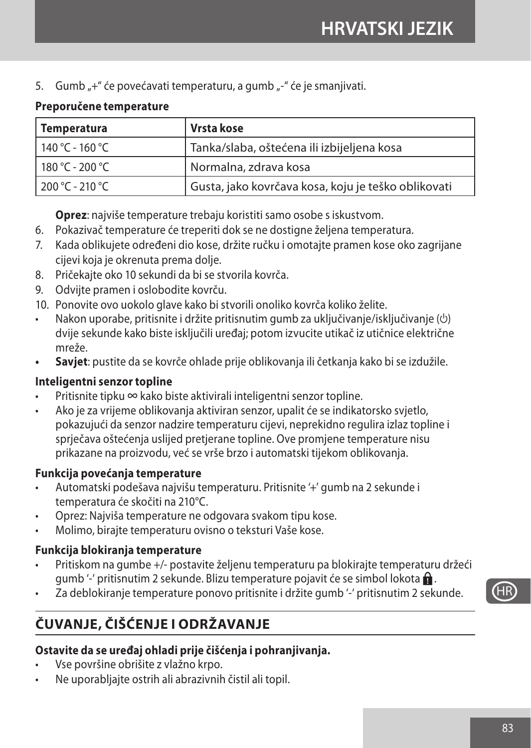5. Gumb „+“ će povećavati temperaturu, a gumb „-“ će je smanjivati.

**Preporučene temperature**

| Temperatura | Vrsta kose |
|---|---|
| 140 °C - 160 °C | Tanka/slaba, oštećena ili izbijeljena kosa |
| 180 °C - 200 °C | Normalna, zdrava kosa |
| 200 °C - 210 °C | Gusta, jako kovrčava kosa, koju je teško oblikovati |

**Oprez**: najviše temperature trebaju koristiti samo osobe s iskustvom.

6. Pokazivač temperature će treperiti dok se ne dostigne željena temperatura.
7. Kada oblikujete određeni dio kose, držite ručku i omotajte pramen kose oko zagrijane cijevi koja je okrenuta prema dolje.
8. Pričekajte oko 10 sekundi da bi se stvorila kovrča.
9. Odvijte pramen i oslobodite kovrču.
10. Ponovite ovo uokolo glave kako bi stvorili onoliko kovrča koliko želite.

- Nakon uporabe, pritisnite i držite pritisnutim gumb za uključivanje/isključivanje (⏻) dvije sekunde kako biste isključili uređaj; potom izvucite utikač iz utičnice električne mreže.
- **Savjet**: pustite da se kovrče ohlade prije oblikovanja ili četkanja kako bi se izdužile.

**Inteligentni senzor topline**

- Pritisnite tipku ∞ kako biste aktivirali inteligentni senzor topline.
- Ako je za vrijeme oblikovanja aktiviran senzor, upalit će se indikatorsko svjetlo, pokazujući da senzor nadzire temperaturu cijevi, neprekidno regulira izlaz topline i sprječava oštećenja uslijed pretjerane topline. Ove promjene temperature nisu prikazane na proizvodu, već se vrše brzo i automatski tijekom oblikovanja.

**Funkcija povećanja temperature**

- Automatski podešava najvišu temperaturu. Pritisnite '+' gumb na 2 sekunde i temperatura će skočiti na 210°C.
- Oprez: Najviša temperature ne odgovara svakom tipu kose.
- Molimo, birajte temperaturu ovisno o teksturi Vaše kose.

**Funkcija blokiranja temperature**

- Pritiskom na gumbe +/- postavite željenu temperaturu pa blokirajte temperaturu držeći gumb '-' pritisnutim 2 sekunde. Blizu temperature pojavit će se simbol lokota 🔒.
- Za deblokiranje temperature ponovo pritisnite i držite gumb '-' pritisnutim 2 sekunde.

## ČUVANJE, ČIŠĆENJE I ODRŽAVANJE

**Ostavite da se uređaj ohladi prije čišćenja i pohranjivanja.**

- Vse površine obrišite z vlažno krpo.
- Ne uporabljajte ostrih ali abrazivnih čistil ali topil.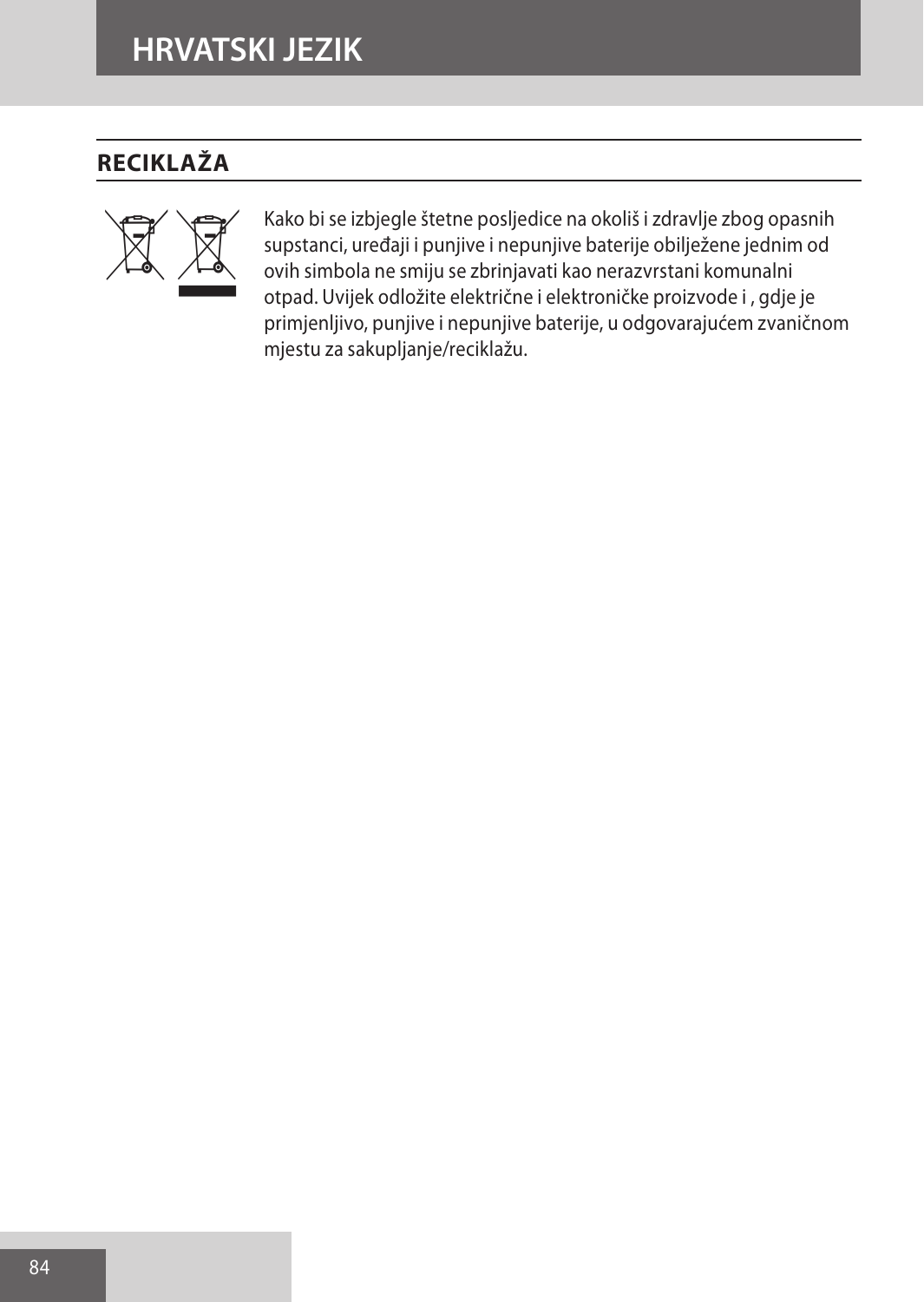# HRVATSKI JEZIK

## RECIKLAŽA

Kako bi se izbjegle štetne posljedice na okoliš i zdravlje zbog opasnih supstanci, uređaji i punjive i nepunjive baterije obilježene jednim od ovih simbola ne smiju se zbrinjavati kao nerazvrstani komunalni otpad. Uvijek odložite električne i elektroničke proizvode i , gdje je primjenljivo, punjive i nepunjive baterije, u odgovarajućem zvaničnom mjestu za sakupljanje/reciklažu.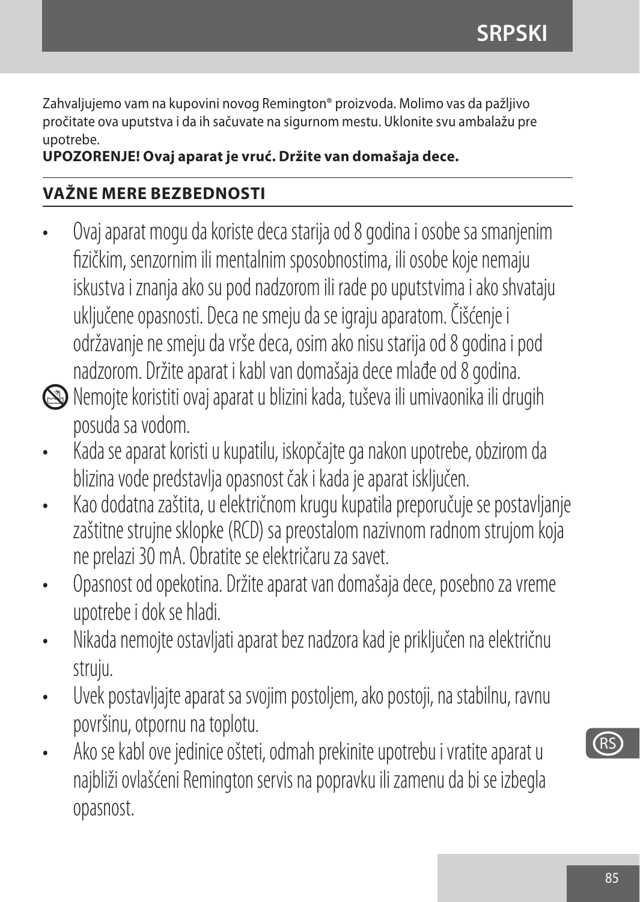Zahvaljujemo vam na kupovini novog Remington® proizvoda. Molimo vas da pažljivo pročitate ova uputstva i da ih sačuvate na sigurnom mestu. Uklonite svu ambalažu pre upotrebe.

**UPOZORENJE! Ovaj aparat je vruć. Držite van domašaja dece.**

## VAŽNE MERE BEZBEDNOSTI

- Ovaj aparat mogu da koriste deca starija od 8 godina i osobe sa smanjenim fizičkim, senzornim ili mentalnim sposobnostima, ili osobe koje nemaju iskustva i znanja ako su pod nadzorom ili rade po uputstvima i ako shvataju uključene opasnosti. Deca ne smeju da se igraju aparatom. Čišćenje i održavanje ne smeju da vrše deca, osim ako nisu starija od 8 godina i pod nadzorom. Držite aparat i kabl van domašaja dece mlađe od 8 godina.
- Nemojte koristiti ovaj aparat u blizini kada, tuševa ili umivaonika ili drugih posuda sa vodom.
- Kada se aparat koristi u kupatilu, iskopčajte ga nakon upotrebe, obzirom da blizina vode predstavlja opasnost čak i kada je aparat isključen.
- Kao dodatna zaštita, u električnom krugu kupatila preporučuje se postavljanje zaštitne strujne sklopke (RCD) sa preostalom nazivnom radnom strujom koja ne prelazi 30 mA. Obratite se električaru za savet.
- Opasnost od opekotina. Držite aparat van domašaja dece, posebno za vreme upotrebe i dok se hladi.
- Nikada nemojte ostavljati aparat bez nadzora kad je priključen na električnu struju.
- Uvek postavljajte aparat sa svojim postoljem, ako postoji, na stabilnu, ravnu površinu, otpornu na toplotu.
- Ako se kabl ove jedinice ošteti, odmah prekinite upotrebu i vratite aparat u najbliži ovlašćeni Remington servis na popravku ili zamenu da bi se izbegla opasnost.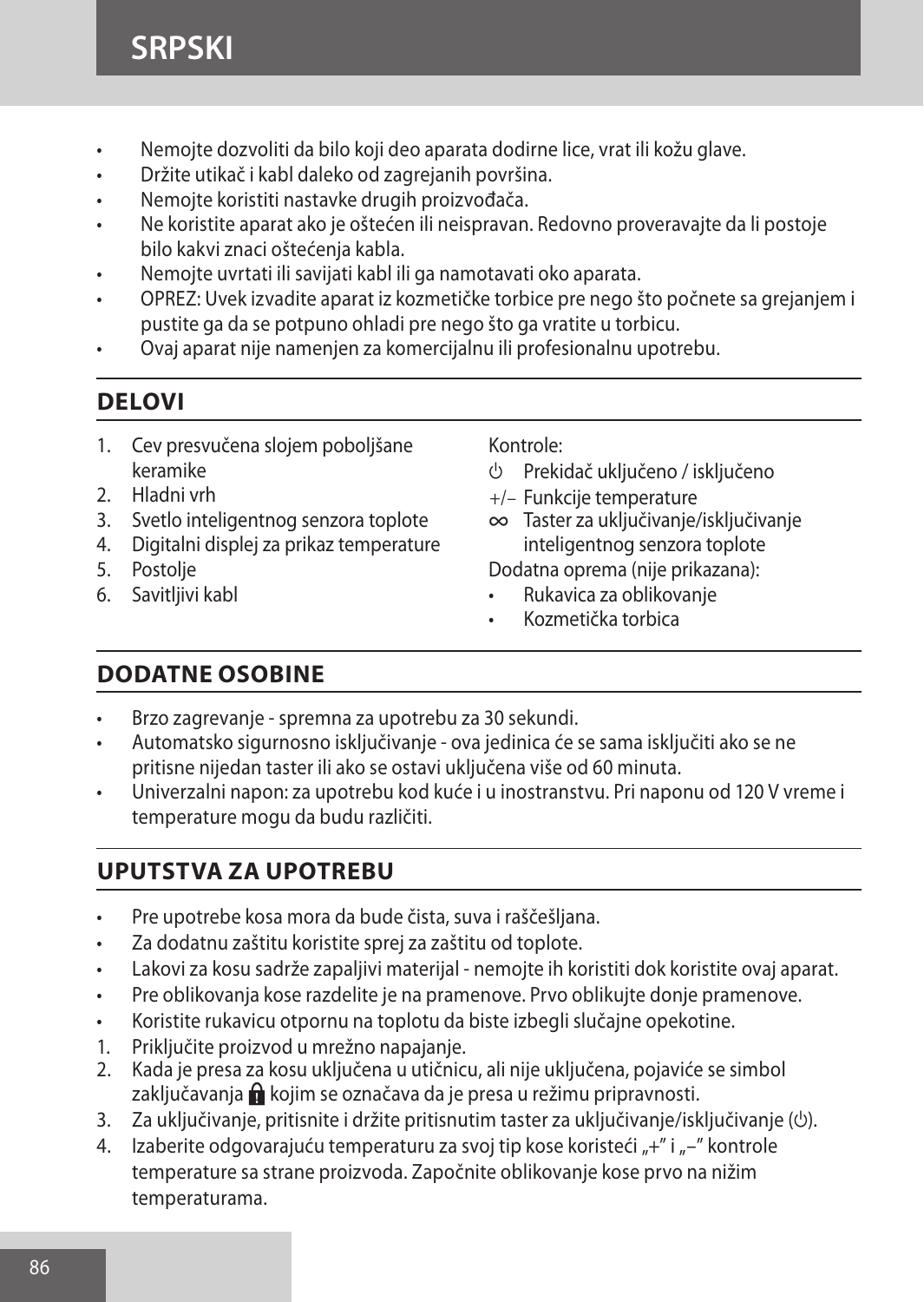- Nemojte dozvoliti da bilo koji deo aparata dodirne lice, vrat ili kožu glave.
- Držite utikač i kabl daleko od zagrejanih površina.
- Nemojte koristiti nastavke drugih proizvođača.
- Ne koristite aparat ako je oštećen ili neispravan. Redovno proveravajte da li postoje bilo kakvi znaci oštećenja kabla.
- Nemojte uvrtati ili savijati kabl ili ga namotavati oko aparata.
- OPREZ: Uvek izvadite aparat iz kozmetičke torbice pre nego što počnete sa grejanjem i pustite ga da se potpuno ohladi pre nego što ga vratite u torbicu.
- Ovaj aparat nije namenjen za komercijalnu ili profesionalnu upotrebu.

## DELOVI

1. Cev presvučena slojem poboljšane keramike
2. Hladni vrh
3. Svetlo inteligentnog senzora toplote
4. Digitalni displej za prikaz temperature
5. Postolje
6. Savitljivi kabl

Kontrole:

⏻ Prekidač uključeno / isključeno

+/– Funkcije temperature

∞ Taster za uključivanje/isključivanje inteligentnog senzora toplote

Dodatna oprema (nije prikazana):

- Rukavica za oblikovanje
- Kozmetička torbica

## DODATNE OSOBINE

- Brzo zagrevanje - spremna za upotrebu za 30 sekundi.
- Automatsko sigurnosno isključivanje - ova jedinica će se sama isključiti ako se ne pritisne nijedan taster ili ako se ostavi uključena više od 60 minuta.
- Univerzalni napon: za upotrebu kod kuće i u inostranstvu. Pri naponu od 120 V vreme i temperature mogu da budu različiti.

## UPUTSTVA ZA UPOTREBU

- Pre upotrebe kosa mora da bude čista, suva i raščešljana.
- Za dodatnu zaštitu koristite sprej za zaštitu od toplote.
- Lakovi za kosu sadrže zapaljivi materijal - nemojte ih koristiti dok koristite ovaj aparat.
- Pre oblikovanja kose razdelite je na pramenove. Prvo oblikujte donje pramenove.
- Koristite rukavicu otpornu na toplotu da biste izbegli slučajne opekotine.

1. Priključite proizvod u mrežno napajanje.
2. Kada je presa za kosu uključena u utičnicu, ali nije uključena, pojaviće se simbol zaključavanja 🔒 kojim se označava da je presa u režimu pripravnosti.
3. Za uključivanje, pritisnite i držite pritisnutim taster za uključivanje/isključivanje (⏻).
4. Izaberite odgovarajuću temperaturu za svoj tip kose koristeći „+" i „–" kontrole temperature sa strane proizvoda. Započnite oblikovanje kose prvo na nižim temperaturama.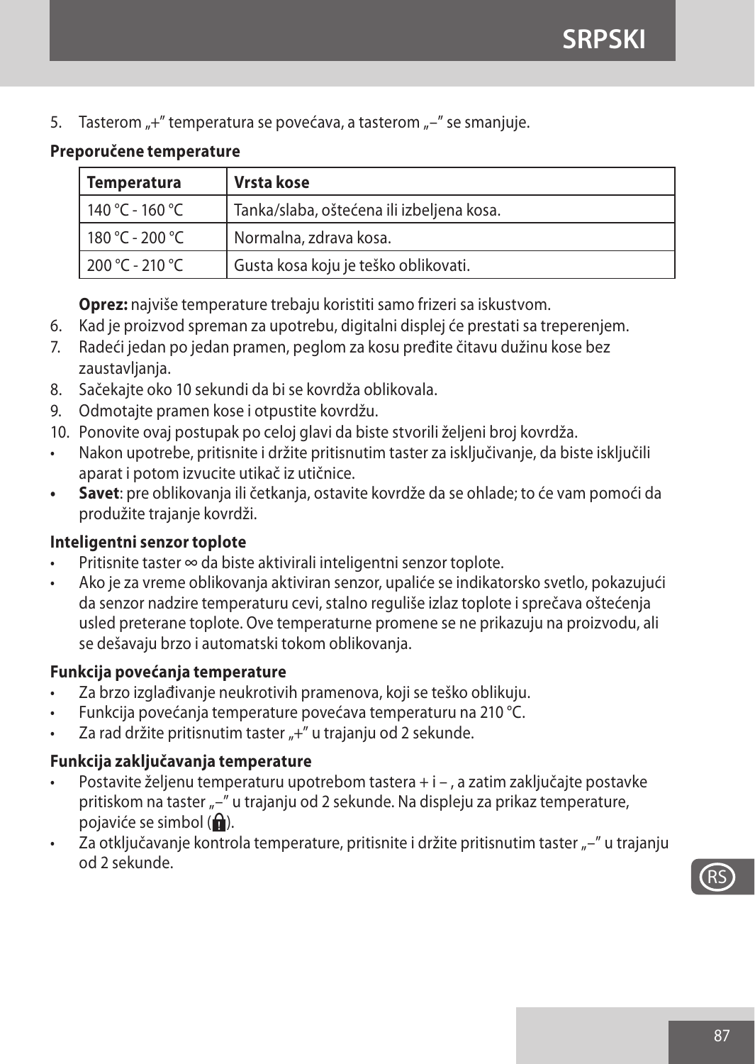5. Tasterom „+" temperatura se povećava, a tasterom „–" se smanjuje.

**Preporučene temperature**

| Temperatura | Vrsta kose |
|---|---|
| 140 °C - 160 °C | Tanka/slaba, oštećena ili izbeljena kosa. |
| 180 °C - 200 °C | Normalna, zdrava kosa. |
| 200 °C - 210 °C | Gusta kosa koju je teško oblikovati. |

**Oprez:** najviše temperature trebaju koristiti samo frizeri sa iskustvom.

6. Kad je proizvod spreman za upotrebu, digitalni displej će prestati sa treperenjem.
7. Radeći jedan po jedan pramen, peglom za kosu pređite čitavu dužinu kose bez zaustavljanja.
8. Sačekajte oko 10 sekundi da bi se kovrdža oblikovala.
9. Odmotajte pramen kose i otpustite kovrdžu.
10. Ponovite ovaj postupak po celoj glavi da biste stvorili željeni broj kovrdža.

- Nakon upotrebe, pritisnite i držite pritisnutim taster za isključivanje, da biste isključili aparat i potom izvucite utikač iz utičnice.
- **Savet**: pre oblikovanja ili četkanja, ostavite kovrdže da se ohlade; to će vam pomoći da produžite trajanje kovrdži.

**Inteligentni senzor toplote**

- Pritisnite taster ∞ da biste aktivirali inteligentni senzor toplote.
- Ako je za vreme oblikovanja aktiviran senzor, upaliće se indikatorsko svetlo, pokazujući da senzor nadzire temperaturu cevi, stalno reguliše izlaz toplote i sprečava oštećenja usled preterane toplote. Ove temperaturne promene se ne prikazuju na proizvodu, ali se dešavaju brzo i automatski tokom oblikovanja.

**Funkcija povećanja temperature**

- Za brzo izglađivanje neukrotivih pramenova, koji se teško oblikuju.
- Funkcija povećanja temperature povećava temperaturu na 210 °C.
- Za rad držite pritisnutim taster „+" u trajanju od 2 sekunde.

**Funkcija zaključavanja temperature**

- Postavite željenu temperaturu upotrebom tastera + i – , a zatim zaključajte postavke pritiskom na taster „–" u trajanju od 2 sekunde. Na displeju za prikaz temperature, pojaviće se simbol (🔒).
- Za otključavanje kontrola temperature, pritisnite i držite pritisnutim taster „–" u trajanju od 2 sekunde.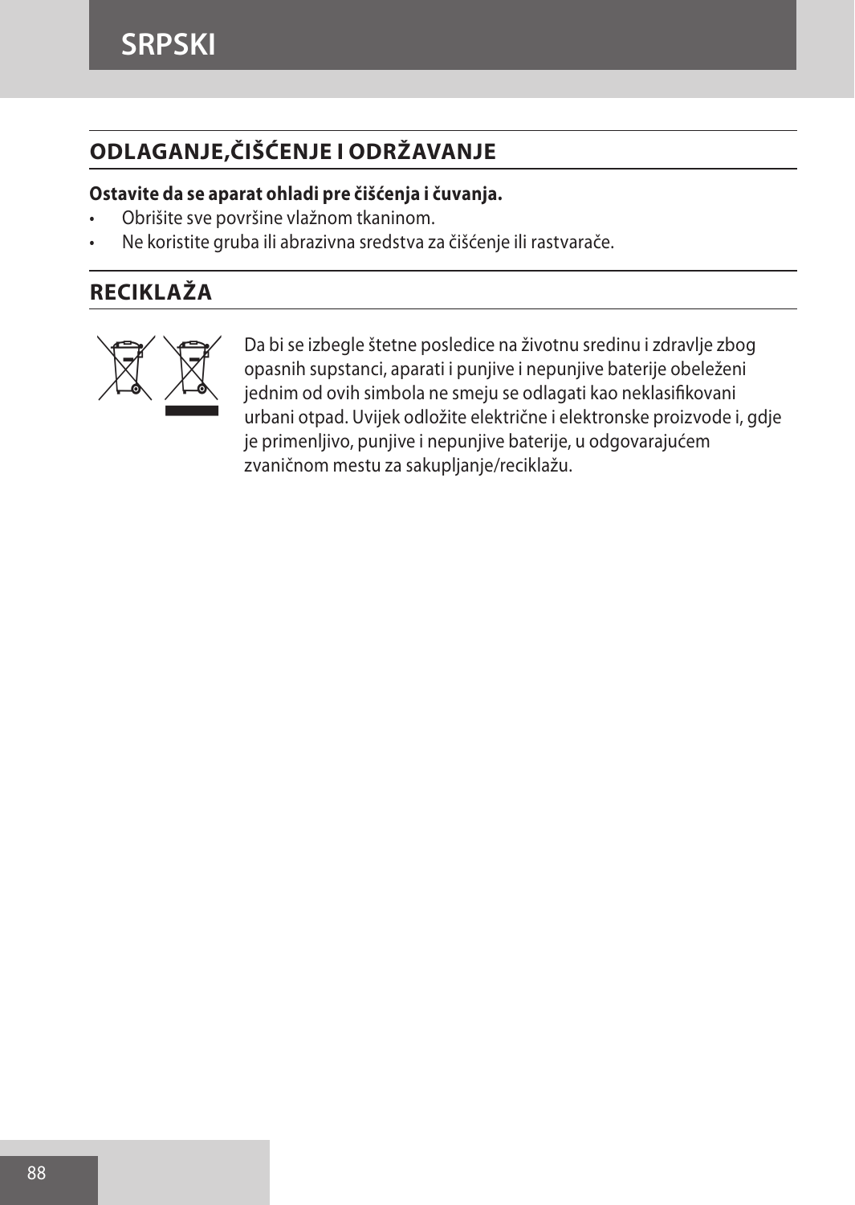## ODLAGANJE,ČIŠĆENJE I ODRŽAVANJE

**Ostavite da se aparat ohladi pre čišćenja i čuvanja.**

- Obrišite sve površine vlažnom tkaninom.
- Ne koristite gruba ili abrazivna sredstva za čišćenje ili rastvarače.

## RECIKLAŽA

Da bi se izbegle štetne posledice na životnu sredinu i zdravlje zbog opasnih supstanci, aparati i punjive i nepunjive baterije obeleženi jednim od ovih simbola ne smeju se odlagati kao neklasifikovani urbani otpad. Uvijek odložite električne i elektronske proizvode i, gdje je primenljivo, punjive i nepunjive baterije, u odgovarajućem zvaničnom mestu za sakupljanje/reciklažu.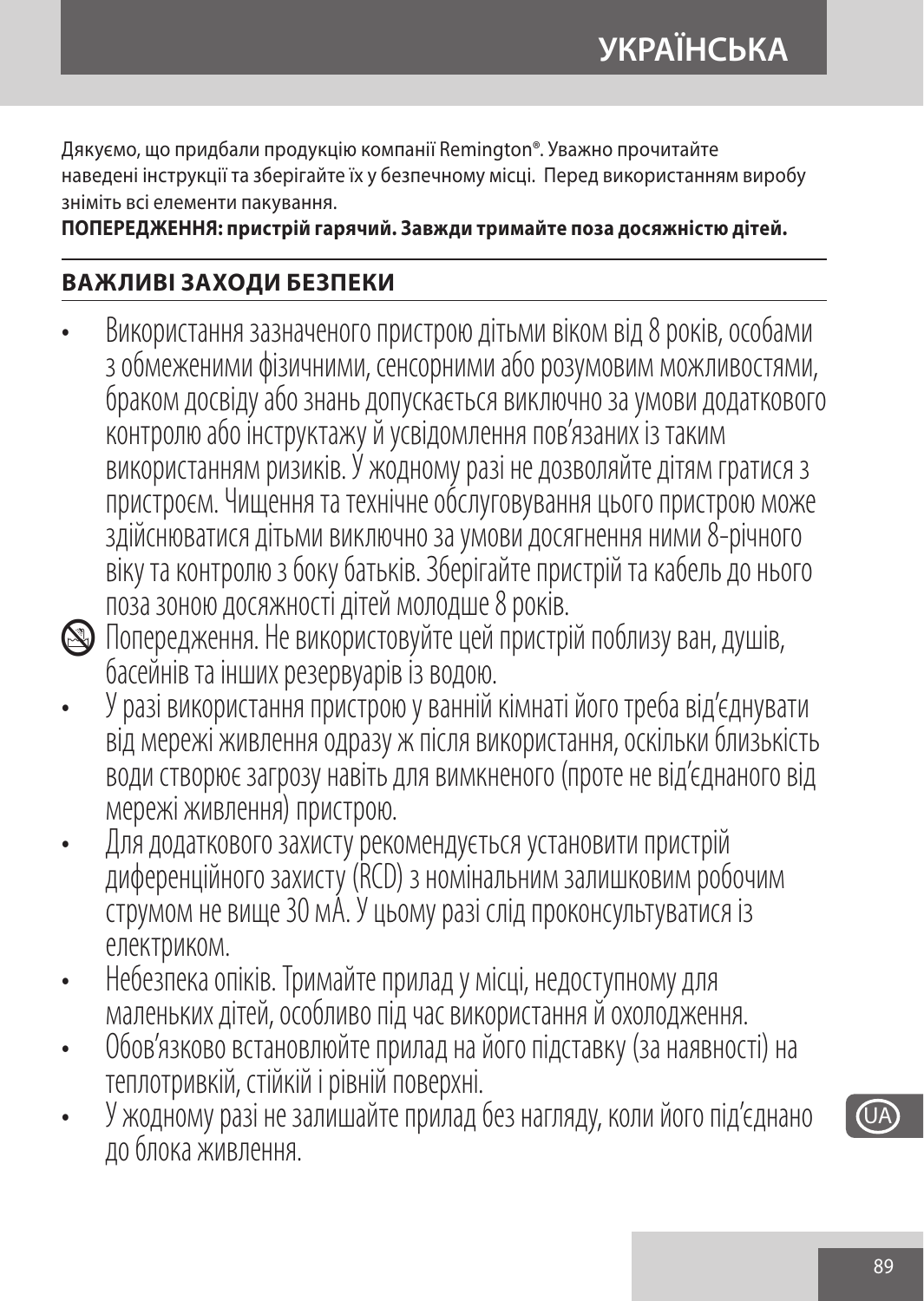Дякуємо, що придбали продукцію компанії Remington®. Уважно прочитайте наведені інструкції та зберігайте їх у безпечному місці. Перед використанням виробу зніміть всі елементи пакування.

**ПОПЕРЕДЖЕННЯ: пристрій гарячий. Завжди тримайте поза досяжністю дітей.**

## ВАЖЛИВІ ЗАХОДИ БЕЗПЕКИ

- Використання зазначеного пристрою дітьми віком від 8 років, особами з обмеженими фізичними, сенсорними або розумовим можливостями, браком досвіду або знань допускається виключно за умови додаткового контролю або інструктажу й усвідомлення пов’язаних із таким використанням ризиків. У жодному разі не дозволяйте дітям гратися з пристроєм. Чищення та технічне обслуговування цього пристрою може здійснюватися дітьми виключно за умови досягнення ними 8-річного віку та контролю з боку батьків. Зберігайте пристрій та кабель до нього поза зоною досяжності дітей молодше 8 років.

Попередження. Не використовуйте цей пристрій поблизу ван, душів, басейнів та інших резервуарів із водою.

- У разі використання пристрою у ванній кімнаті його треба від’єднувати від мережі живлення одразу ж після використання, оскільки близькість води створює загрозу навіть для вимкненого (проте не від’єднаного від мережі живлення) пристрою.
- Для додаткового захисту рекомендується установити пристрій диференційного захисту (RCD) з номінальним залишковим робочим струмом не вище 30 мА. У цьому разі слід проконсультуватися із електриком.
- Небезпека опіків. Тримайте прилад у місці, недоступному для маленьких дітей, особливо під час використання й охолодження.
- Обов’язково встановлюйте прилад на його підставку (за наявності) на теплотривкій, стійкій і рівній поверхні.
- У жодному разі не залишайте прилад без нагляду, коли його під’єднано до блока живлення.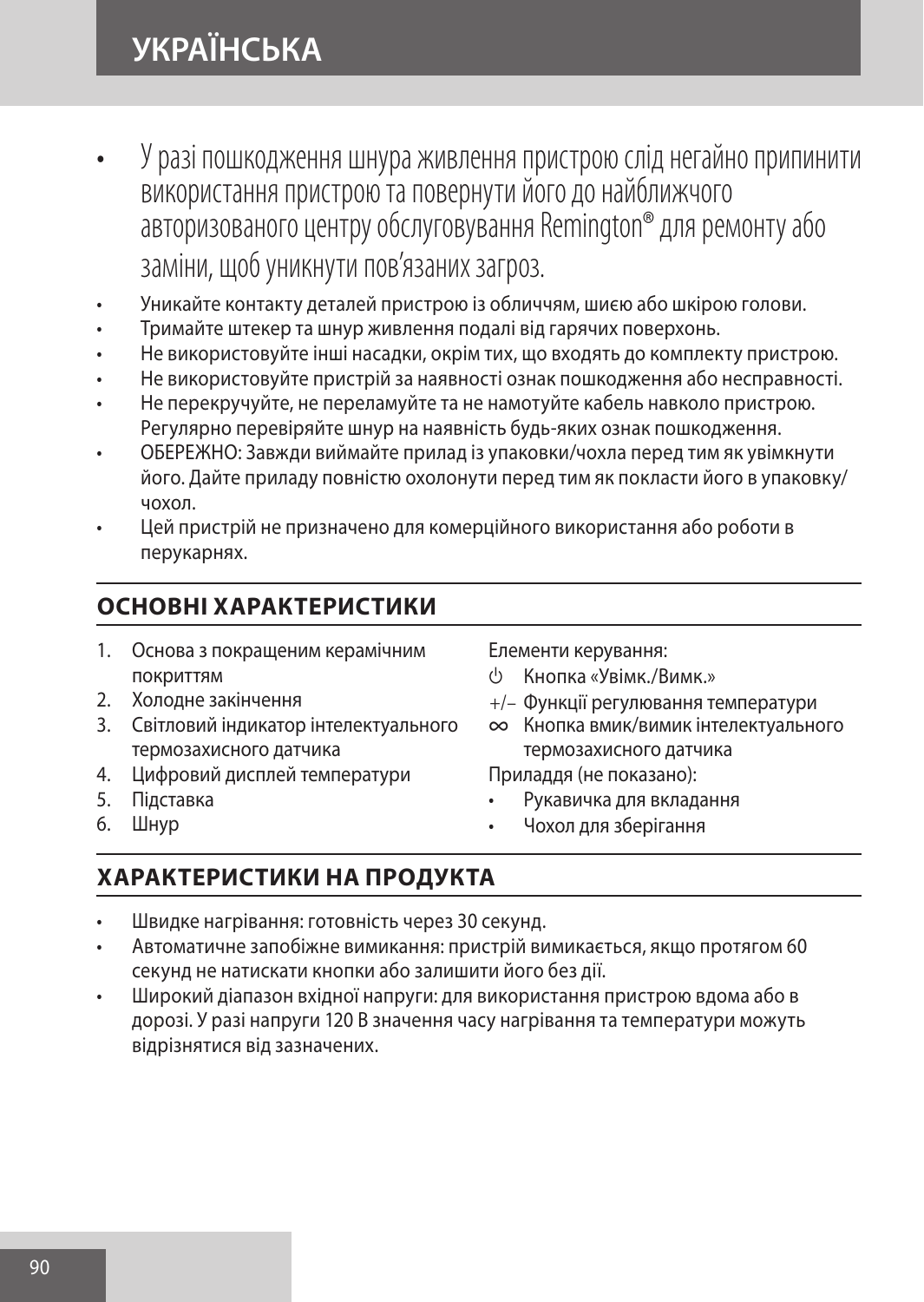- У разі пошкодження шнура живлення пристрою слід негайно припинити використання пристрою та повернути його до найближчого авторизованого центру обслуговування Remington® для ремонту або заміни, щоб уникнути пов’язаних загроз.
- Уникайте контакту деталей пристрою із обличчям, шиєю або шкірою голови.
- Тримайте штекер та шнур живлення подалі від гарячих поверхонь.
- Не використовуйте інші насадки, окрім тих, що входять до комплекту пристрою.
- Не використовуйте пристрій за наявності ознак пошкодження або несправності.
- Не перекручуйте, не переламуйте та не намотуйте кабель навколо пристрою. Регулярно перевіряйте шнур на наявність будь-яких ознак пошкодження.
- ОБЕРЕЖНО: Завжди виймайте прилад із упаковки/чохла перед тим як увімкнути його. Дайте приладу повністю охолонути перед тим як покласти його в упаковку/чохол.
- Цей пристрій не призначено для комерційного використання або роботи в перукарнях.

## ОСНОВНІ ХАРАКТЕРИСТИКИ

1. Основа з покращеним керамічним покриттям
2. Холодне закінчення
3. Світловий індикатор інтелектуального термозахисного датчика
4. Цифровий дисплей температури
5. Підставка
6. Шнур

Елементи керування:

- ⏻ Кнопка «Увімк./Вимк.»
- +/– Функції регулювання температури
- ∞ Кнопка вмик/вимик інтелектуального термозахисного датчика

Приладдя (не показано):

- Рукавичка для вкладання
- Чохол для зберігання

## ХАРАКТЕРИСТИКИ НА ПРОДУКТА

- Швидке нагрівання: готовність через 30 секунд.
- Автоматичне запобіжне вимикання: пристрій вимикається, якщо протягом 60 секунд не натискати кнопки або залишити його без дії.
- Широкий діапазон вхідної напруги: для використання пристрою вдома або в дорозі. У разі напруги 120 В значення часу нагрівання та температури можуть відрізнятися від зазначених.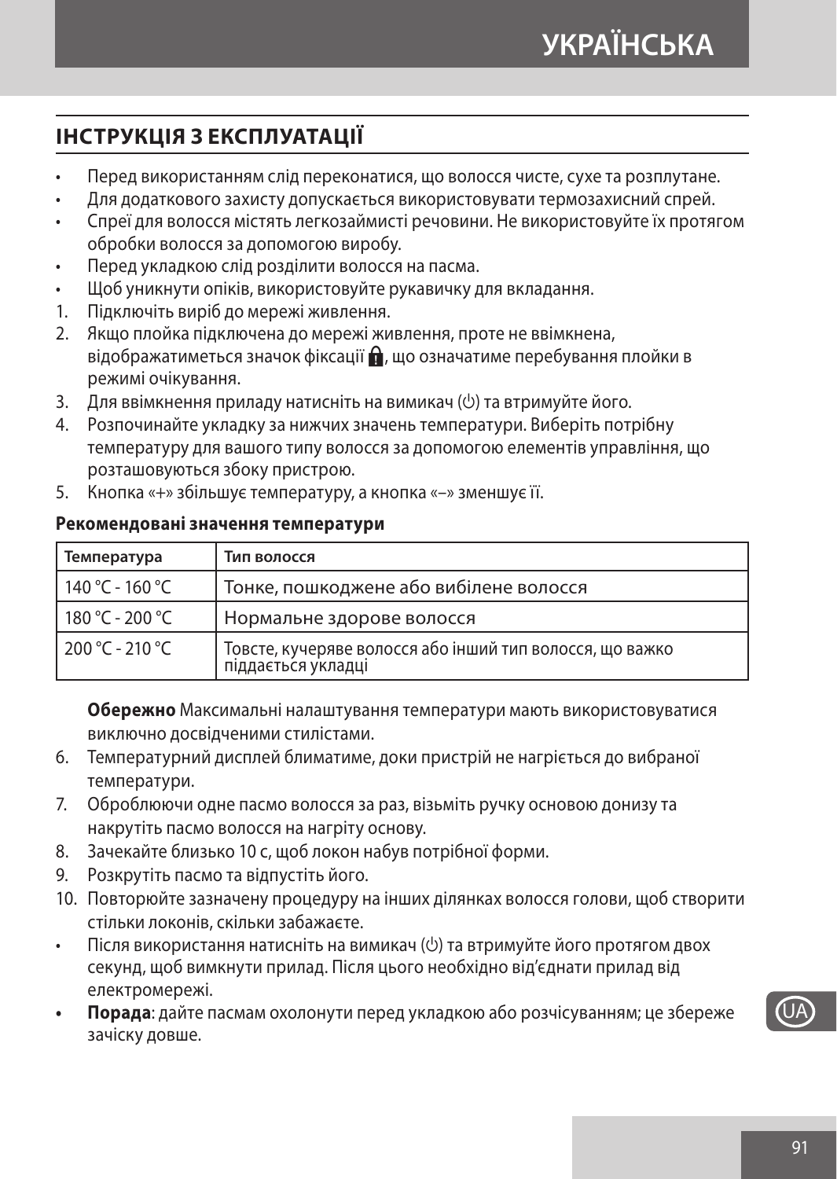## ІНСТРУКЦІЯ З ЕКСПЛУАТАЦІЇ

- Перед використанням слід переконатися, що волосся чисте, сухе та розплутане.
- Для додаткового захисту допускається використовувати термозахисний спрей.
- Спреї для волосся містять легкозаймисті речовини. Не використовуйте їх протягом обробки волосся за допомогою виробу.
- Перед укладкою слід розділити волосся на пасма.
- Щоб уникнути опіків, використовуйте рукавичку для вкладання.

1. Підключіть виріб до мережі живлення.
2. Якщо плойка підключена до мережі живлення, проте не ввімкнена, відображатиметься значок фіксації 🔒, що означатиме перебування плойки в режимі очікування.
3. Для ввімкнення приладу натисніть на вимикач (⏻) та втримуйте його.
4. Розпочинайте укладку за нижчих значень температури. Виберіть потрібну температуру для вашого типу волосся за допомогою елементів управління, що розташовуються збоку пристрою.
5. Кнопка «+» збільшує температуру, а кнопка «–» зменшує її.

**Рекомендовані значення температури**

| Температура | Тип волосся |
|---|---|
| 140 °C - 160 °C | Тонке, пошкоджене або вибілене волосся |
| 180 °C - 200 °C | Нормальне здорове волосся |
| 200 °C - 210 °C | Товсте, кучеряве волосся або інший тип волосся, що важко піддається укладці |

**Обережно** Максимальні налаштування температури мають використовуватися виключно досвідченими стилістами.

6. Температурний дисплей блиматиме, доки пристрій не нагріється до вибраної температури.
7. Обробляючи одне пасмо волосся за раз, візьміть ручку основою донизу та накрутіть пасмо волосся на нагріту основу.
8. Зачекайте близько 10 с, щоб локон набув потрібної форми.
9. Розкрутіть пасмо та відпустіть його.
10. Повторюйте зазначену процедуру на інших ділянках волосся голови, щоб створити стільки локонів, скільки забажаєте.

- Після використання натисніть на вимикач (⏻) та втримуйте його протягом двох секунд, щоб вимкнути прилад. Після цього необхідно від'єднати прилад від електромережі.
- **Порада**: дайте пасмам охолонути перед укладкою або розчісуванням; це збереже зачіску довше.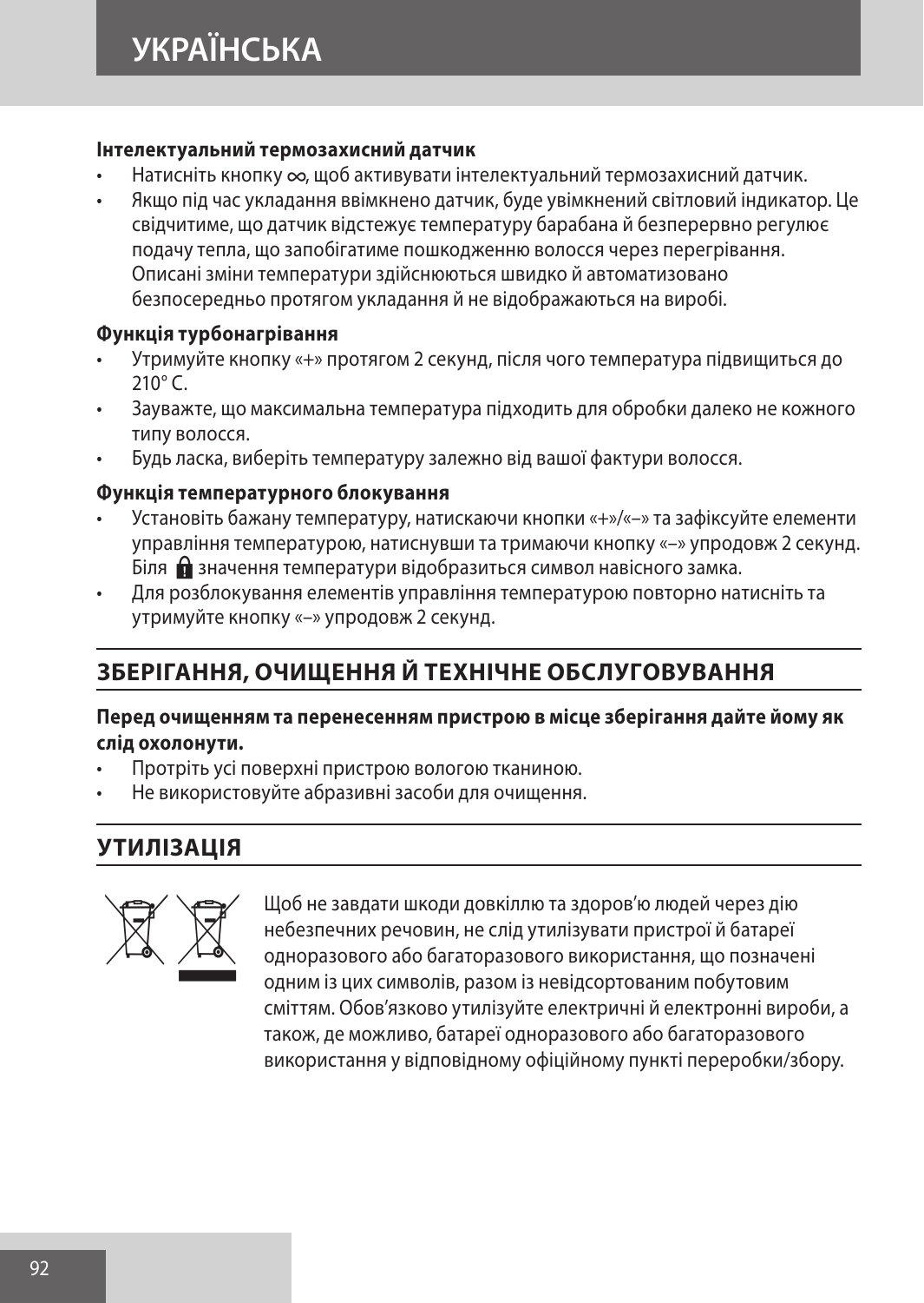**Інтелектуальний термозахисний датчик**

- Натисніть кнопку ∞, щоб активувати інтелектуальний термозахисний датчик.
- Якщо під час укладання ввімкнено датчик, буде увімкнений світловий індикатор. Це свідчитиме, що датчик відстежує температуру барабана й безперервно регулює подачу тепла, що запобігатиме пошкодженню волосся через перегрівання. Описані зміни температури здійснюються швидко й автоматизовано безпосередньо протягом укладання й не відображаються на виробі.

**Функція турбонагрівання**

- Утримуйте кнопку «+» протягом 2 секунд, після чого температура підвищиться до 210° C.
- Зауважте, що максимальна температура підходить для обробки далеко не кожного типу волосся.
- Будь ласка, виберіть температуру залежно від вашої фактури волосся.

**Функція температурного блокування**

- Установіть бажану температуру, натискаючи кнопки «+»/«–» та зафіксуйте елементи управління температурою, натиснувши та тримаючи кнопку «–» упродовж 2 секунд. Біля 🔒 значення температури відобразиться символ навісного замка.
- Для розблокування елементів управління температурою повторно натисніть та утримуйте кнопку «–» упродовж 2 секунд.

## ЗБЕРІГАННЯ, ОЧИЩЕННЯ Й ТЕХНІЧНЕ ОБСЛУГОВУВАННЯ

**Перед очищенням та перенесенням пристрою в місце зберігання дайте йому як слід охолонути.**

- Протріть усі поверхні пристрою вологою тканиною.
- Не використовуйте абразивні засоби для очищення.

## УТИЛІЗАЦІЯ

Щоб не завдати шкоди довкіллю та здоров'ю людей через дію небезпечних речовин, не слід утилізувати пристрої й батареї одноразового або багаторазового використання, що позначені одним із цих символів, разом із невідсортованим побутовим сміттям. Обов'язково утилізуйте електричні й електронні вироби, а також, де можливо, батареї одноразового або багаторазового використання у відповідному офіційному пункті переробки/збору.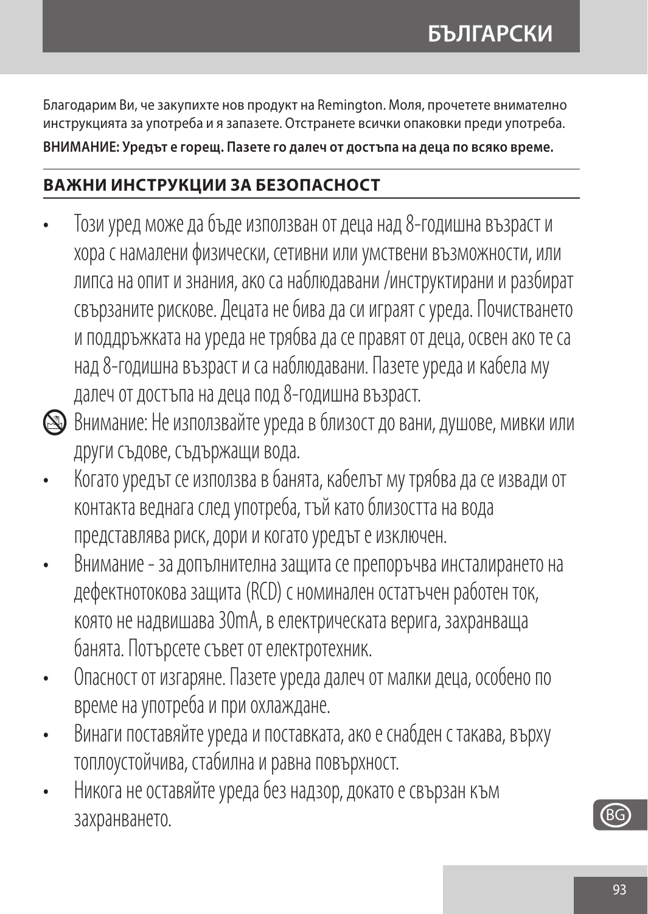Благодарим Ви, че закупихте нов продукт на Remington. Моля, прочетете внимателно инструкцията за употреба и я запазете. Отстранете всички опаковки преди употреба.

**ВНИМАНИЕ: Уредът е горещ. Пазете го далеч от достъпа на деца по всяко време.**

## ВАЖНИ ИНСТРУКЦИИ ЗА БЕЗОПАСНОСТ

- Този уред може да бъде използван от деца над 8-годишна възраст и хора с намалени физически, сетивни или умствени възможности, или липса на опит и знания, ако са наблюдавани /инструктирани и разбират свързаните рискове. Децата не бива да си играят с уреда. Почистването и поддръжката на уреда не трябва да се правят от деца, освен ако те са над 8-годишна възраст и са наблюдавани. Пазете уреда и кабела му далеч от достъпа на деца под 8-годишна възраст.
- Внимание: Не използвайте уреда в близост до вани, душове, мивки или други съдове, съдържащи вода.
- Когато уредът се използва в банята, кабелът му трябва да се извади от контакта веднага след употреба, тъй като близостта на вода представлява риск, дори и когато уредът е изключен.
- Внимание - за допълнителна защита се препоръчва инсталирането на дефектнотокова защита (RCD) с номинален остатъчен работен ток, която не надвишава 30mA, в електрическата верига, захранваща банята. Потърсете съвет от електротехник.
- Опасност от изгаряне. Пазете уреда далеч от малки деца, особено по време на употреба и при охлаждане.
- Винаги поставяйте уреда и поставката, ако е снабден с такава, върху топлоустойчива, стабилна и равна повърхност.
- Никога не оставяйте уреда без надзор, докато е свързан към захранването.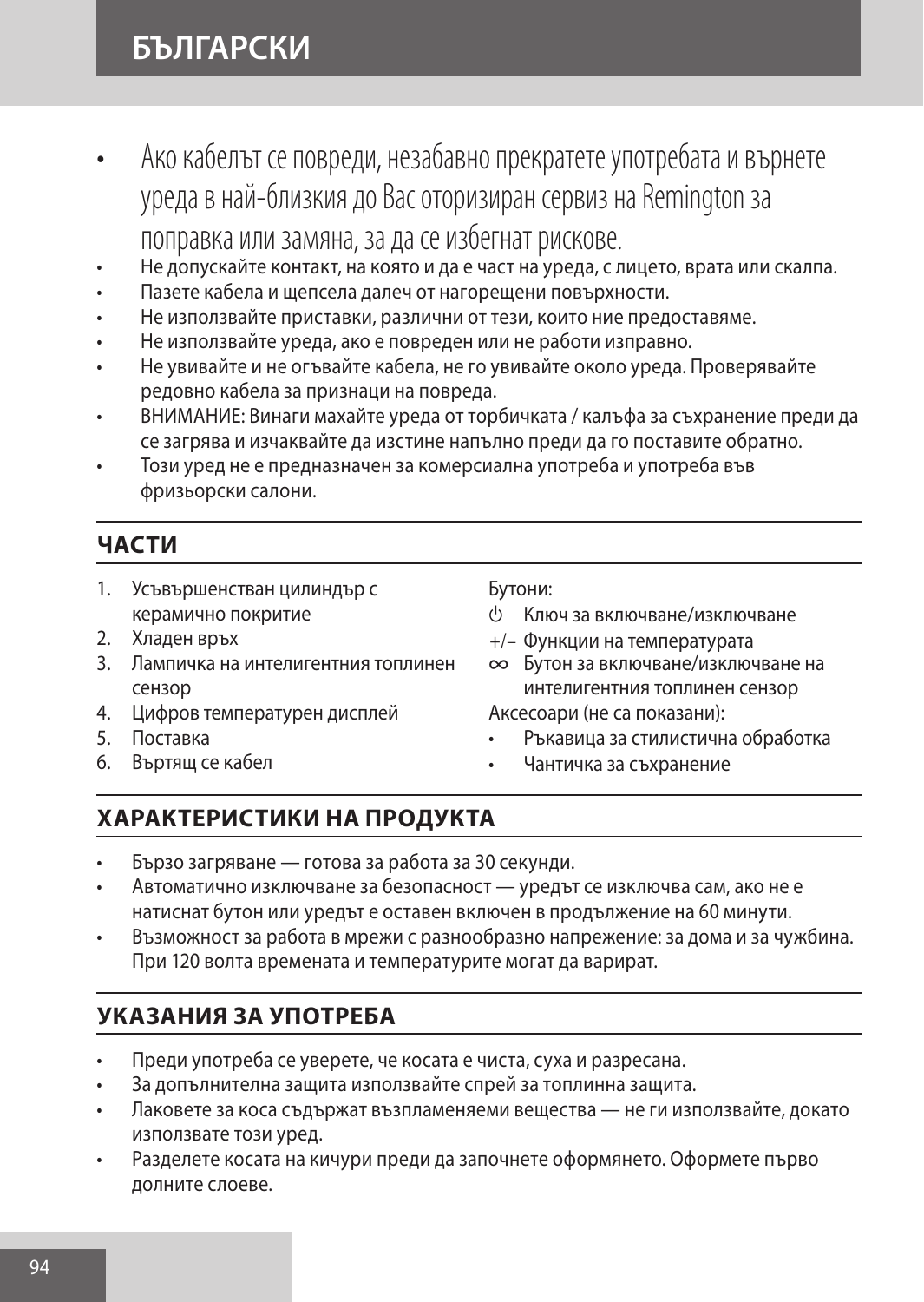# БЪЛГАРСКИ

- Ако кабелът се повреди, незабавно прекратете употребата и върнете уреда в най-близкия до Вас оторизиран сервиз на Remington за поправка или замяна, за да се избегнат рискове.
- Не допускайте контакт, на която и да е част на уреда, с лицето, врата или скалпа.
- Пазете кабела и щепсела далеч от нагорещени повърхности.
- Не използвайте приставки, различни от тези, които ние предоставяме.
- Не използвайте уреда, ако е повреден или не работи изправно.
- Не увивайте и не огъвайте кабела, не го увивайте около уреда. Проверявайте редовно кабела за признаци на повреда.
- ВНИМАНИЕ: Винаги махайте уреда от торбичката / калъфа за съхранение преди да се загрява и изчаквайте да изстине напълно преди да го поставите обратно.
- Този уред не е предназначен за комерсиална употреба и употреба във фризьорски салони.

## ЧАСТИ

1. Усъвършенстван цилиндър с керамично покритие
2. Хладен връх
3. Лампичка на интелигентния топлинен сензор
4. Цифров температурен дисплей
5. Поставка
6. Въртящ се кабел

Бутони:

- ⏻ Ключ за включване/изключване
- +/– Функции на температурата
- ∞ Бутон за включване/изключване на интелигентния топлинен сензор

Аксесоари (не са показани):

- Ръкавица за стилистична обработка
- Чантичка за съхранение

## ХАРАКТЕРИСТИКИ НА ПРОДУКТА

- Бързо загряване — готова за работа за 30 секунди.
- Автоматично изключване за безопасност — уредът се изключва сам, ако не е натиснат бутон или уредът е оставен включен в продължение на 60 минути.
- Възможност за работа в мрежи с разнообразно напрежение: за дома и за чужбина. При 120 волта времената и температурите могат да варират.

## УКАЗАНИЯ ЗА УПОТРЕБА

- Преди употреба се уверете, че косата е чиста, суха и разресана.
- За допълнителна защита използвайте спрей за топлинна защита.
- Лаковете за коса съдържат възпламеняеми вещества — не ги използвайте, докато използвате този уред.
- Разделете косата на кичури преди да започнете оформянето. Оформете първо долните слоеве.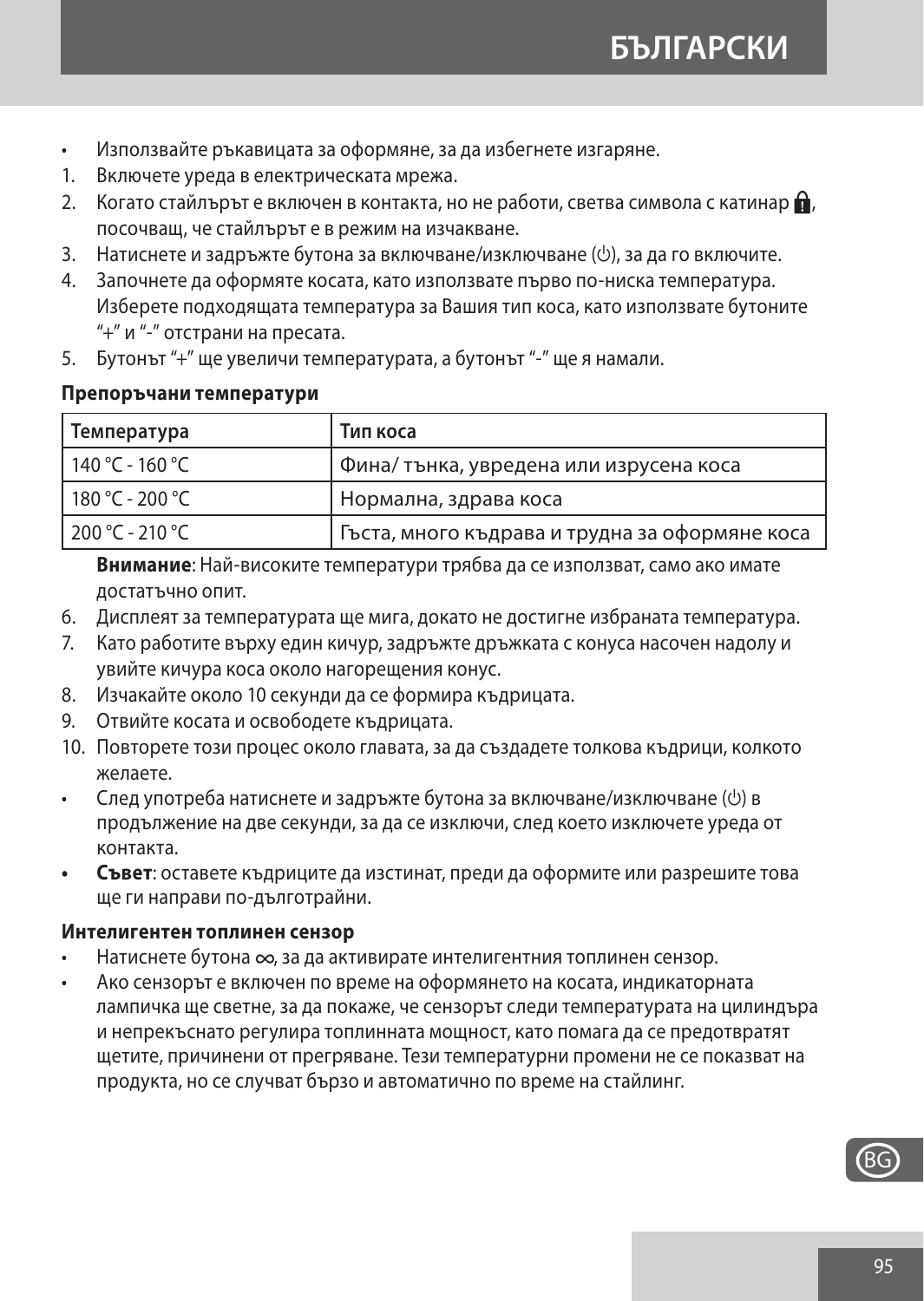- Използвайте ръкавицата за оформяне, за да избегнете изгаряне.

1. Включете уреда в електрическата мрежа.
2. Когато стайлърът е включен в контакта, но не работи, светва символа с катинар 🔒, посочващ, че стайлърът е в режим на изчакване.
3. Натиснете и задръжте бутона за включване/изключване (⏻), за да го включите.
4. Започнете да оформяте косата, като използвате първо по-ниска температура. Изберете подходящата температура за Вашия тип коса, като използвате бутоните "+" и "-" отстрани на пресата.
5. Бутонът "+" ще увеличи температурата, а бутонът "-" ще я намали.

**Препоръчани температури**

| Температура | Тип коса |
| --- | --- |
| 140 °C - 160 °C | Фина/ тънка, увредена или изрусена коса |
| 180 °C - 200 °C | Нормална, здрава коса |
| 200 °C - 210 °C | Гъста, много къдрава и трудна за оформяне коса |

**Внимание**: Най-високите температури трябва да се използват, само ако имате достатъчно опит.

6. Дисплеят за температурата ще мига, докато не достигне избраната температура.
7. Като работите върху един кичур, задръжте дръжката с конуса насочен надолу и увийте кичура коса около нагорещения конус.
8. Изчакайте около 10 секунди да се формира къдрицата.
9. Отвийте косата и освободете къдрицата.
10. Повторете този процес около главата, за да създадете толкова къдрици, колкото желаете.

- След употреба натиснете и задръжте бутона за включване/изключване (⏻) в продължение на две секунди, за да се изключи, след което изключете уреда от контакта.
- **Съвет**: оставете къдриците да изстинат, преди да оформите или разрешите това ще ги направи по-дълготрайни.

**Интелигентен топлинен сензор**

- Натиснете бутона ∞, за да активирате интелигентния топлинен сензор.
- Ако сензорът е включен по време на оформянето на косата, индикаторната лампичка ще светне, за да покаже, че сензорът следи температурата на цилиндъра и непрекъснато регулира топлинната мощност, като помага да се предотвратят щетите, причинени от прегряване. Тези температурни промени не се показват на продукта, но се случват бързо и автоматично по време на стайлинг.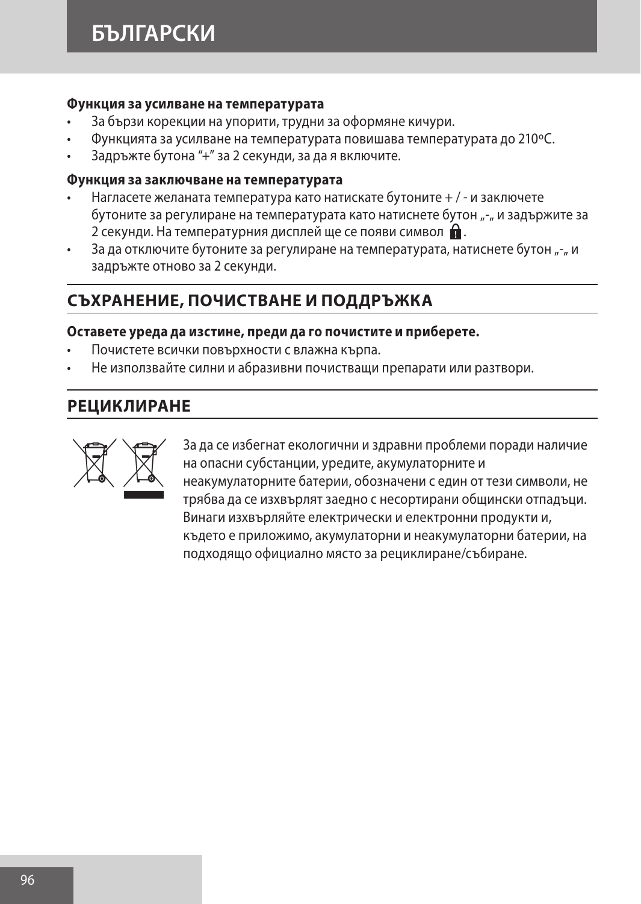**Функция за усилване на температурата**

- За бързи корекции на упорити, трудни за оформяне кичури.
- Функцията за усилване на температурата повишава температурата до 210ºC.
- Задръжте бутона “+” за 2 секунди, за да я включите.

**Функция за заключване на температурата**

- Нагласете желаната температура като натискате бутоните + / - и заключете бутоните за регулиране на температурата като натиснете бутон „-„ и задържите за 2 секунди. На температурния дисплей ще се появи символ 🔒.
- За да отключите бутоните за регулиране на температурата, натиснете бутон „-„ и задръжте отново за 2 секунди.

## СЪХРАНЕНИЕ, ПОЧИСТВАНЕ И ПОДДРЪЖКА

**Оставете уреда да изстине, преди да го почистите и приберете.**

- Почистете всички повърхности с влажна кърпа.
- Не използвайте силни и абразивни почистващи препарати или разтвори.

## РЕЦИКЛИРАНЕ

За да се избегнат екологични и здравни проблеми поради наличие на опасни субстанции, уредите, акумулаторните и неакумулаторните батерии, обозначени с един от тези символи, не трябва да се изхвърлят заедно с несортирани общински отпадъци. Винаги изхвърляйте електрически и електронни продукти и, където е приложимо, акумулаторни и неакумулаторни батерии, на подходящо официално място за рециклиране/събиране.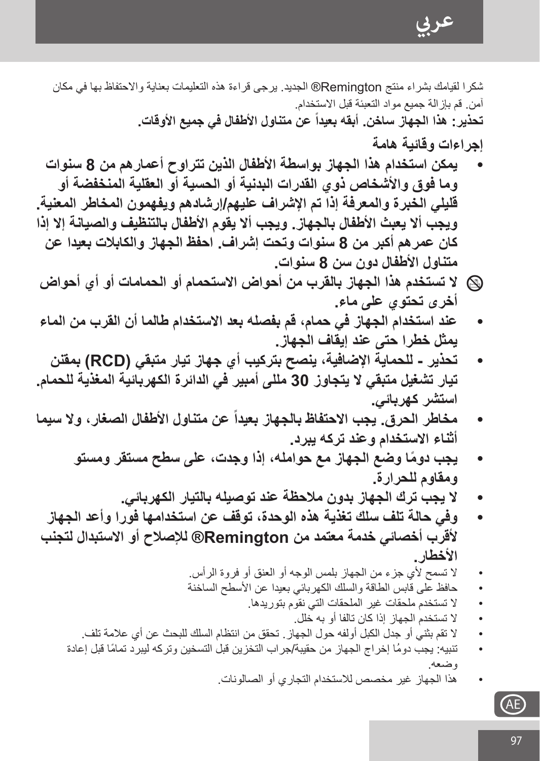# عربي

شكرا لقيامك بشراء منتج Remington® الجديد. يرجى قراءة هذه التعليمات بعناية والاحتفاظ بها في مكان آمن. قم بإزالة جميع مواد التعبئة قبل الاستخدام.

**تحذير: هذا الجهاز ساخن. أبقه بعيداً عن متناول الأطفال في جميع الأوقات.**

## إجراءات وقائية هامة

- **يمكن استخدام هذا الجهاز بواسطة الأطفال الذين تتراوح أعمارهم من 8 سنوات وما فوق والأشخاص ذوي القدرات البدنية أو الحسية أو العقلية المنخفضة أو قليلي الخبرة والمعرفة إذا تم الإشراف عليهم/إرشادهم ويفهمون المخاطر المعنية. ويجب ألا يعبث الأطفال بالجهاز. ويجب ألا يقوم الأطفال بالتنظيف والصيانة إلا إذا كان عمرهم أكبر من 8 سنوات وتحت إشراف. احفظ الجهاز والكابلات بعيدا عن متناول الأطفال دون سن 8 سنوات.**
- **لا تستخدم هذا الجهاز بالقرب من أحواض الاستحمام أو الحمامات أو أي أحواض أخرى تحتوي على ماء.**
- **عند استخدام الجهاز في حمام، قم بفصله بعد الاستخدام طالما أن القرب من الماء يمثل خطرا حتى عند إيقاف الجهاز.**
- **تحذير - للحماية الإضافية، ينصح بتركيب أي جهاز تيار متبقي (RCD) بمقنن تيار تشغيل متبقي لا يتجاوز 30 مللى أمبير في الدائرة الكهربائية المغذية للحمام. استشر كهربائي.**
- **مخاطر الحرق. يجب الاحتفاظ بالجهاز بعيداً عن متناول الأطفال الصغار، ولا سيما أثناء الاستخدام وعند تركه يبرد.**
- **يجب دومًا وضع الجهاز مع حوامله، إذا وجدت، على سطح مستقر ومستو ومقاوم للحرارة.**
- **لا يجب ترك الجهاز بدون ملاحظة عند توصيله بالتيار الكهربائي.**
- **وفي حالة تلف سلك تغذية هذه الوحدة، توقف عن استخدامها فورا وأعد الجهاز لأقرب أخصائي خدمة معتمد من Remington® للإصلاح أو الاستبدال لتجنب الأخطار.**
- لا تسمح لأي جزء من الجهاز بلمس الوجه أو العنق أو فروة الرأس.
- حافظ على قابس الطاقة والسلك الكهربائي بعيدا عن الأسطح الساخنة
- لا تستخدم ملحقات غير الملحقات التي نقوم بتوريدها.
- لا تستخدم الجهاز إذا كان تالفا أو به خلل.
- لا تقم بثني أو جدل الكبل أولفه حول الجهاز. تحقق من انتظام السلك للبحث عن أي علامة تلف.
- تنبيه: يجب دومًا إخراج الجهاز من حقيبة/جراب التخزين قبل التسخين وتركه ليبرد تمامًا قبل إعادة وضعه.
- هذا الجهاز غير مخصص للاستخدام التجاري أو الصالونات.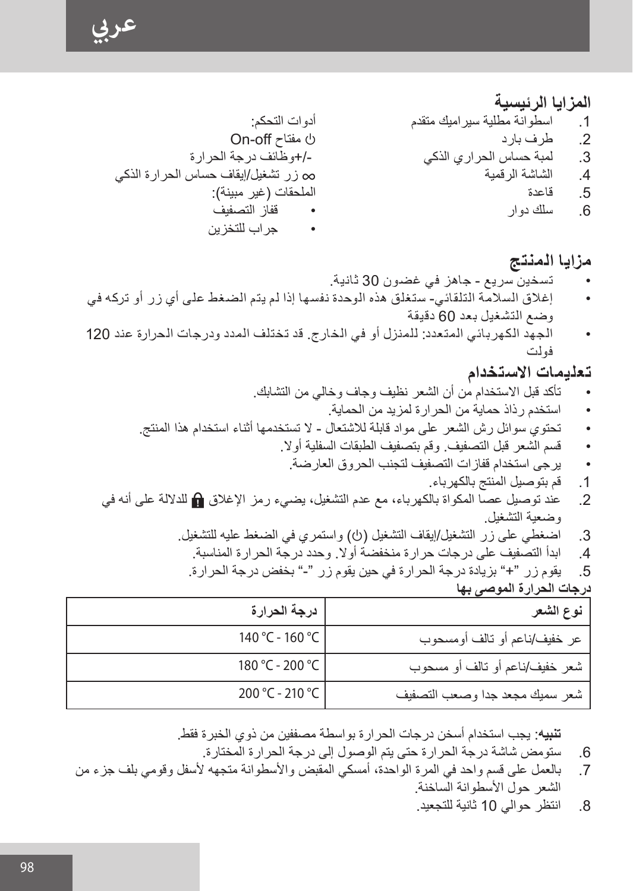# عربي

## المزايا الرئيسية

1. اسطوانة مطلية سيراميك متقدم
2. طرف بارد
3. لمبة حساس الحراري الذكي
4. الشاشة الرقمية
5. قاعدة
6. سلك دوار

أدوات التحكم:

⏻ مفتاح On-off

-/+وظائف درجة الحرارة

∞ زر تشغيل/إيقاف حساس الحرارة الذكي

الملحقات (غير مبينة):

- قفاز التصفيف
- جراب للتخزين

## مزايا المنتج

- تسخين سريع - جاهز في غضون 30 ثانية.
- إغلاق السلامة التلقائي- ستغلق هذه الوحدة نفسها إذا لم يتم الضغط على أي زر أو تركه في وضع التشغيل بعد 60 دقيقة
- الجهد الكهربائي المتعدد: للمنزل أو في الخارج. قد تختلف المدد ودرجات الحرارة عند 120 فولت

## تعليمات الاستخدام

- تأكد قبل الاستخدام من أن الشعر نظيف وجاف وخالي من التشابك.
- استخدم رذاذ حماية من الحرارة لمزيد من الحماية.
- تحتوي سوائل رش الشعر على مواد قابلة للاشتعال - لا تستخدمها أثناء استخدام هذا المنتج.
- قسم الشعر قبل التصفيف. وقم بتصفيف الطبقات السفلية أولا.
- يرجى استخدام قفازات التصفيف لتجنب الحروق العارضة.

1. قم بتوصيل المنتج بالكهرباء.
2. عند توصيل عصا المكواة بالكهرباء، مع عدم التشغيل، يضيء رمز الإغلاق 🔒 للدلالة على أنه في وضعية التشغيل.
3. اضغطي على زر التشغيل/إيقاف التشغيل (⏻) واستمري في الضغط عليه للتشغيل.
4. ابدأ التصفيف على درجات حرارة منخفضة أولا. وحدد درجة الحرارة المناسبة.
5. يقوم زر "+" بزيادة درجة الحرارة في حين يقوم زر "-" بخفض درجة الحرارة.

**درجات الحرارة الموصى بها**

| نوع الشعر | درجة الحرارة |
| --- | --- |
| عر خفيف/ناعم أو تالف أومسحوب | 140 °C - 160 °C |
| شعر خفيف/ناعم أو تالف أو مسحوب | 180 °C - 200 °C |
| شعر سميك مجعد جدا وصعب التصفيف | 200 °C - 210 °C |

**تنبيه**: يجب استخدام أسخن درجات الحرارة بواسطة مصففين من ذوي الخبرة فقط.

6. ستومض شاشة درجة الحرارة حتى يتم الوصول إلى درجة الحرارة المختارة.
7. بالعمل على قسم واحد في المرة الواحدة، أمسكي المقبض والأسطوانة متجهه لأسفل وقومي بلف جزء من الشعر حول الأسطوانة الساخنة.
8. انتظر حوالي 10 ثانية للتجعيد.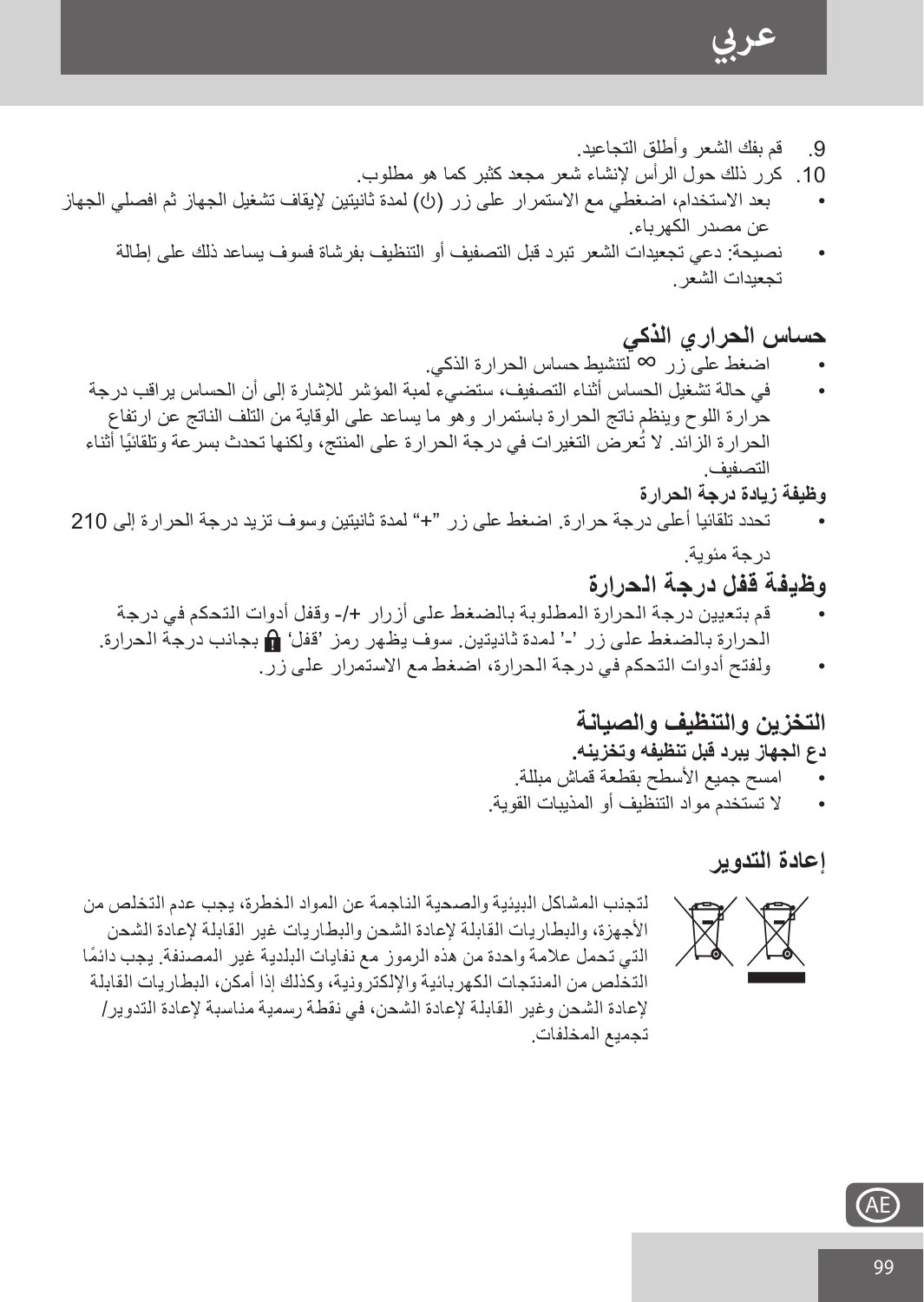9. قم بفك الشعر وأطلق التجاعيد.
10. كرر ذلك حول الرأس لإنشاء شعر مجعد كثير كما هو مطلوب.

- بعد الاستخدام، اضغطي مع الاستمرار على زر (⏻) لمدة ثانيتين لإيقاف تشغيل الجهاز ثم افصلي الجهاز عن مصدر الكهرباء.
- نصيحة: دعي تجعيدات الشعر تبرد قبل التصفيف أو التنظيف بفرشاة فسوف يساعد ذلك على إطالة تجعيدات الشعر.

## حساس الحراري الذكي

- اضغط على زر ∞ لتنشيط حساس الحرارة الذكي.
- في حالة تشغيل الحساس أثناء التصفيف، ستضيء لمبة المؤشر للإشارة إلى أن الحساس يراقب درجة حرارة اللوح وينظم ناتج الحرارة باستمرار وهو ما يساعد على الوقاية من التلف الناتج عن ارتفاع الحرارة الزائد. لا تُعرض التغيرات في درجة الحرارة على المنتج، ولكنها تحدث بسرعة وتلقائيًا أثناء التصفيف.

**وظيفة زيادة درجة الحرارة**

- تحدد تلقائيا أعلى درجة حرارة. اضغط على زر "+" لمدة ثانيتين وسوف تزيد درجة الحرارة إلى 210 درجة مئوية.

## وظيفة قفل درجة الحرارة

- قم بتعيين درجة الحرارة المطلوبة بالضغط على أزرار +/- وقفل أدوات التحكم في درجة الحرارة بالضغط على زر '-' لمدة ثانيتين. سوف يظهر رمز 'قفل' 🔒 بجانب درجة الحرارة.
- ولفتح أدوات التحكم في درجة الحرارة، اضغط مع الاستمرار على زر.

## التخزين والتنظيف والصيانة

**دع الجهاز يبرد قبل تنظيفه وتخزينه.**

- امسح جميع الأسطح بقطعة قماش مبللة.
- لا تستخدم مواد التنظيف أو المذيبات القوية.

## إعادة التدوير

لتجنب المشاكل البيئية والصحية الناجمة عن المواد الخطرة، يجب عدم التخلص من الأجهزة، والبطاريات القابلة لإعادة الشحن والبطاريات غير القابلة لإعادة الشحن التي تحمل علامة واحدة من هذه الرموز مع نفايات البلدية غير المصنفة. يجب دائمًا التخلص من المنتجات الكهربائية والإلكترونية، وكذلك إذا أمكن، البطاريات القابلة لإعادة الشحن وغير القابلة لإعادة الشحن، في نقطة رسمية مناسبة لإعادة التدوير/ تجميع المخلفات.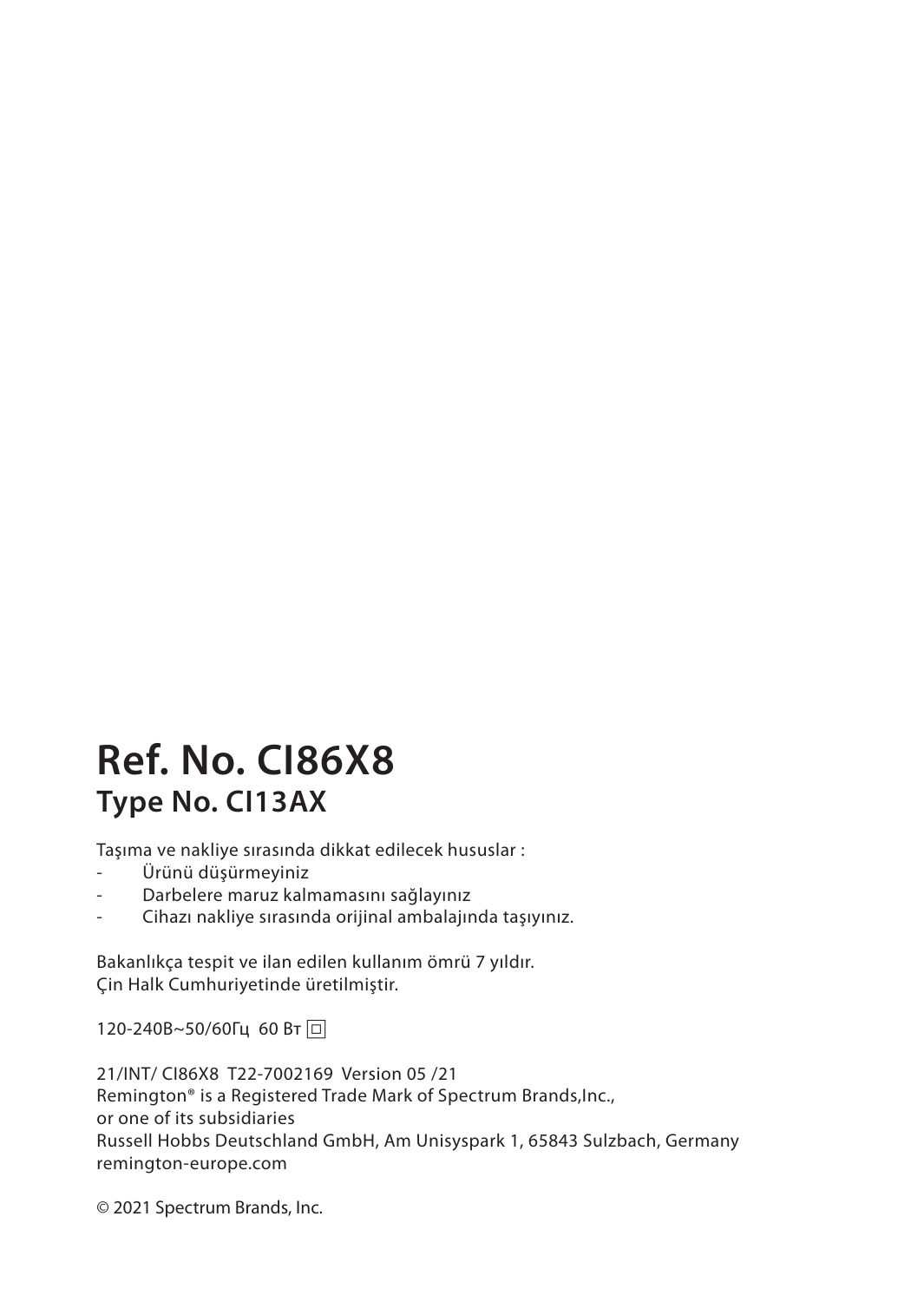# Ref. No. CI86X8

## Type No. CI13AX

Taşıma ve nakliye sırasında dikkat edilecek hususlar :

- Ürünü düşürmeyiniz
- Darbelere maruz kalmamasını sağlayınız
- Cihazı nakliye sırasında orijinal ambalajında taşıyınız.

Bakanlıkça tespit ve ilan edilen kullanım ömrü 7 yıldır.
Çin Halk Cumhuriyetinde üretilmiştir.

120-240В~50/60Гц 60 Вт ⧈

21/INT/ CI86X8 T22-7002169 Version 05 /21
Remington® is a Registered Trade Mark of Spectrum Brands,Inc.,
or one of its subsidiaries
Russell Hobbs Deutschland GmbH, Am Unisyspark 1, 65843 Sulzbach, Germany
remington-europe.com

© 2021 Spectrum Brands, Inc.